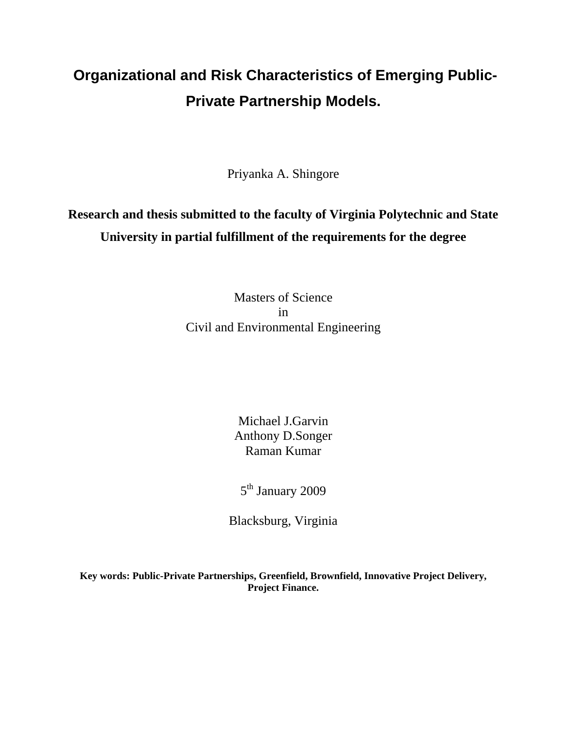# Organizational and Risk Characteristics of Emerging Public-Private Partnership Models.

Priyanka A. Shingore

**Research and thesis submitted to the faculty of Virginia Polytechnic and State University in partial fulfillment of the requirements for the degree**

Masters of Science
in
Civil and Environmental Engineering

Michael J.Garvin
Anthony D.Songer
Raman Kumar

5th January 2009

Blacksburg, Virginia

**Key words: Public-Private Partnerships, Greenfield, Brownfield, Innovative Project Delivery, Project Finance.**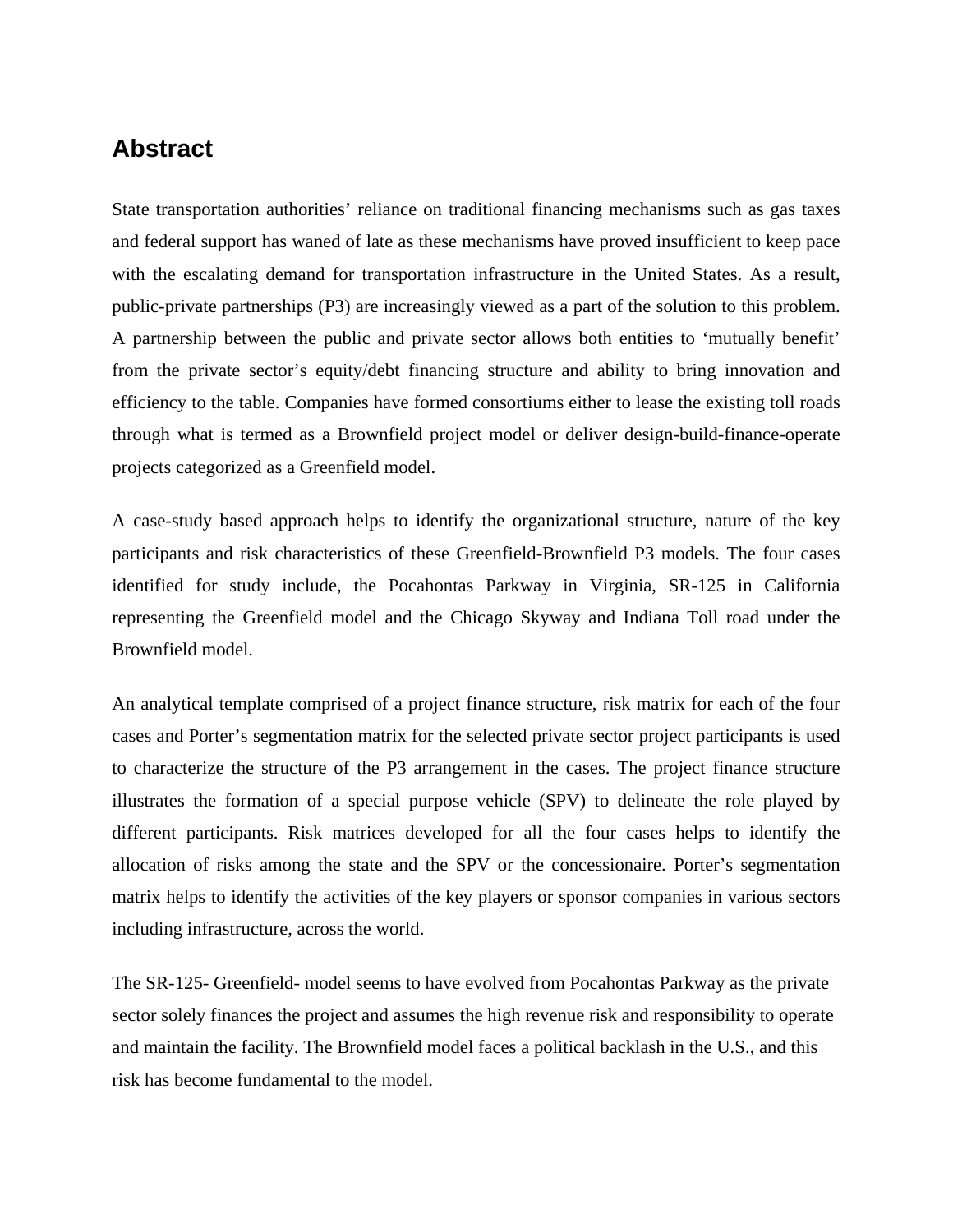# Abstract

State transportation authorities' reliance on traditional financing mechanisms such as gas taxes and federal support has waned of late as these mechanisms have proved insufficient to keep pace with the escalating demand for transportation infrastructure in the United States. As a result, public-private partnerships (P3) are increasingly viewed as a part of the solution to this problem. A partnership between the public and private sector allows both entities to 'mutually benefit' from the private sector's equity/debt financing structure and ability to bring innovation and efficiency to the table. Companies have formed consortiums either to lease the existing toll roads through what is termed as a Brownfield project model or deliver design-build-finance-operate projects categorized as a Greenfield model.

A case-study based approach helps to identify the organizational structure, nature of the key participants and risk characteristics of these Greenfield-Brownfield P3 models. The four cases identified for study include, the Pocahontas Parkway in Virginia, SR-125 in California representing the Greenfield model and the Chicago Skyway and Indiana Toll road under the Brownfield model.

An analytical template comprised of a project finance structure, risk matrix for each of the four cases and Porter's segmentation matrix for the selected private sector project participants is used to characterize the structure of the P3 arrangement in the cases. The project finance structure illustrates the formation of a special purpose vehicle (SPV) to delineate the role played by different participants. Risk matrices developed for all the four cases helps to identify the allocation of risks among the state and the SPV or the concessionaire. Porter's segmentation matrix helps to identify the activities of the key players or sponsor companies in various sectors including infrastructure, across the world.

The SR-125- Greenfield- model seems to have evolved from Pocahontas Parkway as the private sector solely finances the project and assumes the high revenue risk and responsibility to operate and maintain the facility. The Brownfield model faces a political backlash in the U.S., and this risk has become fundamental to the model.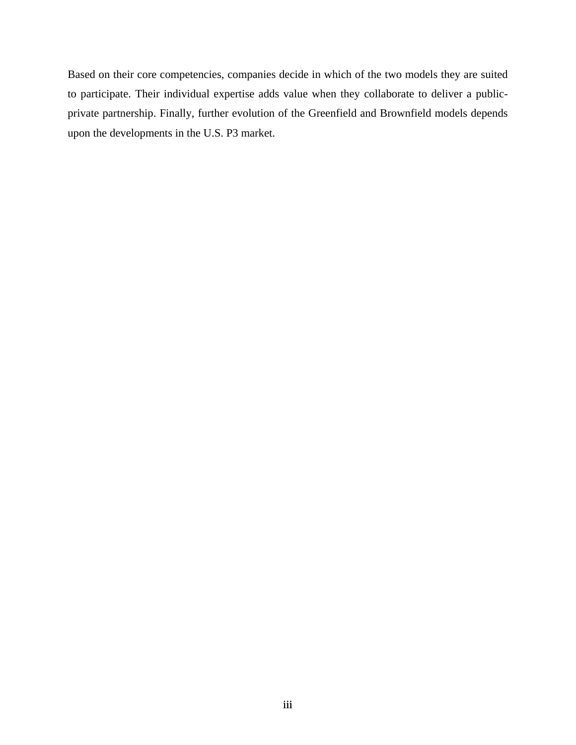Based on their core competencies, companies decide in which of the two models they are suited to participate. Their individual expertise adds value when they collaborate to deliver a public-private partnership. Finally, further evolution of the Greenfield and Brownfield models depends upon the developments in the U.S. P3 market.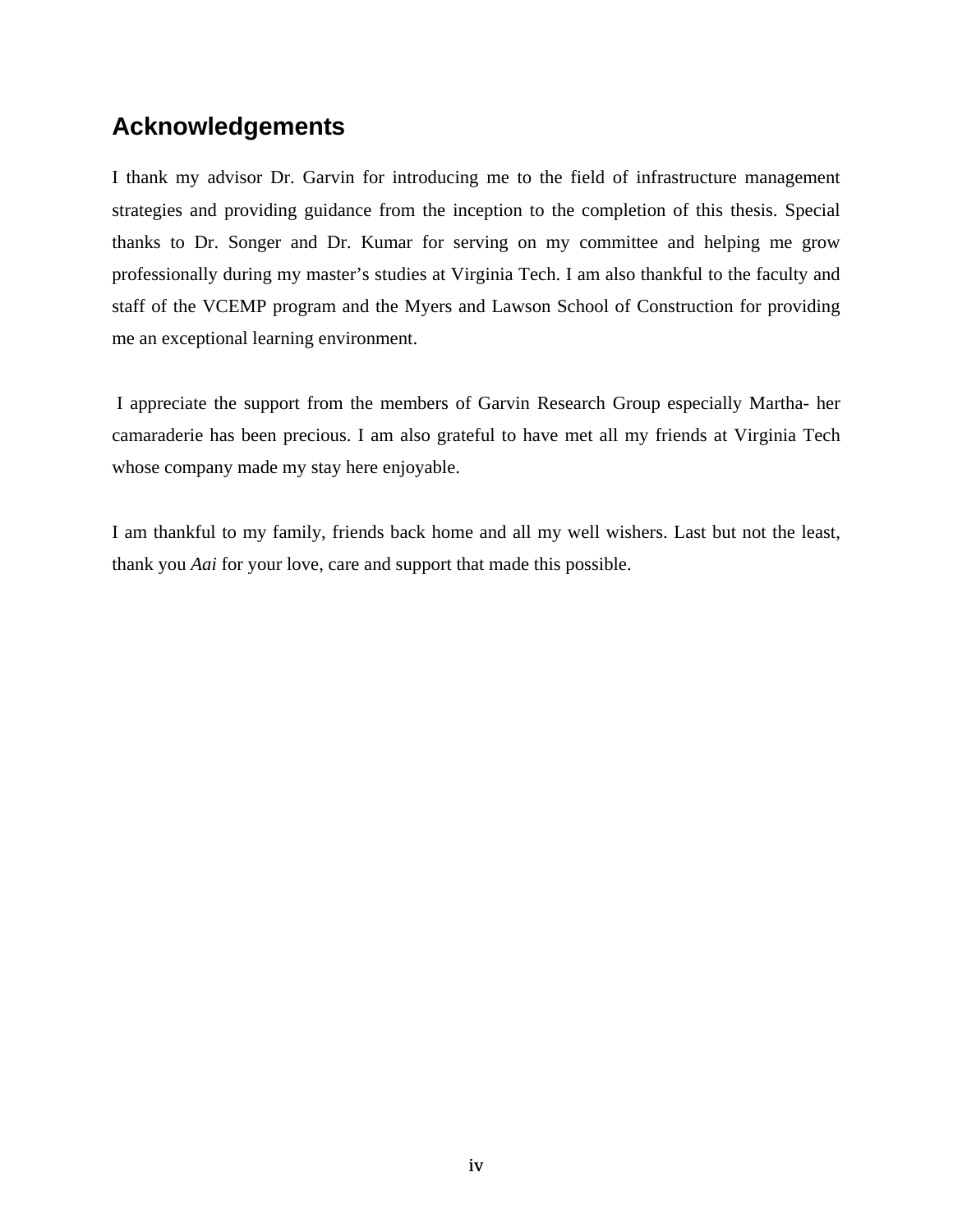## Acknowledgements

I thank my advisor Dr. Garvin for introducing me to the field of infrastructure management strategies and providing guidance from the inception to the completion of this thesis. Special thanks to Dr. Songer and Dr. Kumar for serving on my committee and helping me grow professionally during my master's studies at Virginia Tech. I am also thankful to the faculty and staff of the VCEMP program and the Myers and Lawson School of Construction for providing me an exceptional learning environment.

I appreciate the support from the members of Garvin Research Group especially Martha- her camaraderie has been precious. I am also grateful to have met all my friends at Virginia Tech whose company made my stay here enjoyable.

I am thankful to my family, friends back home and all my well wishers. Last but not the least, thank you *Aai* for your love, care and support that made this possible.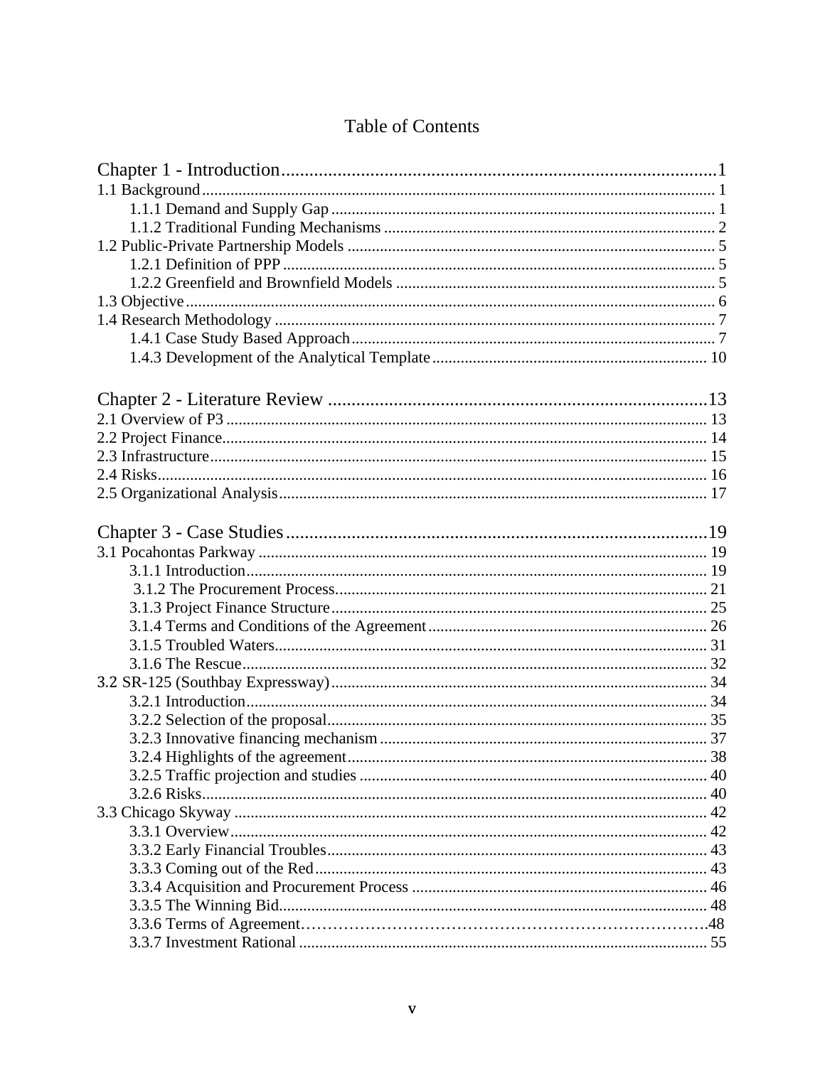# Table of Contents

**Chapter 1 - Introduction** ....... 1

1.1 Background ....... 1

- 1.1.1 Demand and Supply Gap ....... 1
- 1.1.2 Traditional Funding Mechanisms ....... 2

1.2 Public-Private Partnership Models ....... 5

- 1.2.1 Definition of PPP ....... 5
- 1.2.2 Greenfield and Brownfield Models ....... 5

1.3 Objective ....... 6

1.4 Research Methodology ....... 7

- 1.4.1 Case Study Based Approach ....... 7
- 1.4.3 Development of the Analytical Template ....... 10

**Chapter 2 - Literature Review** ....... 13

2.1 Overview of P3 ....... 13

2.2 Project Finance ....... 14

2.3 Infrastructure ....... 15

2.4 Risks ....... 16

2.5 Organizational Analysis ....... 17

**Chapter 3 - Case Studies** ....... 19

3.1 Pocahontas Parkway ....... 19

- 3.1.1 Introduction ....... 19
- 3.1.2 The Procurement Process ....... 21
- 3.1.3 Project Finance Structure ....... 25
- 3.1.4 Terms and Conditions of the Agreement ....... 26
- 3.1.5 Troubled Waters ....... 31
- 3.1.6 The Rescue ....... 32

3.2 SR-125 (Southbay Expressway) ....... 34

- 3.2.1 Introduction ....... 34
- 3.2.2 Selection of the proposal ....... 35
- 3.2.3 Innovative financing mechanism ....... 37
- 3.2.4 Highlights of the agreement ....... 38
- 3.2.5 Traffic projection and studies ....... 40
- 3.2.6 Risks ....... 40

3.3 Chicago Skyway ....... 42

- 3.3.1 Overview ....... 42
- 3.3.2 Early Financial Troubles ....... 43
- 3.3.3 Coming out of the Red ....... 43
- 3.3.4 Acquisition and Procurement Process ....... 46
- 3.3.5 The Winning Bid ....... 48
- 3.3.6 Terms of Agreement ....... 48
- 3.3.7 Investment Rational ....... 55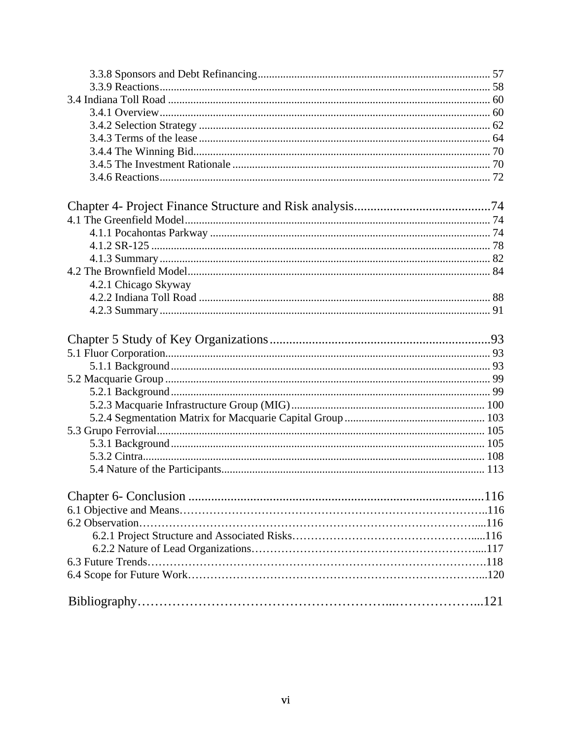3.3.8 Sponsors and Debt Refinancing .......... 57
3.3.9 Reactions .......... 58
3.4 Indiana Toll Road .......... 60
3.4.1 Overview .......... 60
3.4.2 Selection Strategy .......... 62
3.4.3 Terms of the lease .......... 64
3.4.4 The Winning Bid .......... 70
3.4.5 The Investment Rationale .......... 70
3.4.6 Reactions .......... 72

Chapter 4- Project Finance Structure and Risk analysis .......... 74
4.1 The Greenfield Model .......... 74
4.1.1 Pocahontas Parkway .......... 74
4.1.2 SR-125 .......... 78
4.1.3 Summary .......... 82
4.2 The Brownfield Model .......... 84
4.2.1 Chicago Skyway
4.2.2 Indiana Toll Road .......... 88
4.2.3 Summary .......... 91

Chapter 5 Study of Key Organizations .......... 93
5.1 Fluor Corporation .......... 93
5.1.1 Background .......... 93
5.2 Macquarie Group .......... 99
5.2.1 Background .......... 99
5.2.3 Macquarie Infrastructure Group (MIG) .......... 100
5.2.4 Segmentation Matrix for Macquarie Capital Group .......... 103
5.3 Grupo Ferrovial .......... 105
5.3.1 Background .......... 105
5.3.2 Cintra .......... 108
5.4 Nature of the Participants .......... 113

Chapter 6- Conclusion .......... 116
6.1 Objective and Means .......... 116
6.2 Observation .......... 116
6.2.1 Project Structure and Associated Risks .......... 116
6.2.2 Nature of Lead Organizations .......... 117
6.3 Future Trends .......... 118
6.4 Scope for Future Work .......... 120

Bibliography .......... 121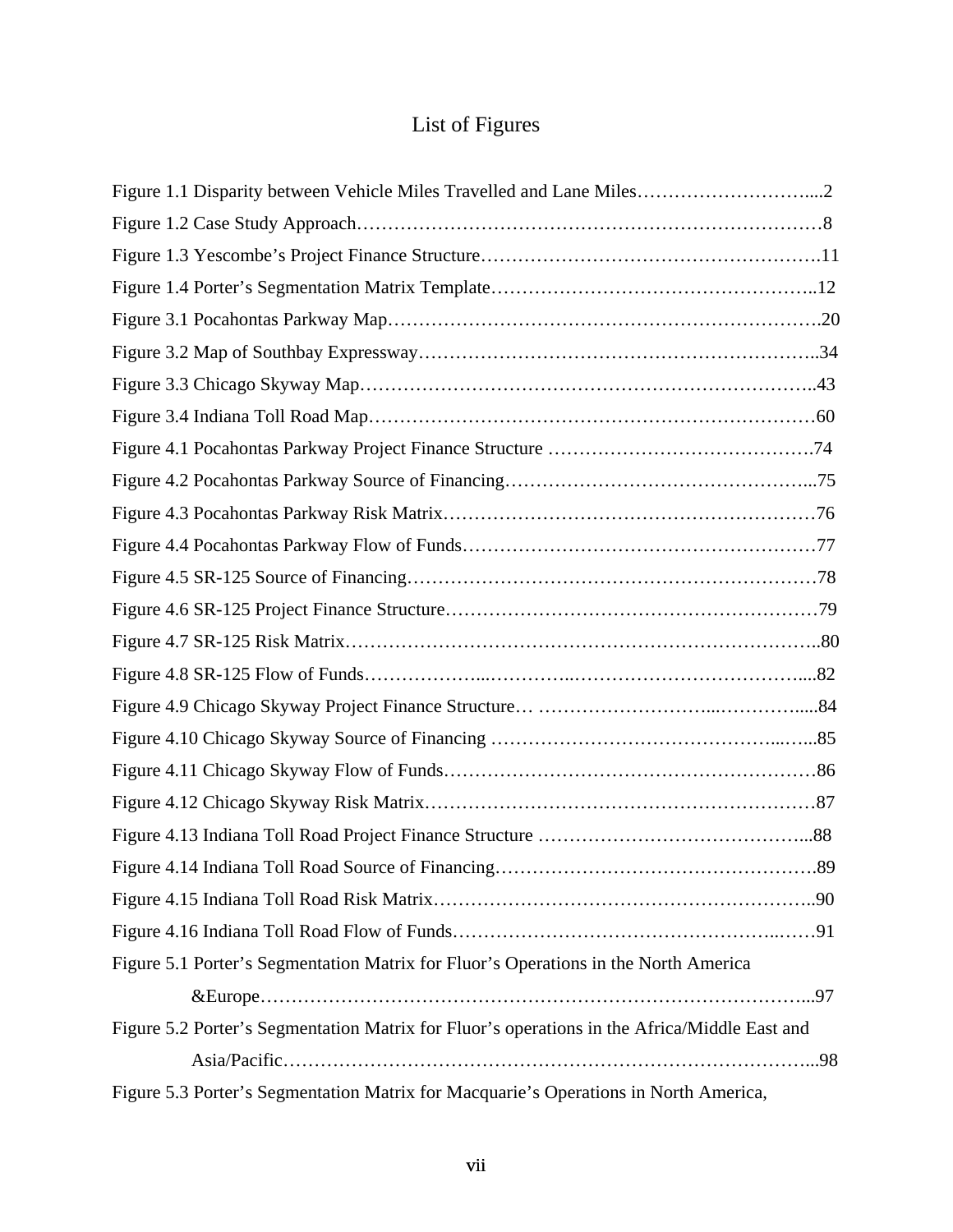# List of Figures

Figure 1.1 Disparity between Vehicle Miles Travelled and Lane Miles……………………….....2

Figure 1.2 Case Study Approach…………………………………………………………………8

Figure 1.3 Yescombe's Project Finance Structure……………………………………………….11

Figure 1.4 Porter's Segmentation Matrix Template……………………………………………..12

Figure 3.1 Pocahontas Parkway Map…………………………………………………………….20

Figure 3.2 Map of Southbay Expressway………………………………………………………..34

Figure 3.3 Chicago Skyway Map………………………………………………………………..43

Figure 3.4 Indiana Toll Road Map………………………………………………………………60

Figure 4.1 Pocahontas Parkway Project Finance Structure …………………………………….74

Figure 4.2 Pocahontas Parkway Source of Financing…………………………………………...75

Figure 4.3 Pocahontas Parkway Risk Matrix……………………………………………………76

Figure 4.4 Pocahontas Parkway Flow of Funds…………………………………………………77

Figure 4.5 SR-125 Source of Financing…………………………………………………………78

Figure 4.6 SR-125 Project Finance Structure……………………………………………………79

Figure 4.7 SR-125 Risk Matrix…………………………………………………………………..80

Figure 4.8 SR-125 Flow of Funds………………...…………..………………………………....82

Figure 4.9 Chicago Skyway Project Finance Structure… ………………………...………….....84

Figure 4.10 Chicago Skyway Source of Financing …………………………………….....…...85

Figure 4.11 Chicago Skyway Flow of Funds……………………………………………………86

Figure 4.12 Chicago Skyway Risk Matrix………………………………………………………87

Figure 4.13 Indiana Toll Road Project Finance Structure ……………………………………...88

Figure 4.14 Indiana Toll Road Source of Financing…………………………………………….89

Figure 4.15 Indiana Toll Road Risk Matrix……………………………………………………..90

Figure 4.16 Indiana Toll Road Flow of Funds…………………………………………..……91

Figure 5.1 Porter's Segmentation Matrix for Fluor's Operations in the North America &Europe…………………………………………………………………………...97

Figure 5.2 Porter's Segmentation Matrix for Fluor's operations in the Africa/Middle East and Asia/Pacific……………………………………………………………………...98

Figure 5.3 Porter's Segmentation Matrix for Macquarie's Operations in North America,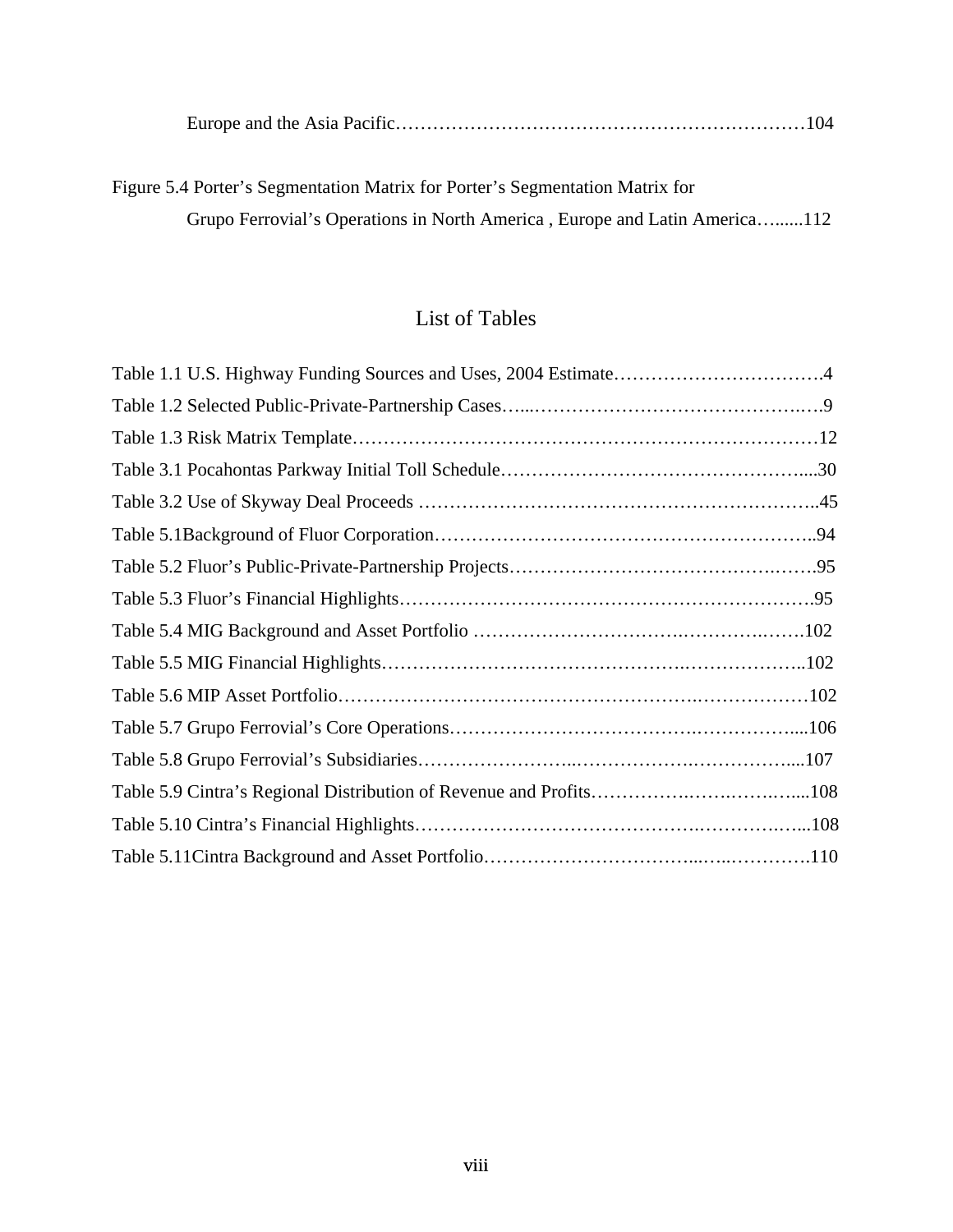Europe and the Asia Pacific……………………………………………………………104

Figure 5.4 Porter's Segmentation Matrix for Porter's Segmentation Matrix for Grupo Ferrovial's Operations in North America , Europe and Latin America…......112

## List of Tables

Table 1.1 U.S. Highway Funding Sources and Uses, 2004 Estimate…………………………….4

Table 1.2 Selected Public-Private-Partnership Cases…...…………………………………….….9

Table 1.3 Risk Matrix Template………………………………………………………………12

Table 3.1 Pocahontas Parkway Initial Toll Schedule……………………………………….....30

Table 3.2 Use of Skyway Deal Proceeds ………………….…………………………………..45

Table 5.1Background of Fluor Corporation…………………………………………………..94

Table 5.2 Fluor's Public-Private-Partnership Projects………………………………….…….95

Table 5.3 Fluor's Financial Highlights……………………………………………………….95

Table 5.4 MIG Background and Asset Portfolio ………………………….……….…….102

Table 5.5 MIG Financial Highlights…………………………………….………………..102

Table 5.6 MIP Asset Portfolio……………………………………………….………………102

Table 5.7 Grupo Ferrovial's Core Operations………………………………….…………....106

Table 5.8 Grupo Ferrovial's Subsidiaries……………………..……………….…………....107

Table 5.9 Cintra's Regional Distribution of Revenue and Profits…………….…….…….....108

Table 5.10 Cintra's Financial Highlights………………………………….………….…...108

Table 5.11Cintra Background and Asset Portfolio……………………………...…..………….110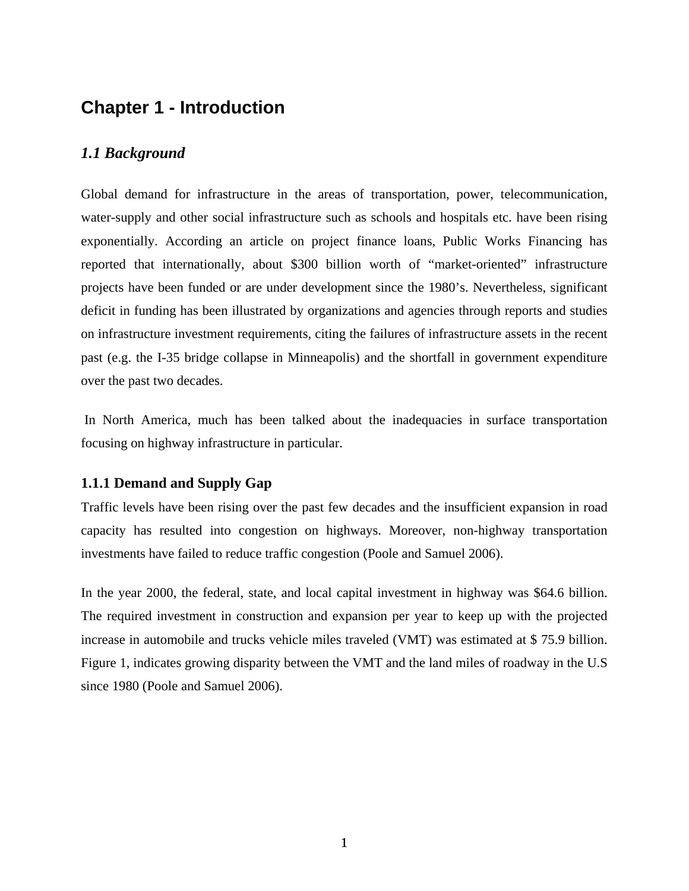# Chapter 1 - Introduction

## *1.1 Background*

Global demand for infrastructure in the areas of transportation, power, telecommunication, water-supply and other social infrastructure such as schools and hospitals etc. have been rising exponentially. According an article on project finance loans, Public Works Financing has reported that internationally, about $300 billion worth of "market-oriented" infrastructure projects have been funded or are under development since the 1980's. Nevertheless, significant deficit in funding has been illustrated by organizations and agencies through reports and studies on infrastructure investment requirements, citing the failures of infrastructure assets in the recent past (e.g. the I-35 bridge collapse in Minneapolis) and the shortfall in government expenditure over the past two decades.

In North America, much has been talked about the inadequacies in surface transportation focusing on highway infrastructure in particular.

### 1.1.1 Demand and Supply Gap

Traffic levels have been rising over the past few decades and the insufficient expansion in road capacity has resulted into congestion on highways. Moreover, non-highway transportation investments have failed to reduce traffic congestion (Poole and Samuel 2006).

In the year 2000, the federal, state, and local capital investment in highway was $64.6 billion. The required investment in construction and expansion per year to keep up with the projected increase in automobile and trucks vehicle miles traveled (VMT) was estimated at $ 75.9 billion. Figure 1, indicates growing disparity between the VMT and the land miles of roadway in the U.S since 1980 (Poole and Samuel 2006).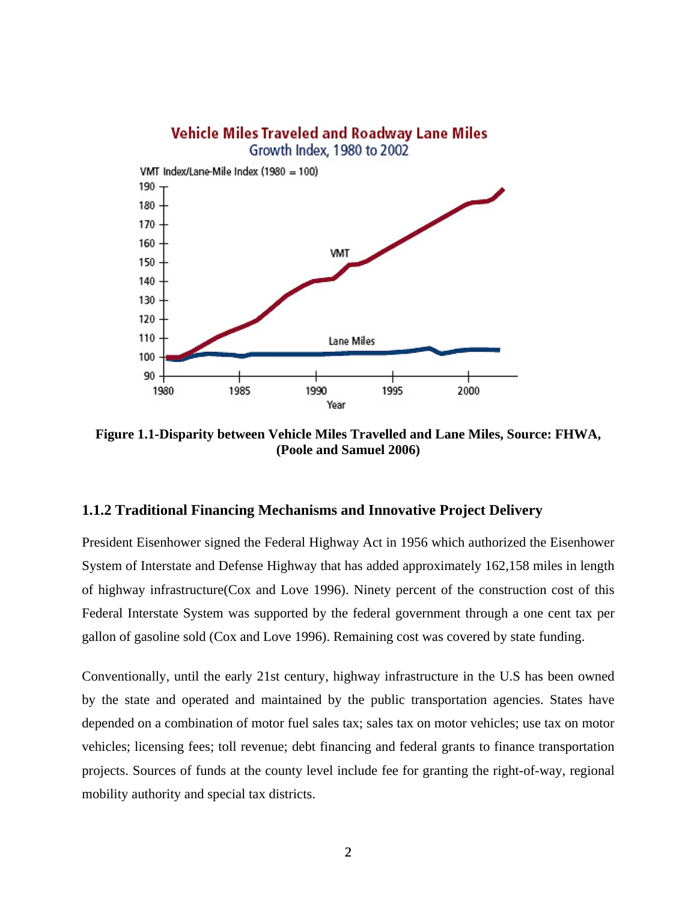**Figure 1.1-Disparity between Vehicle Miles Travelled and Lane Miles, Source: FHWA, (Poole and Samuel 2006)**

### 1.1.2 Traditional Financing Mechanisms and Innovative Project Delivery

President Eisenhower signed the Federal Highway Act in 1956 which authorized the Eisenhower System of Interstate and Defense Highway that has added approximately 162,158 miles in length of highway infrastructure(Cox and Love 1996). Ninety percent of the construction cost of this Federal Interstate System was supported by the federal government through a one cent tax per gallon of gasoline sold (Cox and Love 1996). Remaining cost was covered by state funding.

Conventionally, until the early 21st century, highway infrastructure in the U.S has been owned by the state and operated and maintained by the public transportation agencies. States have depended on a combination of motor fuel sales tax; sales tax on motor vehicles; use tax on motor vehicles; licensing fees; toll revenue; debt financing and federal grants to finance transportation projects. Sources of funds at the county level include fee for granting the right-of-way, regional mobility authority and special tax districts.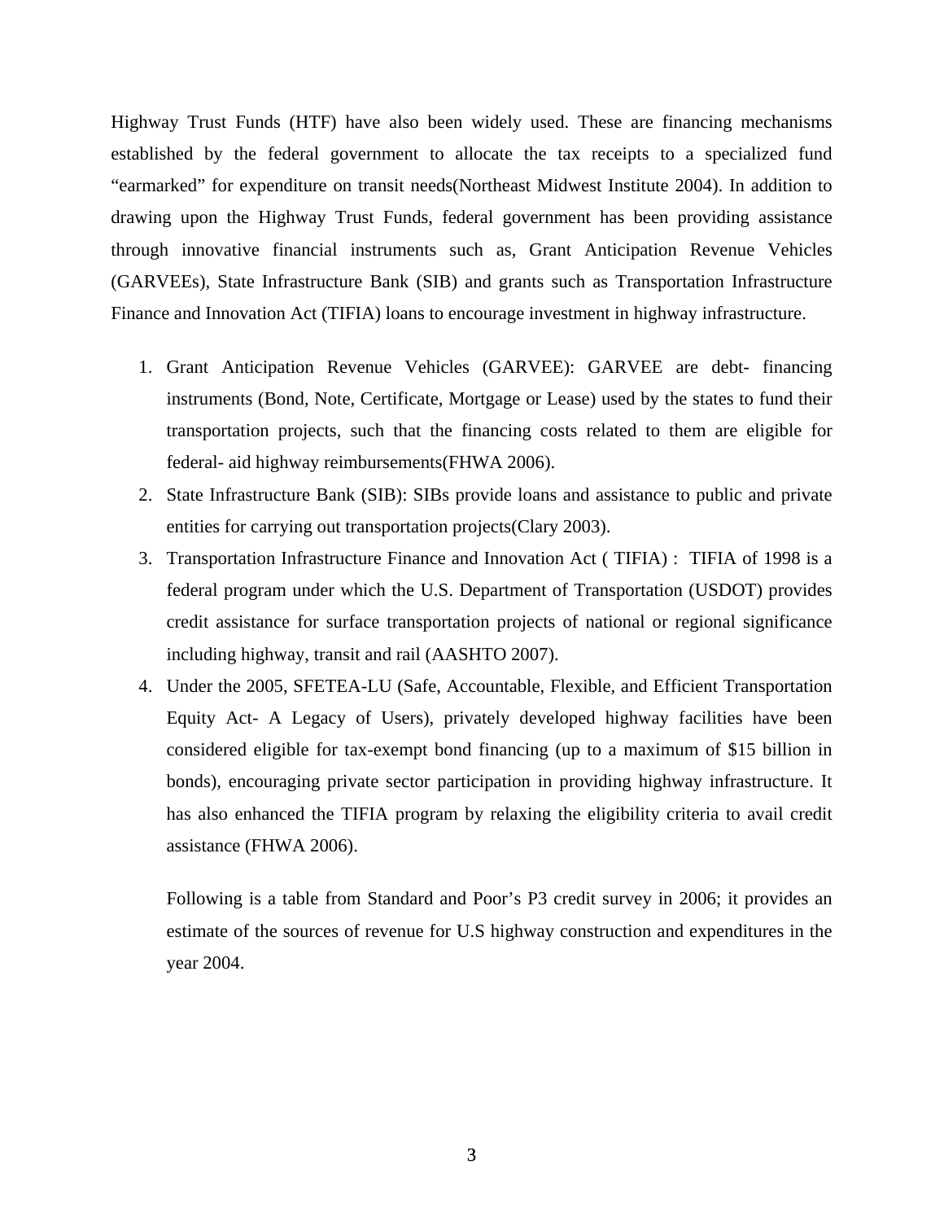Highway Trust Funds (HTF) have also been widely used. These are financing mechanisms established by the federal government to allocate the tax receipts to a specialized fund "earmarked" for expenditure on transit needs(Northeast Midwest Institute 2004). In addition to drawing upon the Highway Trust Funds, federal government has been providing assistance through innovative financial instruments such as, Grant Anticipation Revenue Vehicles (GARVEEs), State Infrastructure Bank (SIB) and grants such as Transportation Infrastructure Finance and Innovation Act (TIFIA) loans to encourage investment in highway infrastructure.

1. Grant Anticipation Revenue Vehicles (GARVEE): GARVEE are debt- financing instruments (Bond, Note, Certificate, Mortgage or Lease) used by the states to fund their transportation projects, such that the financing costs related to them are eligible for federal- aid highway reimbursements(FHWA 2006).
2. State Infrastructure Bank (SIB): SIBs provide loans and assistance to public and private entities for carrying out transportation projects(Clary 2003).
3. Transportation Infrastructure Finance and Innovation Act ( TIFIA) : TIFIA of 1998 is a federal program under which the U.S. Department of Transportation (USDOT) provides credit assistance for surface transportation projects of national or regional significance including highway, transit and rail (AASHTO 2007).
4. Under the 2005, SFETEA-LU (Safe, Accountable, Flexible, and Efficient Transportation Equity Act- A Legacy of Users), privately developed highway facilities have been considered eligible for tax-exempt bond financing (up to a maximum of $15 billion in bonds), encouraging private sector participation in providing highway infrastructure. It has also enhanced the TIFIA program by relaxing the eligibility criteria to avail credit assistance (FHWA 2006).

Following is a table from Standard and Poor's P3 credit survey in 2006; it provides an estimate of the sources of revenue for U.S highway construction and expenditures in the year 2004.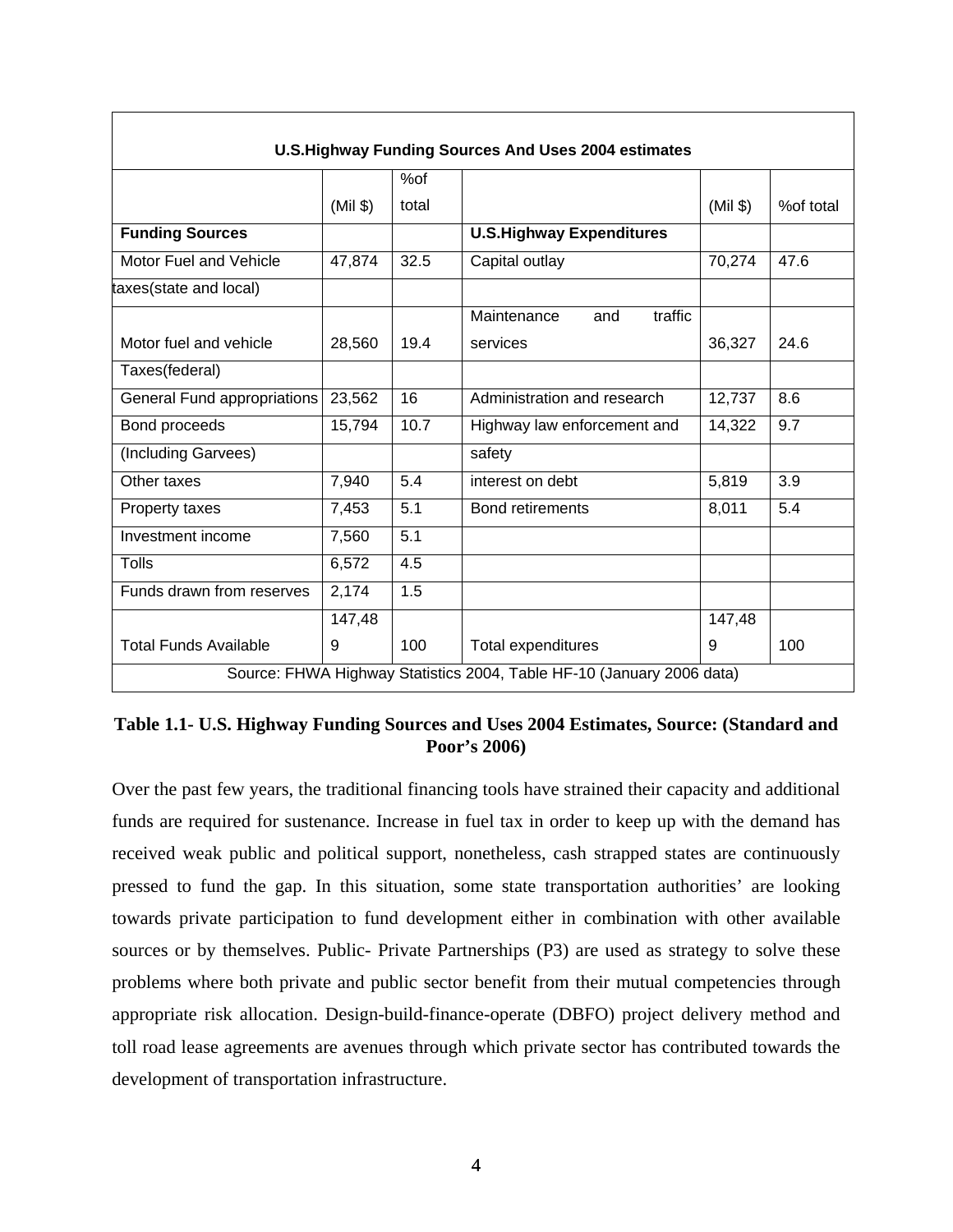| U.S.Highway Funding Sources And Uses 2004 estimates | | | | | |
|---|---|---|---|---|---|
| | (Mil $) | %of total | | (Mil $) | %of total |
| **Funding Sources** | | | **U.S.Highway Expenditures** | | |
| Motor Fuel and Vehicle taxes(state and local) | 47,874 | 32.5 | Capital outlay | 70,274 | 47.6 |
| Motor fuel and vehicle Taxes(federal) | 28,560 | 19.4 | Maintenance and traffic services | 36,327 | 24.6 |
| General Fund appropriations | 23,562 | 16 | Administration and research | 12,737 | 8.6 |
| Bond proceeds (Including Garvees) | 15,794 | 10.7 | Highway law enforcement and safety | 14,322 | 9.7 |
| Other taxes | 7,940 | 5.4 | interest on debt | 5,819 | 3.9 |
| Property taxes | 7,453 | 5.1 | Bond retirements | 8,011 | 5.4 |
| Investment income | 7,560 | 5.1 | | | |
| Tolls | 6,572 | 4.5 | | | |
| Funds drawn from reserves | 2,174 | 1.5 | | | |
| Total Funds Available | 147,489 | 100 | Total expenditures | 147,489 | 100 |
| Source: FHWA Highway Statistics 2004, Table HF-10 (January 2006 data) | | | | | |

**Table 1.1- U.S. Highway Funding Sources and Uses 2004 Estimates, Source: (Standard and Poor's 2006)**

Over the past few years, the traditional financing tools have strained their capacity and additional funds are required for sustenance. Increase in fuel tax in order to keep up with the demand has received weak public and political support, nonetheless, cash strapped states are continuously pressed to fund the gap. In this situation, some state transportation authorities' are looking towards private participation to fund development either in combination with other available sources or by themselves. Public- Private Partnerships (P3) are used as strategy to solve these problems where both private and public sector benefit from their mutual competencies through appropriate risk allocation. Design-build-finance-operate (DBFO) project delivery method and toll road lease agreements are avenues through which private sector has contributed towards the development of transportation infrastructure.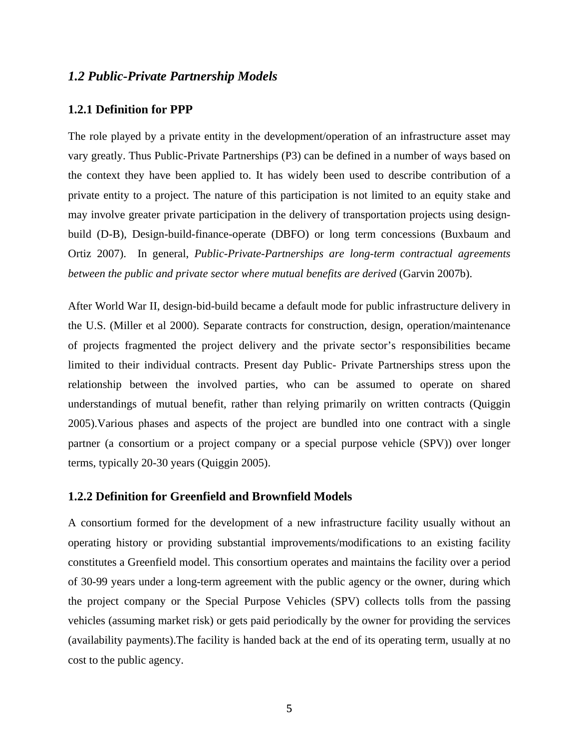## *1.2 Public-Private Partnership Models*

### 1.2.1 Definition for PPP

The role played by a private entity in the development/operation of an infrastructure asset may vary greatly. Thus Public-Private Partnerships (P3) can be defined in a number of ways based on the context they have been applied to. It has widely been used to describe contribution of a private entity to a project. The nature of this participation is not limited to an equity stake and may involve greater private participation in the delivery of transportation projects using design-build (D-B), Design-build-finance-operate (DBFO) or long term concessions (Buxbaum and Ortiz 2007). In general, *Public-Private-Partnerships are long-term contractual agreements between the public and private sector where mutual benefits are derived* (Garvin 2007b).

After World War II, design-bid-build became a default mode for public infrastructure delivery in the U.S. (Miller et al 2000). Separate contracts for construction, design, operation/maintenance of projects fragmented the project delivery and the private sector's responsibilities became limited to their individual contracts. Present day Public- Private Partnerships stress upon the relationship between the involved parties, who can be assumed to operate on shared understandings of mutual benefit, rather than relying primarily on written contracts (Quiggin 2005).Various phases and aspects of the project are bundled into one contract with a single partner (a consortium or a project company or a special purpose vehicle (SPV)) over longer terms, typically 20-30 years (Quiggin 2005).

### 1.2.2 Definition for Greenfield and Brownfield Models

A consortium formed for the development of a new infrastructure facility usually without an operating history or providing substantial improvements/modifications to an existing facility constitutes a Greenfield model. This consortium operates and maintains the facility over a period of 30-99 years under a long-term agreement with the public agency or the owner, during which the project company or the Special Purpose Vehicles (SPV) collects tolls from the passing vehicles (assuming market risk) or gets paid periodically by the owner for providing the services (availability payments).The facility is handed back at the end of its operating term, usually at no cost to the public agency.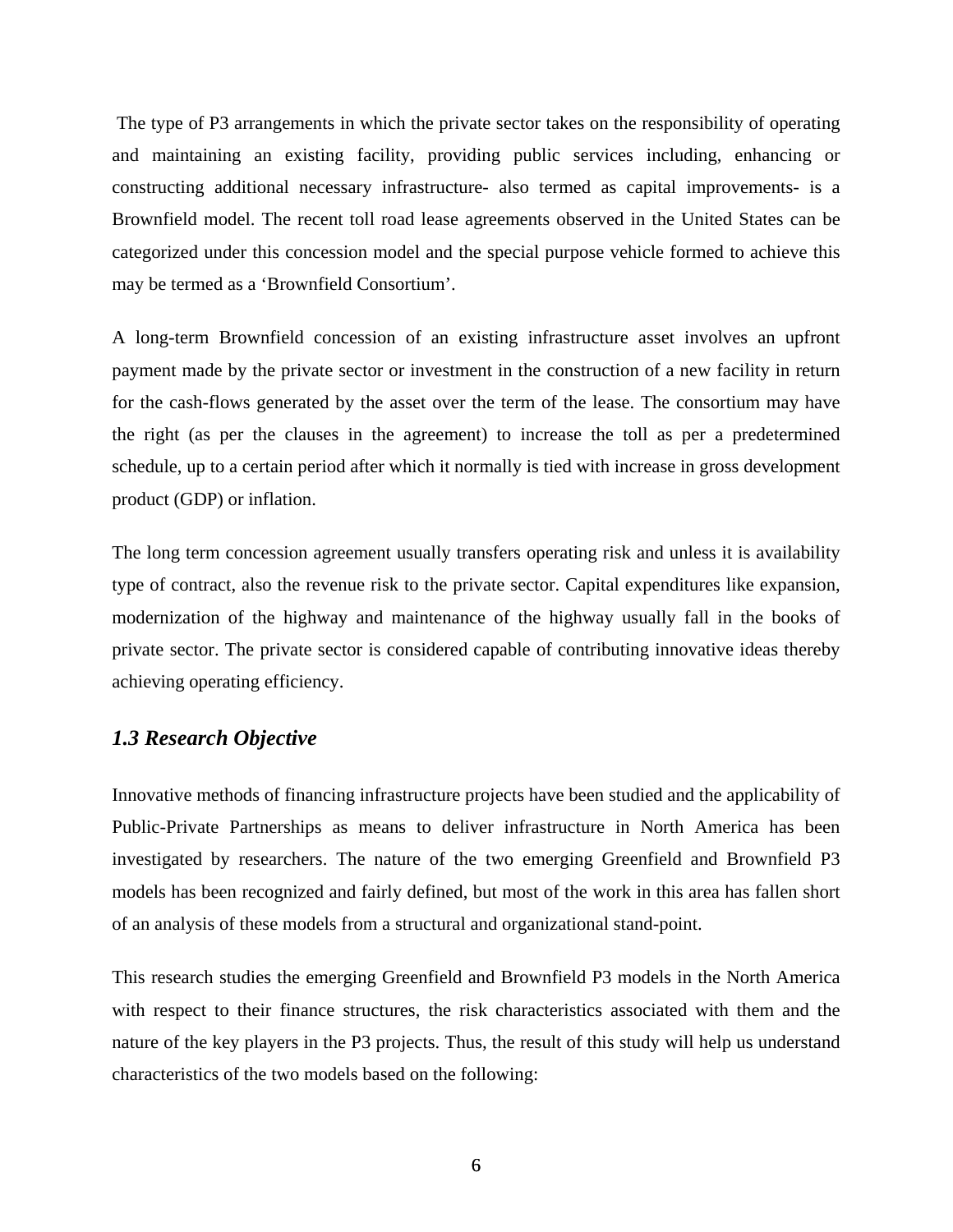The type of P3 arrangements in which the private sector takes on the responsibility of operating and maintaining an existing facility, providing public services including, enhancing or constructing additional necessary infrastructure- also termed as capital improvements- is a Brownfield model. The recent toll road lease agreements observed in the United States can be categorized under this concession model and the special purpose vehicle formed to achieve this may be termed as a 'Brownfield Consortium'.

A long-term Brownfield concession of an existing infrastructure asset involves an upfront payment made by the private sector or investment in the construction of a new facility in return for the cash-flows generated by the asset over the term of the lease. The consortium may have the right (as per the clauses in the agreement) to increase the toll as per a predetermined schedule, up to a certain period after which it normally is tied with increase in gross development product (GDP) or inflation.

The long term concession agreement usually transfers operating risk and unless it is availability type of contract, also the revenue risk to the private sector. Capital expenditures like expansion, modernization of the highway and maintenance of the highway usually fall in the books of private sector. The private sector is considered capable of contributing innovative ideas thereby achieving operating efficiency.

### *1.3 Research Objective*

Innovative methods of financing infrastructure projects have been studied and the applicability of Public-Private Partnerships as means to deliver infrastructure in North America has been investigated by researchers. The nature of the two emerging Greenfield and Brownfield P3 models has been recognized and fairly defined, but most of the work in this area has fallen short of an analysis of these models from a structural and organizational stand-point.

This research studies the emerging Greenfield and Brownfield P3 models in the North America with respect to their finance structures, the risk characteristics associated with them and the nature of the key players in the P3 projects. Thus, the result of this study will help us understand characteristics of the two models based on the following: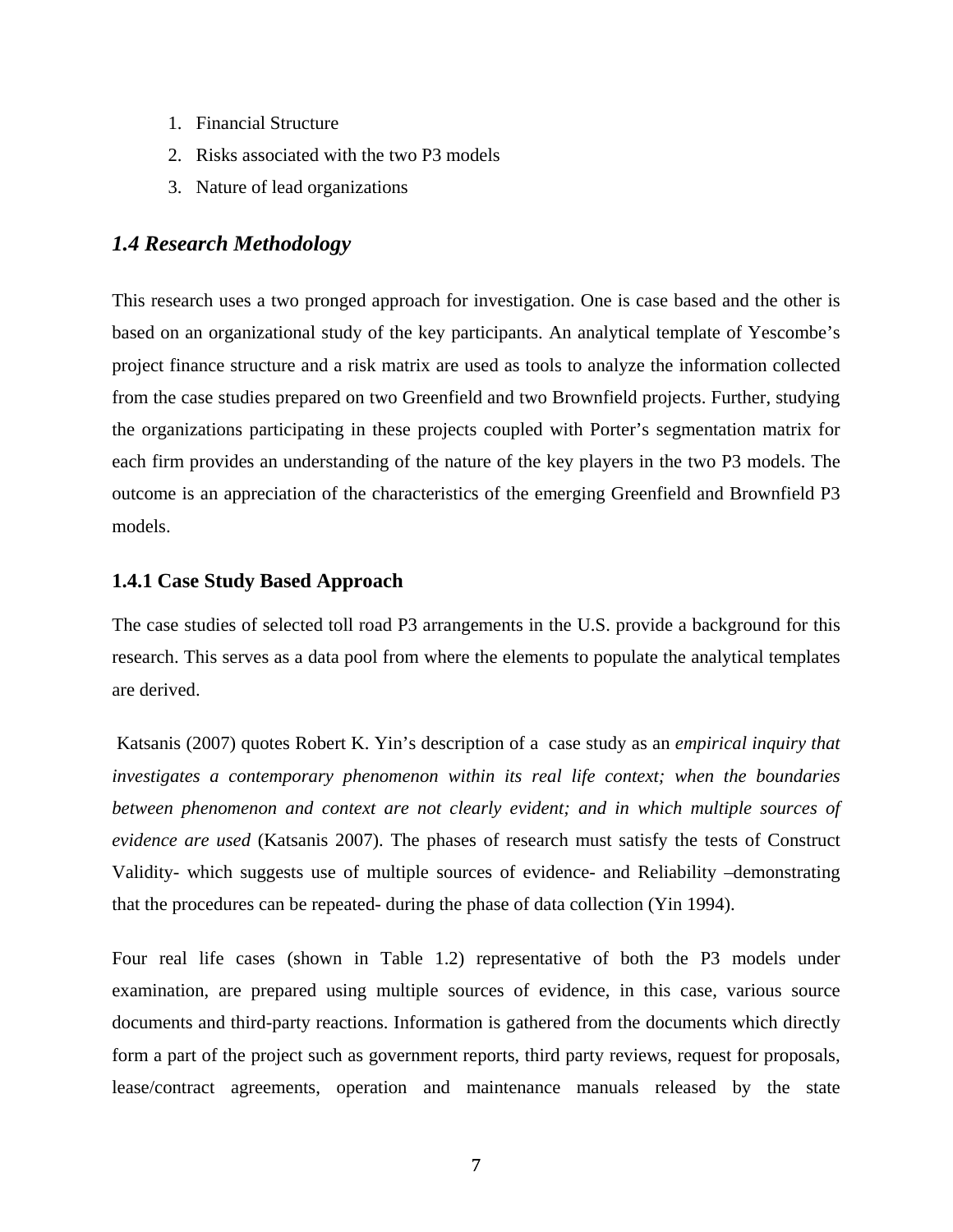1. Financial Structure
2. Risks associated with the two P3 models
3. Nature of lead organizations

## *1.4 Research Methodology*

This research uses a two pronged approach for investigation. One is case based and the other is based on an organizational study of the key participants. An analytical template of Yescombe's project finance structure and a risk matrix are used as tools to analyze the information collected from the case studies prepared on two Greenfield and two Brownfield projects. Further, studying the organizations participating in these projects coupled with Porter's segmentation matrix for each firm provides an understanding of the nature of the key players in the two P3 models. The outcome is an appreciation of the characteristics of the emerging Greenfield and Brownfield P3 models.

### 1.4.1 Case Study Based Approach

The case studies of selected toll road P3 arrangements in the U.S. provide a background for this research. This serves as a data pool from where the elements to populate the analytical templates are derived.

Katsanis (2007) quotes Robert K. Yin's description of a case study as an *empirical inquiry that investigates a contemporary phenomenon within its real life context; when the boundaries between phenomenon and context are not clearly evident; and in which multiple sources of evidence are used* (Katsanis 2007). The phases of research must satisfy the tests of Construct Validity- which suggests use of multiple sources of evidence- and Reliability –demonstrating that the procedures can be repeated- during the phase of data collection (Yin 1994).

Four real life cases (shown in Table 1.2) representative of both the P3 models under examination, are prepared using multiple sources of evidence, in this case, various source documents and third-party reactions. Information is gathered from the documents which directly form a part of the project such as government reports, third party reviews, request for proposals, lease/contract agreements, operation and maintenance manuals released by the state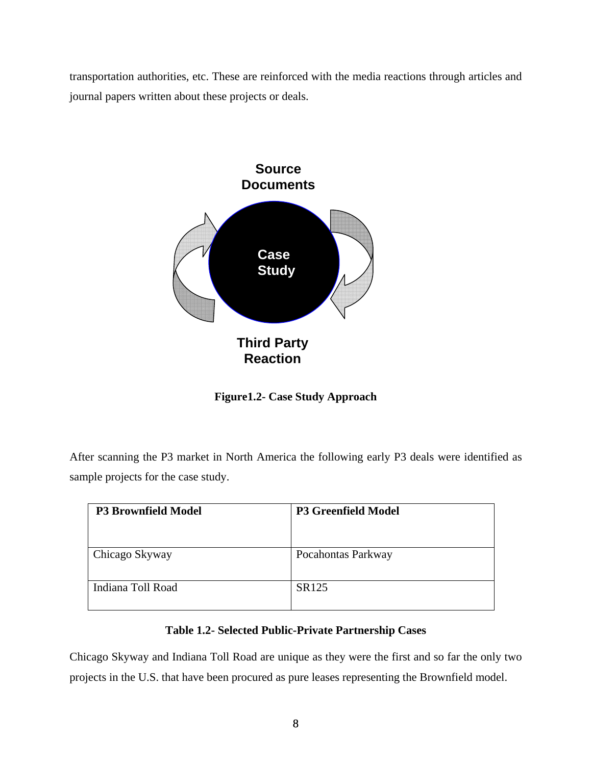transportation authorities, etc. These are reinforced with the media reactions through articles and journal papers written about these projects or deals.

Source Documents

Case Study

Third Party Reaction

**Figure1.2- Case Study Approach**

After scanning the P3 market in North America the following early P3 deals were identified as sample projects for the case study.

| P3 Brownfield Model | P3 Greenfield Model |
|---|---|
| Chicago Skyway | Pocahontas Parkway |
| Indiana Toll Road | SR125 |

**Table 1.2- Selected Public-Private Partnership Cases**

Chicago Skyway and Indiana Toll Road are unique as they were the first and so far the only two projects in the U.S. that have been procured as pure leases representing the Brownfield model.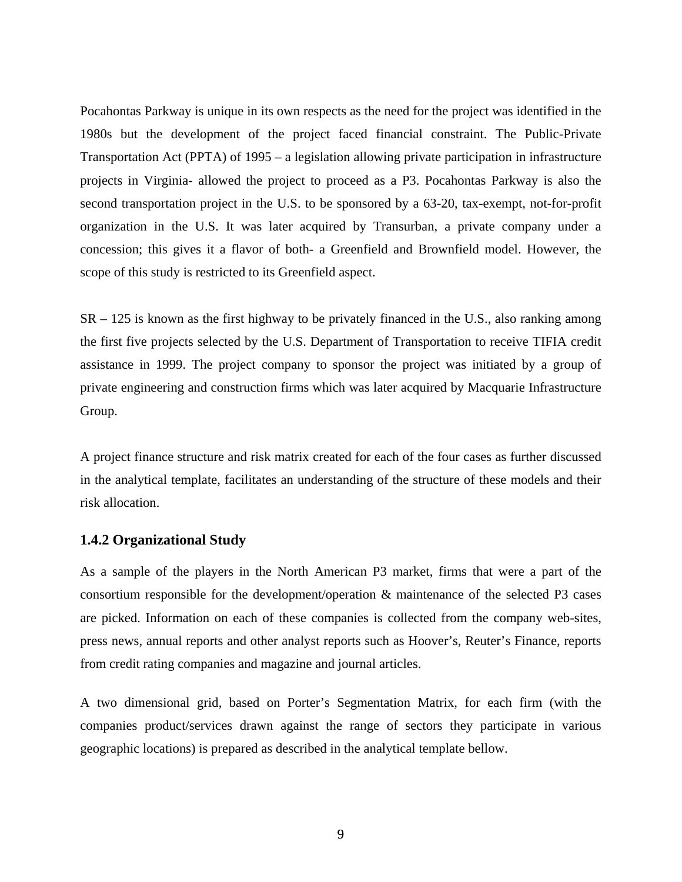Pocahontas Parkway is unique in its own respects as the need for the project was identified in the 1980s but the development of the project faced financial constraint. The Public-Private Transportation Act (PPTA) of 1995 – a legislation allowing private participation in infrastructure projects in Virginia- allowed the project to proceed as a P3. Pocahontas Parkway is also the second transportation project in the U.S. to be sponsored by a 63-20, tax-exempt, not-for-profit organization in the U.S. It was later acquired by Transurban, a private company under a concession; this gives it a flavor of both- a Greenfield and Brownfield model. However, the scope of this study is restricted to its Greenfield aspect.

SR – 125 is known as the first highway to be privately financed in the U.S., also ranking among the first five projects selected by the U.S. Department of Transportation to receive TIFIA credit assistance in 1999. The project company to sponsor the project was initiated by a group of private engineering and construction firms which was later acquired by Macquarie Infrastructure Group.

A project finance structure and risk matrix created for each of the four cases as further discussed in the analytical template, facilitates an understanding of the structure of these models and their risk allocation.

### 1.4.2 Organizational Study

As a sample of the players in the North American P3 market, firms that were a part of the consortium responsible for the development/operation & maintenance of the selected P3 cases are picked. Information on each of these companies is collected from the company web-sites, press news, annual reports and other analyst reports such as Hoover's, Reuter's Finance, reports from credit rating companies and magazine and journal articles.

A two dimensional grid, based on Porter's Segmentation Matrix, for each firm (with the companies product/services drawn against the range of sectors they participate in various geographic locations) is prepared as described in the analytical template bellow.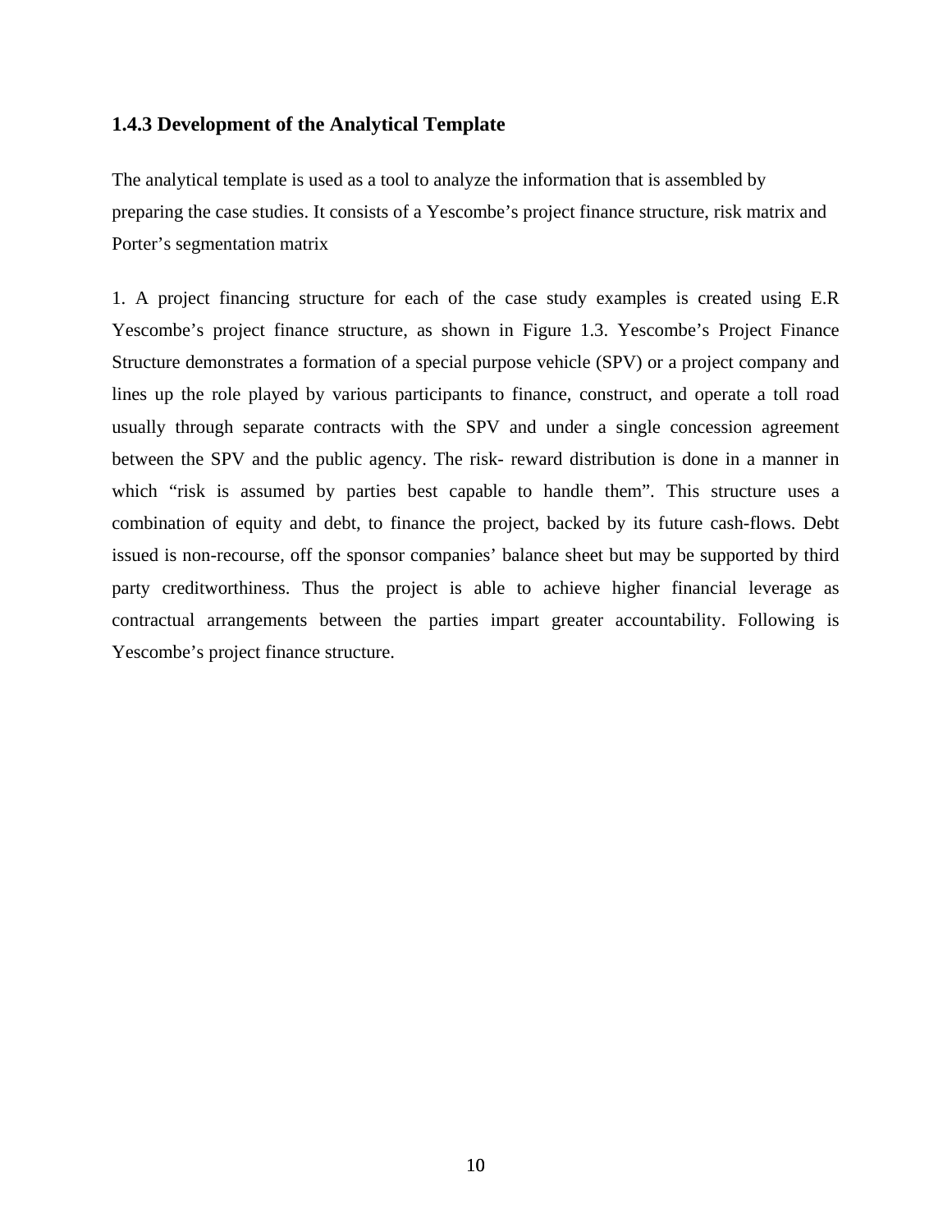### 1.4.3 Development of the Analytical Template

The analytical template is used as a tool to analyze the information that is assembled by preparing the case studies. It consists of a Yescombe's project finance structure, risk matrix and Porter's segmentation matrix

1. A project financing structure for each of the case study examples is created using E.R Yescombe's project finance structure, as shown in Figure 1.3. Yescombe's Project Finance Structure demonstrates a formation of a special purpose vehicle (SPV) or a project company and lines up the role played by various participants to finance, construct, and operate a toll road usually through separate contracts with the SPV and under a single concession agreement between the SPV and the public agency. The risk- reward distribution is done in a manner in which "risk is assumed by parties best capable to handle them". This structure uses a combination of equity and debt, to finance the project, backed by its future cash-flows. Debt issued is non-recourse, off the sponsor companies' balance sheet but may be supported by third party creditworthiness. Thus the project is able to achieve higher financial leverage as contractual arrangements between the parties impart greater accountability. Following is Yescombe's project finance structure.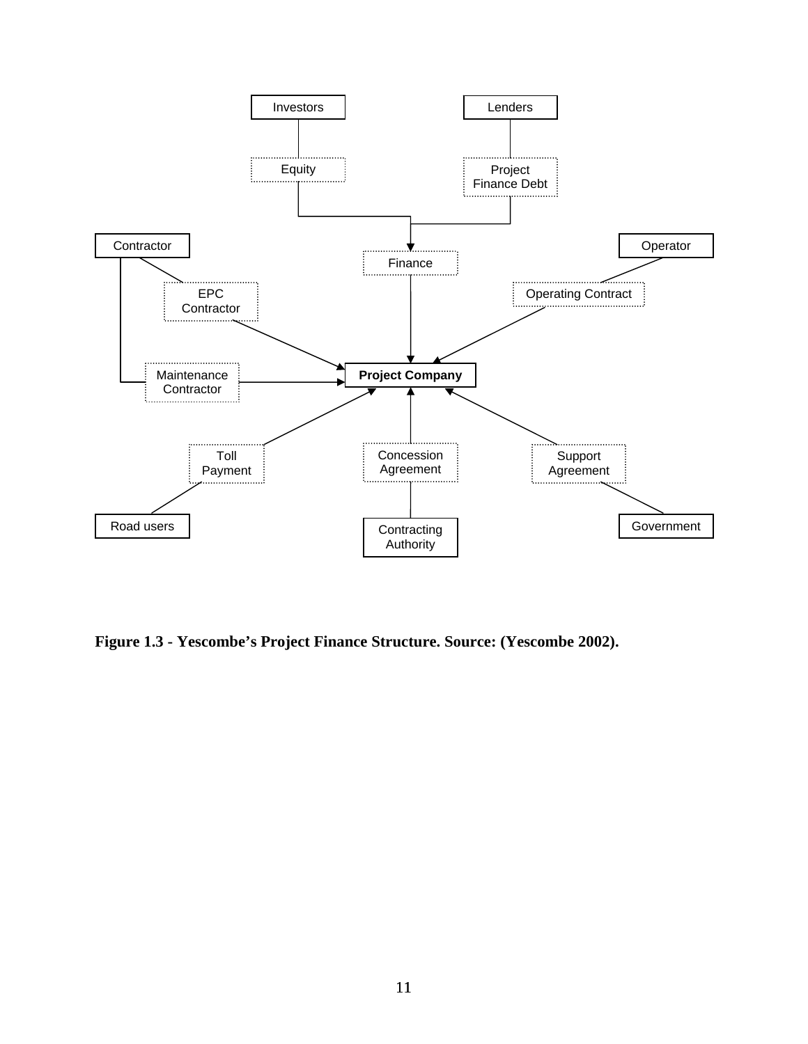**Figure 1.3 - Yescombe's Project Finance Structure. Source: (Yescombe 2002).**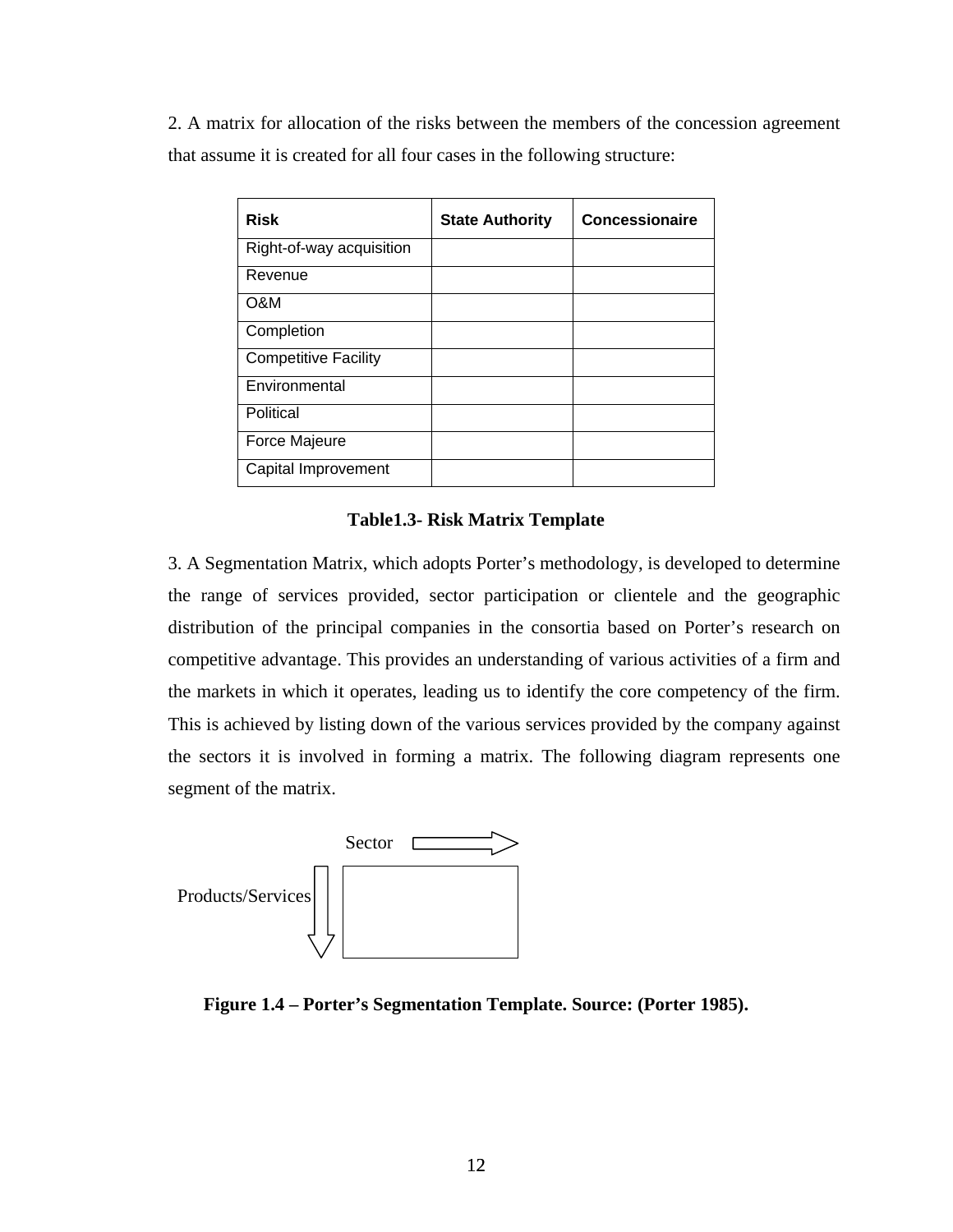2. A matrix for allocation of the risks between the members of the concession agreement that assume it is created for all four cases in the following structure:

| Risk | State Authority | Concessionaire |
|---|---|---|
| Right-of-way acquisition | | |
| Revenue | | |
| O&M | | |
| Completion | | |
| Competitive Facility | | |
| Environmental | | |
| Political | | |
| Force Majeure | | |
| Capital Improvement | | |

**Table1.3- Risk Matrix Template**

3. A Segmentation Matrix, which adopts Porter's methodology, is developed to determine the range of services provided, sector participation or clientele and the geographic distribution of the principal companies in the consortia based on Porter's research on competitive advantage. This provides an understanding of various activities of a firm and the markets in which it operates, leading us to identify the core competency of the firm. This is achieved by listing down of the various services provided by the company against the sectors it is involved in forming a matrix. The following diagram represents one segment of the matrix.

Sector

Products/Services

**Figure 1.4 – Porter's Segmentation Template. Source: (Porter 1985).**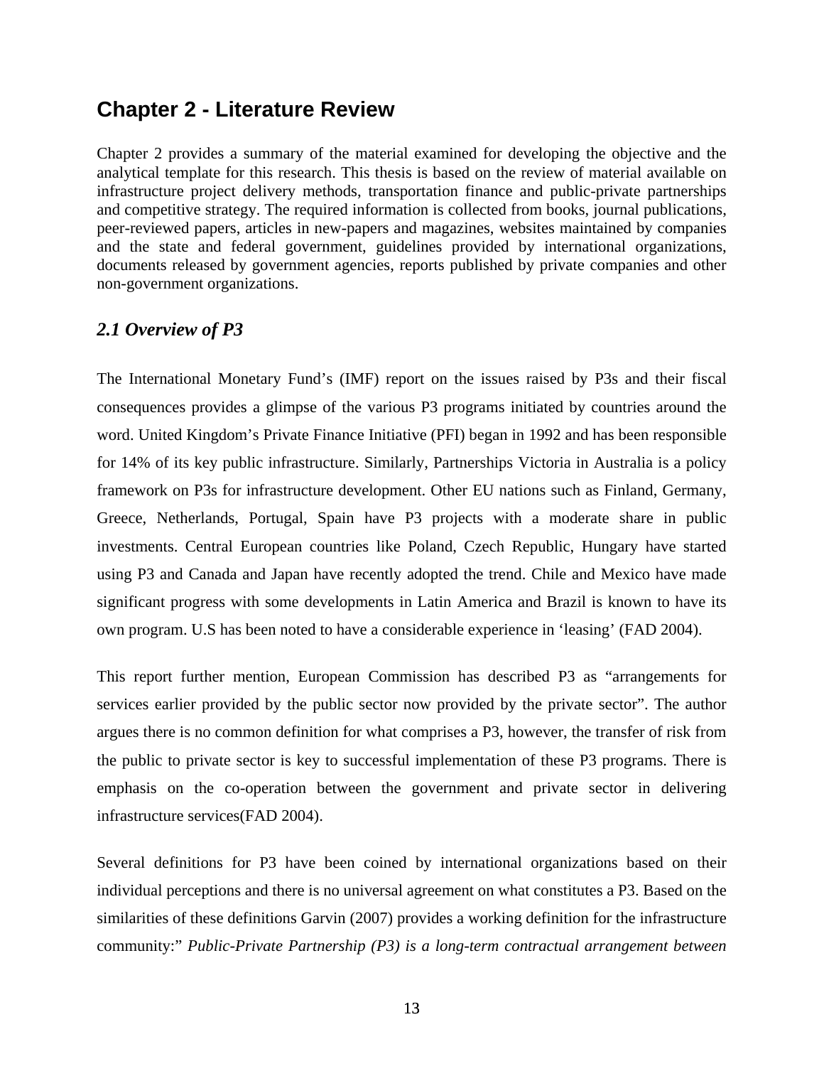# Chapter 2 - Literature Review

Chapter 2 provides a summary of the material examined for developing the objective and the analytical template for this research. This thesis is based on the review of material available on infrastructure project delivery methods, transportation finance and public-private partnerships and competitive strategy. The required information is collected from books, journal publications, peer-reviewed papers, articles in new-papers and magazines, websites maintained by companies and the state and federal government, guidelines provided by international organizations, documents released by government agencies, reports published by private companies and other non-government organizations.

## *2.1 Overview of P3*

The International Monetary Fund's (IMF) report on the issues raised by P3s and their fiscal consequences provides a glimpse of the various P3 programs initiated by countries around the word. United Kingdom's Private Finance Initiative (PFI) began in 1992 and has been responsible for 14% of its key public infrastructure. Similarly, Partnerships Victoria in Australia is a policy framework on P3s for infrastructure development. Other EU nations such as Finland, Germany, Greece, Netherlands, Portugal, Spain have P3 projects with a moderate share in public investments. Central European countries like Poland, Czech Republic, Hungary have started using P3 and Canada and Japan have recently adopted the trend. Chile and Mexico have made significant progress with some developments in Latin America and Brazil is known to have its own program. U.S has been noted to have a considerable experience in 'leasing' (FAD 2004).

This report further mention, European Commission has described P3 as "arrangements for services earlier provided by the public sector now provided by the private sector". The author argues there is no common definition for what comprises a P3, however, the transfer of risk from the public to private sector is key to successful implementation of these P3 programs. There is emphasis on the co-operation between the government and private sector in delivering infrastructure services(FAD 2004).

Several definitions for P3 have been coined by international organizations based on their individual perceptions and there is no universal agreement on what constitutes a P3. Based on the similarities of these definitions Garvin (2007) provides a working definition for the infrastructure community:" *Public-Private Partnership (P3) is a long-term contractual arrangement between*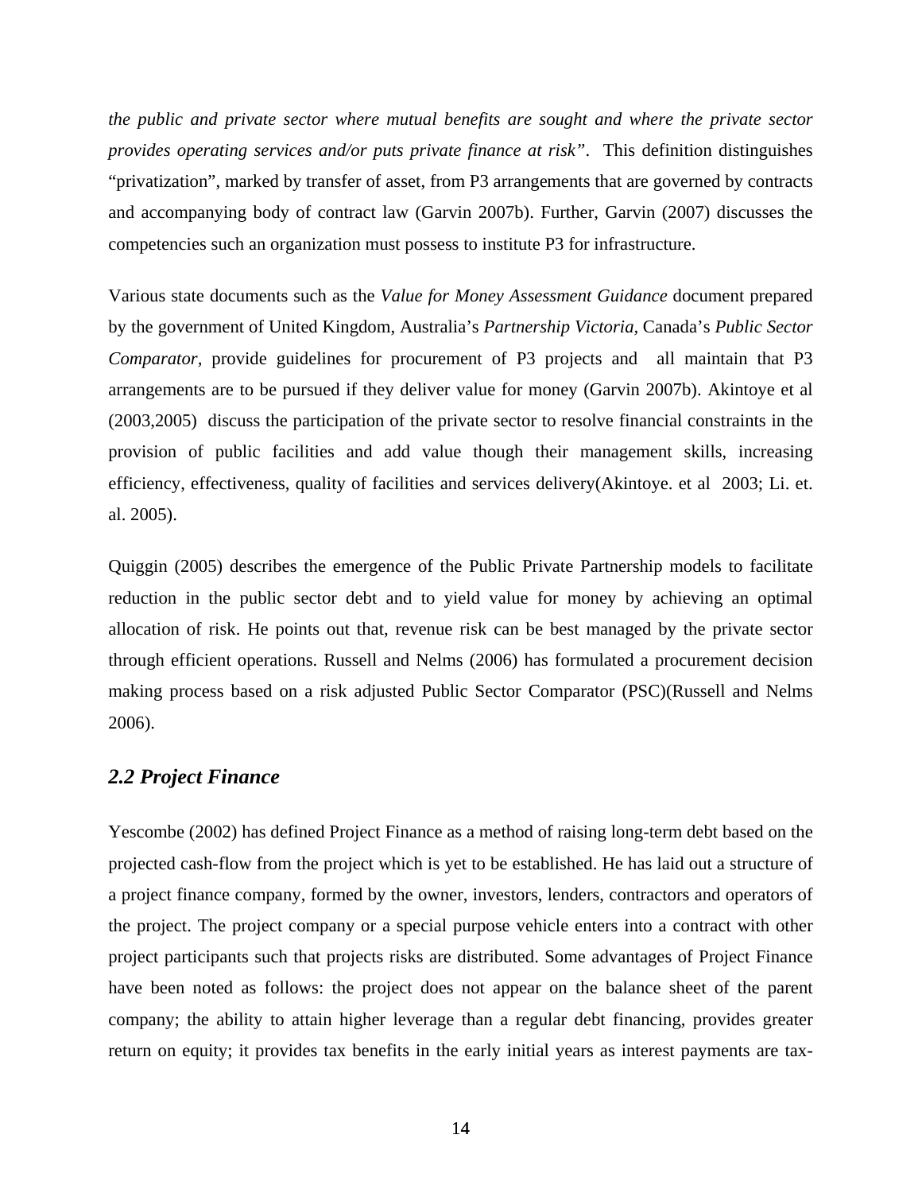*the public and private sector where mutual benefits are sought and where the private sector provides operating services and/or puts private finance at risk"*. This definition distinguishes "privatization", marked by transfer of asset, from P3 arrangements that are governed by contracts and accompanying body of contract law (Garvin 2007b). Further, Garvin (2007) discusses the competencies such an organization must possess to institute P3 for infrastructure.

Various state documents such as the *Value for Money Assessment Guidance* document prepared by the government of United Kingdom, Australia's *Partnership Victoria*, Canada's *Public Sector Comparator,* provide guidelines for procurement of P3 projects and all maintain that P3 arrangements are to be pursued if they deliver value for money (Garvin 2007b). Akintoye et al (2003,2005) discuss the participation of the private sector to resolve financial constraints in the provision of public facilities and add value though their management skills, increasing efficiency, effectiveness, quality of facilities and services delivery(Akintoye. et al 2003; Li. et. al. 2005).

Quiggin (2005) describes the emergence of the Public Private Partnership models to facilitate reduction in the public sector debt and to yield value for money by achieving an optimal allocation of risk. He points out that, revenue risk can be best managed by the private sector through efficient operations. Russell and Nelms (2006) has formulated a procurement decision making process based on a risk adjusted Public Sector Comparator (PSC)(Russell and Nelms 2006).

## *2.2 Project Finance*

Yescombe (2002) has defined Project Finance as a method of raising long-term debt based on the projected cash-flow from the project which is yet to be established. He has laid out a structure of a project finance company, formed by the owner, investors, lenders, contractors and operators of the project. The project company or a special purpose vehicle enters into a contract with other project participants such that projects risks are distributed. Some advantages of Project Finance have been noted as follows: the project does not appear on the balance sheet of the parent company; the ability to attain higher leverage than a regular debt financing, provides greater return on equity; it provides tax benefits in the early initial years as interest payments are tax-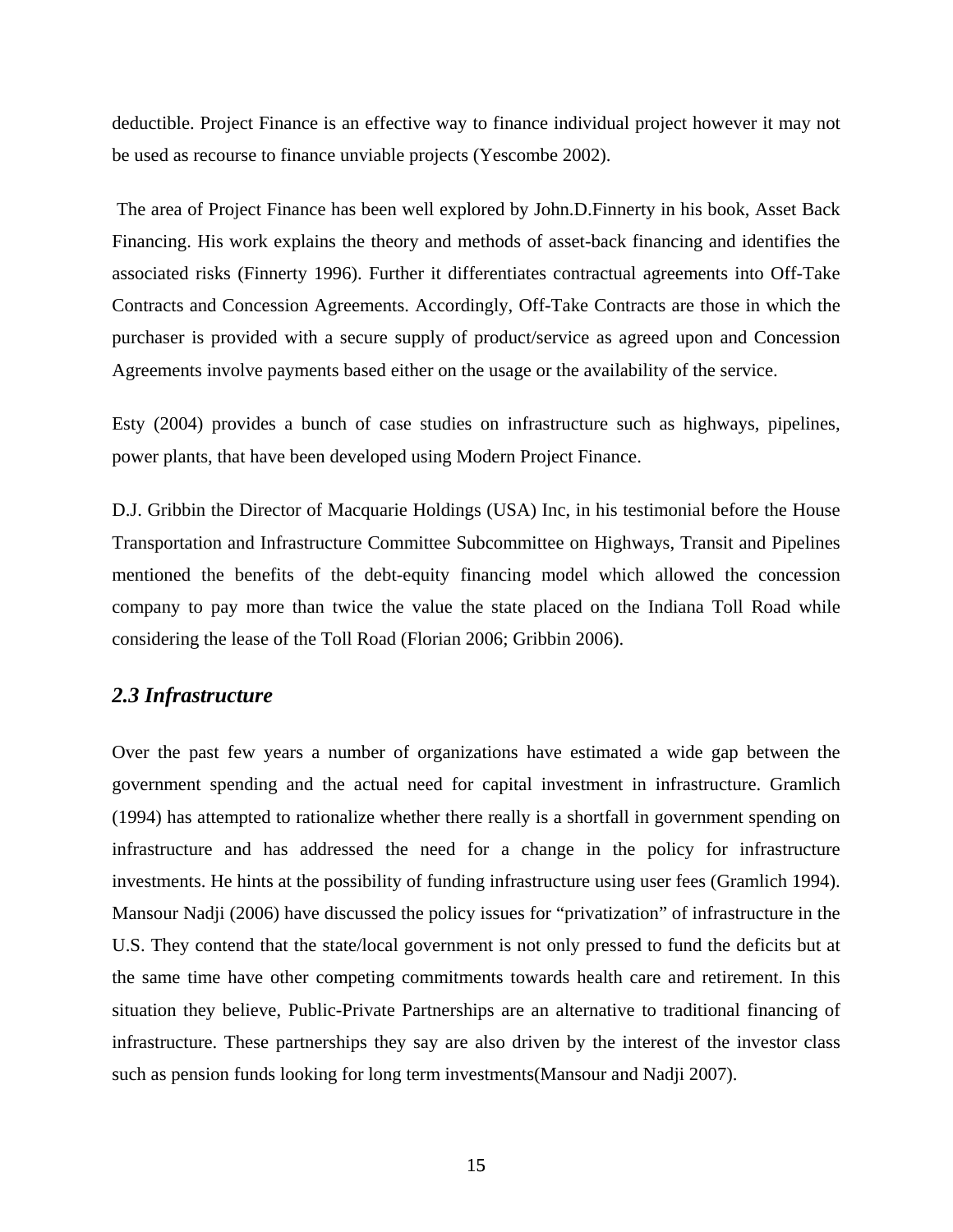deductible. Project Finance is an effective way to finance individual project however it may not be used as recourse to finance unviable projects (Yescombe 2002).

The area of Project Finance has been well explored by John.D.Finnerty in his book, Asset Back Financing. His work explains the theory and methods of asset-back financing and identifies the associated risks (Finnerty 1996). Further it differentiates contractual agreements into Off-Take Contracts and Concession Agreements. Accordingly, Off-Take Contracts are those in which the purchaser is provided with a secure supply of product/service as agreed upon and Concession Agreements involve payments based either on the usage or the availability of the service.

Esty (2004) provides a bunch of case studies on infrastructure such as highways, pipelines, power plants, that have been developed using Modern Project Finance.

D.J. Gribbin the Director of Macquarie Holdings (USA) Inc, in his testimonial before the House Transportation and Infrastructure Committee Subcommittee on Highways, Transit and Pipelines mentioned the benefits of the debt-equity financing model which allowed the concession company to pay more than twice the value the state placed on the Indiana Toll Road while considering the lease of the Toll Road (Florian 2006; Gribbin 2006).

## *2.3 Infrastructure*

Over the past few years a number of organizations have estimated a wide gap between the government spending and the actual need for capital investment in infrastructure. Gramlich (1994) has attempted to rationalize whether there really is a shortfall in government spending on infrastructure and has addressed the need for a change in the policy for infrastructure investments. He hints at the possibility of funding infrastructure using user fees (Gramlich 1994). Mansour Nadji (2006) have discussed the policy issues for "privatization" of infrastructure in the U.S. They contend that the state/local government is not only pressed to fund the deficits but at the same time have other competing commitments towards health care and retirement. In this situation they believe, Public-Private Partnerships are an alternative to traditional financing of infrastructure. These partnerships they say are also driven by the interest of the investor class such as pension funds looking for long term investments(Mansour and Nadji 2007).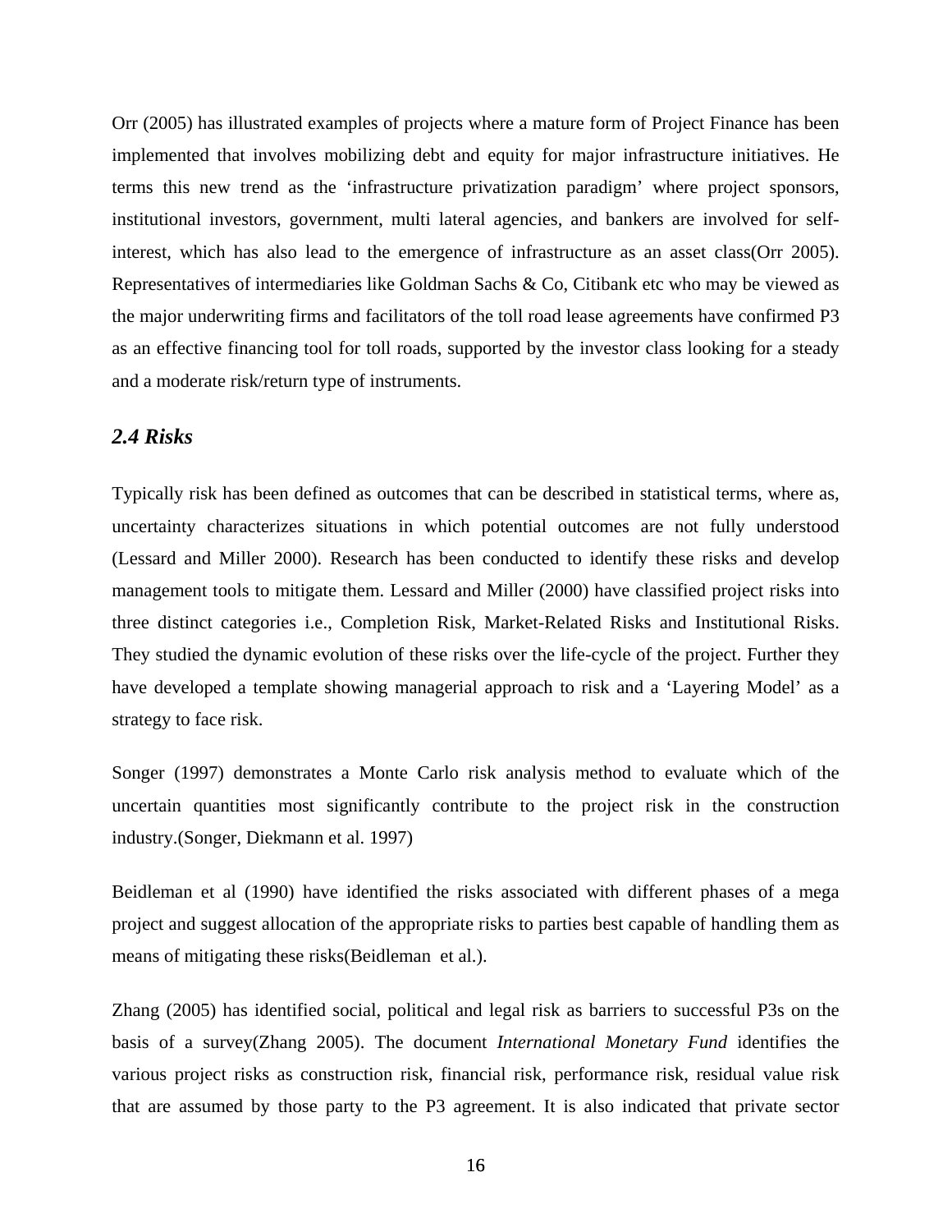Orr (2005) has illustrated examples of projects where a mature form of Project Finance has been implemented that involves mobilizing debt and equity for major infrastructure initiatives. He terms this new trend as the 'infrastructure privatization paradigm' where project sponsors, institutional investors, government, multi lateral agencies, and bankers are involved for self-interest, which has also lead to the emergence of infrastructure as an asset class(Orr 2005). Representatives of intermediaries like Goldman Sachs & Co, Citibank etc who may be viewed as the major underwriting firms and facilitators of the toll road lease agreements have confirmed P3 as an effective financing tool for toll roads, supported by the investor class looking for a steady and a moderate risk/return type of instruments.

### *2.4 Risks*

Typically risk has been defined as outcomes that can be described in statistical terms, where as, uncertainty characterizes situations in which potential outcomes are not fully understood (Lessard and Miller 2000). Research has been conducted to identify these risks and develop management tools to mitigate them. Lessard and Miller (2000) have classified project risks into three distinct categories i.e., Completion Risk, Market-Related Risks and Institutional Risks. They studied the dynamic evolution of these risks over the life-cycle of the project. Further they have developed a template showing managerial approach to risk and a 'Layering Model' as a strategy to face risk.

Songer (1997) demonstrates a Monte Carlo risk analysis method to evaluate which of the uncertain quantities most significantly contribute to the project risk in the construction industry.(Songer, Diekmann et al. 1997)

Beidleman et al (1990) have identified the risks associated with different phases of a mega project and suggest allocation of the appropriate risks to parties best capable of handling them as means of mitigating these risks(Beidleman et al.).

Zhang (2005) has identified social, political and legal risk as barriers to successful P3s on the basis of a survey(Zhang 2005). The document *International Monetary Fund* identifies the various project risks as construction risk, financial risk, performance risk, residual value risk that are assumed by those party to the P3 agreement. It is also indicated that private sector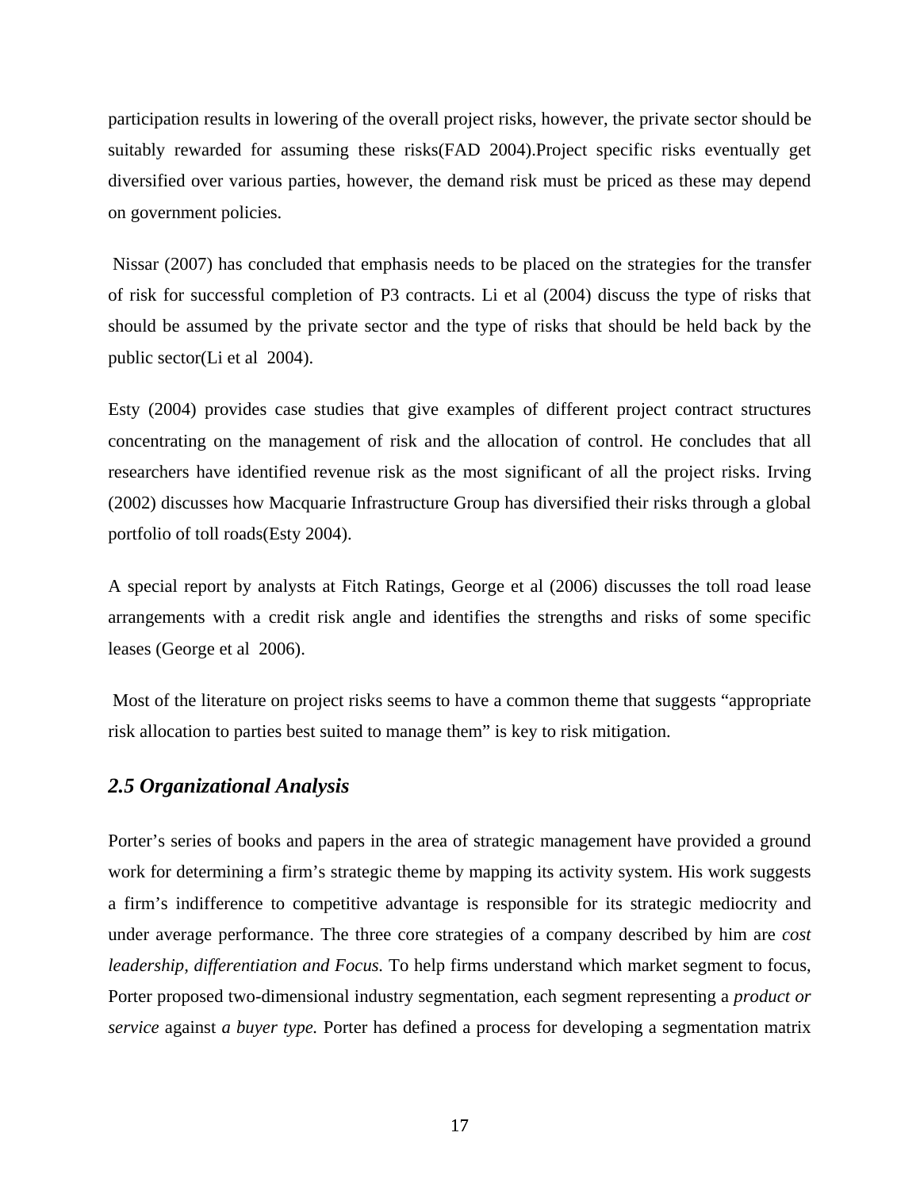participation results in lowering of the overall project risks, however, the private sector should be suitably rewarded for assuming these risks(FAD 2004).Project specific risks eventually get diversified over various parties, however, the demand risk must be priced as these may depend on government policies.

Nissar (2007) has concluded that emphasis needs to be placed on the strategies for the transfer of risk for successful completion of P3 contracts. Li et al (2004) discuss the type of risks that should be assumed by the private sector and the type of risks that should be held back by the public sector(Li et al 2004).

Esty (2004) provides case studies that give examples of different project contract structures concentrating on the management of risk and the allocation of control. He concludes that all researchers have identified revenue risk as the most significant of all the project risks. Irving (2002) discusses how Macquarie Infrastructure Group has diversified their risks through a global portfolio of toll roads(Esty 2004).

A special report by analysts at Fitch Ratings, George et al (2006) discusses the toll road lease arrangements with a credit risk angle and identifies the strengths and risks of some specific leases (George et al 2006).

Most of the literature on project risks seems to have a common theme that suggests "appropriate risk allocation to parties best suited to manage them" is key to risk mitigation.

### *2.5 Organizational Analysis*

Porter's series of books and papers in the area of strategic management have provided a ground work for determining a firm's strategic theme by mapping its activity system. His work suggests a firm's indifference to competitive advantage is responsible for its strategic mediocrity and under average performance. The three core strategies of a company described by him are *cost leadership, differentiation and Focus.* To help firms understand which market segment to focus, Porter proposed two-dimensional industry segmentation, each segment representing a *product or service* against *a buyer type.* Porter has defined a process for developing a segmentation matrix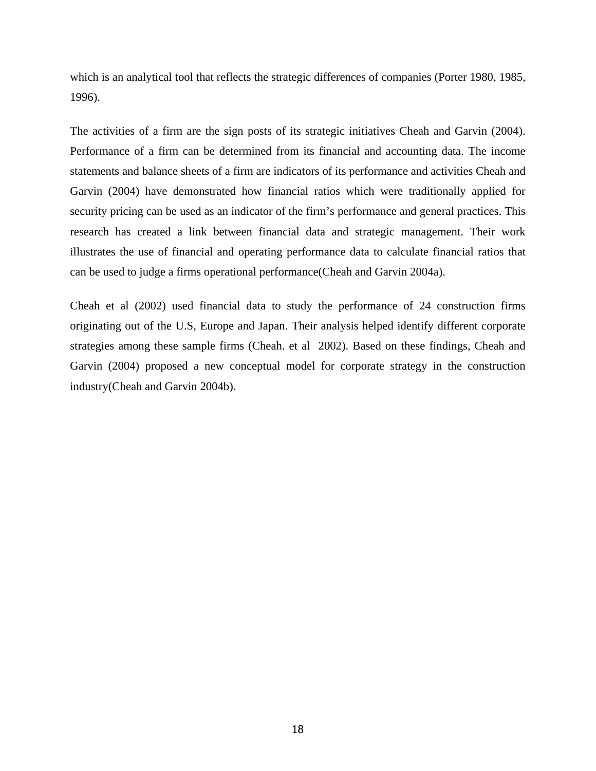which is an analytical tool that reflects the strategic differences of companies (Porter 1980, 1985, 1996).

The activities of a firm are the sign posts of its strategic initiatives Cheah and Garvin (2004). Performance of a firm can be determined from its financial and accounting data. The income statements and balance sheets of a firm are indicators of its performance and activities Cheah and Garvin (2004) have demonstrated how financial ratios which were traditionally applied for security pricing can be used as an indicator of the firm's performance and general practices. This research has created a link between financial data and strategic management. Their work illustrates the use of financial and operating performance data to calculate financial ratios that can be used to judge a firms operational performance(Cheah and Garvin 2004a).

Cheah et al (2002) used financial data to study the performance of 24 construction firms originating out of the U.S, Europe and Japan. Their analysis helped identify different corporate strategies among these sample firms (Cheah. et al  2002). Based on these findings, Cheah and Garvin (2004) proposed a new conceptual model for corporate strategy in the construction industry(Cheah and Garvin 2004b).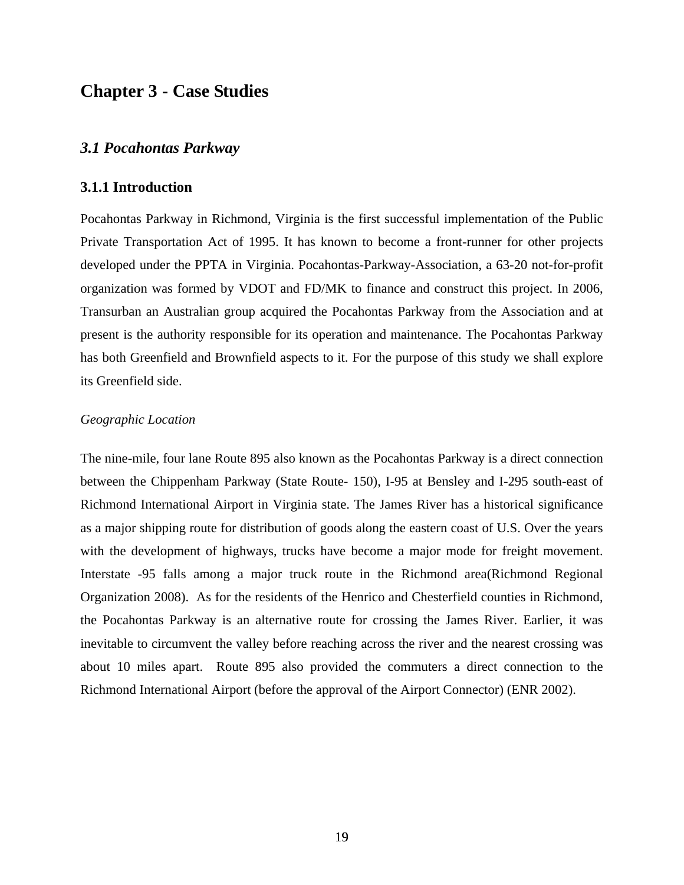# Chapter 3 - Case Studies

## *3.1 Pocahontas Parkway*

### 3.1.1 Introduction

Pocahontas Parkway in Richmond, Virginia is the first successful implementation of the Public Private Transportation Act of 1995. It has known to become a front-runner for other projects developed under the PPTA in Virginia. Pocahontas-Parkway-Association, a 63-20 not-for-profit organization was formed by VDOT and FD/MK to finance and construct this project. In 2006, Transurban an Australian group acquired the Pocahontas Parkway from the Association and at present is the authority responsible for its operation and maintenance. The Pocahontas Parkway has both Greenfield and Brownfield aspects to it. For the purpose of this study we shall explore its Greenfield side.

*Geographic Location*

The nine-mile, four lane Route 895 also known as the Pocahontas Parkway is a direct connection between the Chippenham Parkway (State Route- 150), I-95 at Bensley and I-295 south-east of Richmond International Airport in Virginia state. The James River has a historical significance as a major shipping route for distribution of goods along the eastern coast of U.S. Over the years with the development of highways, trucks have become a major mode for freight movement. Interstate -95 falls among a major truck route in the Richmond area(Richmond Regional Organization 2008). As for the residents of the Henrico and Chesterfield counties in Richmond, the Pocahontas Parkway is an alternative route for crossing the James River. Earlier, it was inevitable to circumvent the valley before reaching across the river and the nearest crossing was about 10 miles apart. Route 895 also provided the commuters a direct connection to the Richmond International Airport (before the approval of the Airport Connector) (ENR 2002).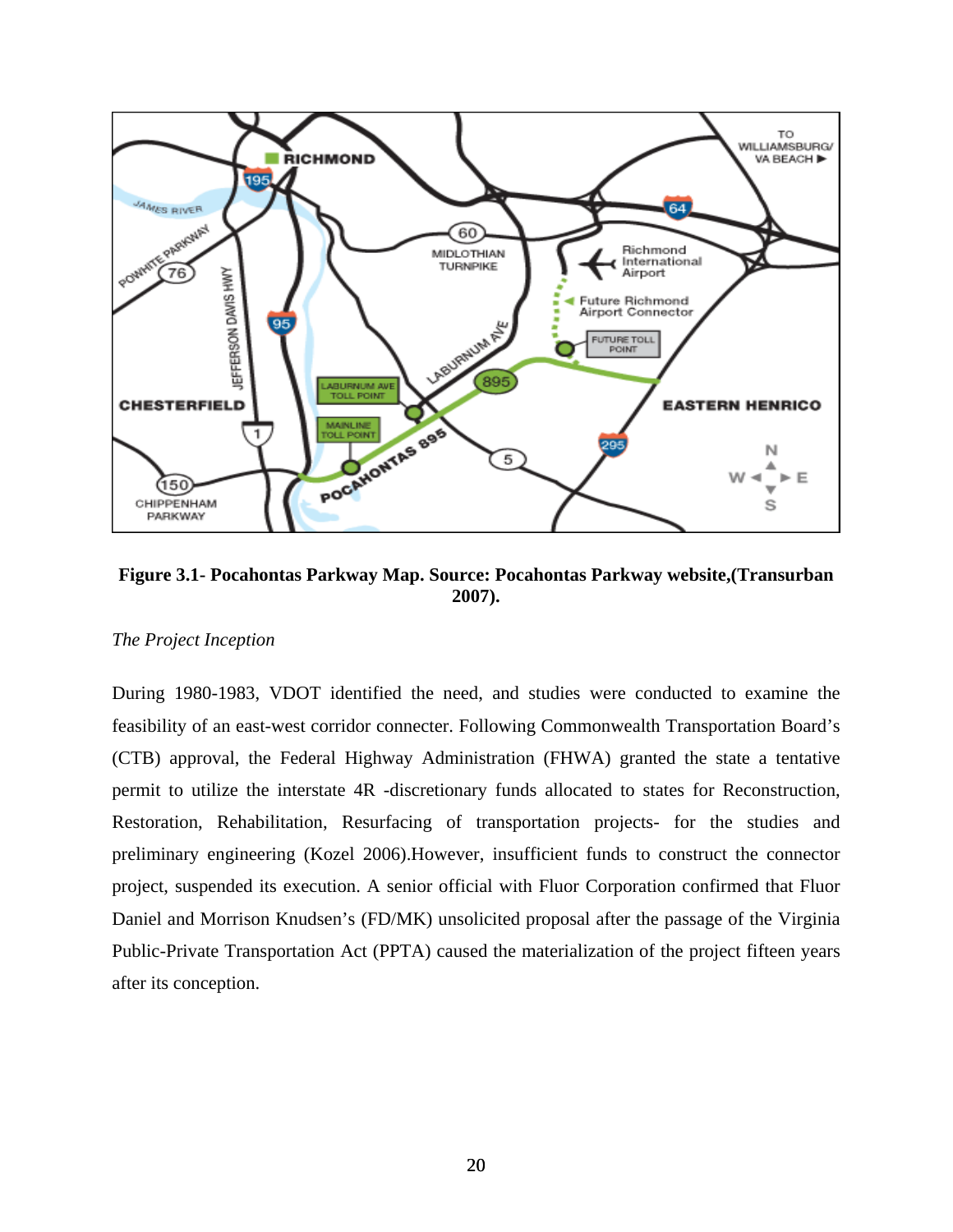**Figure 3.1- Pocahontas Parkway Map. Source: Pocahontas Parkway website,(Transurban 2007).**

*The Project Inception*

During 1980-1983, VDOT identified the need, and studies were conducted to examine the feasibility of an east-west corridor connecter. Following Commonwealth Transportation Board's (CTB) approval, the Federal Highway Administration (FHWA) granted the state a tentative permit to utilize the interstate 4R -discretionary funds allocated to states for Reconstruction, Restoration, Rehabilitation, Resurfacing of transportation projects- for the studies and preliminary engineering (Kozel 2006).However, insufficient funds to construct the connector project, suspended its execution. A senior official with Fluor Corporation confirmed that Fluor Daniel and Morrison Knudsen's (FD/MK) unsolicited proposal after the passage of the Virginia Public-Private Transportation Act (PPTA) caused the materialization of the project fifteen years after its conception.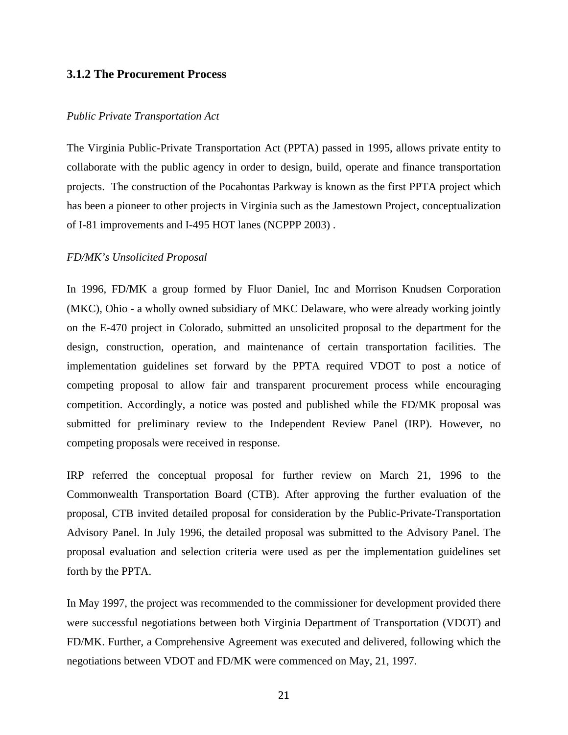### 3.1.2 The Procurement Process

*Public Private Transportation Act*

The Virginia Public-Private Transportation Act (PPTA) passed in 1995, allows private entity to collaborate with the public agency in order to design, build, operate and finance transportation projects. The construction of the Pocahontas Parkway is known as the first PPTA project which has been a pioneer to other projects in Virginia such as the Jamestown Project, conceptualization of I-81 improvements and I-495 HOT lanes (NCPPP 2003) .

*FD/MK's Unsolicited Proposal*

In 1996, FD/MK a group formed by Fluor Daniel, Inc and Morrison Knudsen Corporation (MKC), Ohio - a wholly owned subsidiary of MKC Delaware, who were already working jointly on the E-470 project in Colorado, submitted an unsolicited proposal to the department for the design, construction, operation, and maintenance of certain transportation facilities. The implementation guidelines set forward by the PPTA required VDOT to post a notice of competing proposal to allow fair and transparent procurement process while encouraging competition. Accordingly, a notice was posted and published while the FD/MK proposal was submitted for preliminary review to the Independent Review Panel (IRP). However, no competing proposals were received in response.

IRP referred the conceptual proposal for further review on March 21, 1996 to the Commonwealth Transportation Board (CTB). After approving the further evaluation of the proposal, CTB invited detailed proposal for consideration by the Public-Private-Transportation Advisory Panel. In July 1996, the detailed proposal was submitted to the Advisory Panel. The proposal evaluation and selection criteria were used as per the implementation guidelines set forth by the PPTA.

In May 1997, the project was recommended to the commissioner for development provided there were successful negotiations between both Virginia Department of Transportation (VDOT) and FD/MK. Further, a Comprehensive Agreement was executed and delivered, following which the negotiations between VDOT and FD/MK were commenced on May, 21, 1997.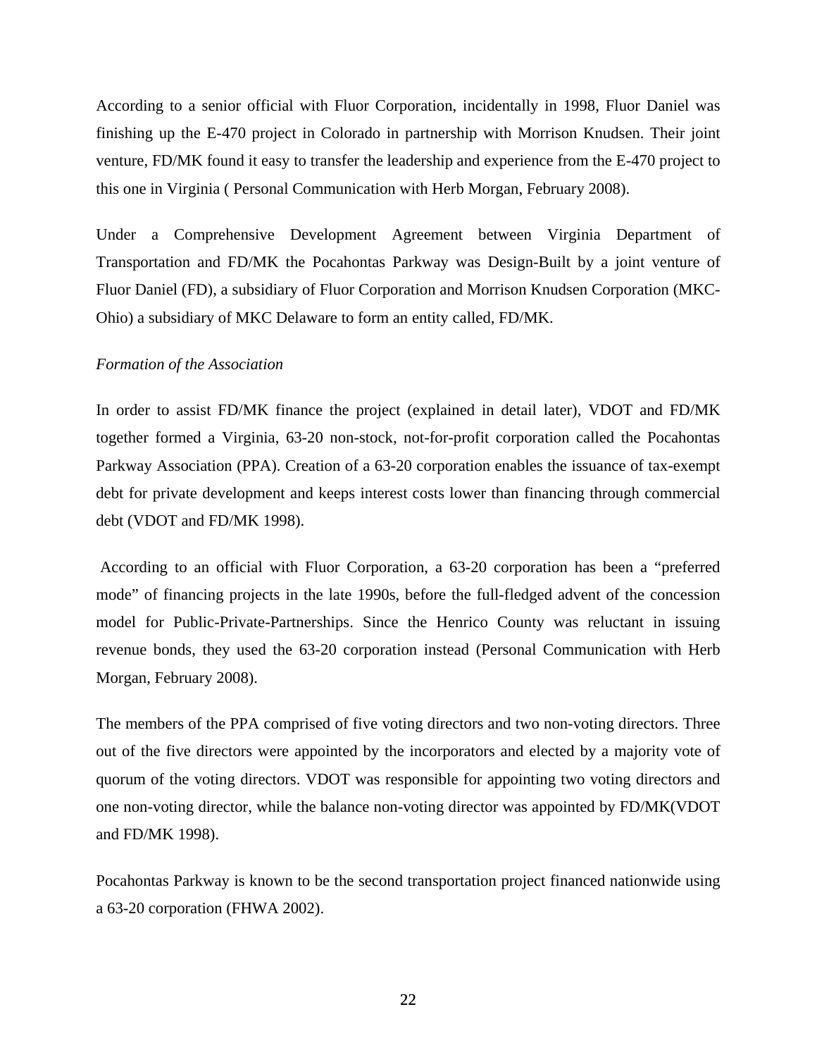According to a senior official with Fluor Corporation, incidentally in 1998, Fluor Daniel was finishing up the E-470 project in Colorado in partnership with Morrison Knudsen. Their joint venture, FD/MK found it easy to transfer the leadership and experience from the E-470 project to this one in Virginia ( Personal Communication with Herb Morgan, February 2008).

Under a Comprehensive Development Agreement between Virginia Department of Transportation and FD/MK the Pocahontas Parkway was Design-Built by a joint venture of Fluor Daniel (FD), a subsidiary of Fluor Corporation and Morrison Knudsen Corporation (MKC-Ohio) a subsidiary of MKC Delaware to form an entity called, FD/MK.

*Formation of the Association*

In order to assist FD/MK finance the project (explained in detail later), VDOT and FD/MK together formed a Virginia, 63-20 non-stock, not-for-profit corporation called the Pocahontas Parkway Association (PPA). Creation of a 63-20 corporation enables the issuance of tax-exempt debt for private development and keeps interest costs lower than financing through commercial debt (VDOT and FD/MK 1998).

According to an official with Fluor Corporation, a 63-20 corporation has been a "preferred mode" of financing projects in the late 1990s, before the full-fledged advent of the concession model for Public-Private-Partnerships. Since the Henrico County was reluctant in issuing revenue bonds, they used the 63-20 corporation instead (Personal Communication with Herb Morgan, February 2008).

The members of the PPA comprised of five voting directors and two non-voting directors. Three out of the five directors were appointed by the incorporators and elected by a majority vote of quorum of the voting directors. VDOT was responsible for appointing two voting directors and one non-voting director, while the balance non-voting director was appointed by FD/MK(VDOT and FD/MK 1998).

Pocahontas Parkway is known to be the second transportation project financed nationwide using a 63-20 corporation (FHWA 2002).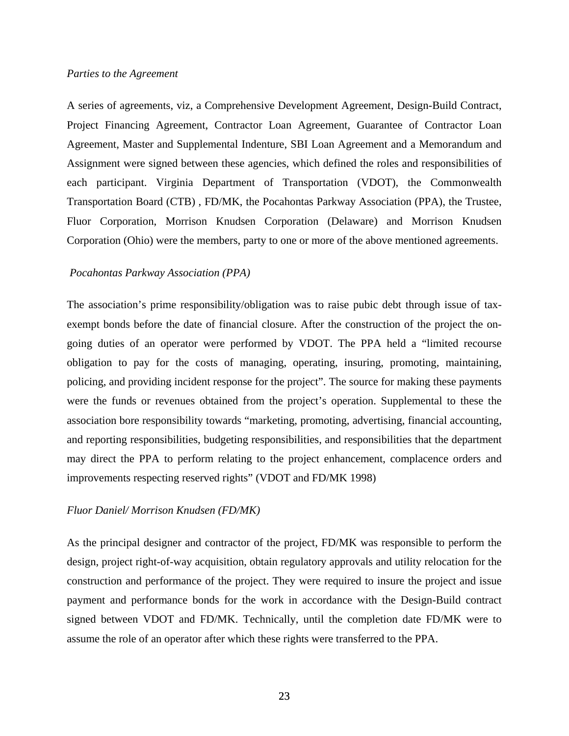*Parties to the Agreement*

A series of agreements, viz, a Comprehensive Development Agreement, Design-Build Contract, Project Financing Agreement, Contractor Loan Agreement, Guarantee of Contractor Loan Agreement, Master and Supplemental Indenture, SBI Loan Agreement and a Memorandum and Assignment were signed between these agencies, which defined the roles and responsibilities of each participant. Virginia Department of Transportation (VDOT), the Commonwealth Transportation Board (CTB) , FD/MK, the Pocahontas Parkway Association (PPA), the Trustee, Fluor Corporation, Morrison Knudsen Corporation (Delaware) and Morrison Knudsen Corporation (Ohio) were the members, party to one or more of the above mentioned agreements.

*Pocahontas Parkway Association (PPA)*

The association's prime responsibility/obligation was to raise pubic debt through issue of tax-exempt bonds before the date of financial closure. After the construction of the project the on-going duties of an operator were performed by VDOT. The PPA held a "limited recourse obligation to pay for the costs of managing, operating, insuring, promoting, maintaining, policing, and providing incident response for the project". The source for making these payments were the funds or revenues obtained from the project's operation. Supplemental to these the association bore responsibility towards "marketing, promoting, advertising, financial accounting, and reporting responsibilities, budgeting responsibilities, and responsibilities that the department may direct the PPA to perform relating to the project enhancement, complacence orders and improvements respecting reserved rights" (VDOT and FD/MK 1998)

*Fluor Daniel/ Morrison Knudsen (FD/MK)*

As the principal designer and contractor of the project, FD/MK was responsible to perform the design, project right-of-way acquisition, obtain regulatory approvals and utility relocation for the construction and performance of the project. They were required to insure the project and issue payment and performance bonds for the work in accordance with the Design-Build contract signed between VDOT and FD/MK. Technically, until the completion date FD/MK were to assume the role of an operator after which these rights were transferred to the PPA.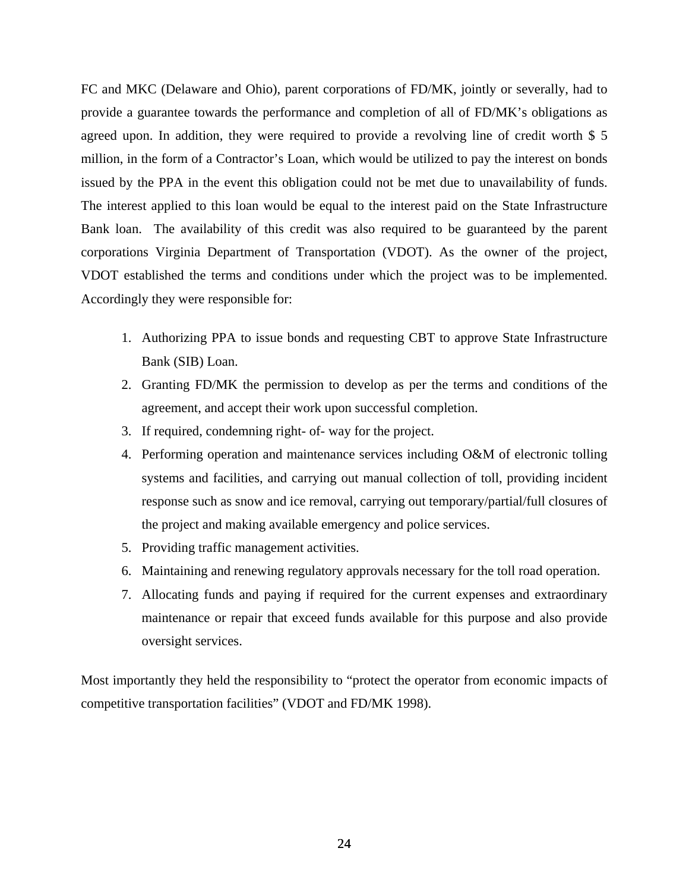FC and MKC (Delaware and Ohio), parent corporations of FD/MK, jointly or severally, had to provide a guarantee towards the performance and completion of all of FD/MK's obligations as agreed upon. In addition, they were required to provide a revolving line of credit worth $ 5 million, in the form of a Contractor's Loan, which would be utilized to pay the interest on bonds issued by the PPA in the event this obligation could not be met due to unavailability of funds. The interest applied to this loan would be equal to the interest paid on the State Infrastructure Bank loan. The availability of this credit was also required to be guaranteed by the parent corporations Virginia Department of Transportation (VDOT). As the owner of the project, VDOT established the terms and conditions under which the project was to be implemented. Accordingly they were responsible for:

1. Authorizing PPA to issue bonds and requesting CBT to approve State Infrastructure Bank (SIB) Loan.
2. Granting FD/MK the permission to develop as per the terms and conditions of the agreement, and accept their work upon successful completion.
3. If required, condemning right- of- way for the project.
4. Performing operation and maintenance services including O&M of electronic tolling systems and facilities, and carrying out manual collection of toll, providing incident response such as snow and ice removal, carrying out temporary/partial/full closures of the project and making available emergency and police services.
5. Providing traffic management activities.
6. Maintaining and renewing regulatory approvals necessary for the toll road operation.
7. Allocating funds and paying if required for the current expenses and extraordinary maintenance or repair that exceed funds available for this purpose and also provide oversight services.

Most importantly they held the responsibility to "protect the operator from economic impacts of competitive transportation facilities" (VDOT and FD/MK 1998).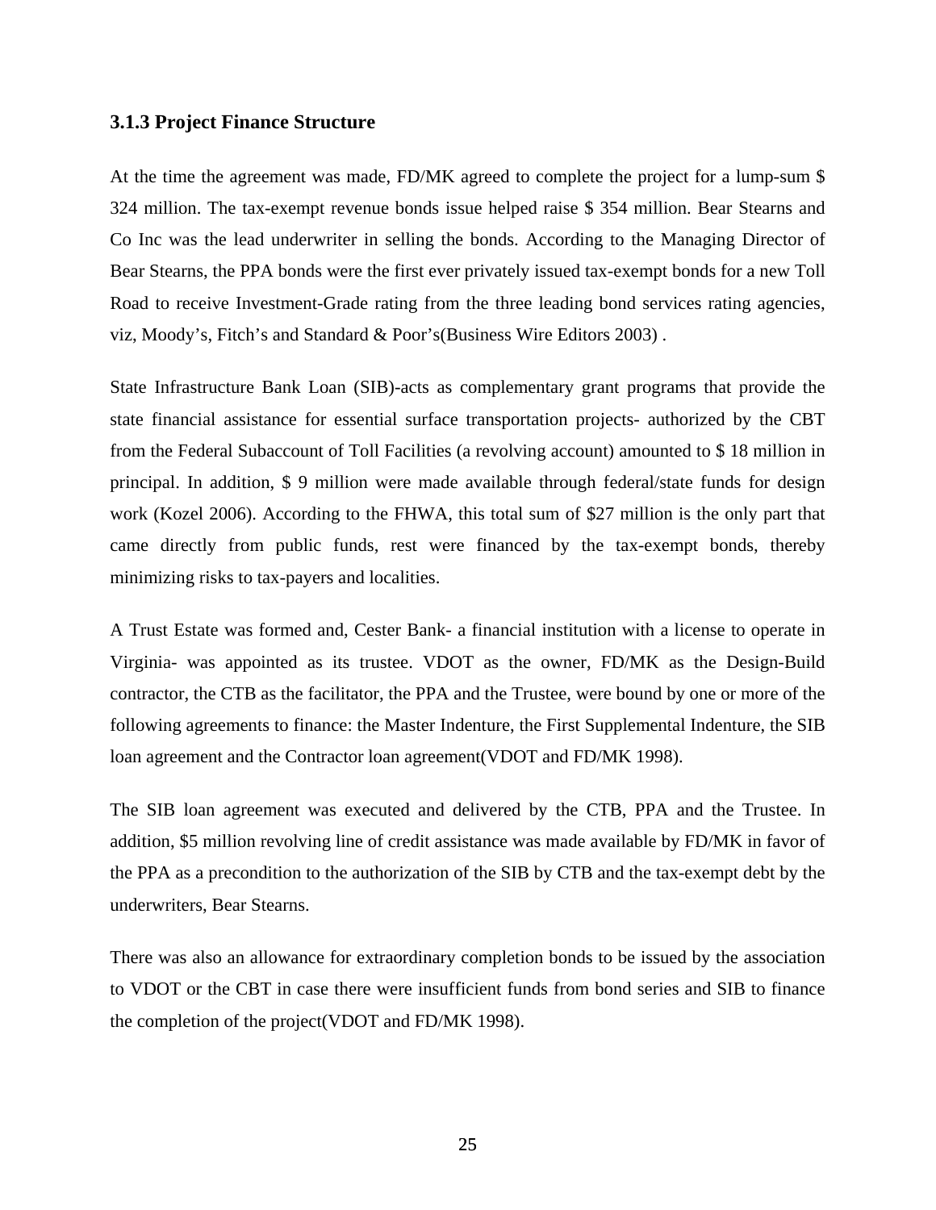### 3.1.3 Project Finance Structure

At the time the agreement was made, FD/MK agreed to complete the project for a lump-sum $ 324 million. The tax-exempt revenue bonds issue helped raise $ 354 million. Bear Stearns and Co Inc was the lead underwriter in selling the bonds. According to the Managing Director of Bear Stearns, the PPA bonds were the first ever privately issued tax-exempt bonds for a new Toll Road to receive Investment-Grade rating from the three leading bond services rating agencies, viz, Moody's, Fitch's and Standard & Poor's(Business Wire Editors 2003) .

State Infrastructure Bank Loan (SIB)-acts as complementary grant programs that provide the state financial assistance for essential surface transportation projects- authorized by the CBT from the Federal Subaccount of Toll Facilities (a revolving account) amounted to $ 18 million in principal. In addition, $ 9 million were made available through federal/state funds for design work (Kozel 2006). According to the FHWA, this total sum of $27 million is the only part that came directly from public funds, rest were financed by the tax-exempt bonds, thereby minimizing risks to tax-payers and localities.

A Trust Estate was formed and, Cester Bank- a financial institution with a license to operate in Virginia- was appointed as its trustee. VDOT as the owner, FD/MK as the Design-Build contractor, the CTB as the facilitator, the PPA and the Trustee, were bound by one or more of the following agreements to finance: the Master Indenture, the First Supplemental Indenture, the SIB loan agreement and the Contractor loan agreement(VDOT and FD/MK 1998).

The SIB loan agreement was executed and delivered by the CTB, PPA and the Trustee. In addition, $5 million revolving line of credit assistance was made available by FD/MK in favor of the PPA as a precondition to the authorization of the SIB by CTB and the tax-exempt debt by the underwriters, Bear Stearns.

There was also an allowance for extraordinary completion bonds to be issued by the association to VDOT or the CBT in case there were insufficient funds from bond series and SIB to finance the completion of the project(VDOT and FD/MK 1998).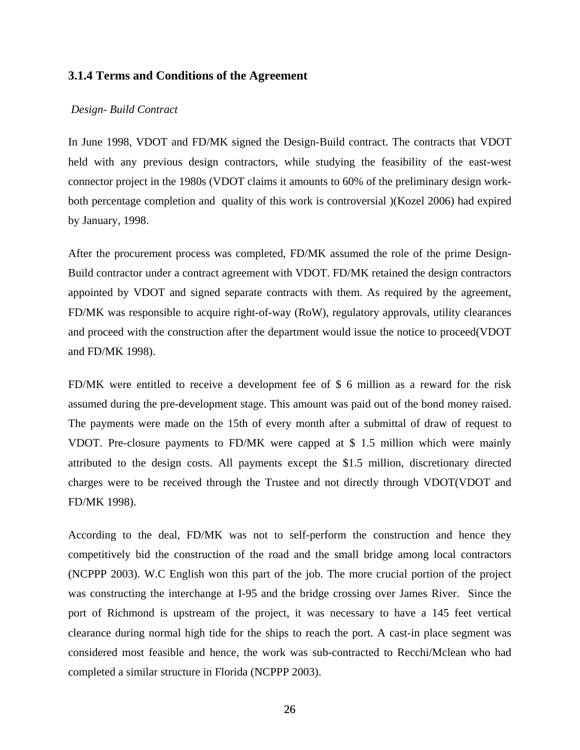### 3.1.4 Terms and Conditions of the Agreement

*Design- Build Contract*

In June 1998, VDOT and FD/MK signed the Design-Build contract. The contracts that VDOT held with any previous design contractors, while studying the feasibility of the east-west connector project in the 1980s (VDOT claims it amounts to 60% of the preliminary design work- both percentage completion and quality of this work is controversial )(Kozel 2006) had expired by January, 1998.

After the procurement process was completed, FD/MK assumed the role of the prime Design-Build contractor under a contract agreement with VDOT. FD/MK retained the design contractors appointed by VDOT and signed separate contracts with them. As required by the agreement, FD/MK was responsible to acquire right-of-way (RoW), regulatory approvals, utility clearances and proceed with the construction after the department would issue the notice to proceed(VDOT and FD/MK 1998).

FD/MK were entitled to receive a development fee of $ 6 million as a reward for the risk assumed during the pre-development stage. This amount was paid out of the bond money raised. The payments were made on the 15th of every month after a submittal of draw of request to VDOT. Pre-closure payments to FD/MK were capped at $ 1.5 million which were mainly attributed to the design costs. All payments except the $1.5 million, discretionary directed charges were to be received through the Trustee and not directly through VDOT(VDOT and FD/MK 1998).

According to the deal, FD/MK was not to self-perform the construction and hence they competitively bid the construction of the road and the small bridge among local contractors (NCPPP 2003). W.C English won this part of the job. The more crucial portion of the project was constructing the interchange at I-95 and the bridge crossing over James River. Since the port of Richmond is upstream of the project, it was necessary to have a 145 feet vertical clearance during normal high tide for the ships to reach the port. A cast-in place segment was considered most feasible and hence, the work was sub-contracted to Recchi/Mclean who had completed a similar structure in Florida (NCPPP 2003).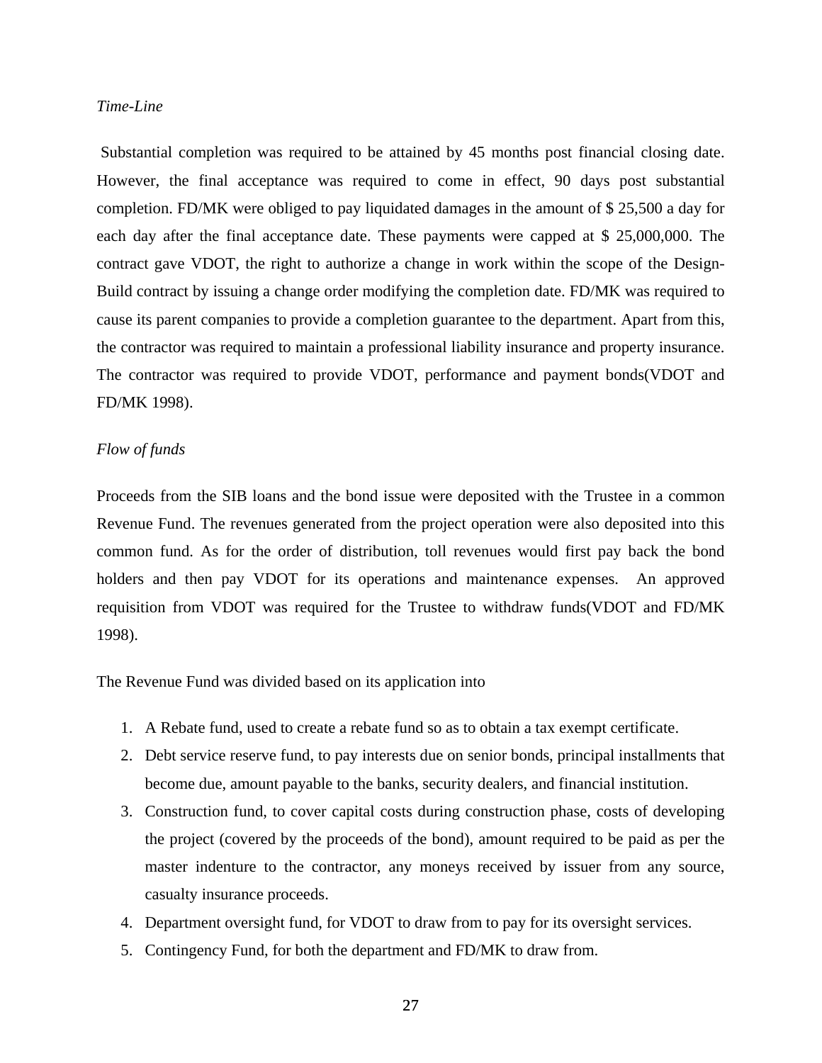*Time-Line*

Substantial completion was required to be attained by 45 months post financial closing date. However, the final acceptance was required to come in effect, 90 days post substantial completion. FD/MK were obliged to pay liquidated damages in the amount of $ 25,500 a day for each day after the final acceptance date. These payments were capped at $ 25,000,000. The contract gave VDOT, the right to authorize a change in work within the scope of the Design-Build contract by issuing a change order modifying the completion date. FD/MK was required to cause its parent companies to provide a completion guarantee to the department. Apart from this, the contractor was required to maintain a professional liability insurance and property insurance. The contractor was required to provide VDOT, performance and payment bonds(VDOT and FD/MK 1998).

*Flow of funds*

Proceeds from the SIB loans and the bond issue were deposited with the Trustee in a common Revenue Fund. The revenues generated from the project operation were also deposited into this common fund. As for the order of distribution, toll revenues would first pay back the bond holders and then pay VDOT for its operations and maintenance expenses. An approved requisition from VDOT was required for the Trustee to withdraw funds(VDOT and FD/MK 1998).

The Revenue Fund was divided based on its application into

1. A Rebate fund, used to create a rebate fund so as to obtain a tax exempt certificate.
2. Debt service reserve fund, to pay interests due on senior bonds, principal installments that become due, amount payable to the banks, security dealers, and financial institution.
3. Construction fund, to cover capital costs during construction phase, costs of developing the project (covered by the proceeds of the bond), amount required to be paid as per the master indenture to the contractor, any moneys received by issuer from any source, casualty insurance proceeds.
4. Department oversight fund, for VDOT to draw from to pay for its oversight services.
5. Contingency Fund, for both the department and FD/MK to draw from.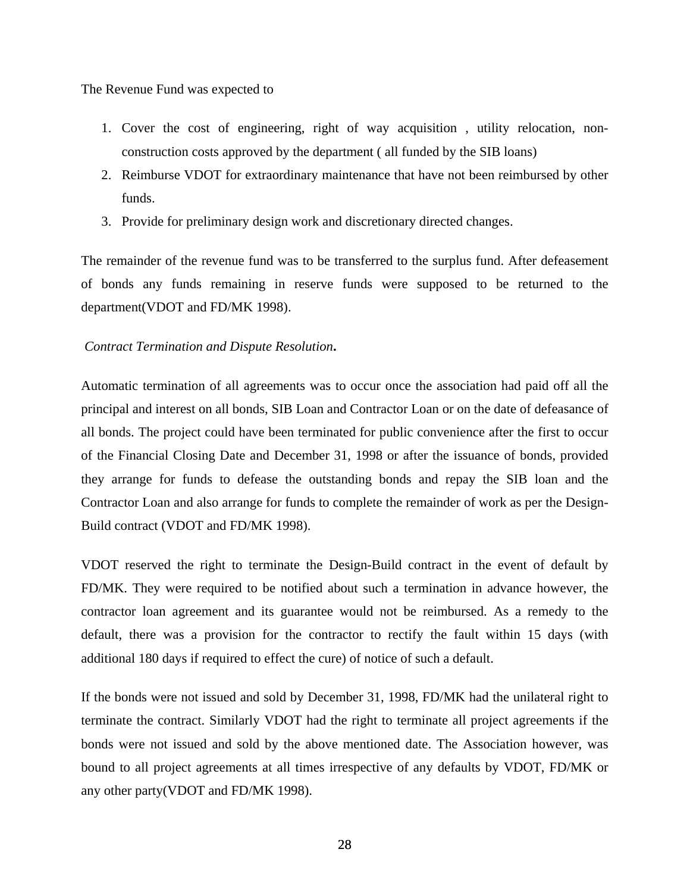The Revenue Fund was expected to

1. Cover the cost of engineering, right of way acquisition , utility relocation, non-construction costs approved by the department ( all funded by the SIB loans)
2. Reimburse VDOT for extraordinary maintenance that have not been reimbursed by other funds.
3. Provide for preliminary design work and discretionary directed changes.

The remainder of the revenue fund was to be transferred to the surplus fund. After defeasement of bonds any funds remaining in reserve funds were supposed to be returned to the department(VDOT and FD/MK 1998).

*Contract Termination and Dispute Resolution***.**

Automatic termination of all agreements was to occur once the association had paid off all the principal and interest on all bonds, SIB Loan and Contractor Loan or on the date of defeasance of all bonds. The project could have been terminated for public convenience after the first to occur of the Financial Closing Date and December 31, 1998 or after the issuance of bonds, provided they arrange for funds to defease the outstanding bonds and repay the SIB loan and the Contractor Loan and also arrange for funds to complete the remainder of work as per the Design-Build contract (VDOT and FD/MK 1998).

VDOT reserved the right to terminate the Design-Build contract in the event of default by FD/MK. They were required to be notified about such a termination in advance however, the contractor loan agreement and its guarantee would not be reimbursed. As a remedy to the default, there was a provision for the contractor to rectify the fault within 15 days (with additional 180 days if required to effect the cure) of notice of such a default.

If the bonds were not issued and sold by December 31, 1998, FD/MK had the unilateral right to terminate the contract. Similarly VDOT had the right to terminate all project agreements if the bonds were not issued and sold by the above mentioned date. The Association however, was bound to all project agreements at all times irrespective of any defaults by VDOT, FD/MK or any other party(VDOT and FD/MK 1998).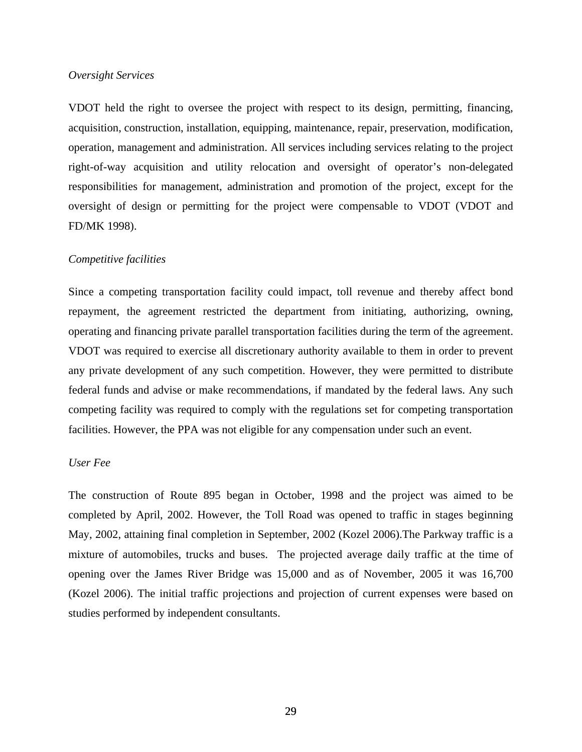*Oversight Services*

VDOT held the right to oversee the project with respect to its design, permitting, financing, acquisition, construction, installation, equipping, maintenance, repair, preservation, modification, operation, management and administration. All services including services relating to the project right-of-way acquisition and utility relocation and oversight of operator's non-delegated responsibilities for management, administration and promotion of the project, except for the oversight of design or permitting for the project were compensable to VDOT (VDOT and FD/MK 1998).

*Competitive facilities*

Since a competing transportation facility could impact, toll revenue and thereby affect bond repayment, the agreement restricted the department from initiating, authorizing, owning, operating and financing private parallel transportation facilities during the term of the agreement. VDOT was required to exercise all discretionary authority available to them in order to prevent any private development of any such competition. However, they were permitted to distribute federal funds and advise or make recommendations, if mandated by the federal laws. Any such competing facility was required to comply with the regulations set for competing transportation facilities. However, the PPA was not eligible for any compensation under such an event.

*User Fee*

The construction of Route 895 began in October, 1998 and the project was aimed to be completed by April, 2002. However, the Toll Road was opened to traffic in stages beginning May, 2002, attaining final completion in September, 2002 (Kozel 2006).The Parkway traffic is a mixture of automobiles, trucks and buses.  The projected average daily traffic at the time of opening over the James River Bridge was 15,000 and as of November, 2005 it was 16,700 (Kozel 2006). The initial traffic projections and projection of current expenses were based on studies performed by independent consultants.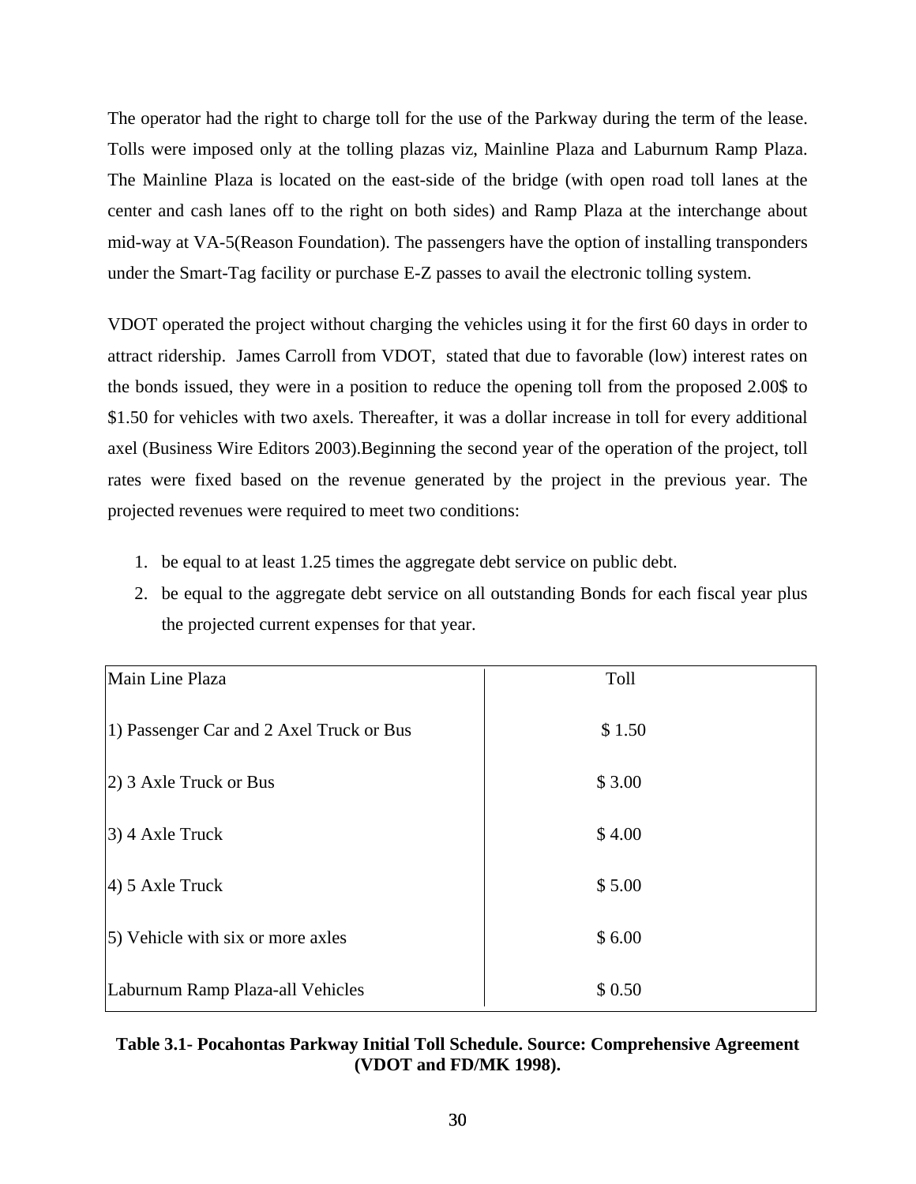The operator had the right to charge toll for the use of the Parkway during the term of the lease. Tolls were imposed only at the tolling plazas viz, Mainline Plaza and Laburnum Ramp Plaza. The Mainline Plaza is located on the east-side of the bridge (with open road toll lanes at the center and cash lanes off to the right on both sides) and Ramp Plaza at the interchange about mid-way at VA-5(Reason Foundation). The passengers have the option of installing transponders under the Smart-Tag facility or purchase E-Z passes to avail the electronic tolling system.

VDOT operated the project without charging the vehicles using it for the first 60 days in order to attract ridership. James Carroll from VDOT, stated that due to favorable (low) interest rates on the bonds issued, they were in a position to reduce the opening toll from the proposed 2.00$ to $1.50 for vehicles with two axels. Thereafter, it was a dollar increase in toll for every additional axel (Business Wire Editors 2003).Beginning the second year of the operation of the project, toll rates were fixed based on the revenue generated by the project in the previous year. The projected revenues were required to meet two conditions:

1. be equal to at least 1.25 times the aggregate debt service on public debt.
2. be equal to the aggregate debt service on all outstanding Bonds for each fiscal year plus the projected current expenses for that year.

| Main Line Plaza | Toll |
|---|---|
| 1) Passenger Car and 2 Axel Truck or Bus | $ 1.50 |
| 2) 3 Axle Truck or Bus | $ 3.00 |
| 3) 4 Axle Truck | $ 4.00 |
| 4) 5 Axle Truck | $ 5.00 |
| 5) Vehicle with six or more axles | $ 6.00 |
| Laburnum Ramp Plaza-all Vehicles | $ 0.50 |

**Table 3.1- Pocahontas Parkway Initial Toll Schedule. Source: Comprehensive Agreement (VDOT and FD/MK 1998).**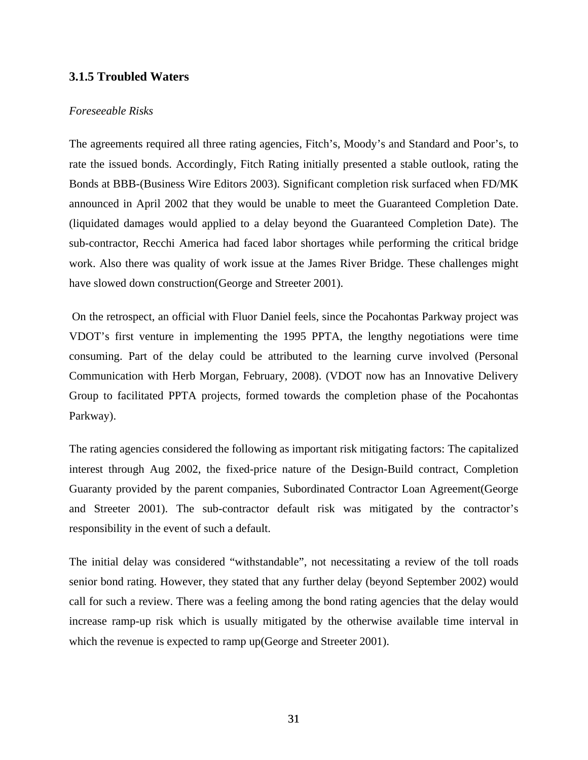### 3.1.5 Troubled Waters

*Foreseeable Risks*

The agreements required all three rating agencies, Fitch's, Moody's and Standard and Poor's, to rate the issued bonds. Accordingly, Fitch Rating initially presented a stable outlook, rating the Bonds at BBB-(Business Wire Editors 2003). Significant completion risk surfaced when FD/MK announced in April 2002 that they would be unable to meet the Guaranteed Completion Date. (liquidated damages would applied to a delay beyond the Guaranteed Completion Date). The sub-contractor, Recchi America had faced labor shortages while performing the critical bridge work. Also there was quality of work issue at the James River Bridge. These challenges might have slowed down construction(George and Streeter 2001).

On the retrospect, an official with Fluor Daniel feels, since the Pocahontas Parkway project was VDOT's first venture in implementing the 1995 PPTA, the lengthy negotiations were time consuming. Part of the delay could be attributed to the learning curve involved (Personal Communication with Herb Morgan, February, 2008). (VDOT now has an Innovative Delivery Group to facilitated PPTA projects, formed towards the completion phase of the Pocahontas Parkway).

The rating agencies considered the following as important risk mitigating factors: The capitalized interest through Aug 2002, the fixed-price nature of the Design-Build contract, Completion Guaranty provided by the parent companies, Subordinated Contractor Loan Agreement(George and Streeter 2001). The sub-contractor default risk was mitigated by the contractor's responsibility in the event of such a default.

The initial delay was considered "withstandable", not necessitating a review of the toll roads senior bond rating. However, they stated that any further delay (beyond September 2002) would call for such a review. There was a feeling among the bond rating agencies that the delay would increase ramp-up risk which is usually mitigated by the otherwise available time interval in which the revenue is expected to ramp up(George and Streeter 2001).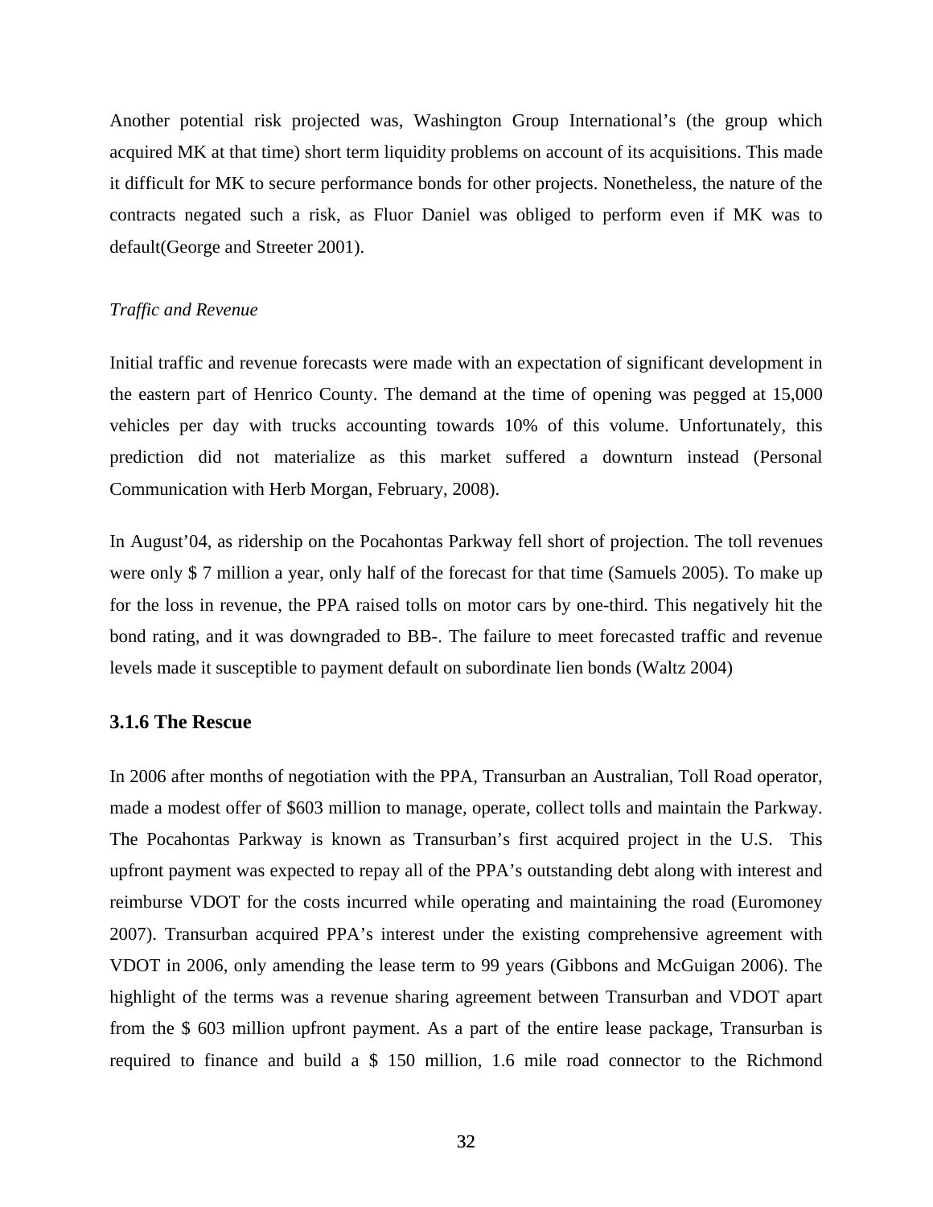Another potential risk projected was, Washington Group International's (the group which acquired MK at that time) short term liquidity problems on account of its acquisitions. This made it difficult for MK to secure performance bonds for other projects. Nonetheless, the nature of the contracts negated such a risk, as Fluor Daniel was obliged to perform even if MK was to default(George and Streeter 2001).

*Traffic and Revenue*

Initial traffic and revenue forecasts were made with an expectation of significant development in the eastern part of Henrico County. The demand at the time of opening was pegged at 15,000 vehicles per day with trucks accounting towards 10% of this volume. Unfortunately, this prediction did not materialize as this market suffered a downturn instead (Personal Communication with Herb Morgan, February, 2008).

In August'04, as ridership on the Pocahontas Parkway fell short of projection. The toll revenues were only $ 7 million a year, only half of the forecast for that time (Samuels 2005). To make up for the loss in revenue, the PPA raised tolls on motor cars by one-third. This negatively hit the bond rating, and it was downgraded to BB-. The failure to meet forecasted traffic and revenue levels made it susceptible to payment default on subordinate lien bonds (Waltz 2004)

### 3.1.6 The Rescue

In 2006 after months of negotiation with the PPA, Transurban an Australian, Toll Road operator, made a modest offer of $603 million to manage, operate, collect tolls and maintain the Parkway. The Pocahontas Parkway is known as Transurban's first acquired project in the U.S. This upfront payment was expected to repay all of the PPA's outstanding debt along with interest and reimburse VDOT for the costs incurred while operating and maintaining the road (Euromoney 2007). Transurban acquired PPA's interest under the existing comprehensive agreement with VDOT in 2006, only amending the lease term to 99 years (Gibbons and McGuigan 2006). The highlight of the terms was a revenue sharing agreement between Transurban and VDOT apart from the $ 603 million upfront payment. As a part of the entire lease package, Transurban is required to finance and build a $ 150 million, 1.6 mile road connector to the Richmond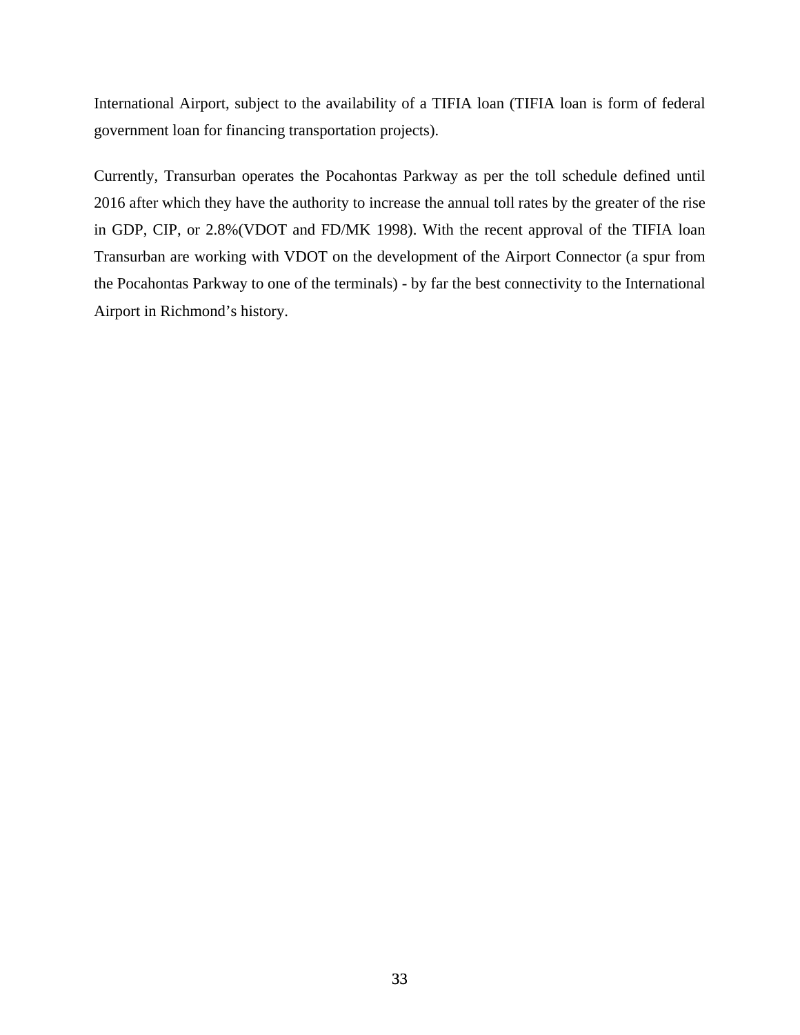International Airport, subject to the availability of a TIFIA loan (TIFIA loan is form of federal government loan for financing transportation projects).

Currently, Transurban operates the Pocahontas Parkway as per the toll schedule defined until 2016 after which they have the authority to increase the annual toll rates by the greater of the rise in GDP, CIP, or 2.8%(VDOT and FD/MK 1998). With the recent approval of the TIFIA loan Transurban are working with VDOT on the development of the Airport Connector (a spur from the Pocahontas Parkway to one of the terminals) - by far the best connectivity to the International Airport in Richmond's history.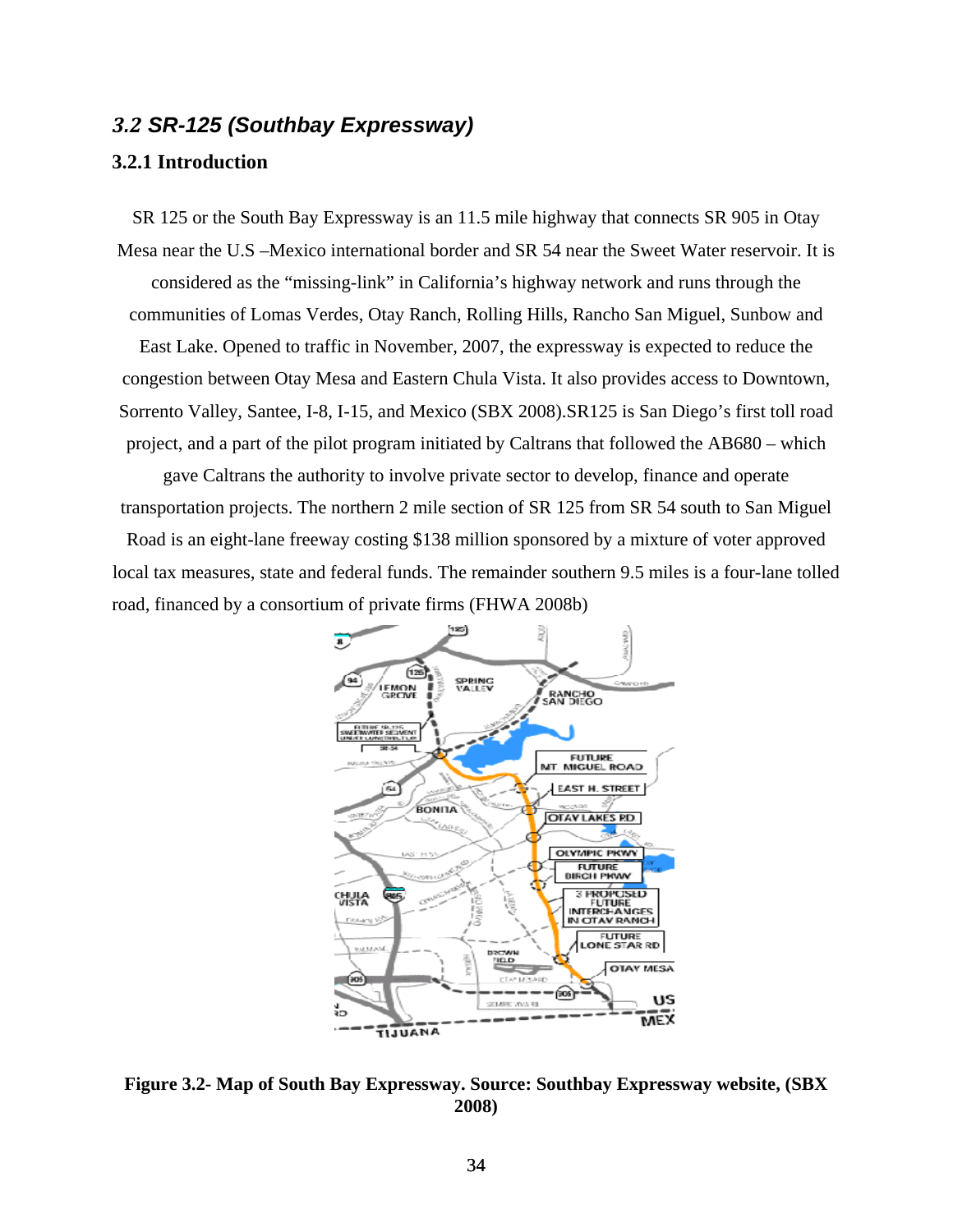## *3.2 SR-125 (Southbay Expressway)*

### 3.2.1 Introduction

SR 125 or the South Bay Expressway is an 11.5 mile highway that connects SR 905 in Otay Mesa near the U.S –Mexico international border and SR 54 near the Sweet Water reservoir. It is considered as the "missing-link" in California's highway network and runs through the communities of Lomas Verdes, Otay Ranch, Rolling Hills, Rancho San Miguel, Sunbow and East Lake. Opened to traffic in November, 2007, the expressway is expected to reduce the congestion between Otay Mesa and Eastern Chula Vista. It also provides access to Downtown, Sorrento Valley, Santee, I-8, I-15, and Mexico (SBX 2008).SR125 is San Diego's first toll road project, and a part of the pilot program initiated by Caltrans that followed the AB680 – which gave Caltrans the authority to involve private sector to develop, finance and operate transportation projects. The northern 2 mile section of SR 125 from SR 54 south to San Miguel Road is an eight-lane freeway costing $138 million sponsored by a mixture of voter approved local tax measures, state and federal funds. The remainder southern 9.5 miles is a four-lane tolled road, financed by a consortium of private firms (FHWA 2008b)

**Figure 3.2- Map of South Bay Expressway. Source: Southbay Expressway website, (SBX 2008)**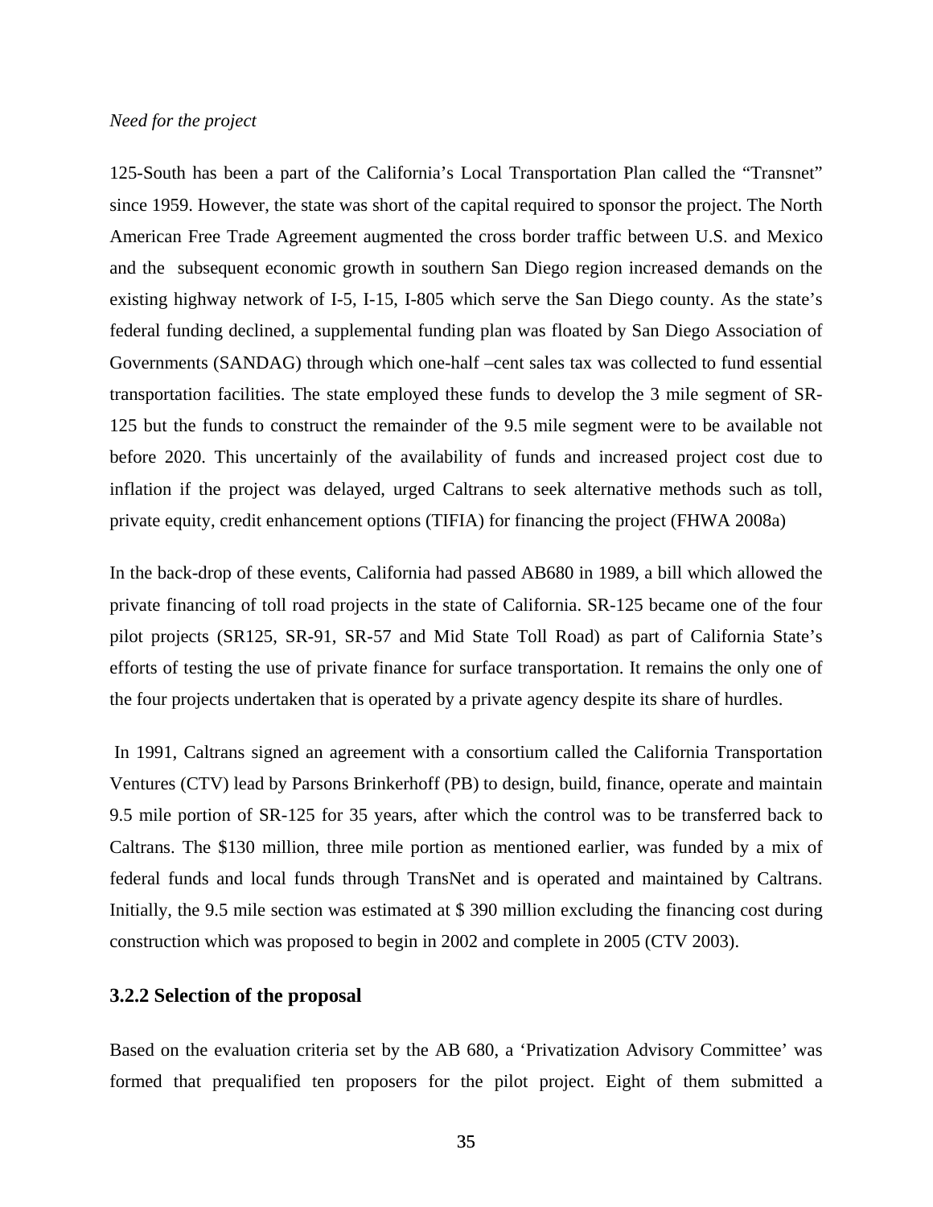*Need for the project*

125-South has been a part of the California's Local Transportation Plan called the "Transnet" since 1959. However, the state was short of the capital required to sponsor the project. The North American Free Trade Agreement augmented the cross border traffic between U.S. and Mexico and the subsequent economic growth in southern San Diego region increased demands on the existing highway network of I-5, I-15, I-805 which serve the San Diego county. As the state's federal funding declined, a supplemental funding plan was floated by San Diego Association of Governments (SANDAG) through which one-half –cent sales tax was collected to fund essential transportation facilities. The state employed these funds to develop the 3 mile segment of SR-125 but the funds to construct the remainder of the 9.5 mile segment were to be available not before 2020. This uncertainly of the availability of funds and increased project cost due to inflation if the project was delayed, urged Caltrans to seek alternative methods such as toll, private equity, credit enhancement options (TIFIA) for financing the project (FHWA 2008a)

In the back-drop of these events, California had passed AB680 in 1989, a bill which allowed the private financing of toll road projects in the state of California. SR-125 became one of the four pilot projects (SR125, SR-91, SR-57 and Mid State Toll Road) as part of California State's efforts of testing the use of private finance for surface transportation. It remains the only one of the four projects undertaken that is operated by a private agency despite its share of hurdles.

In 1991, Caltrans signed an agreement with a consortium called the California Transportation Ventures (CTV) lead by Parsons Brinkerhoff (PB) to design, build, finance, operate and maintain 9.5 mile portion of SR-125 for 35 years, after which the control was to be transferred back to Caltrans. The $130 million, three mile portion as mentioned earlier, was funded by a mix of federal funds and local funds through TransNet and is operated and maintained by Caltrans. Initially, the 9.5 mile section was estimated at $ 390 million excluding the financing cost during construction which was proposed to begin in 2002 and complete in 2005 (CTV 2003).

### 3.2.2 Selection of the proposal

Based on the evaluation criteria set by the AB 680, a 'Privatization Advisory Committee' was formed that prequalified ten proposers for the pilot project. Eight of them submitted a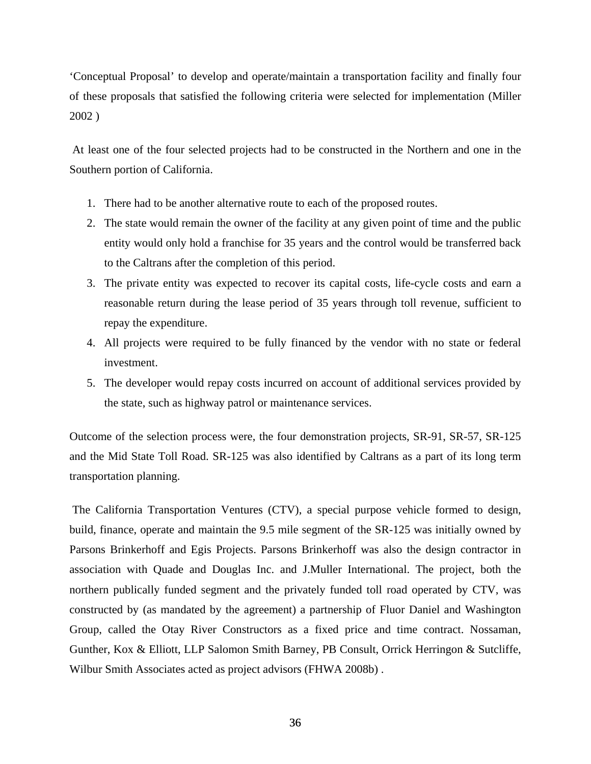‘Conceptual Proposal’ to develop and operate/maintain a transportation facility and finally four of these proposals that satisfied the following criteria were selected for implementation (Miller 2002 )

At least one of the four selected projects had to be constructed in the Northern and one in the Southern portion of California.

1. There had to be another alternative route to each of the proposed routes.
2. The state would remain the owner of the facility at any given point of time and the public entity would only hold a franchise for 35 years and the control would be transferred back to the Caltrans after the completion of this period.
3. The private entity was expected to recover its capital costs, life-cycle costs and earn a reasonable return during the lease period of 35 years through toll revenue, sufficient to repay the expenditure.
4. All projects were required to be fully financed by the vendor with no state or federal investment.
5. The developer would repay costs incurred on account of additional services provided by the state, such as highway patrol or maintenance services.

Outcome of the selection process were, the four demonstration projects, SR-91, SR-57, SR-125 and the Mid State Toll Road. SR-125 was also identified by Caltrans as a part of its long term transportation planning.

The California Transportation Ventures (CTV), a special purpose vehicle formed to design, build, finance, operate and maintain the 9.5 mile segment of the SR-125 was initially owned by Parsons Brinkerhoff and Egis Projects. Parsons Brinkerhoff was also the design contractor in association with Quade and Douglas Inc. and J.Muller International. The project, both the northern publically funded segment and the privately funded toll road operated by CTV, was constructed by (as mandated by the agreement) a partnership of Fluor Daniel and Washington Group, called the Otay River Constructors as a fixed price and time contract. Nossaman, Gunther, Kox & Elliott, LLP Salomon Smith Barney, PB Consult, Orrick Herringon & Sutcliffe, Wilbur Smith Associates acted as project advisors (FHWA 2008b) .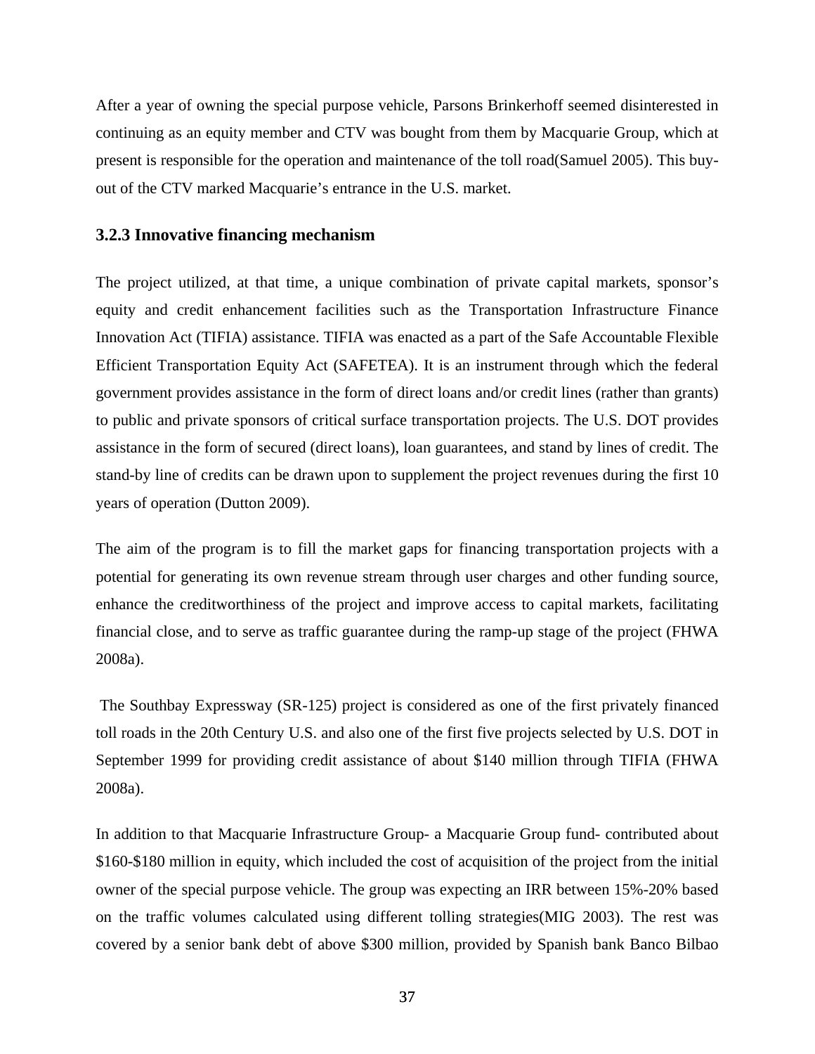After a year of owning the special purpose vehicle, Parsons Brinkerhoff seemed disinterested in continuing as an equity member and CTV was bought from them by Macquarie Group, which at present is responsible for the operation and maintenance of the toll road(Samuel 2005). This buy-out of the CTV marked Macquarie's entrance in the U.S. market.

### 3.2.3 Innovative financing mechanism

The project utilized, at that time, a unique combination of private capital markets, sponsor's equity and credit enhancement facilities such as the Transportation Infrastructure Finance Innovation Act (TIFIA) assistance. TIFIA was enacted as a part of the Safe Accountable Flexible Efficient Transportation Equity Act (SAFETEA). It is an instrument through which the federal government provides assistance in the form of direct loans and/or credit lines (rather than grants) to public and private sponsors of critical surface transportation projects. The U.S. DOT provides assistance in the form of secured (direct loans), loan guarantees, and stand by lines of credit. The stand-by line of credits can be drawn upon to supplement the project revenues during the first 10 years of operation (Dutton 2009).

The aim of the program is to fill the market gaps for financing transportation projects with a potential for generating its own revenue stream through user charges and other funding source, enhance the creditworthiness of the project and improve access to capital markets, facilitating financial close, and to serve as traffic guarantee during the ramp-up stage of the project (FHWA 2008a).

The Southbay Expressway (SR-125) project is considered as one of the first privately financed toll roads in the 20th Century U.S. and also one of the first five projects selected by U.S. DOT in September 1999 for providing credit assistance of about $140 million through TIFIA (FHWA 2008a).

In addition to that Macquarie Infrastructure Group- a Macquarie Group fund- contributed about $160-$180 million in equity, which included the cost of acquisition of the project from the initial owner of the special purpose vehicle. The group was expecting an IRR between 15%-20% based on the traffic volumes calculated using different tolling strategies(MIG 2003). The rest was covered by a senior bank debt of above $300 million, provided by Spanish bank Banco Bilbao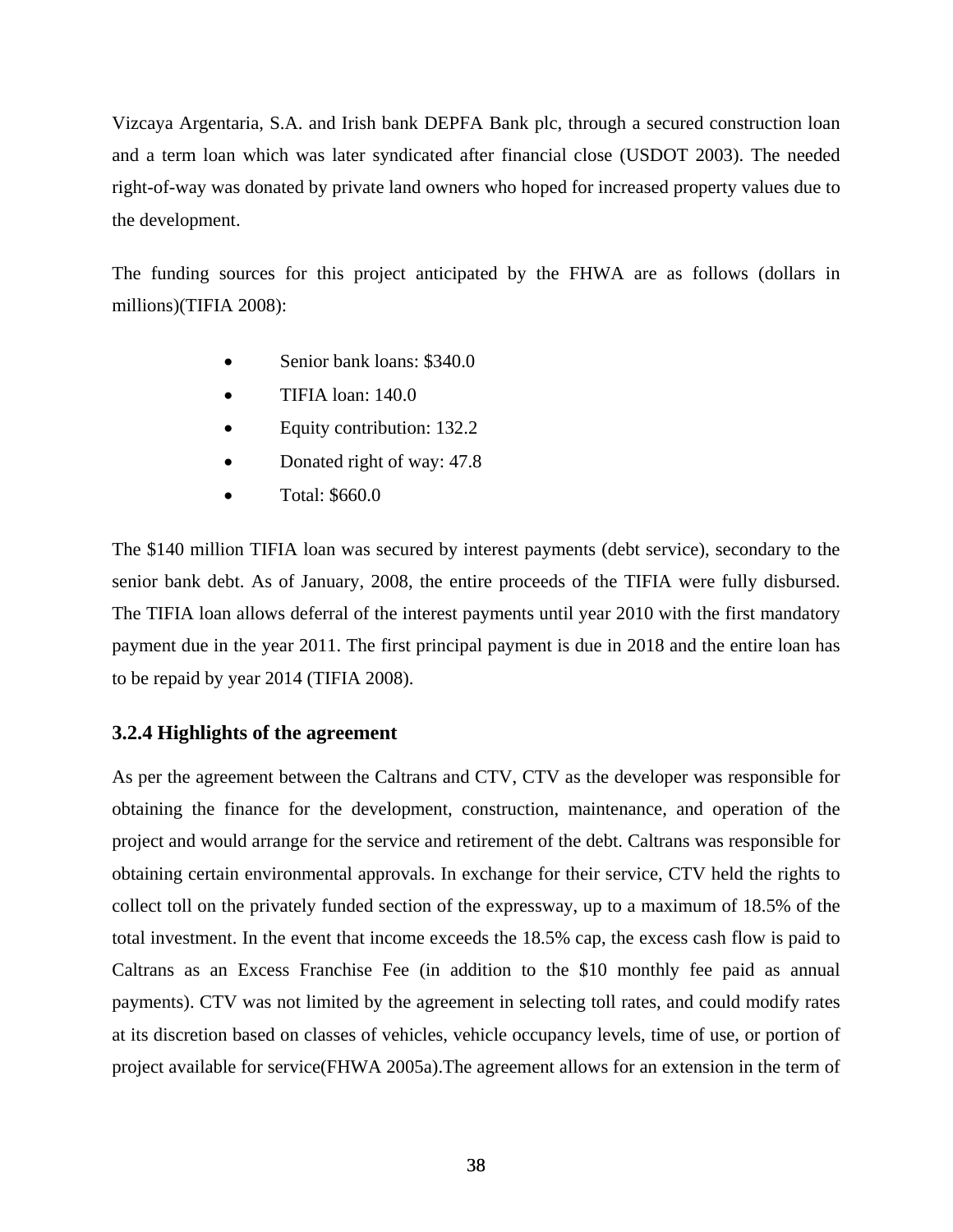Vizcaya Argentaria, S.A. and Irish bank DEPFA Bank plc, through a secured construction loan and a term loan which was later syndicated after financial close (USDOT 2003). The needed right-of-way was donated by private land owners who hoped for increased property values due to the development.

The funding sources for this project anticipated by the FHWA are as follows (dollars in millions)(TIFIA 2008):

- Senior bank loans: $340.0
- TIFIA loan: 140.0
- Equity contribution: 132.2
- Donated right of way: 47.8
- Total: $660.0

The $140 million TIFIA loan was secured by interest payments (debt service), secondary to the senior bank debt. As of January, 2008, the entire proceeds of the TIFIA were fully disbursed. The TIFIA loan allows deferral of the interest payments until year 2010 with the first mandatory payment due in the year 2011. The first principal payment is due in 2018 and the entire loan has to be repaid by year 2014 (TIFIA 2008).

### 3.2.4 Highlights of the agreement

As per the agreement between the Caltrans and CTV, CTV as the developer was responsible for obtaining the finance for the development, construction, maintenance, and operation of the project and would arrange for the service and retirement of the debt. Caltrans was responsible for obtaining certain environmental approvals. In exchange for their service, CTV held the rights to collect toll on the privately funded section of the expressway, up to a maximum of 18.5% of the total investment. In the event that income exceeds the 18.5% cap, the excess cash flow is paid to Caltrans as an Excess Franchise Fee (in addition to the $10 monthly fee paid as annual payments). CTV was not limited by the agreement in selecting toll rates, and could modify rates at its discretion based on classes of vehicles, vehicle occupancy levels, time of use, or portion of project available for service(FHWA 2005a).The agreement allows for an extension in the term of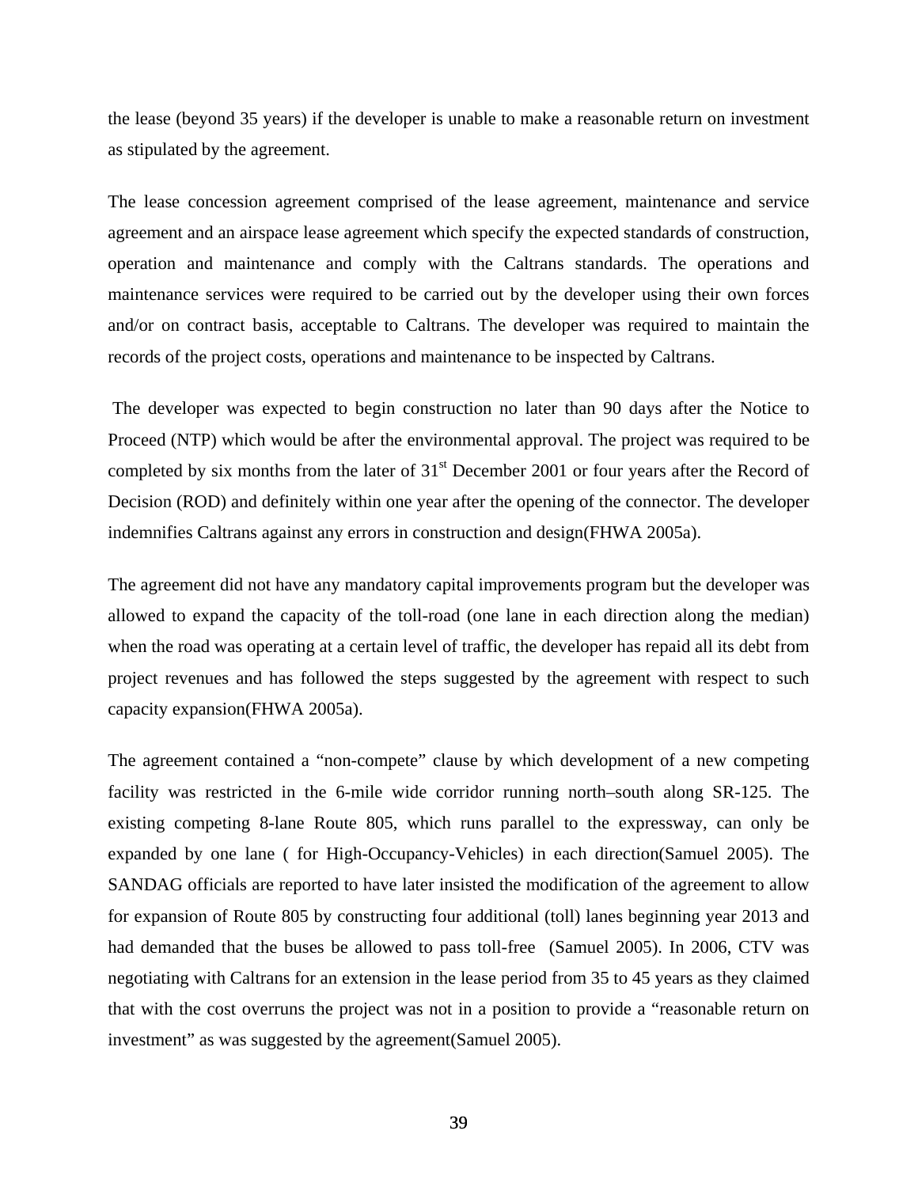the lease (beyond 35 years) if the developer is unable to make a reasonable return on investment as stipulated by the agreement.

The lease concession agreement comprised of the lease agreement, maintenance and service agreement and an airspace lease agreement which specify the expected standards of construction, operation and maintenance and comply with the Caltrans standards. The operations and maintenance services were required to be carried out by the developer using their own forces and/or on contract basis, acceptable to Caltrans. The developer was required to maintain the records of the project costs, operations and maintenance to be inspected by Caltrans.

The developer was expected to begin construction no later than 90 days after the Notice to Proceed (NTP) which would be after the environmental approval. The project was required to be completed by six months from the later of 31st December 2001 or four years after the Record of Decision (ROD) and definitely within one year after the opening of the connector. The developer indemnifies Caltrans against any errors in construction and design(FHWA 2005a).

The agreement did not have any mandatory capital improvements program but the developer was allowed to expand the capacity of the toll-road (one lane in each direction along the median) when the road was operating at a certain level of traffic, the developer has repaid all its debt from project revenues and has followed the steps suggested by the agreement with respect to such capacity expansion(FHWA 2005a).

The agreement contained a "non-compete" clause by which development of a new competing facility was restricted in the 6-mile wide corridor running north–south along SR-125. The existing competing 8-lane Route 805, which runs parallel to the expressway, can only be expanded by one lane ( for High-Occupancy-Vehicles) in each direction(Samuel 2005). The SANDAG officials are reported to have later insisted the modification of the agreement to allow for expansion of Route 805 by constructing four additional (toll) lanes beginning year 2013 and had demanded that the buses be allowed to pass toll-free (Samuel 2005). In 2006, CTV was negotiating with Caltrans for an extension in the lease period from 35 to 45 years as they claimed that with the cost overruns the project was not in a position to provide a "reasonable return on investment" as was suggested by the agreement(Samuel 2005).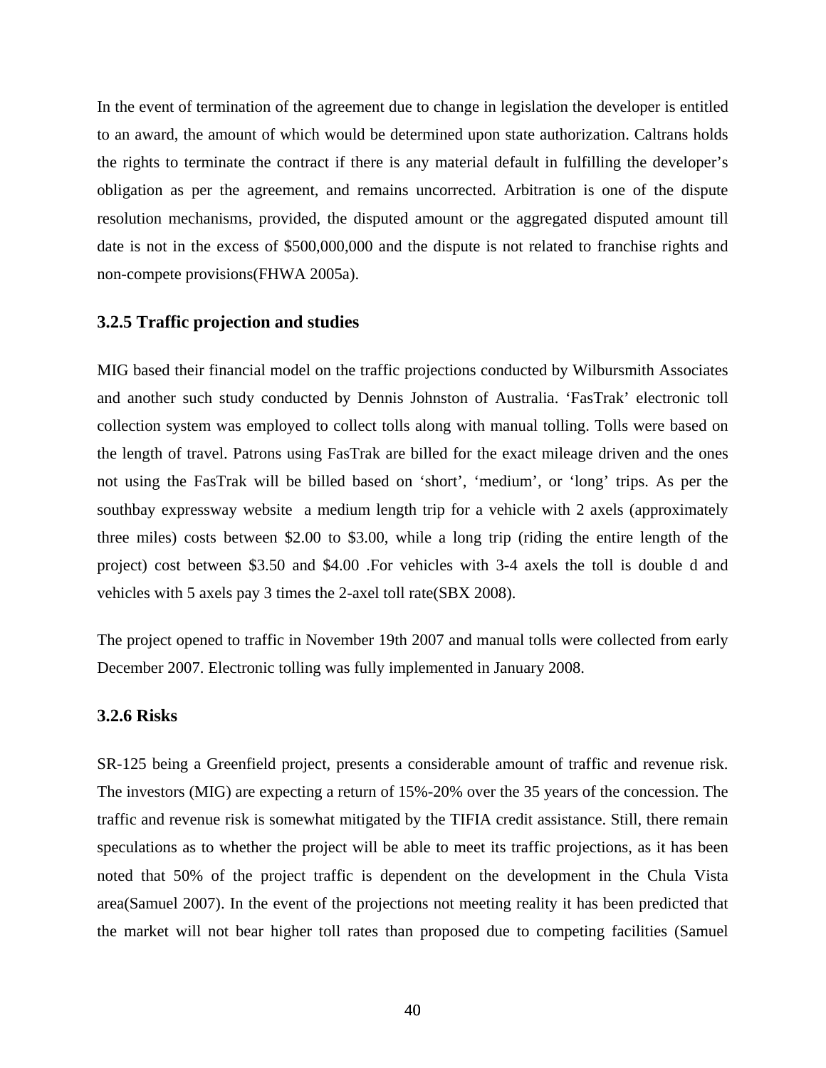In the event of termination of the agreement due to change in legislation the developer is entitled to an award, the amount of which would be determined upon state authorization. Caltrans holds the rights to terminate the contract if there is any material default in fulfilling the developer's obligation as per the agreement, and remains uncorrected. Arbitration is one of the dispute resolution mechanisms, provided, the disputed amount or the aggregated disputed amount till date is not in the excess of $500,000,000 and the dispute is not related to franchise rights and non-compete provisions(FHWA 2005a).

### 3.2.5 Traffic projection and studies

MIG based their financial model on the traffic projections conducted by Wilbursmith Associates and another such study conducted by Dennis Johnston of Australia. 'FasTrak' electronic toll collection system was employed to collect tolls along with manual tolling. Tolls were based on the length of travel. Patrons using FasTrak are billed for the exact mileage driven and the ones not using the FasTrak will be billed based on 'short', 'medium', or 'long' trips. As per the southbay expressway website  a medium length trip for a vehicle with 2 axels (approximately three miles) costs between $2.00 to $3.00, while a long trip (riding the entire length of the project) cost between $3.50 and $4.00 .For vehicles with 3-4 axels the toll is double d and vehicles with 5 axels pay 3 times the 2-axel toll rate(SBX 2008).

The project opened to traffic in November 19th 2007 and manual tolls were collected from early December 2007. Electronic tolling was fully implemented in January 2008.

### 3.2.6 Risks

SR-125 being a Greenfield project, presents a considerable amount of traffic and revenue risk. The investors (MIG) are expecting a return of 15%-20% over the 35 years of the concession. The traffic and revenue risk is somewhat mitigated by the TIFIA credit assistance. Still, there remain speculations as to whether the project will be able to meet its traffic projections, as it has been noted that 50% of the project traffic is dependent on the development in the Chula Vista area(Samuel 2007). In the event of the projections not meeting reality it has been predicted that the market will not bear higher toll rates than proposed due to competing facilities (Samuel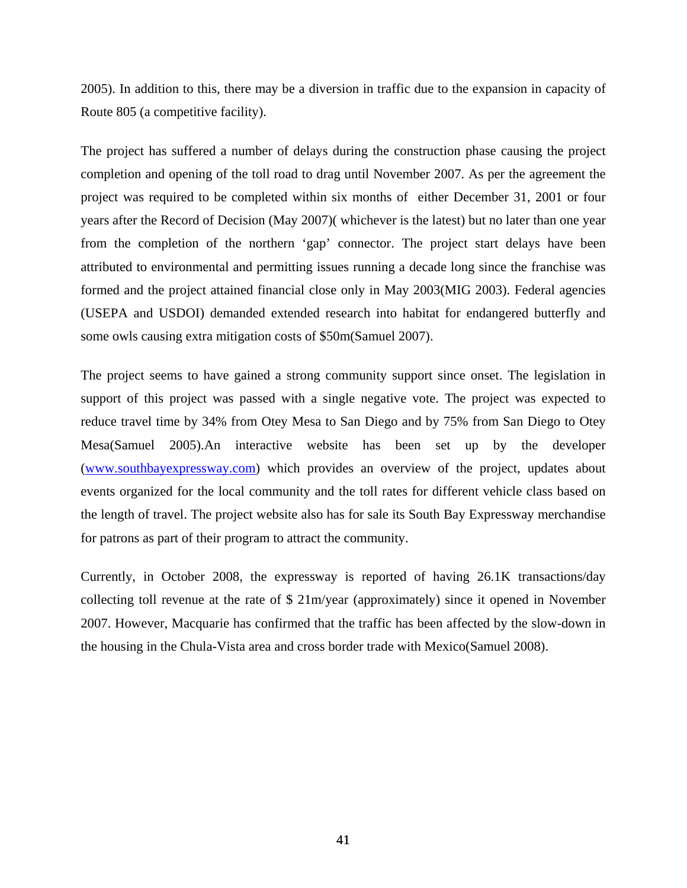2005). In addition to this, there may be a diversion in traffic due to the expansion in capacity of Route 805 (a competitive facility).

The project has suffered a number of delays during the construction phase causing the project completion and opening of the toll road to drag until November 2007. As per the agreement the project was required to be completed within six months of either December 31, 2001 or four years after the Record of Decision (May 2007)( whichever is the latest) but no later than one year from the completion of the northern 'gap' connector. The project start delays have been attributed to environmental and permitting issues running a decade long since the franchise was formed and the project attained financial close only in May 2003(MIG 2003). Federal agencies (USEPA and USDOI) demanded extended research into habitat for endangered butterfly and some owls causing extra mitigation costs of $50m(Samuel 2007).

The project seems to have gained a strong community support since onset. The legislation in support of this project was passed with a single negative vote. The project was expected to reduce travel time by 34% from Otey Mesa to San Diego and by 75% from San Diego to Otey Mesa(Samuel 2005).An interactive website has been set up by the developer ([www.southbayexpressway.com](http://www.southbayexpressway.com)) which provides an overview of the project, updates about events organized for the local community and the toll rates for different vehicle class based on the length of travel. The project website also has for sale its South Bay Expressway merchandise for patrons as part of their program to attract the community.

Currently, in October 2008, the expressway is reported of having 26.1K transactions/day collecting toll revenue at the rate of $ 21m/year (approximately) since it opened in November 2007. However, Macquarie has confirmed that the traffic has been affected by the slow-down in the housing in the Chula-Vista area and cross border trade with Mexico(Samuel 2008).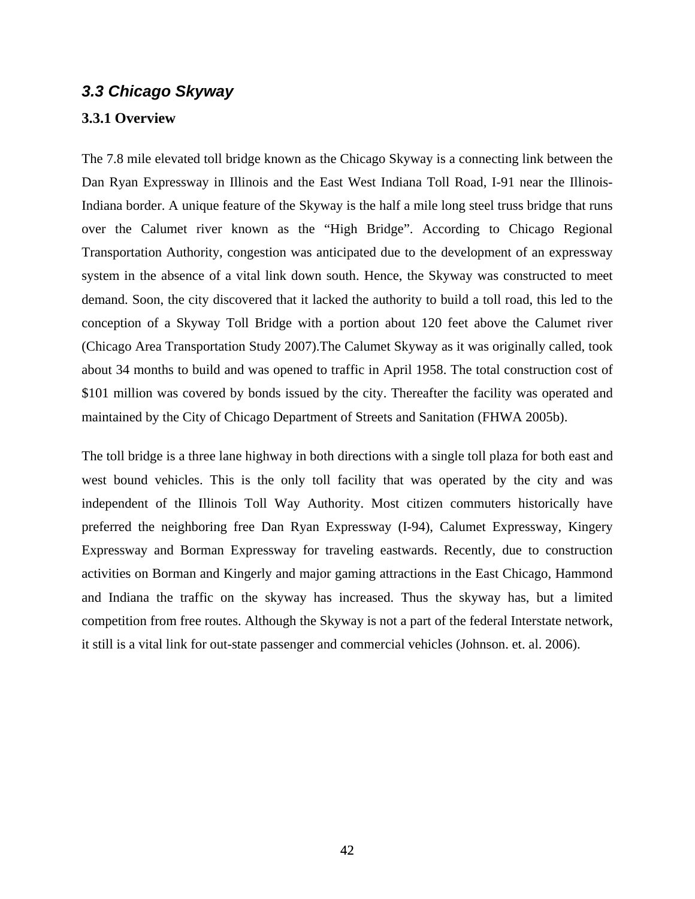### *3.3 Chicago Skyway*

#### 3.3.1 Overview

The 7.8 mile elevated toll bridge known as the Chicago Skyway is a connecting link between the Dan Ryan Expressway in Illinois and the East West Indiana Toll Road, I-91 near the Illinois-Indiana border. A unique feature of the Skyway is the half a mile long steel truss bridge that runs over the Calumet river known as the “High Bridge”. According to Chicago Regional Transportation Authority, congestion was anticipated due to the development of an expressway system in the absence of a vital link down south. Hence, the Skyway was constructed to meet demand. Soon, the city discovered that it lacked the authority to build a toll road, this led to the conception of a Skyway Toll Bridge with a portion about 120 feet above the Calumet river (Chicago Area Transportation Study 2007).The Calumet Skyway as it was originally called, took about 34 months to build and was opened to traffic in April 1958. The total construction cost of $101 million was covered by bonds issued by the city. Thereafter the facility was operated and maintained by the City of Chicago Department of Streets and Sanitation (FHWA 2005b).

The toll bridge is a three lane highway in both directions with a single toll plaza for both east and west bound vehicles. This is the only toll facility that was operated by the city and was independent of the Illinois Toll Way Authority. Most citizen commuters historically have preferred the neighboring free Dan Ryan Expressway (I-94), Calumet Expressway, Kingery Expressway and Borman Expressway for traveling eastwards. Recently, due to construction activities on Borman and Kingerly and major gaming attractions in the East Chicago, Hammond and Indiana the traffic on the skyway has increased. Thus the skyway has, but a limited competition from free routes. Although the Skyway is not a part of the federal Interstate network, it still is a vital link for out-state passenger and commercial vehicles (Johnson. et. al. 2006).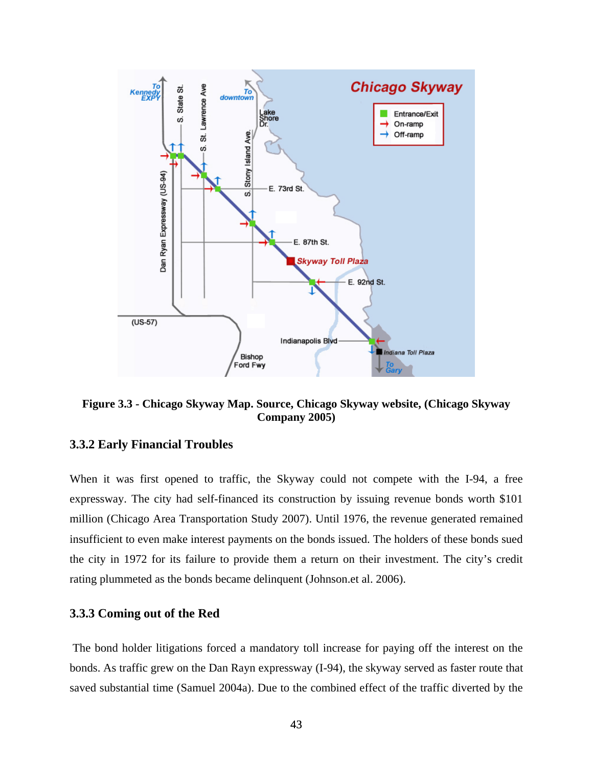**Figure 3.3 - Chicago Skyway Map. Source, Chicago Skyway website, (Chicago Skyway Company 2005)**

### 3.3.2 Early Financial Troubles

When it was first opened to traffic, the Skyway could not compete with the I-94, a free expressway. The city had self-financed its construction by issuing revenue bonds worth $101 million (Chicago Area Transportation Study 2007). Until 1976, the revenue generated remained insufficient to even make interest payments on the bonds issued. The holders of these bonds sued the city in 1972 for its failure to provide them a return on their investment. The city's credit rating plummeted as the bonds became delinquent (Johnson.et al. 2006).

### 3.3.3 Coming out of the Red

The bond holder litigations forced a mandatory toll increase for paying off the interest on the bonds. As traffic grew on the Dan Rayn expressway (I-94), the skyway served as faster route that saved substantial time (Samuel 2004a). Due to the combined effect of the traffic diverted by the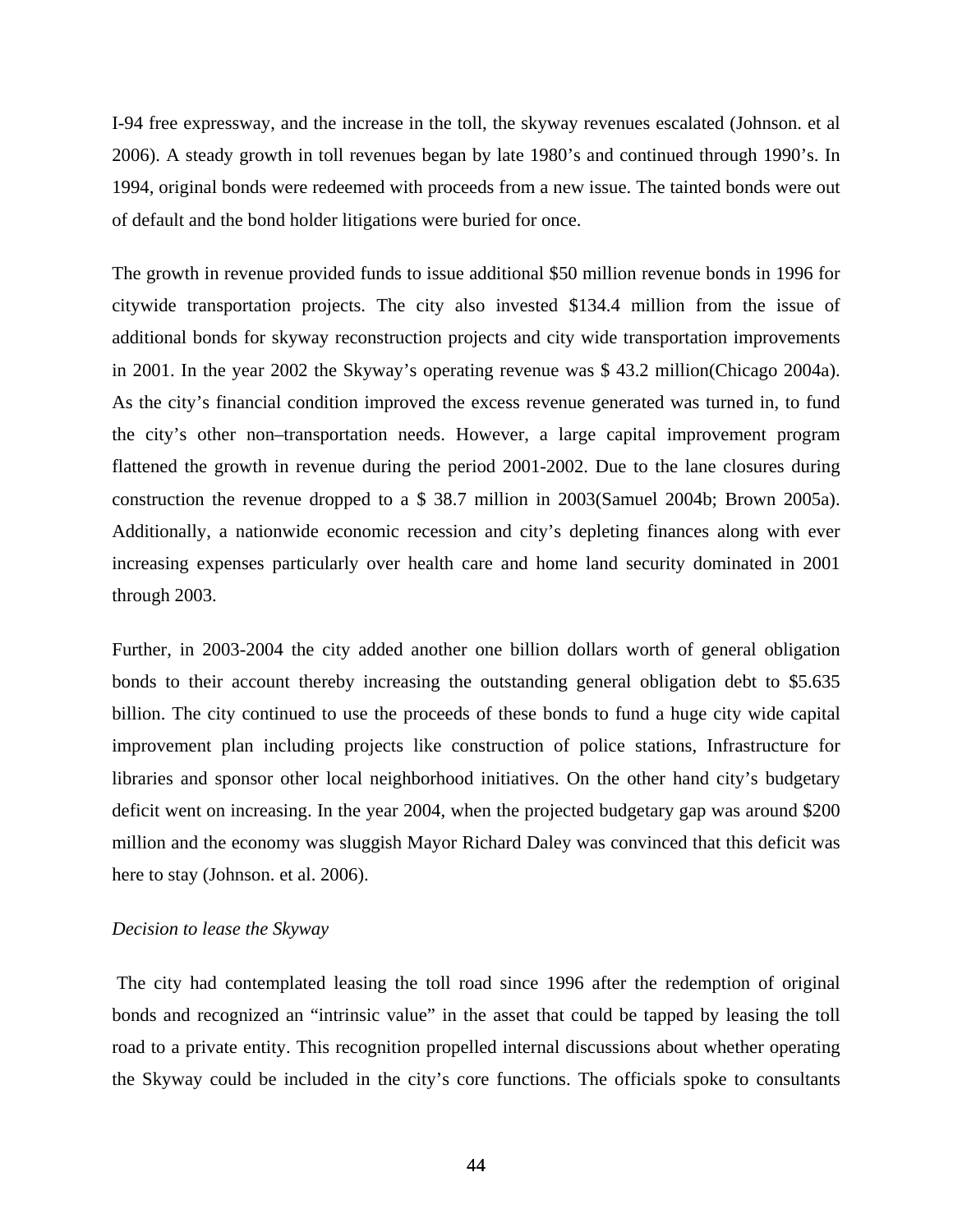I-94 free expressway, and the increase in the toll, the skyway revenues escalated (Johnson. et al 2006). A steady growth in toll revenues began by late 1980's and continued through 1990's. In 1994, original bonds were redeemed with proceeds from a new issue. The tainted bonds were out of default and the bond holder litigations were buried for once.

The growth in revenue provided funds to issue additional $50 million revenue bonds in 1996 for citywide transportation projects. The city also invested $134.4 million from the issue of additional bonds for skyway reconstruction projects and city wide transportation improvements in 2001. In the year 2002 the Skyway's operating revenue was $ 43.2 million(Chicago 2004a). As the city's financial condition improved the excess revenue generated was turned in, to fund the city's other non–transportation needs. However, a large capital improvement program flattened the growth in revenue during the period 2001-2002. Due to the lane closures during construction the revenue dropped to a $ 38.7 million in 2003(Samuel 2004b; Brown 2005a). Additionally, a nationwide economic recession and city's depleting finances along with ever increasing expenses particularly over health care and home land security dominated in 2001 through 2003.

Further, in 2003-2004 the city added another one billion dollars worth of general obligation bonds to their account thereby increasing the outstanding general obligation debt to $5.635 billion. The city continued to use the proceeds of these bonds to fund a huge city wide capital improvement plan including projects like construction of police stations, Infrastructure for libraries and sponsor other local neighborhood initiatives. On the other hand city's budgetary deficit went on increasing. In the year 2004, when the projected budgetary gap was around $200 million and the economy was sluggish Mayor Richard Daley was convinced that this deficit was here to stay (Johnson. et al. 2006).

*Decision to lease the Skyway*

The city had contemplated leasing the toll road since 1996 after the redemption of original bonds and recognized an "intrinsic value" in the asset that could be tapped by leasing the toll road to a private entity. This recognition propelled internal discussions about whether operating the Skyway could be included in the city's core functions. The officials spoke to consultants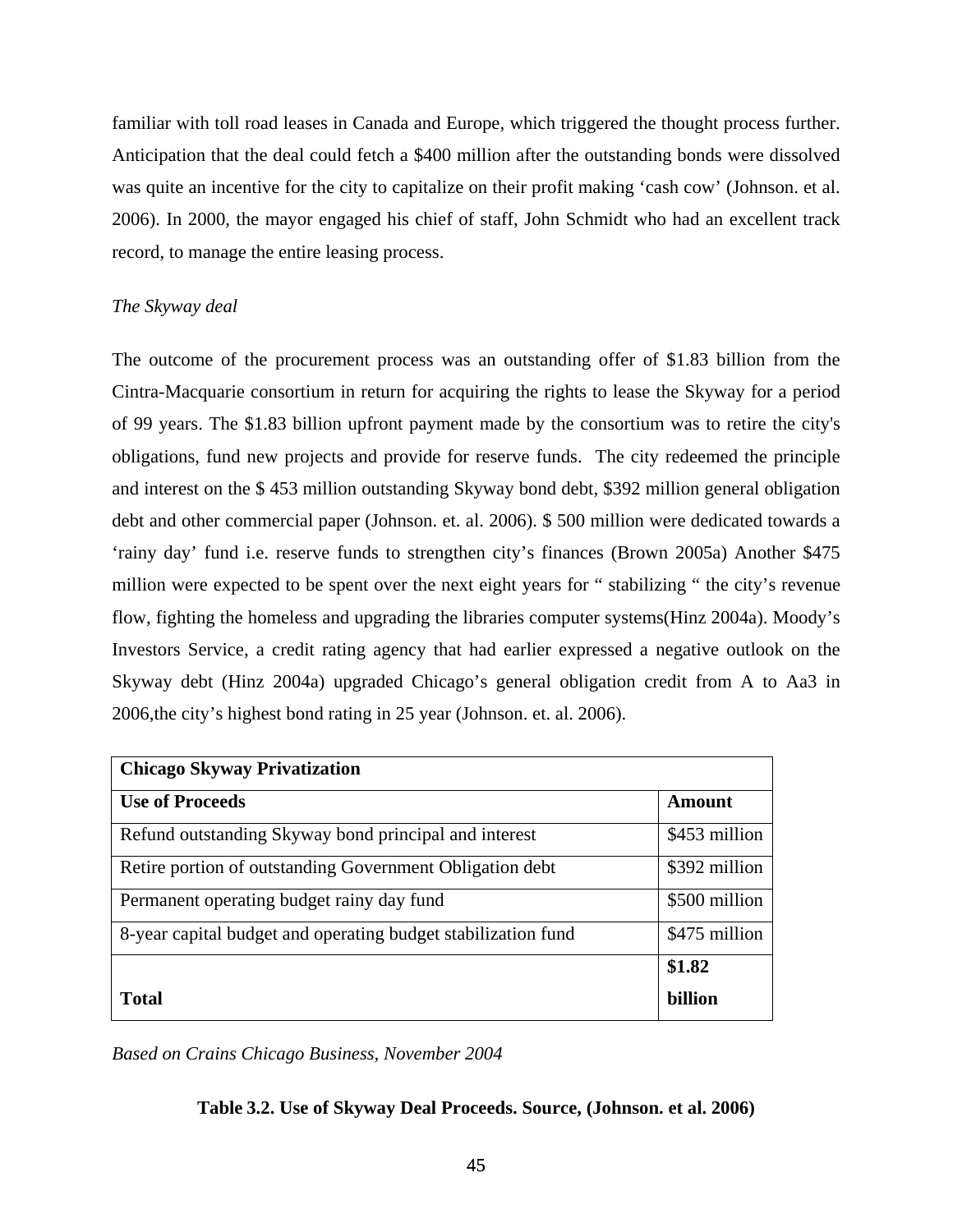familiar with toll road leases in Canada and Europe, which triggered the thought process further. Anticipation that the deal could fetch a $400 million after the outstanding bonds were dissolved was quite an incentive for the city to capitalize on their profit making 'cash cow' (Johnson. et al. 2006). In 2000, the mayor engaged his chief of staff, John Schmidt who had an excellent track record, to manage the entire leasing process.

*The Skyway deal*

The outcome of the procurement process was an outstanding offer of $1.83 billion from the Cintra-Macquarie consortium in return for acquiring the rights to lease the Skyway for a period of 99 years. The $1.83 billion upfront payment made by the consortium was to retire the city's obligations, fund new projects and provide for reserve funds. The city redeemed the principle and interest on the $ 453 million outstanding Skyway bond debt, $392 million general obligation debt and other commercial paper (Johnson. et. al. 2006). $ 500 million were dedicated towards a 'rainy day' fund i.e. reserve funds to strengthen city's finances (Brown 2005a) Another $475 million were expected to be spent over the next eight years for " stabilizing " the city's revenue flow, fighting the homeless and upgrading the libraries computer systems(Hinz 2004a). Moody's Investors Service, a credit rating agency that had earlier expressed a negative outlook on the Skyway debt (Hinz 2004a) upgraded Chicago's general obligation credit from A to Aa3 in 2006,the city's highest bond rating in 25 year (Johnson. et. al. 2006).

| **Chicago Skyway Privatization** | |
|---|---|
| **Use of Proceeds** | **Amount** |
| Refund outstanding Skyway bond principal and interest | $453 million |
| Retire portion of outstanding Government Obligation debt | $392 million |
| Permanent operating budget rainy day fund | $500 million |
| 8-year capital budget and operating budget stabilization fund | $475 million |
| **Total** | **$1.82 billion** |

*Based on Crains Chicago Business, November 2004*

**Table 3.2. Use of Skyway Deal Proceeds. Source, (Johnson. et al. 2006)**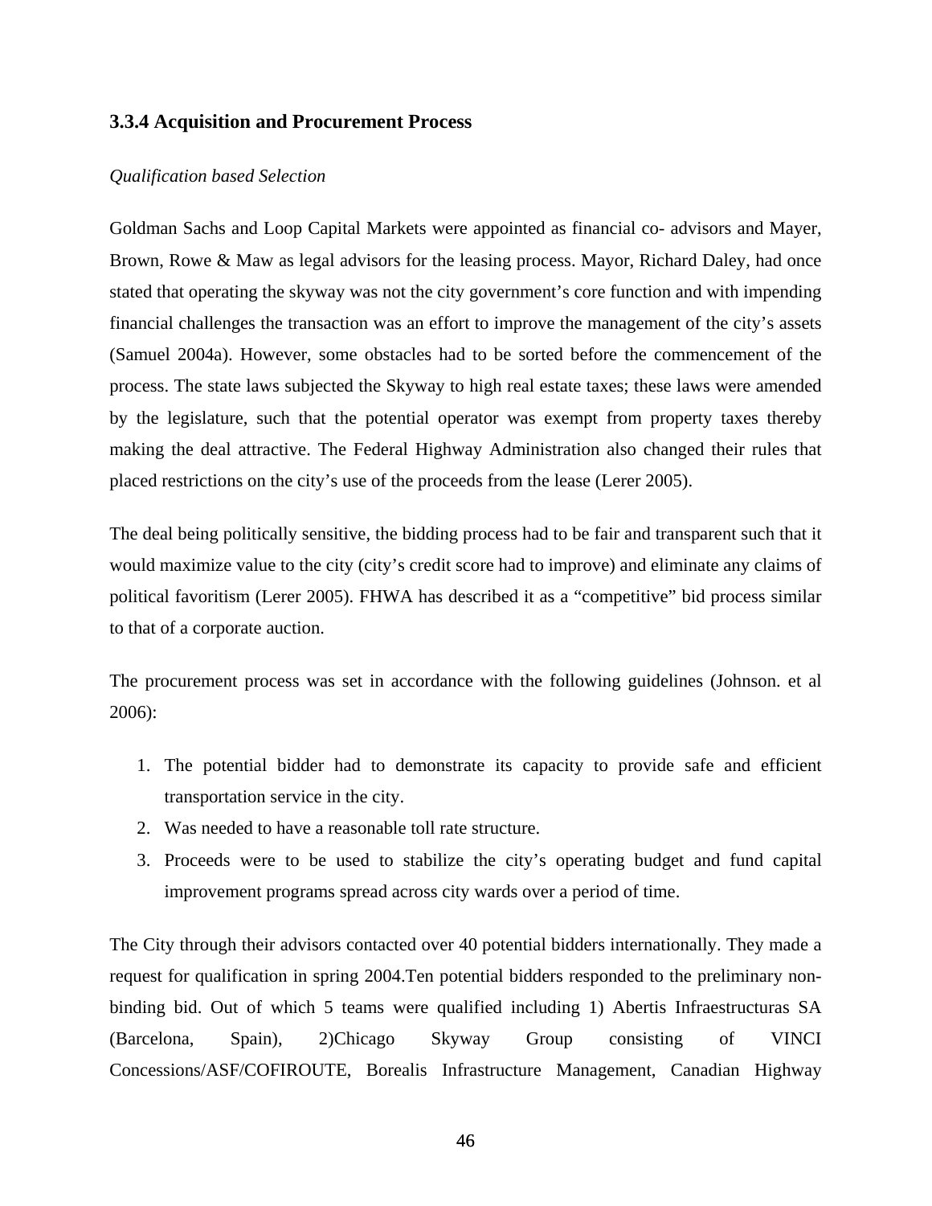### 3.3.4 Acquisition and Procurement Process

*Qualification based Selection*

Goldman Sachs and Loop Capital Markets were appointed as financial co- advisors and Mayer, Brown, Rowe & Maw as legal advisors for the leasing process. Mayor, Richard Daley, had once stated that operating the skyway was not the city government's core function and with impending financial challenges the transaction was an effort to improve the management of the city's assets (Samuel 2004a). However, some obstacles had to be sorted before the commencement of the process. The state laws subjected the Skyway to high real estate taxes; these laws were amended by the legislature, such that the potential operator was exempt from property taxes thereby making the deal attractive. The Federal Highway Administration also changed their rules that placed restrictions on the city's use of the proceeds from the lease (Lerer 2005).

The deal being politically sensitive, the bidding process had to be fair and transparent such that it would maximize value to the city (city's credit score had to improve) and eliminate any claims of political favoritism (Lerer 2005). FHWA has described it as a "competitive" bid process similar to that of a corporate auction.

The procurement process was set in accordance with the following guidelines (Johnson. et al 2006):

1. The potential bidder had to demonstrate its capacity to provide safe and efficient transportation service in the city.
2. Was needed to have a reasonable toll rate structure.
3. Proceeds were to be used to stabilize the city's operating budget and fund capital improvement programs spread across city wards over a period of time.

The City through their advisors contacted over 40 potential bidders internationally. They made a request for qualification in spring 2004.Ten potential bidders responded to the preliminary non-binding bid. Out of which 5 teams were qualified including 1) Abertis Infraestructuras SA (Barcelona, Spain), 2)Chicago Skyway Group consisting of VINCI Concessions/ASF/COFIROUTE, Borealis Infrastructure Management, Canadian Highway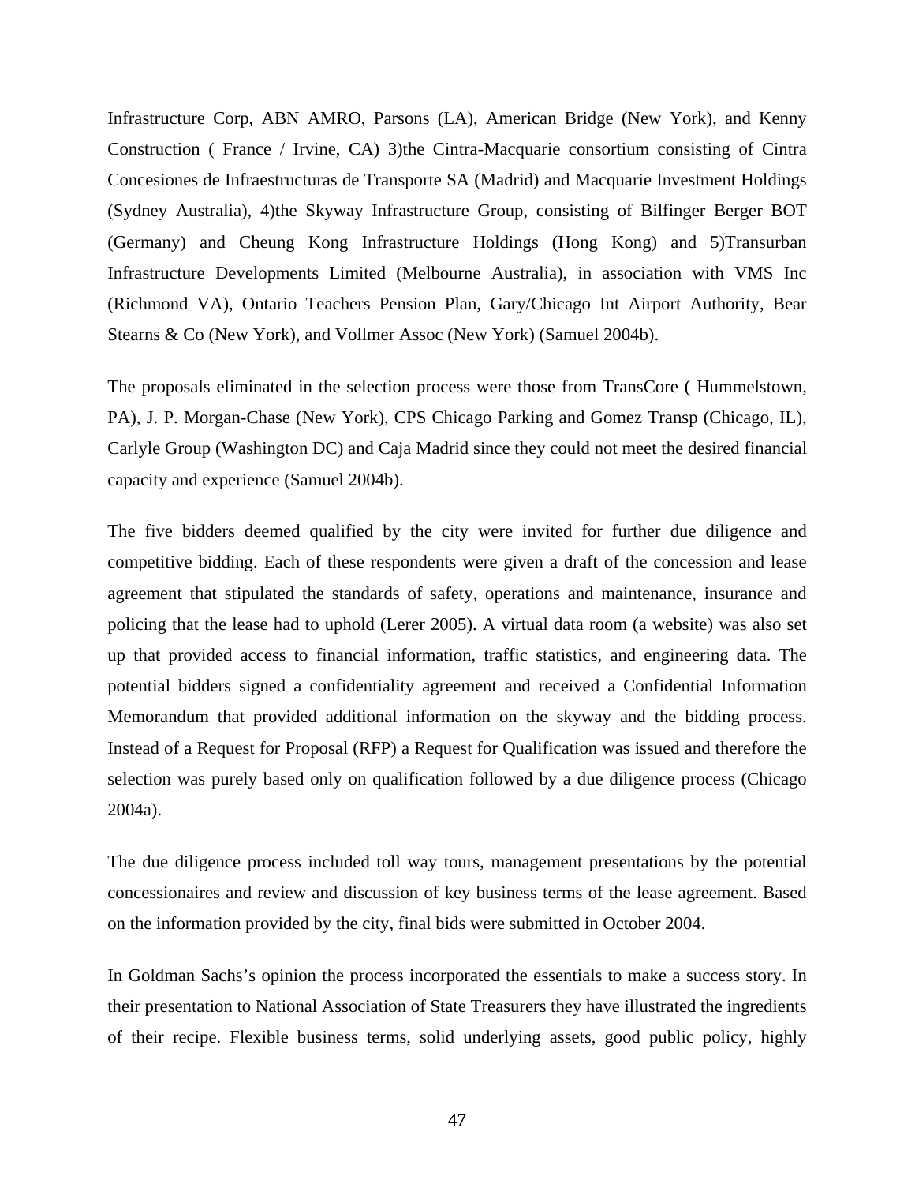Infrastructure Corp, ABN AMRO, Parsons (LA), American Bridge (New York), and Kenny Construction ( France / Irvine, CA) 3)the Cintra-Macquarie consortium consisting of Cintra Concesiones de Infraestructuras de Transporte SA (Madrid) and Macquarie Investment Holdings (Sydney Australia), 4)the Skyway Infrastructure Group, consisting of Bilfinger Berger BOT (Germany) and Cheung Kong Infrastructure Holdings (Hong Kong) and 5)Transurban Infrastructure Developments Limited (Melbourne Australia), in association with VMS Inc (Richmond VA), Ontario Teachers Pension Plan, Gary/Chicago Int Airport Authority, Bear Stearns & Co (New York), and Vollmer Assoc (New York) (Samuel 2004b).

The proposals eliminated in the selection process were those from TransCore ( Hummelstown, PA), J. P. Morgan-Chase (New York), CPS Chicago Parking and Gomez Transp (Chicago, IL), Carlyle Group (Washington DC) and Caja Madrid since they could not meet the desired financial capacity and experience (Samuel 2004b).

The five bidders deemed qualified by the city were invited for further due diligence and competitive bidding. Each of these respondents were given a draft of the concession and lease agreement that stipulated the standards of safety, operations and maintenance, insurance and policing that the lease had to uphold (Lerer 2005). A virtual data room (a website) was also set up that provided access to financial information, traffic statistics, and engineering data. The potential bidders signed a confidentiality agreement and received a Confidential Information Memorandum that provided additional information on the skyway and the bidding process. Instead of a Request for Proposal (RFP) a Request for Qualification was issued and therefore the selection was purely based only on qualification followed by a due diligence process (Chicago 2004a).

The due diligence process included toll way tours, management presentations by the potential concessionaires and review and discussion of key business terms of the lease agreement. Based on the information provided by the city, final bids were submitted in October 2004.

In Goldman Sachs's opinion the process incorporated the essentials to make a success story. In their presentation to National Association of State Treasurers they have illustrated the ingredients of their recipe. Flexible business terms, solid underlying assets, good public policy, highly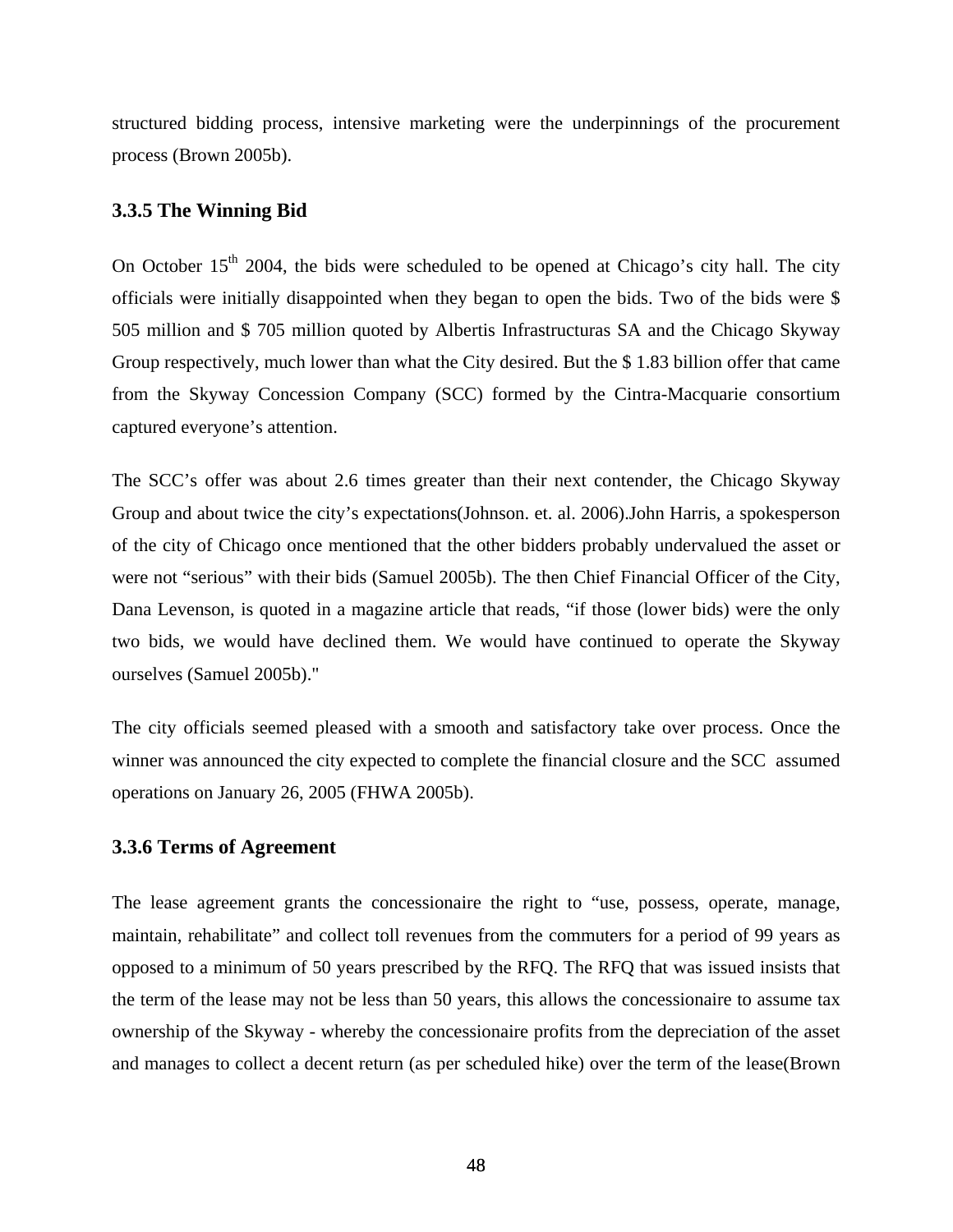structured bidding process, intensive marketing were the underpinnings of the procurement process (Brown 2005b).

### 3.3.5 The Winning Bid

On October 15th 2004, the bids were scheduled to be opened at Chicago's city hall. The city officials were initially disappointed when they began to open the bids. Two of the bids were $ 505 million and $ 705 million quoted by Albertis Infrastructuras SA and the Chicago Skyway Group respectively, much lower than what the City desired. But the $ 1.83 billion offer that came from the Skyway Concession Company (SCC) formed by the Cintra-Macquarie consortium captured everyone's attention.

The SCC's offer was about 2.6 times greater than their next contender, the Chicago Skyway Group and about twice the city's expectations(Johnson. et. al. 2006).John Harris, a spokesperson of the city of Chicago once mentioned that the other bidders probably undervalued the asset or were not "serious" with their bids (Samuel 2005b). The then Chief Financial Officer of the City, Dana Levenson, is quoted in a magazine article that reads, "if those (lower bids) were the only two bids, we would have declined them. We would have continued to operate the Skyway ourselves (Samuel 2005b)."

The city officials seemed pleased with a smooth and satisfactory take over process. Once the winner was announced the city expected to complete the financial closure and the SCC assumed operations on January 26, 2005 (FHWA 2005b).

### 3.3.6 Terms of Agreement

The lease agreement grants the concessionaire the right to "use, possess, operate, manage, maintain, rehabilitate" and collect toll revenues from the commuters for a period of 99 years as opposed to a minimum of 50 years prescribed by the RFQ. The RFQ that was issued insists that the term of the lease may not be less than 50 years, this allows the concessionaire to assume tax ownership of the Skyway - whereby the concessionaire profits from the depreciation of the asset and manages to collect a decent return (as per scheduled hike) over the term of the lease(Brown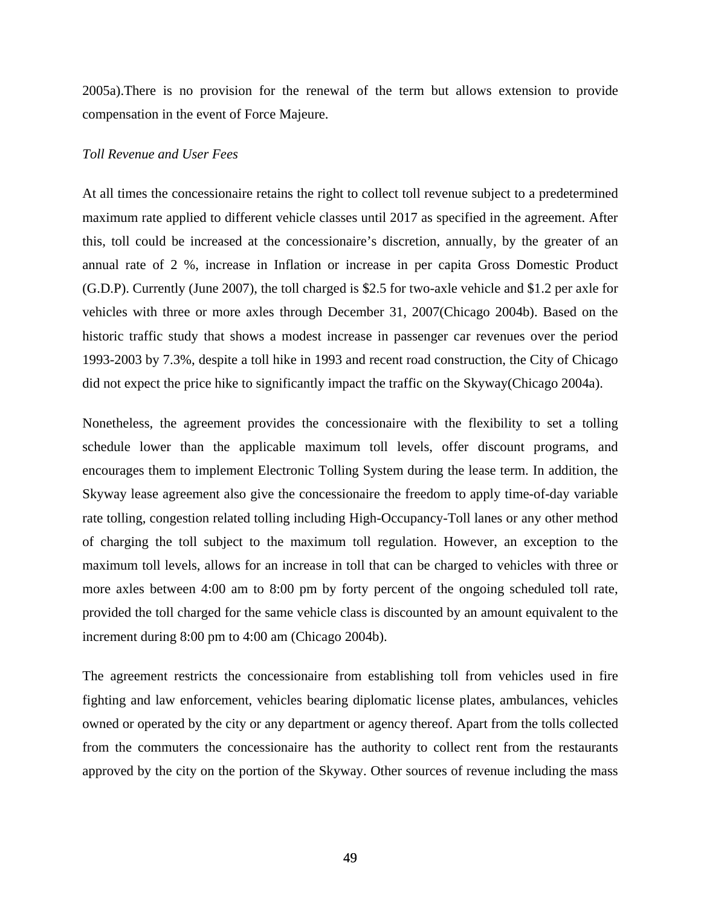2005a).There is no provision for the renewal of the term but allows extension to provide compensation in the event of Force Majeure.

*Toll Revenue and User Fees*

At all times the concessionaire retains the right to collect toll revenue subject to a predetermined maximum rate applied to different vehicle classes until 2017 as specified in the agreement. After this, toll could be increased at the concessionaire's discretion, annually, by the greater of an annual rate of 2 %, increase in Inflation or increase in per capita Gross Domestic Product (G.D.P). Currently (June 2007), the toll charged is $2.5 for two-axle vehicle and $1.2 per axle for vehicles with three or more axles through December 31, 2007(Chicago 2004b). Based on the historic traffic study that shows a modest increase in passenger car revenues over the period 1993-2003 by 7.3%, despite a toll hike in 1993 and recent road construction, the City of Chicago did not expect the price hike to significantly impact the traffic on the Skyway(Chicago 2004a).

Nonetheless, the agreement provides the concessionaire with the flexibility to set a tolling schedule lower than the applicable maximum toll levels, offer discount programs, and encourages them to implement Electronic Tolling System during the lease term. In addition, the Skyway lease agreement also give the concessionaire the freedom to apply time-of-day variable rate tolling, congestion related tolling including High-Occupancy-Toll lanes or any other method of charging the toll subject to the maximum toll regulation. However, an exception to the maximum toll levels, allows for an increase in toll that can be charged to vehicles with three or more axles between 4:00 am to 8:00 pm by forty percent of the ongoing scheduled toll rate, provided the toll charged for the same vehicle class is discounted by an amount equivalent to the increment during 8:00 pm to 4:00 am (Chicago 2004b).

The agreement restricts the concessionaire from establishing toll from vehicles used in fire fighting and law enforcement, vehicles bearing diplomatic license plates, ambulances, vehicles owned or operated by the city or any department or agency thereof. Apart from the tolls collected from the commuters the concessionaire has the authority to collect rent from the restaurants approved by the city on the portion of the Skyway. Other sources of revenue including the mass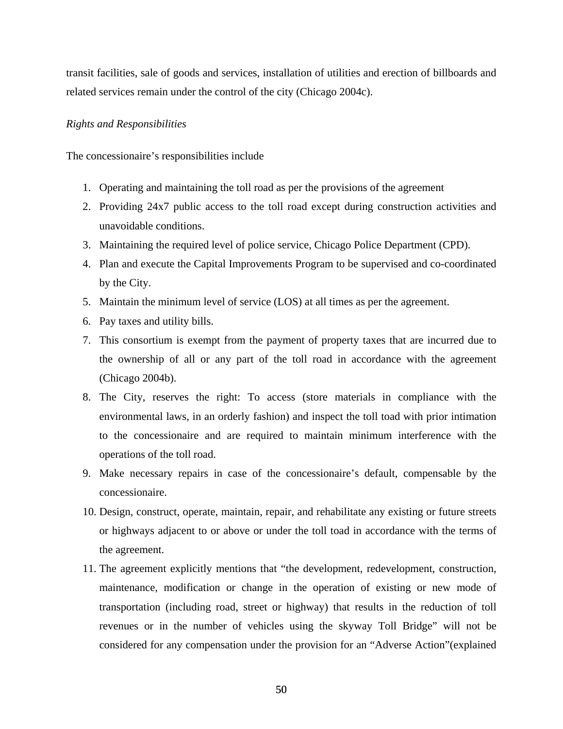transit facilities, sale of goods and services, installation of utilities and erection of billboards and related services remain under the control of the city (Chicago 2004c).

*Rights and Responsibilities*

The concessionaire's responsibilities include

1. Operating and maintaining the toll road as per the provisions of the agreement
2. Providing 24x7 public access to the toll road except during construction activities and unavoidable conditions.
3. Maintaining the required level of police service, Chicago Police Department (CPD).
4. Plan and execute the Capital Improvements Program to be supervised and co-coordinated by the City.
5. Maintain the minimum level of service (LOS) at all times as per the agreement.
6. Pay taxes and utility bills.
7. This consortium is exempt from the payment of property taxes that are incurred due to the ownership of all or any part of the toll road in accordance with the agreement (Chicago 2004b).
8. The City, reserves the right: To access (store materials in compliance with the environmental laws, in an orderly fashion) and inspect the toll toad with prior intimation to the concessionaire and are required to maintain minimum interference with the operations of the toll road.
9. Make necessary repairs in case of the concessionaire's default, compensable by the concessionaire.
10. Design, construct, operate, maintain, repair, and rehabilitate any existing or future streets or highways adjacent to or above or under the toll toad in accordance with the terms of the agreement.
11. The agreement explicitly mentions that "the development, redevelopment, construction, maintenance, modification or change in the operation of existing or new mode of transportation (including road, street or highway) that results in the reduction of toll revenues or in the number of vehicles using the skyway Toll Bridge" will not be considered for any compensation under the provision for an "Adverse Action"(explained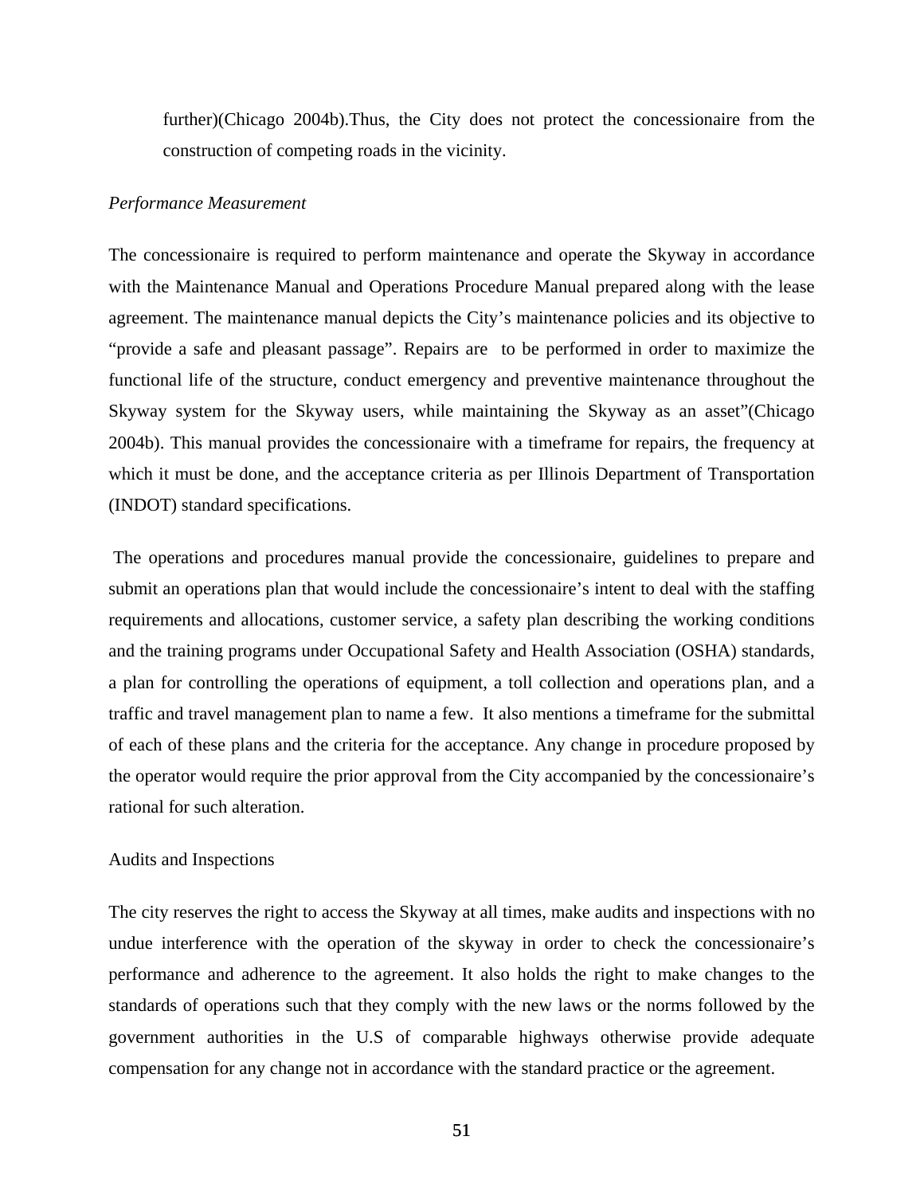further)(Chicago 2004b).Thus, the City does not protect the concessionaire from the construction of competing roads in the vicinity.

*Performance Measurement*

The concessionaire is required to perform maintenance and operate the Skyway in accordance with the Maintenance Manual and Operations Procedure Manual prepared along with the lease agreement. The maintenance manual depicts the City's maintenance policies and its objective to "provide a safe and pleasant passage". Repairs are to be performed in order to maximize the functional life of the structure, conduct emergency and preventive maintenance throughout the Skyway system for the Skyway users, while maintaining the Skyway as an asset"(Chicago 2004b). This manual provides the concessionaire with a timeframe for repairs, the frequency at which it must be done, and the acceptance criteria as per Illinois Department of Transportation (INDOT) standard specifications.

The operations and procedures manual provide the concessionaire, guidelines to prepare and submit an operations plan that would include the concessionaire's intent to deal with the staffing requirements and allocations, customer service, a safety plan describing the working conditions and the training programs under Occupational Safety and Health Association (OSHA) standards, a plan for controlling the operations of equipment, a toll collection and operations plan, and a traffic and travel management plan to name a few. It also mentions a timeframe for the submittal of each of these plans and the criteria for the acceptance. Any change in procedure proposed by the operator would require the prior approval from the City accompanied by the concessionaire's rational for such alteration.

Audits and Inspections

The city reserves the right to access the Skyway at all times, make audits and inspections with no undue interference with the operation of the skyway in order to check the concessionaire's performance and adherence to the agreement. It also holds the right to make changes to the standards of operations such that they comply with the new laws or the norms followed by the government authorities in the U.S of comparable highways otherwise provide adequate compensation for any change not in accordance with the standard practice or the agreement.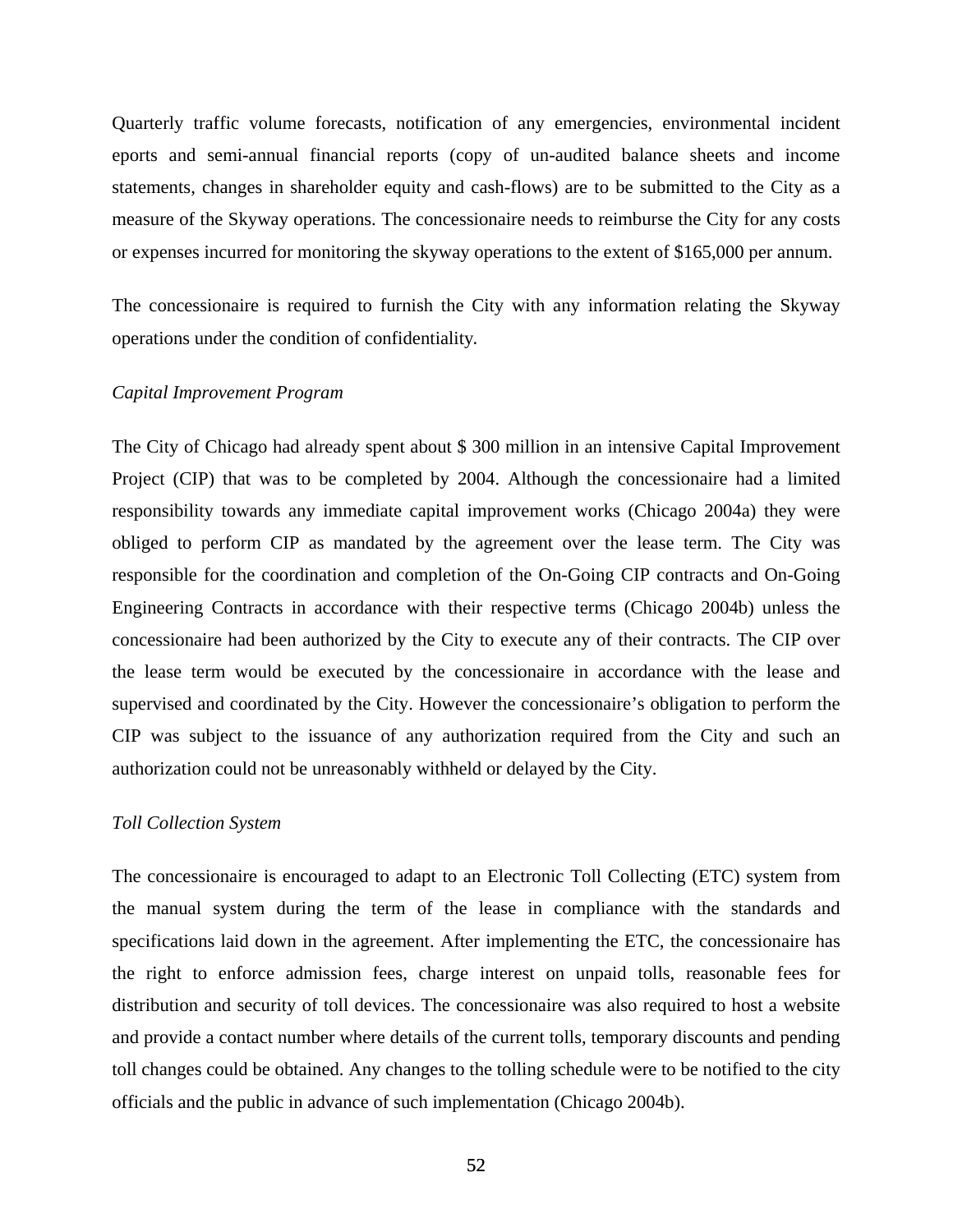Quarterly traffic volume forecasts, notification of any emergencies, environmental incident eports and semi-annual financial reports (copy of un-audited balance sheets and income statements, changes in shareholder equity and cash-flows) are to be submitted to the City as a measure of the Skyway operations. The concessionaire needs to reimburse the City for any costs or expenses incurred for monitoring the skyway operations to the extent of $165,000 per annum.

The concessionaire is required to furnish the City with any information relating the Skyway operations under the condition of confidentiality.

*Capital Improvement Program*

The City of Chicago had already spent about $ 300 million in an intensive Capital Improvement Project (CIP) that was to be completed by 2004. Although the concessionaire had a limited responsibility towards any immediate capital improvement works (Chicago 2004a) they were obliged to perform CIP as mandated by the agreement over the lease term. The City was responsible for the coordination and completion of the On-Going CIP contracts and On-Going Engineering Contracts in accordance with their respective terms (Chicago 2004b) unless the concessionaire had been authorized by the City to execute any of their contracts. The CIP over the lease term would be executed by the concessionaire in accordance with the lease and supervised and coordinated by the City. However the concessionaire's obligation to perform the CIP was subject to the issuance of any authorization required from the City and such an authorization could not be unreasonably withheld or delayed by the City.

*Toll Collection System*

The concessionaire is encouraged to adapt to an Electronic Toll Collecting (ETC) system from the manual system during the term of the lease in compliance with the standards and specifications laid down in the agreement. After implementing the ETC, the concessionaire has the right to enforce admission fees, charge interest on unpaid tolls, reasonable fees for distribution and security of toll devices. The concessionaire was also required to host a website and provide a contact number where details of the current tolls, temporary discounts and pending toll changes could be obtained. Any changes to the tolling schedule were to be notified to the city officials and the public in advance of such implementation (Chicago 2004b).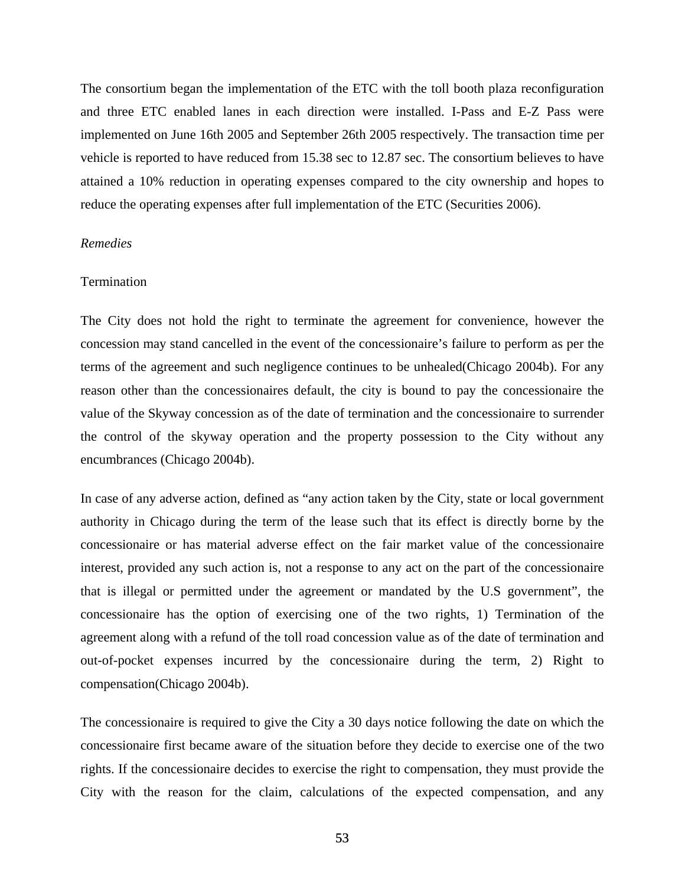The consortium began the implementation of the ETC with the toll booth plaza reconfiguration and three ETC enabled lanes in each direction were installed. I-Pass and E-Z Pass were implemented on June 16th 2005 and September 26th 2005 respectively. The transaction time per vehicle is reported to have reduced from 15.38 sec to 12.87 sec. The consortium believes to have attained a 10% reduction in operating expenses compared to the city ownership and hopes to reduce the operating expenses after full implementation of the ETC (Securities 2006).

*Remedies*

Termination

The City does not hold the right to terminate the agreement for convenience, however the concession may stand cancelled in the event of the concessionaire's failure to perform as per the terms of the agreement and such negligence continues to be unhealed(Chicago 2004b). For any reason other than the concessionaires default, the city is bound to pay the concessionaire the value of the Skyway concession as of the date of termination and the concessionaire to surrender the control of the skyway operation and the property possession to the City without any encumbrances (Chicago 2004b).

In case of any adverse action, defined as "any action taken by the City, state or local government authority in Chicago during the term of the lease such that its effect is directly borne by the concessionaire or has material adverse effect on the fair market value of the concessionaire interest, provided any such action is, not a response to any act on the part of the concessionaire that is illegal or permitted under the agreement or mandated by the U.S government", the concessionaire has the option of exercising one of the two rights, 1) Termination of the agreement along with a refund of the toll road concession value as of the date of termination and out-of-pocket expenses incurred by the concessionaire during the term, 2) Right to compensation(Chicago 2004b).

The concessionaire is required to give the City a 30 days notice following the date on which the concessionaire first became aware of the situation before they decide to exercise one of the two rights. If the concessionaire decides to exercise the right to compensation, they must provide the City with the reason for the claim, calculations of the expected compensation, and any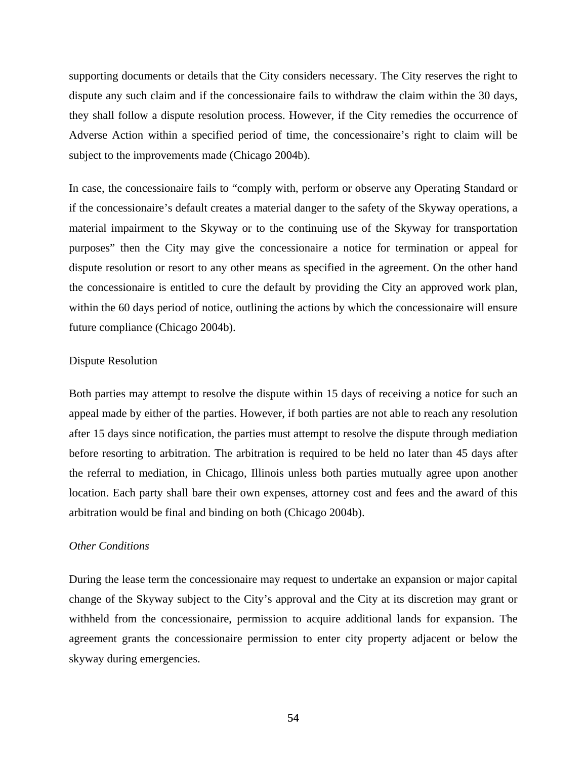supporting documents or details that the City considers necessary. The City reserves the right to dispute any such claim and if the concessionaire fails to withdraw the claim within the 30 days, they shall follow a dispute resolution process. However, if the City remedies the occurrence of Adverse Action within a specified period of time, the concessionaire's right to claim will be subject to the improvements made (Chicago 2004b).

In case, the concessionaire fails to "comply with, perform or observe any Operating Standard or if the concessionaire's default creates a material danger to the safety of the Skyway operations, a material impairment to the Skyway or to the continuing use of the Skyway for transportation purposes" then the City may give the concessionaire a notice for termination or appeal for dispute resolution or resort to any other means as specified in the agreement. On the other hand the concessionaire is entitled to cure the default by providing the City an approved work plan, within the 60 days period of notice, outlining the actions by which the concessionaire will ensure future compliance (Chicago 2004b).

Dispute Resolution

Both parties may attempt to resolve the dispute within 15 days of receiving a notice for such an appeal made by either of the parties. However, if both parties are not able to reach any resolution after 15 days since notification, the parties must attempt to resolve the dispute through mediation before resorting to arbitration. The arbitration is required to be held no later than 45 days after the referral to mediation, in Chicago, Illinois unless both parties mutually agree upon another location. Each party shall bare their own expenses, attorney cost and fees and the award of this arbitration would be final and binding on both (Chicago 2004b).

*Other Conditions*

During the lease term the concessionaire may request to undertake an expansion or major capital change of the Skyway subject to the City's approval and the City at its discretion may grant or withheld from the concessionaire, permission to acquire additional lands for expansion. The agreement grants the concessionaire permission to enter city property adjacent or below the skyway during emergencies.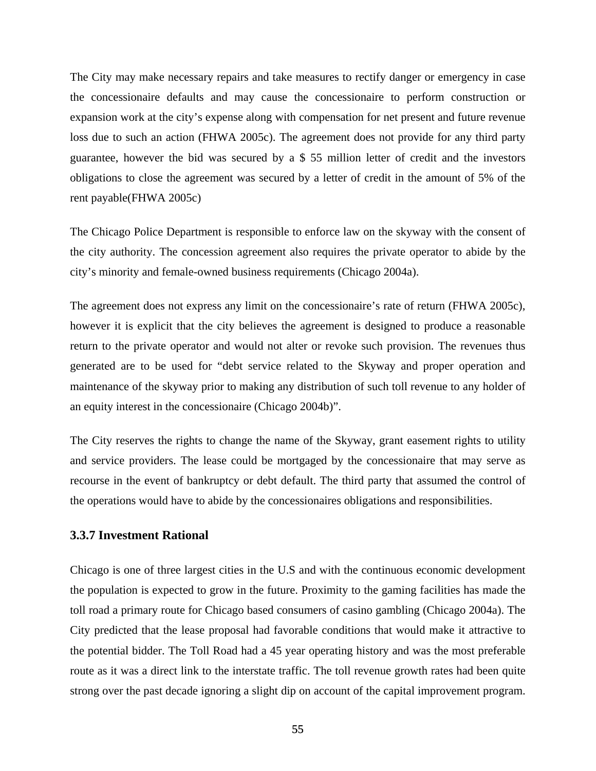The City may make necessary repairs and take measures to rectify danger or emergency in case the concessionaire defaults and may cause the concessionaire to perform construction or expansion work at the city's expense along with compensation for net present and future revenue loss due to such an action (FHWA 2005c). The agreement does not provide for any third party guarantee, however the bid was secured by a $ 55 million letter of credit and the investors obligations to close the agreement was secured by a letter of credit in the amount of 5% of the rent payable(FHWA 2005c)

The Chicago Police Department is responsible to enforce law on the skyway with the consent of the city authority. The concession agreement also requires the private operator to abide by the city's minority and female-owned business requirements (Chicago 2004a).

The agreement does not express any limit on the concessionaire's rate of return (FHWA 2005c), however it is explicit that the city believes the agreement is designed to produce a reasonable return to the private operator and would not alter or revoke such provision. The revenues thus generated are to be used for "debt service related to the Skyway and proper operation and maintenance of the skyway prior to making any distribution of such toll revenue to any holder of an equity interest in the concessionaire (Chicago 2004b)".

The City reserves the rights to change the name of the Skyway, grant easement rights to utility and service providers. The lease could be mortgaged by the concessionaire that may serve as recourse in the event of bankruptcy or debt default. The third party that assumed the control of the operations would have to abide by the concessionaires obligations and responsibilities.

### 3.3.7 Investment Rational

Chicago is one of three largest cities in the U.S and with the continuous economic development the population is expected to grow in the future. Proximity to the gaming facilities has made the toll road a primary route for Chicago based consumers of casino gambling (Chicago 2004a). The City predicted that the lease proposal had favorable conditions that would make it attractive to the potential bidder. The Toll Road had a 45 year operating history and was the most preferable route as it was a direct link to the interstate traffic. The toll revenue growth rates had been quite strong over the past decade ignoring a slight dip on account of the capital improvement program.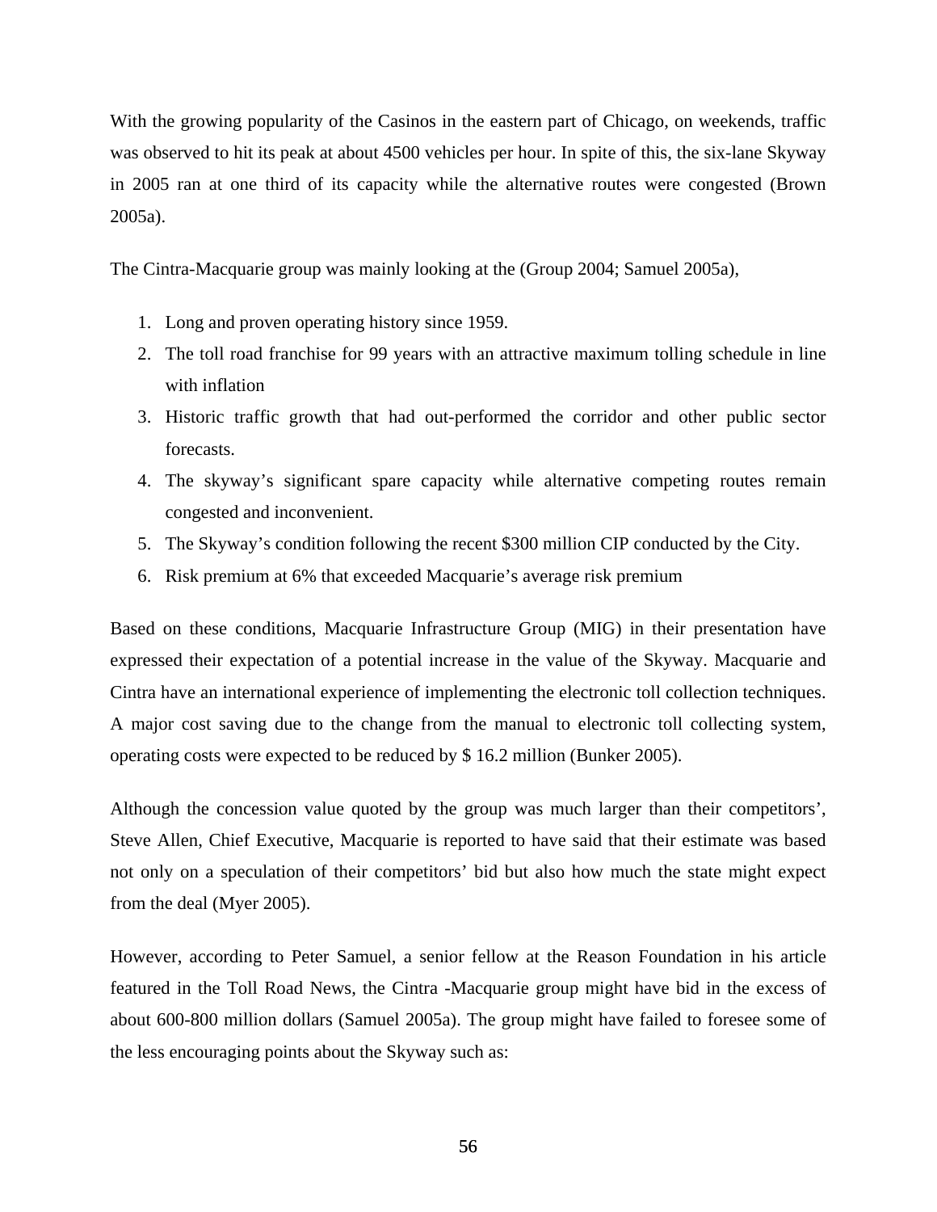With the growing popularity of the Casinos in the eastern part of Chicago, on weekends, traffic was observed to hit its peak at about 4500 vehicles per hour. In spite of this, the six-lane Skyway in 2005 ran at one third of its capacity while the alternative routes were congested (Brown 2005a).

The Cintra-Macquarie group was mainly looking at the (Group 2004; Samuel 2005a),

1. Long and proven operating history since 1959.
2. The toll road franchise for 99 years with an attractive maximum tolling schedule in line with inflation
3. Historic traffic growth that had out-performed the corridor and other public sector forecasts.
4. The skyway's significant spare capacity while alternative competing routes remain congested and inconvenient.
5. The Skyway's condition following the recent $300 million CIP conducted by the City.
6. Risk premium at 6% that exceeded Macquarie's average risk premium

Based on these conditions, Macquarie Infrastructure Group (MIG) in their presentation have expressed their expectation of a potential increase in the value of the Skyway. Macquarie and Cintra have an international experience of implementing the electronic toll collection techniques. A major cost saving due to the change from the manual to electronic toll collecting system, operating costs were expected to be reduced by $ 16.2 million (Bunker 2005).

Although the concession value quoted by the group was much larger than their competitors', Steve Allen, Chief Executive, Macquarie is reported to have said that their estimate was based not only on a speculation of their competitors' bid but also how much the state might expect from the deal (Myer 2005).

However, according to Peter Samuel, a senior fellow at the Reason Foundation in his article featured in the Toll Road News, the Cintra -Macquarie group might have bid in the excess of about 600-800 million dollars (Samuel 2005a). The group might have failed to foresee some of the less encouraging points about the Skyway such as: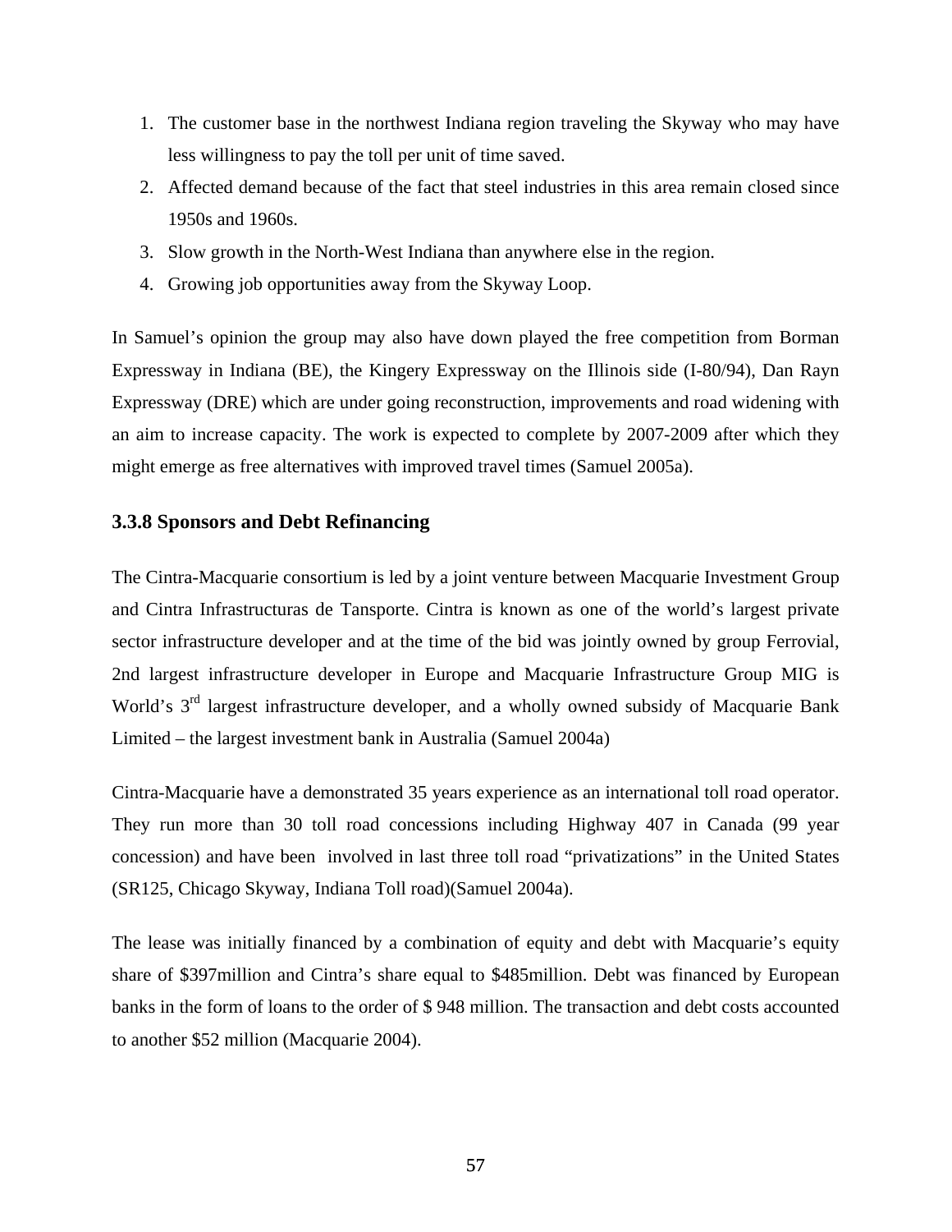1. The customer base in the northwest Indiana region traveling the Skyway who may have less willingness to pay the toll per unit of time saved.
2. Affected demand because of the fact that steel industries in this area remain closed since 1950s and 1960s.
3. Slow growth in the North-West Indiana than anywhere else in the region.
4. Growing job opportunities away from the Skyway Loop.

In Samuel's opinion the group may also have down played the free competition from Borman Expressway in Indiana (BE), the Kingery Expressway on the Illinois side (I-80/94), Dan Rayn Expressway (DRE) which are under going reconstruction, improvements and road widening with an aim to increase capacity. The work is expected to complete by 2007-2009 after which they might emerge as free alternatives with improved travel times (Samuel 2005a).

### 3.3.8 Sponsors and Debt Refinancing

The Cintra-Macquarie consortium is led by a joint venture between Macquarie Investment Group and Cintra Infrastructuras de Tansporte. Cintra is known as one of the world's largest private sector infrastructure developer and at the time of the bid was jointly owned by group Ferrovial, 2nd largest infrastructure developer in Europe and Macquarie Infrastructure Group MIG is World's 3rd largest infrastructure developer, and a wholly owned subsidy of Macquarie Bank Limited – the largest investment bank in Australia (Samuel 2004a)

Cintra-Macquarie have a demonstrated 35 years experience as an international toll road operator. They run more than 30 toll road concessions including Highway 407 in Canada (99 year concession) and have been involved in last three toll road "privatizations" in the United States (SR125, Chicago Skyway, Indiana Toll road)(Samuel 2004a).

The lease was initially financed by a combination of equity and debt with Macquarie's equity share of $397million and Cintra's share equal to $485million. Debt was financed by European banks in the form of loans to the order of $ 948 million. The transaction and debt costs accounted to another $52 million (Macquarie 2004).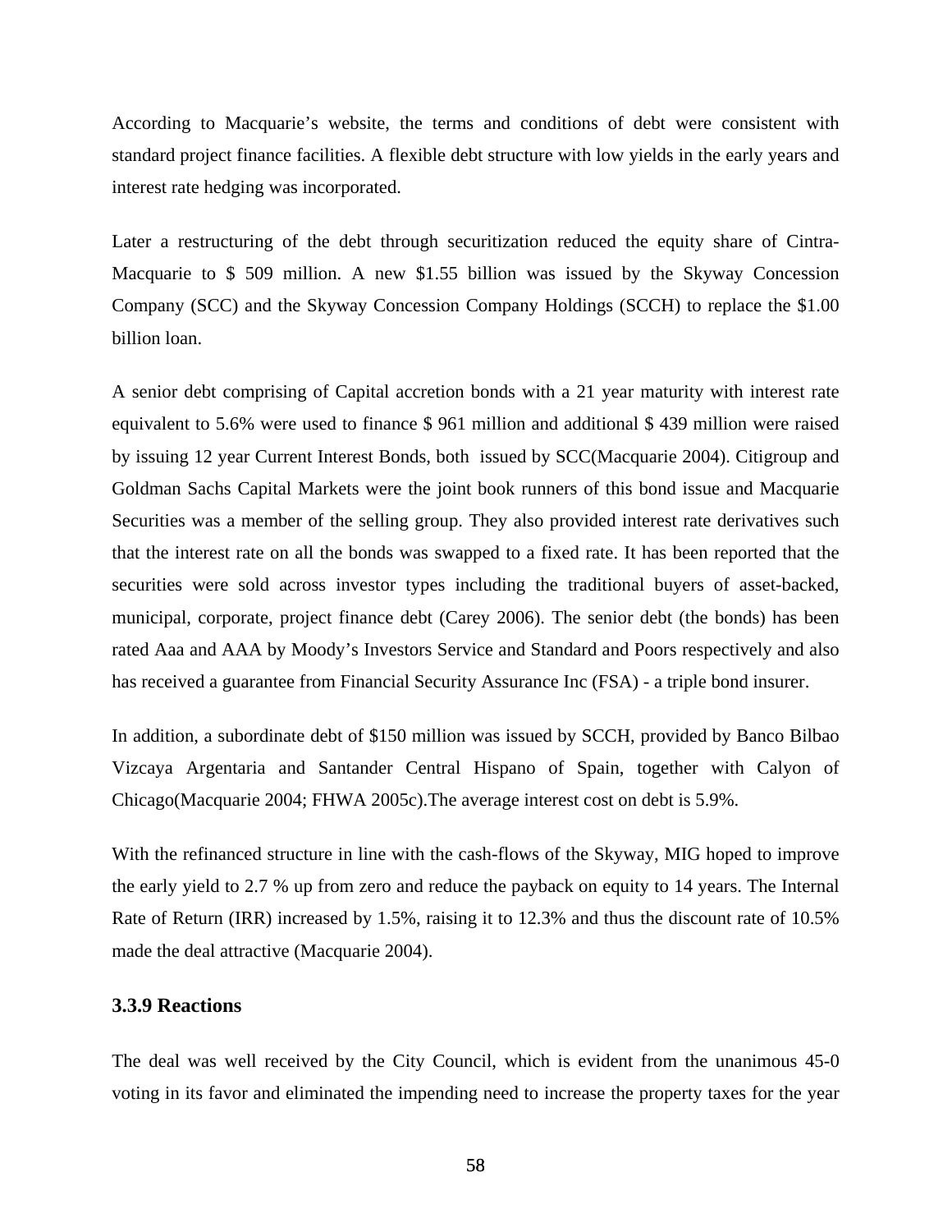According to Macquarie's website, the terms and conditions of debt were consistent with standard project finance facilities. A flexible debt structure with low yields in the early years and interest rate hedging was incorporated.

Later a restructuring of the debt through securitization reduced the equity share of Cintra-Macquarie to $ 509 million. A new $1.55 billion was issued by the Skyway Concession Company (SCC) and the Skyway Concession Company Holdings (SCCH) to replace the $1.00 billion loan.

A senior debt comprising of Capital accretion bonds with a 21 year maturity with interest rate equivalent to 5.6% were used to finance $ 961 million and additional $ 439 million were raised by issuing 12 year Current Interest Bonds, both issued by SCC(Macquarie 2004). Citigroup and Goldman Sachs Capital Markets were the joint book runners of this bond issue and Macquarie Securities was a member of the selling group. They also provided interest rate derivatives such that the interest rate on all the bonds was swapped to a fixed rate. It has been reported that the securities were sold across investor types including the traditional buyers of asset-backed, municipal, corporate, project finance debt (Carey 2006). The senior debt (the bonds) has been rated Aaa and AAA by Moody's Investors Service and Standard and Poors respectively and also has received a guarantee from Financial Security Assurance Inc (FSA) - a triple bond insurer.

In addition, a subordinate debt of $150 million was issued by SCCH, provided by Banco Bilbao Vizcaya Argentaria and Santander Central Hispano of Spain, together with Calyon of Chicago(Macquarie 2004; FHWA 2005c).The average interest cost on debt is 5.9%.

With the refinanced structure in line with the cash-flows of the Skyway, MIG hoped to improve the early yield to 2.7 % up from zero and reduce the payback on equity to 14 years. The Internal Rate of Return (IRR) increased by 1.5%, raising it to 12.3% and thus the discount rate of 10.5% made the deal attractive (Macquarie 2004).

### 3.3.9 Reactions

The deal was well received by the City Council, which is evident from the unanimous 45-0 voting in its favor and eliminated the impending need to increase the property taxes for the year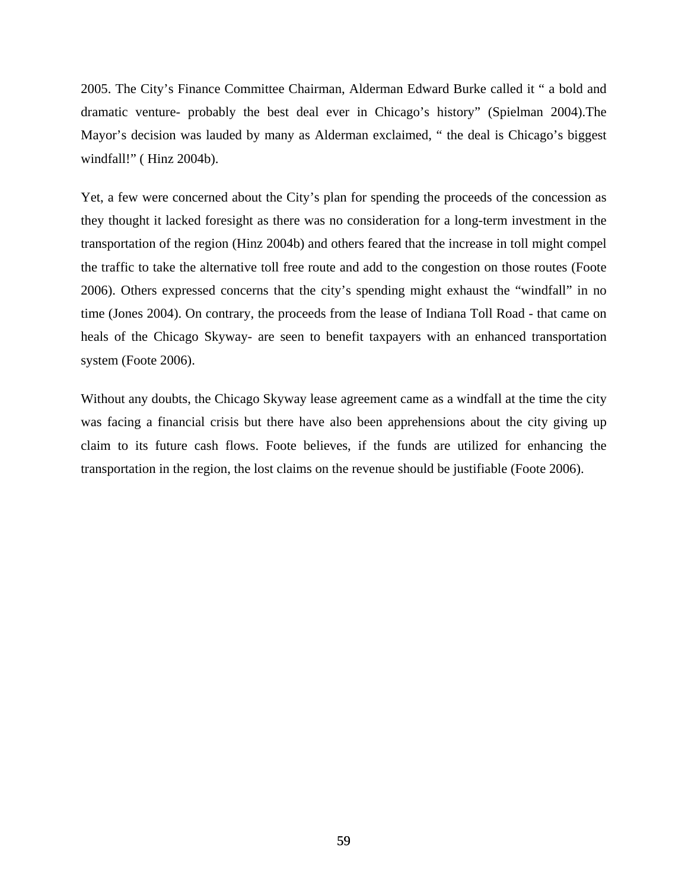2005. The City's Finance Committee Chairman, Alderman Edward Burke called it " a bold and dramatic venture- probably the best deal ever in Chicago's history" (Spielman 2004).The Mayor's decision was lauded by many as Alderman exclaimed, " the deal is Chicago's biggest windfall!" ( Hinz 2004b).

Yet, a few were concerned about the City's plan for spending the proceeds of the concession as they thought it lacked foresight as there was no consideration for a long-term investment in the transportation of the region (Hinz 2004b) and others feared that the increase in toll might compel the traffic to take the alternative toll free route and add to the congestion on those routes (Foote 2006). Others expressed concerns that the city's spending might exhaust the "windfall" in no time (Jones 2004). On contrary, the proceeds from the lease of Indiana Toll Road - that came on heals of the Chicago Skyway- are seen to benefit taxpayers with an enhanced transportation system (Foote 2006).

Without any doubts, the Chicago Skyway lease agreement came as a windfall at the time the city was facing a financial crisis but there have also been apprehensions about the city giving up claim to its future cash flows. Foote believes, if the funds are utilized for enhancing the transportation in the region, the lost claims on the revenue should be justifiable (Foote 2006).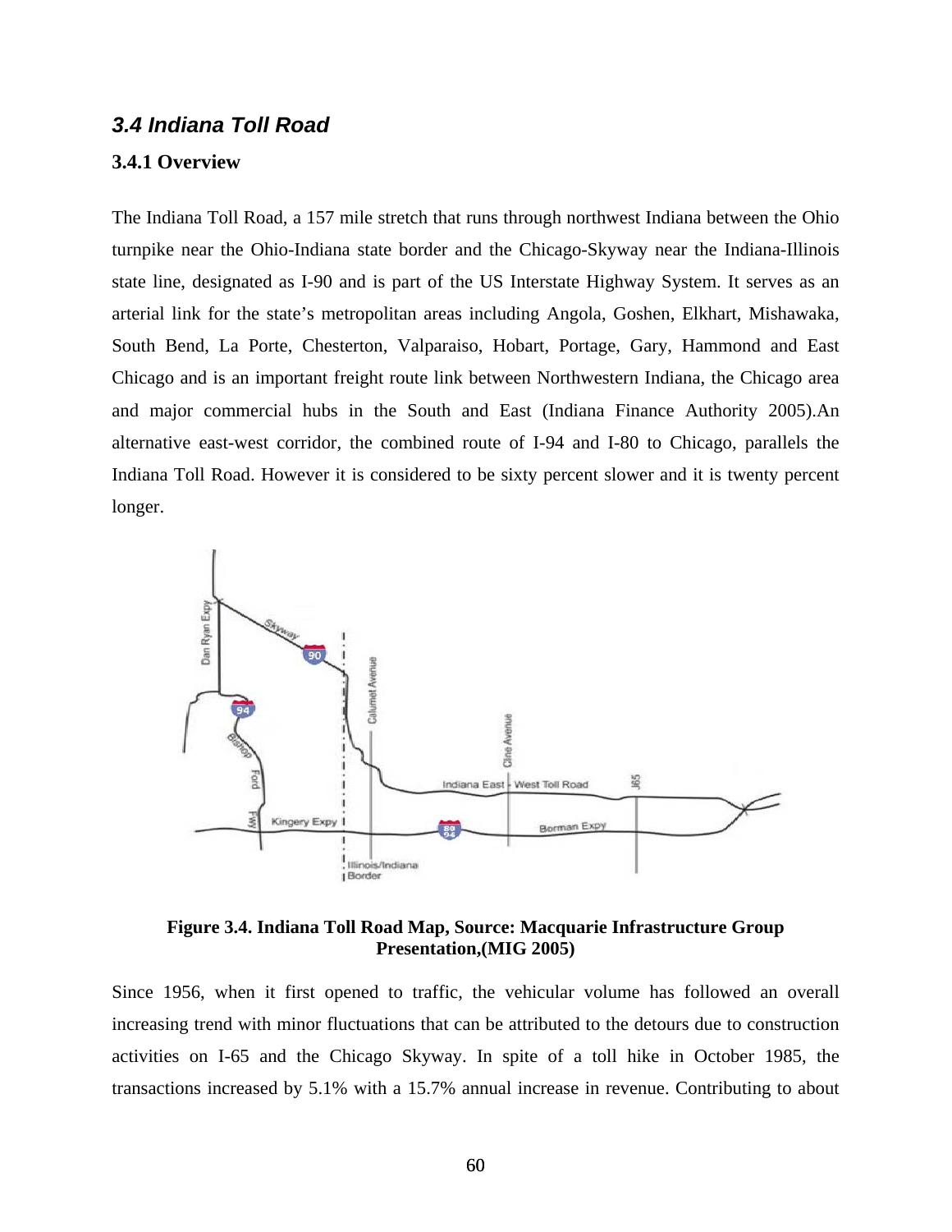### *3.4 Indiana Toll Road*

#### 3.4.1 Overview

The Indiana Toll Road, a 157 mile stretch that runs through northwest Indiana between the Ohio turnpike near the Ohio-Indiana state border and the Chicago-Skyway near the Indiana-Illinois state line, designated as I-90 and is part of the US Interstate Highway System. It serves as an arterial link for the state's metropolitan areas including Angola, Goshen, Elkhart, Mishawaka, South Bend, La Porte, Chesterton, Valparaiso, Hobart, Portage, Gary, Hammond and East Chicago and is an important freight route link between Northwestern Indiana, the Chicago area and major commercial hubs in the South and East (Indiana Finance Authority 2005).An alternative east-west corridor, the combined route of I-94 and I-80 to Chicago, parallels the Indiana Toll Road. However it is considered to be sixty percent slower and it is twenty percent longer.

**Figure 3.4. Indiana Toll Road Map, Source: Macquarie Infrastructure Group Presentation,(MIG 2005)**

Since 1956, when it first opened to traffic, the vehicular volume has followed an overall increasing trend with minor fluctuations that can be attributed to the detours due to construction activities on I-65 and the Chicago Skyway. In spite of a toll hike in October 1985, the transactions increased by 5.1% with a 15.7% annual increase in revenue. Contributing to about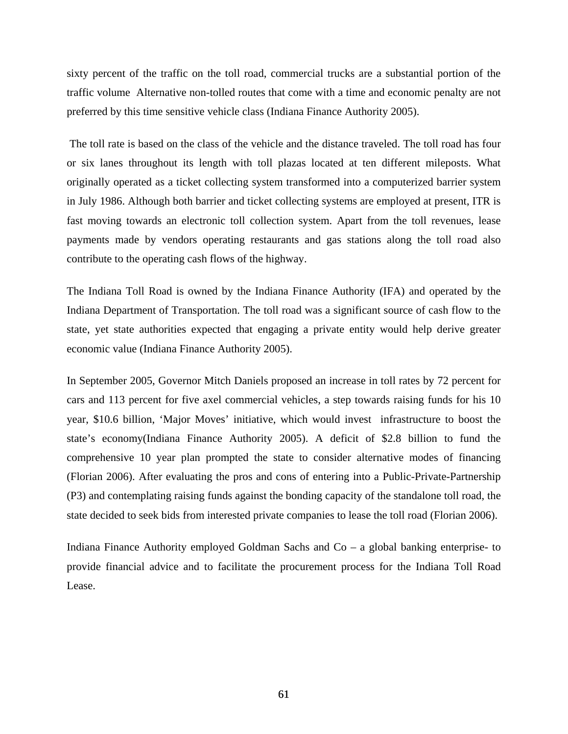sixty percent of the traffic on the toll road, commercial trucks are a substantial portion of the traffic volume  Alternative non-tolled routes that come with a time and economic penalty are not preferred by this time sensitive vehicle class (Indiana Finance Authority 2005).

The toll rate is based on the class of the vehicle and the distance traveled. The toll road has four or six lanes throughout its length with toll plazas located at ten different mileposts. What originally operated as a ticket collecting system transformed into a computerized barrier system in July 1986. Although both barrier and ticket collecting systems are employed at present, ITR is fast moving towards an electronic toll collection system. Apart from the toll revenues, lease payments made by vendors operating restaurants and gas stations along the toll road also contribute to the operating cash flows of the highway.

The Indiana Toll Road is owned by the Indiana Finance Authority (IFA) and operated by the Indiana Department of Transportation. The toll road was a significant source of cash flow to the state, yet state authorities expected that engaging a private entity would help derive greater economic value (Indiana Finance Authority 2005).

In September 2005, Governor Mitch Daniels proposed an increase in toll rates by 72 percent for cars and 113 percent for five axel commercial vehicles, a step towards raising funds for his 10 year, $10.6 billion, 'Major Moves' initiative, which would invest  infrastructure to boost the state's economy(Indiana Finance Authority 2005). A deficit of $2.8 billion to fund the comprehensive 10 year plan prompted the state to consider alternative modes of financing (Florian 2006). After evaluating the pros and cons of entering into a Public-Private-Partnership (P3) and contemplating raising funds against the bonding capacity of the standalone toll road, the state decided to seek bids from interested private companies to lease the toll road (Florian 2006).

Indiana Finance Authority employed Goldman Sachs and Co – a global banking enterprise- to provide financial advice and to facilitate the procurement process for the Indiana Toll Road Lease.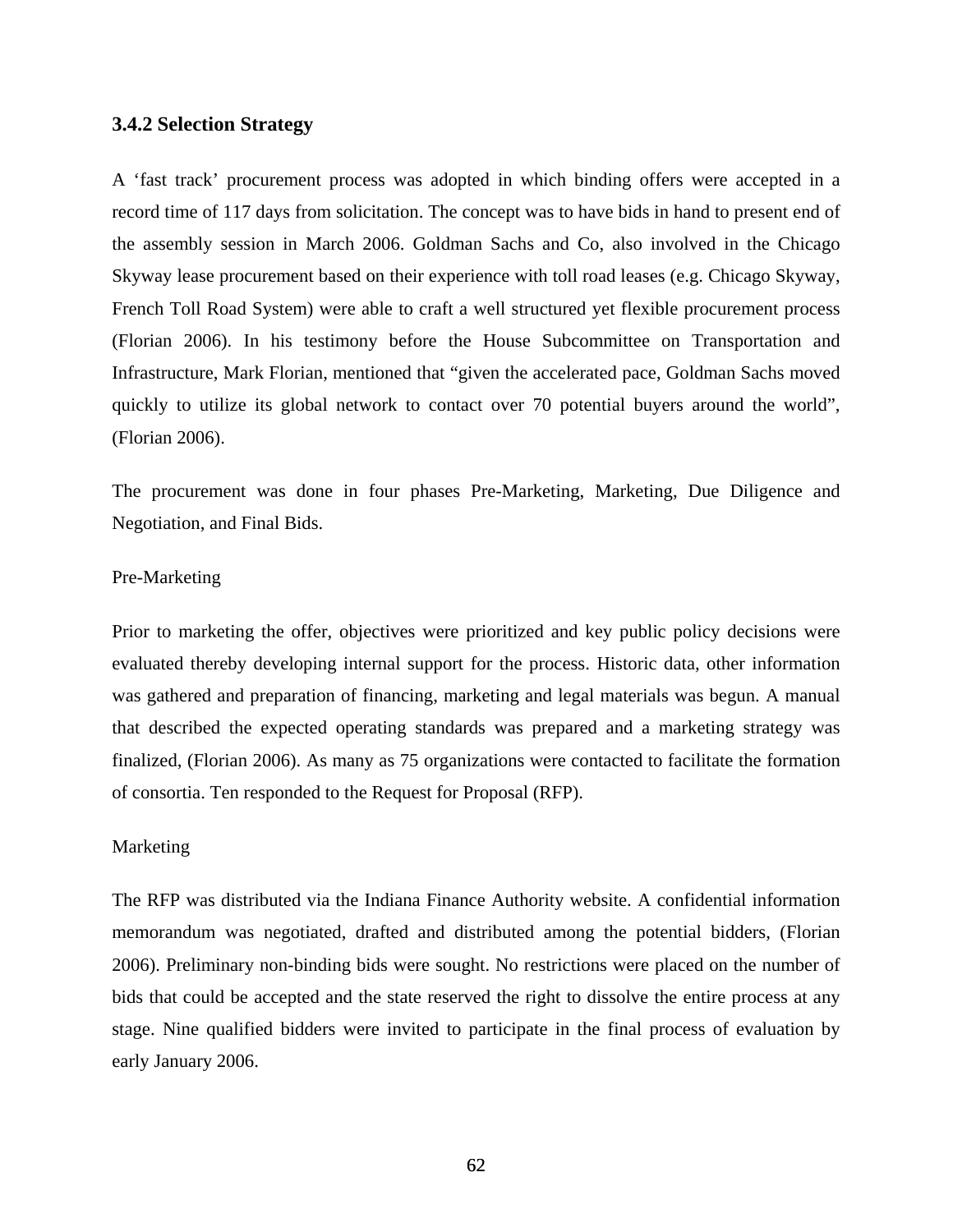### 3.4.2 Selection Strategy

A 'fast track' procurement process was adopted in which binding offers were accepted in a record time of 117 days from solicitation. The concept was to have bids in hand to present end of the assembly session in March 2006. Goldman Sachs and Co, also involved in the Chicago Skyway lease procurement based on their experience with toll road leases (e.g. Chicago Skyway, French Toll Road System) were able to craft a well structured yet flexible procurement process (Florian 2006). In his testimony before the House Subcommittee on Transportation and Infrastructure, Mark Florian, mentioned that "given the accelerated pace, Goldman Sachs moved quickly to utilize its global network to contact over 70 potential buyers around the world", (Florian 2006).

The procurement was done in four phases Pre-Marketing, Marketing, Due Diligence and Negotiation, and Final Bids.

Pre-Marketing

Prior to marketing the offer, objectives were prioritized and key public policy decisions were evaluated thereby developing internal support for the process. Historic data, other information was gathered and preparation of financing, marketing and legal materials was begun. A manual that described the expected operating standards was prepared and a marketing strategy was finalized, (Florian 2006). As many as 75 organizations were contacted to facilitate the formation of consortia. Ten responded to the Request for Proposal (RFP).

Marketing

The RFP was distributed via the Indiana Finance Authority website. A confidential information memorandum was negotiated, drafted and distributed among the potential bidders, (Florian 2006). Preliminary non-binding bids were sought. No restrictions were placed on the number of bids that could be accepted and the state reserved the right to dissolve the entire process at any stage. Nine qualified bidders were invited to participate in the final process of evaluation by early January 2006.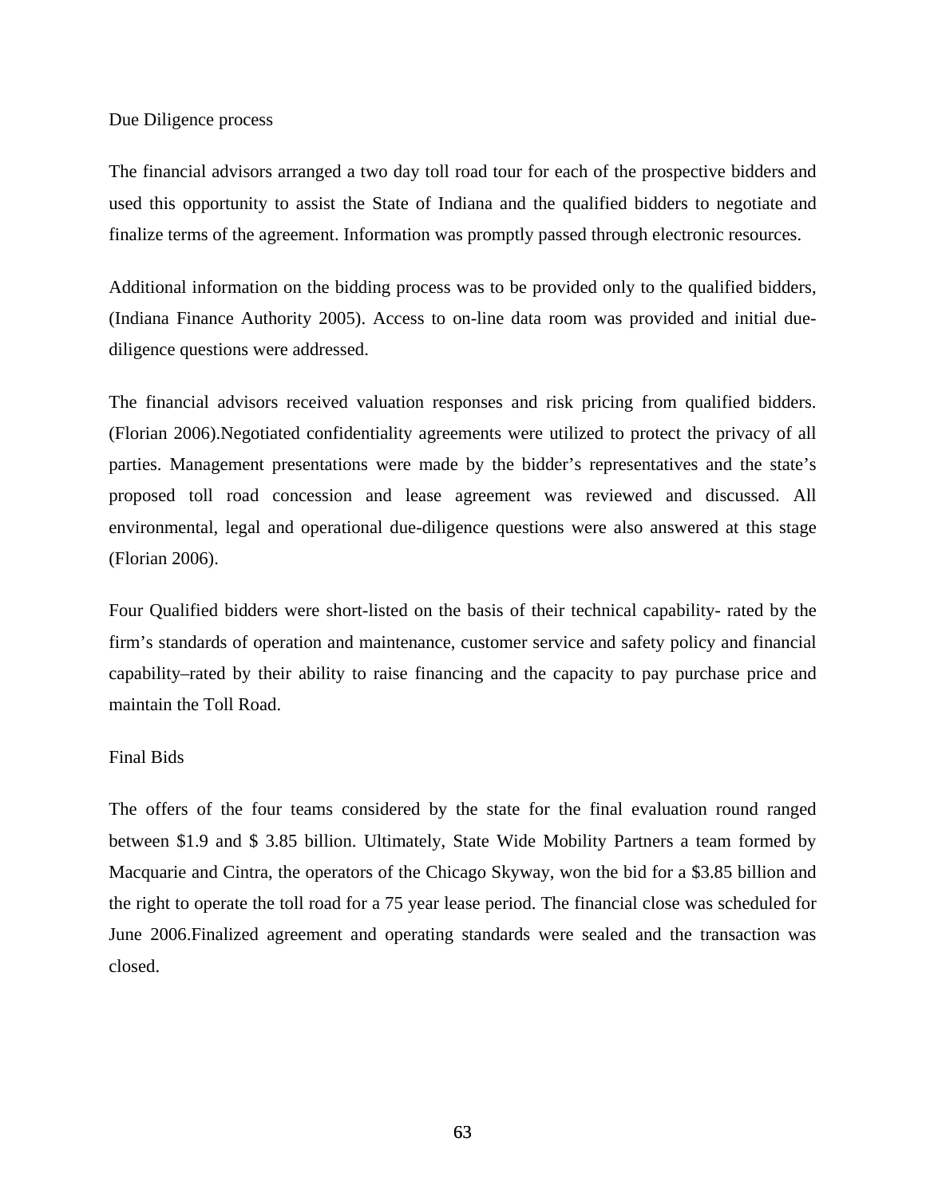## Due Diligence process

The financial advisors arranged a two day toll road tour for each of the prospective bidders and used this opportunity to assist the State of Indiana and the qualified bidders to negotiate and finalize terms of the agreement. Information was promptly passed through electronic resources.

Additional information on the bidding process was to be provided only to the qualified bidders, (Indiana Finance Authority 2005). Access to on-line data room was provided and initial due-diligence questions were addressed.

The financial advisors received valuation responses and risk pricing from qualified bidders. (Florian 2006).Negotiated confidentiality agreements were utilized to protect the privacy of all parties. Management presentations were made by the bidder's representatives and the state's proposed toll road concession and lease agreement was reviewed and discussed. All environmental, legal and operational due-diligence questions were also answered at this stage (Florian 2006).

Four Qualified bidders were short-listed on the basis of their technical capability- rated by the firm's standards of operation and maintenance, customer service and safety policy and financial capability–rated by their ability to raise financing and the capacity to pay purchase price and maintain the Toll Road.

## Final Bids

The offers of the four teams considered by the state for the final evaluation round ranged between $1.9 and $ 3.85 billion. Ultimately, State Wide Mobility Partners a team formed by Macquarie and Cintra, the operators of the Chicago Skyway, won the bid for a $3.85 billion and the right to operate the toll road for a 75 year lease period. The financial close was scheduled for June 2006.Finalized agreement and operating standards were sealed and the transaction was closed.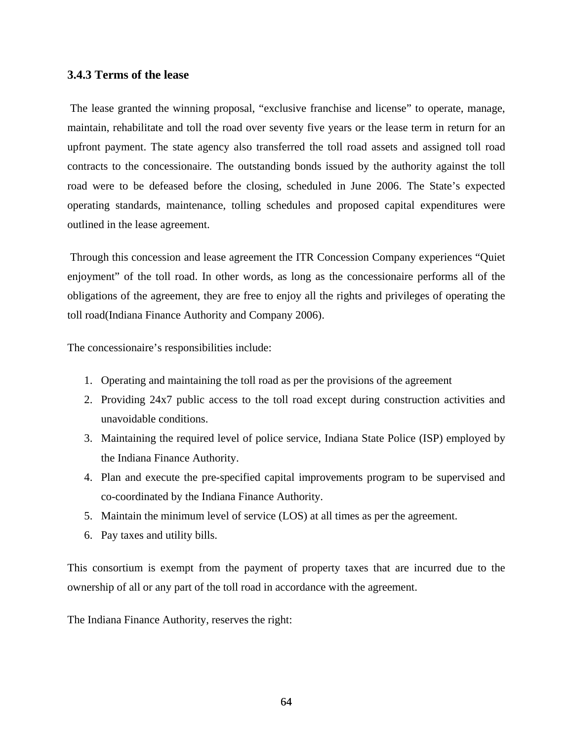### 3.4.3 Terms of the lease

The lease granted the winning proposal, "exclusive franchise and license" to operate, manage, maintain, rehabilitate and toll the road over seventy five years or the lease term in return for an upfront payment. The state agency also transferred the toll road assets and assigned toll road contracts to the concessionaire. The outstanding bonds issued by the authority against the toll road were to be defeased before the closing, scheduled in June 2006. The State's expected operating standards, maintenance, tolling schedules and proposed capital expenditures were outlined in the lease agreement.

Through this concession and lease agreement the ITR Concession Company experiences "Quiet enjoyment" of the toll road. In other words, as long as the concessionaire performs all of the obligations of the agreement, they are free to enjoy all the rights and privileges of operating the toll road(Indiana Finance Authority and Company 2006).

The concessionaire's responsibilities include:

1. Operating and maintaining the toll road as per the provisions of the agreement
2. Providing 24x7 public access to the toll road except during construction activities and unavoidable conditions.
3. Maintaining the required level of police service, Indiana State Police (ISP) employed by the Indiana Finance Authority.
4. Plan and execute the pre-specified capital improvements program to be supervised and co-coordinated by the Indiana Finance Authority.
5. Maintain the minimum level of service (LOS) at all times as per the agreement.
6. Pay taxes and utility bills.

This consortium is exempt from the payment of property taxes that are incurred due to the ownership of all or any part of the toll road in accordance with the agreement.

The Indiana Finance Authority, reserves the right: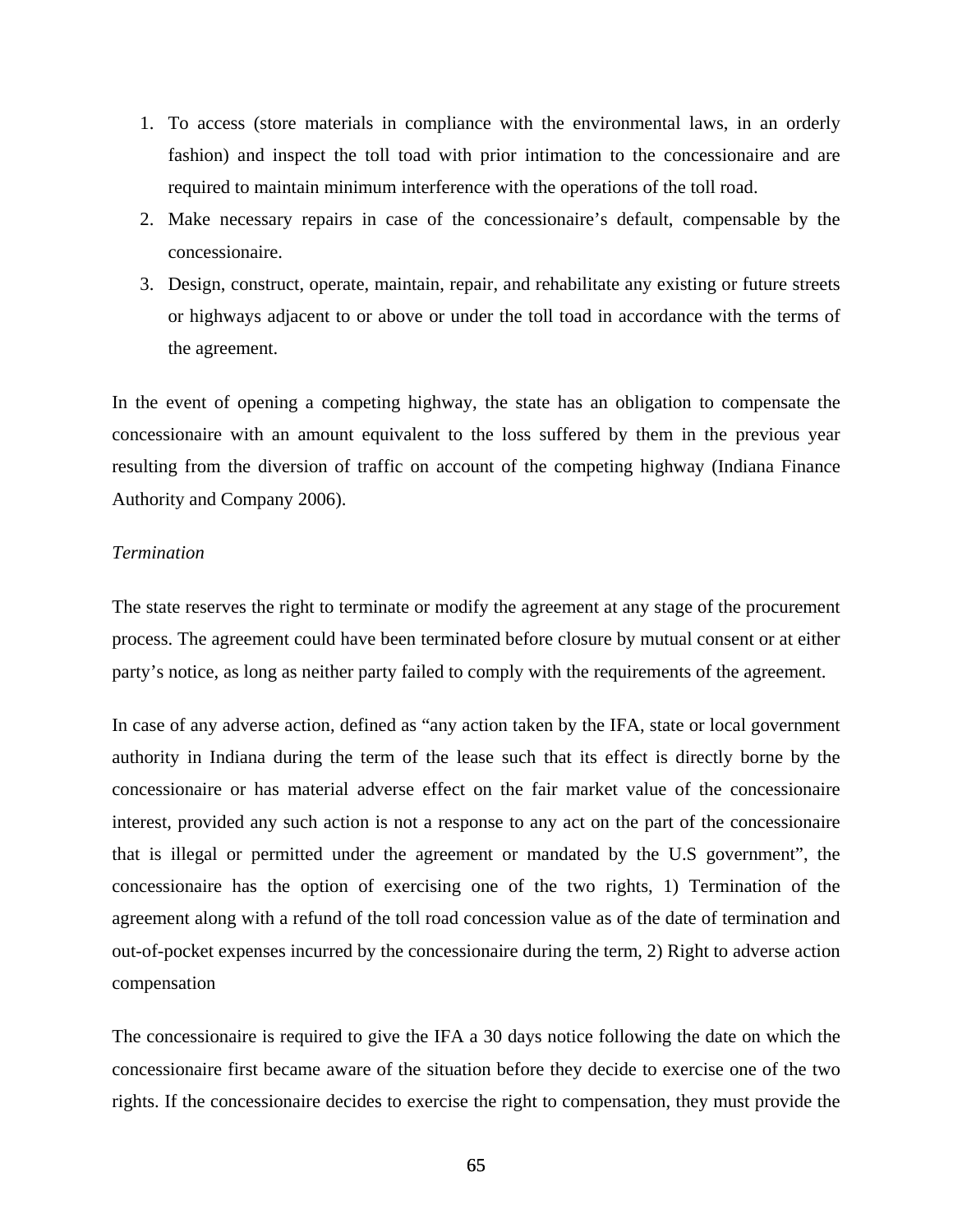1. To access (store materials in compliance with the environmental laws, in an orderly fashion) and inspect the toll toad with prior intimation to the concessionaire and are required to maintain minimum interference with the operations of the toll road.
2. Make necessary repairs in case of the concessionaire's default, compensable by the concessionaire.
3. Design, construct, operate, maintain, repair, and rehabilitate any existing or future streets or highways adjacent to or above or under the toll toad in accordance with the terms of the agreement.

In the event of opening a competing highway, the state has an obligation to compensate the concessionaire with an amount equivalent to the loss suffered by them in the previous year resulting from the diversion of traffic on account of the competing highway (Indiana Finance Authority and Company 2006).

*Termination*

The state reserves the right to terminate or modify the agreement at any stage of the procurement process. The agreement could have been terminated before closure by mutual consent or at either party's notice, as long as neither party failed to comply with the requirements of the agreement.

In case of any adverse action, defined as "any action taken by the IFA, state or local government authority in Indiana during the term of the lease such that its effect is directly borne by the concessionaire or has material adverse effect on the fair market value of the concessionaire interest, provided any such action is not a response to any act on the part of the concessionaire that is illegal or permitted under the agreement or mandated by the U.S government", the concessionaire has the option of exercising one of the two rights, 1) Termination of the agreement along with a refund of the toll road concession value as of the date of termination and out-of-pocket expenses incurred by the concessionaire during the term, 2) Right to adverse action compensation

The concessionaire is required to give the IFA a 30 days notice following the date on which the concessionaire first became aware of the situation before they decide to exercise one of the two rights. If the concessionaire decides to exercise the right to compensation, they must provide the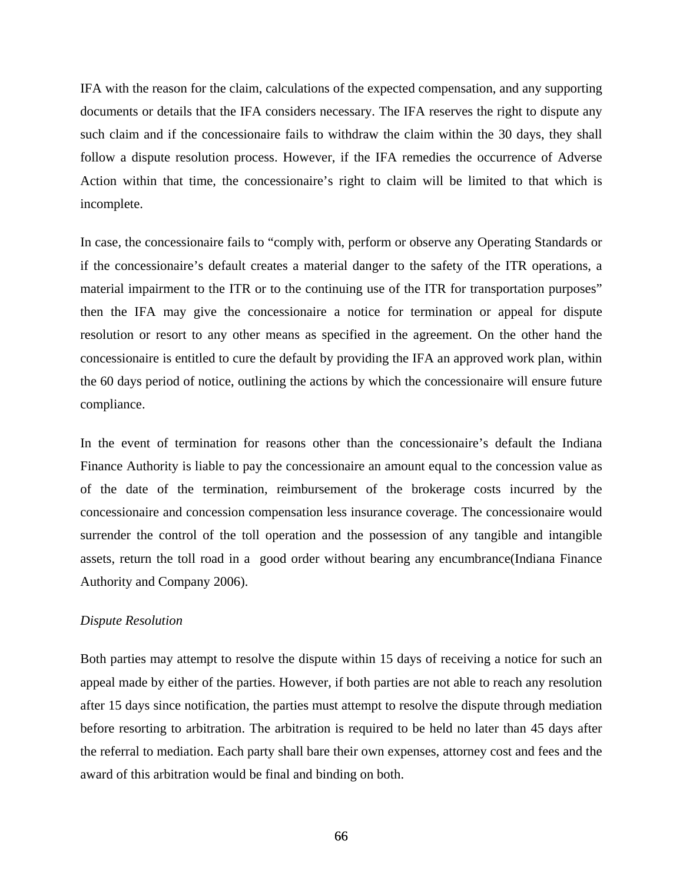IFA with the reason for the claim, calculations of the expected compensation, and any supporting documents or details that the IFA considers necessary. The IFA reserves the right to dispute any such claim and if the concessionaire fails to withdraw the claim within the 30 days, they shall follow a dispute resolution process. However, if the IFA remedies the occurrence of Adverse Action within that time, the concessionaire's right to claim will be limited to that which is incomplete.

In case, the concessionaire fails to "comply with, perform or observe any Operating Standards or if the concessionaire's default creates a material danger to the safety of the ITR operations, a material impairment to the ITR or to the continuing use of the ITR for transportation purposes" then the IFA may give the concessionaire a notice for termination or appeal for dispute resolution or resort to any other means as specified in the agreement. On the other hand the concessionaire is entitled to cure the default by providing the IFA an approved work plan, within the 60 days period of notice, outlining the actions by which the concessionaire will ensure future compliance.

In the event of termination for reasons other than the concessionaire's default the Indiana Finance Authority is liable to pay the concessionaire an amount equal to the concession value as of the date of the termination, reimbursement of the brokerage costs incurred by the concessionaire and concession compensation less insurance coverage. The concessionaire would surrender the control of the toll operation and the possession of any tangible and intangible assets, return the toll road in a good order without bearing any encumbrance(Indiana Finance Authority and Company 2006).

*Dispute Resolution*

Both parties may attempt to resolve the dispute within 15 days of receiving a notice for such an appeal made by either of the parties. However, if both parties are not able to reach any resolution after 15 days since notification, the parties must attempt to resolve the dispute through mediation before resorting to arbitration. The arbitration is required to be held no later than 45 days after the referral to mediation. Each party shall bare their own expenses, attorney cost and fees and the award of this arbitration would be final and binding on both.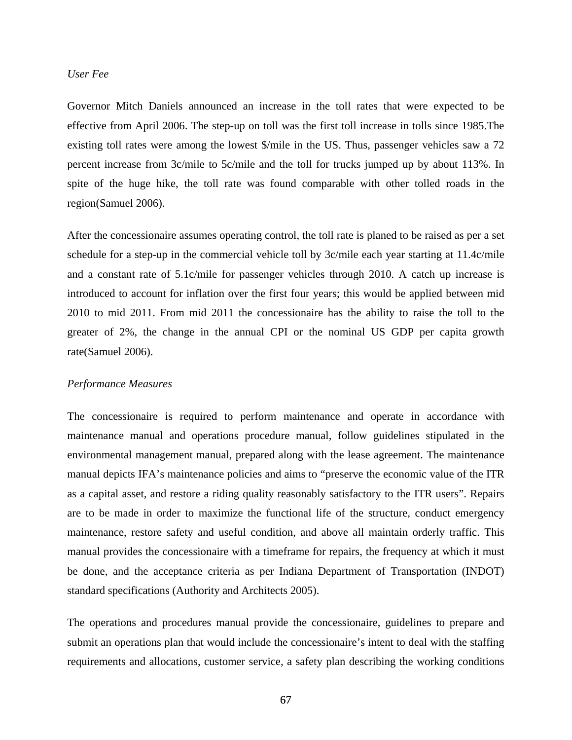*User Fee*

Governor Mitch Daniels announced an increase in the toll rates that were expected to be effective from April 2006. The step-up on toll was the first toll increase in tolls since 1985.The existing toll rates were among the lowest $/mile in the US. Thus, passenger vehicles saw a 72 percent increase from 3c/mile to 5c/mile and the toll for trucks jumped up by about 113%. In spite of the huge hike, the toll rate was found comparable with other tolled roads in the region(Samuel 2006).

After the concessionaire assumes operating control, the toll rate is planed to be raised as per a set schedule for a step-up in the commercial vehicle toll by 3c/mile each year starting at 11.4c/mile and a constant rate of 5.1c/mile for passenger vehicles through 2010. A catch up increase is introduced to account for inflation over the first four years; this would be applied between mid 2010 to mid 2011. From mid 2011 the concessionaire has the ability to raise the toll to the greater of 2%, the change in the annual CPI or the nominal US GDP per capita growth rate(Samuel 2006).

*Performance Measures*

The concessionaire is required to perform maintenance and operate in accordance with maintenance manual and operations procedure manual, follow guidelines stipulated in the environmental management manual, prepared along with the lease agreement. The maintenance manual depicts IFA's maintenance policies and aims to "preserve the economic value of the ITR as a capital asset, and restore a riding quality reasonably satisfactory to the ITR users". Repairs are to be made in order to maximize the functional life of the structure, conduct emergency maintenance, restore safety and useful condition, and above all maintain orderly traffic. This manual provides the concessionaire with a timeframe for repairs, the frequency at which it must be done, and the acceptance criteria as per Indiana Department of Transportation (INDOT) standard specifications (Authority and Architects 2005).

The operations and procedures manual provide the concessionaire, guidelines to prepare and submit an operations plan that would include the concessionaire's intent to deal with the staffing requirements and allocations, customer service, a safety plan describing the working conditions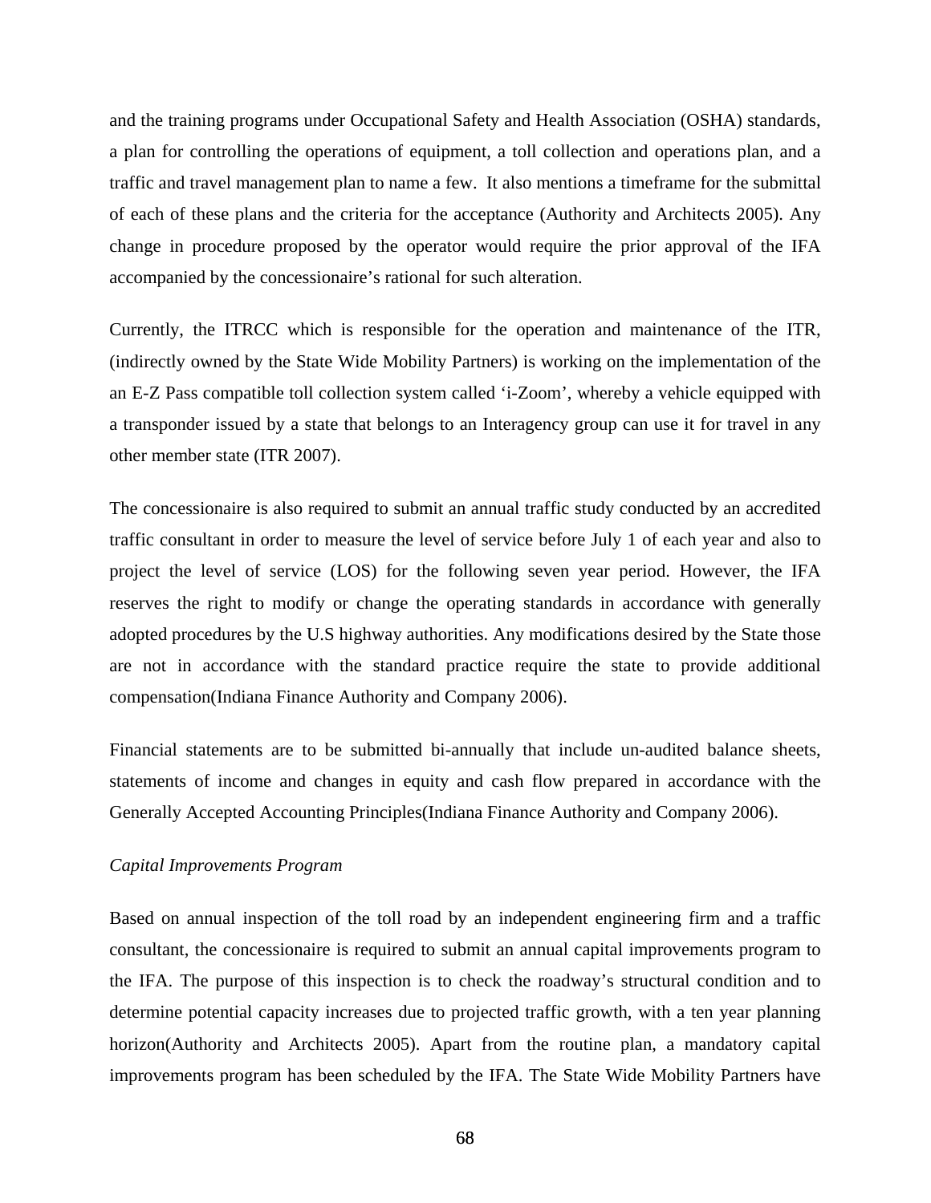and the training programs under Occupational Safety and Health Association (OSHA) standards, a plan for controlling the operations of equipment, a toll collection and operations plan, and a traffic and travel management plan to name a few. It also mentions a timeframe for the submittal of each of these plans and the criteria for the acceptance (Authority and Architects 2005). Any change in procedure proposed by the operator would require the prior approval of the IFA accompanied by the concessionaire's rational for such alteration.

Currently, the ITRCC which is responsible for the operation and maintenance of the ITR, (indirectly owned by the State Wide Mobility Partners) is working on the implementation of the an E-Z Pass compatible toll collection system called 'i-Zoom', whereby a vehicle equipped with a transponder issued by a state that belongs to an Interagency group can use it for travel in any other member state (ITR 2007).

The concessionaire is also required to submit an annual traffic study conducted by an accredited traffic consultant in order to measure the level of service before July 1 of each year and also to project the level of service (LOS) for the following seven year period. However, the IFA reserves the right to modify or change the operating standards in accordance with generally adopted procedures by the U.S highway authorities. Any modifications desired by the State those are not in accordance with the standard practice require the state to provide additional compensation(Indiana Finance Authority and Company 2006).

Financial statements are to be submitted bi-annually that include un-audited balance sheets, statements of income and changes in equity and cash flow prepared in accordance with the Generally Accepted Accounting Principles(Indiana Finance Authority and Company 2006).

*Capital Improvements Program*

Based on annual inspection of the toll road by an independent engineering firm and a traffic consultant, the concessionaire is required to submit an annual capital improvements program to the IFA. The purpose of this inspection is to check the roadway's structural condition and to determine potential capacity increases due to projected traffic growth, with a ten year planning horizon(Authority and Architects 2005). Apart from the routine plan, a mandatory capital improvements program has been scheduled by the IFA. The State Wide Mobility Partners have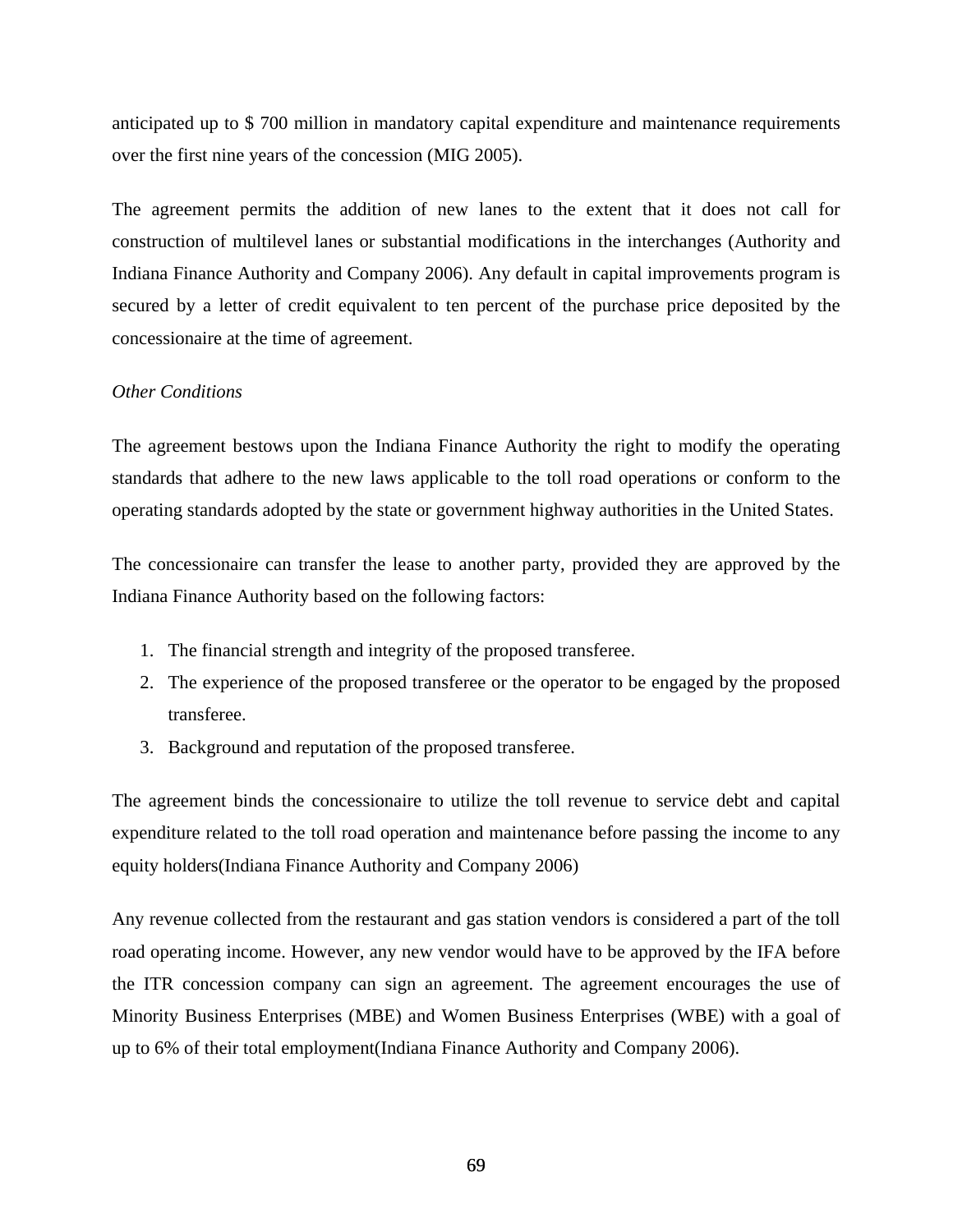anticipated up to $ 700 million in mandatory capital expenditure and maintenance requirements over the first nine years of the concession (MIG 2005).

The agreement permits the addition of new lanes to the extent that it does not call for construction of multilevel lanes or substantial modifications in the interchanges (Authority and Indiana Finance Authority and Company 2006). Any default in capital improvements program is secured by a letter of credit equivalent to ten percent of the purchase price deposited by the concessionaire at the time of agreement.

*Other Conditions*

The agreement bestows upon the Indiana Finance Authority the right to modify the operating standards that adhere to the new laws applicable to the toll road operations or conform to the operating standards adopted by the state or government highway authorities in the United States.

The concessionaire can transfer the lease to another party, provided they are approved by the Indiana Finance Authority based on the following factors:

1. The financial strength and integrity of the proposed transferee.
2. The experience of the proposed transferee or the operator to be engaged by the proposed transferee.
3. Background and reputation of the proposed transferee.

The agreement binds the concessionaire to utilize the toll revenue to service debt and capital expenditure related to the toll road operation and maintenance before passing the income to any equity holders(Indiana Finance Authority and Company 2006)

Any revenue collected from the restaurant and gas station vendors is considered a part of the toll road operating income. However, any new vendor would have to be approved by the IFA before the ITR concession company can sign an agreement. The agreement encourages the use of Minority Business Enterprises (MBE) and Women Business Enterprises (WBE) with a goal of up to 6% of their total employment(Indiana Finance Authority and Company 2006).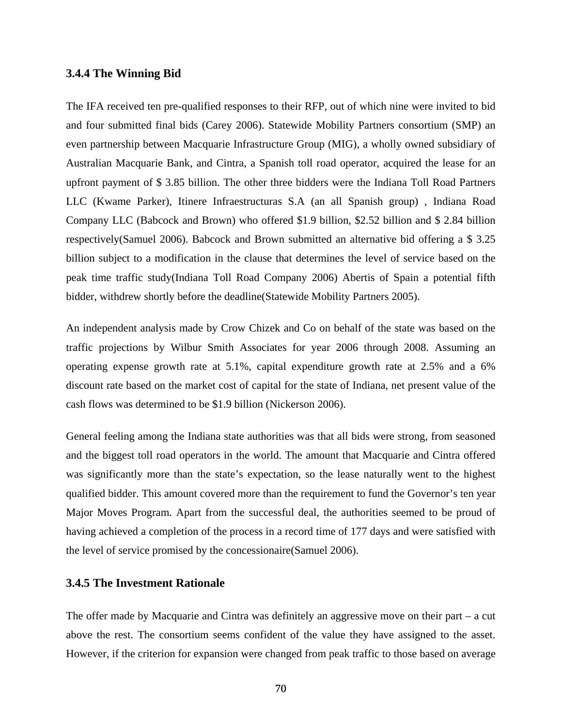### 3.4.4 The Winning Bid

The IFA received ten pre-qualified responses to their RFP, out of which nine were invited to bid and four submitted final bids (Carey 2006). Statewide Mobility Partners consortium (SMP) an even partnership between Macquarie Infrastructure Group (MIG), a wholly owned subsidiary of Australian Macquarie Bank, and Cintra, a Spanish toll road operator, acquired the lease for an upfront payment of $ 3.85 billion. The other three bidders were the Indiana Toll Road Partners LLC (Kwame Parker), Itinere Infraestructuras S.A (an all Spanish group) , Indiana Road Company LLC (Babcock and Brown) who offered $1.9 billion, $2.52 billion and $ 2.84 billion respectively(Samuel 2006). Babcock and Brown submitted an alternative bid offering a $ 3.25 billion subject to a modification in the clause that determines the level of service based on the peak time traffic study(Indiana Toll Road Company 2006) Abertis of Spain a potential fifth bidder, withdrew shortly before the deadline(Statewide Mobility Partners 2005).

An independent analysis made by Crow Chizek and Co on behalf of the state was based on the traffic projections by Wilbur Smith Associates for year 2006 through 2008. Assuming an operating expense growth rate at 5.1%, capital expenditure growth rate at 2.5% and a 6% discount rate based on the market cost of capital for the state of Indiana, net present value of the cash flows was determined to be $1.9 billion (Nickerson 2006).

General feeling among the Indiana state authorities was that all bids were strong, from seasoned and the biggest toll road operators in the world. The amount that Macquarie and Cintra offered was significantly more than the state's expectation, so the lease naturally went to the highest qualified bidder. This amount covered more than the requirement to fund the Governor's ten year Major Moves Program. Apart from the successful deal, the authorities seemed to be proud of having achieved a completion of the process in a record time of 177 days and were satisfied with the level of service promised by the concessionaire(Samuel 2006).

### 3.4.5 The Investment Rationale

The offer made by Macquarie and Cintra was definitely an aggressive move on their part – a cut above the rest. The consortium seems confident of the value they have assigned to the asset. However, if the criterion for expansion were changed from peak traffic to those based on average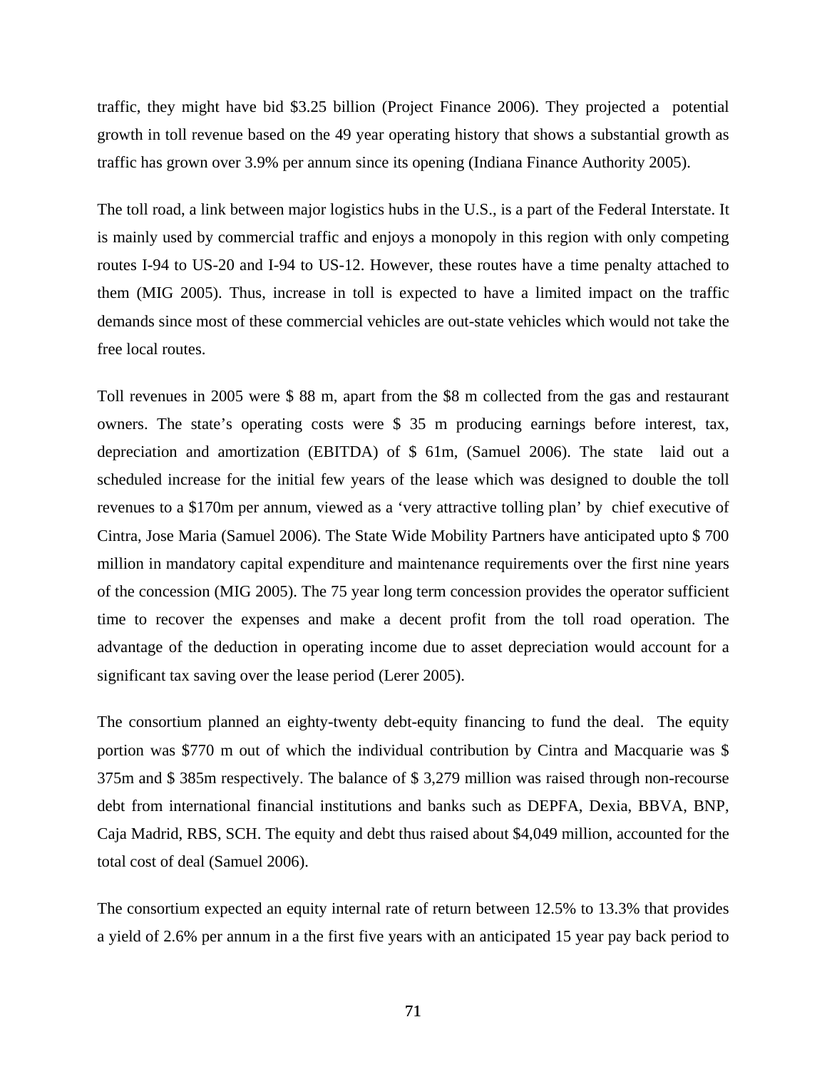traffic, they might have bid $3.25 billion (Project Finance 2006). They projected a potential growth in toll revenue based on the 49 year operating history that shows a substantial growth as traffic has grown over 3.9% per annum since its opening (Indiana Finance Authority 2005).

The toll road, a link between major logistics hubs in the U.S., is a part of the Federal Interstate. It is mainly used by commercial traffic and enjoys a monopoly in this region with only competing routes I-94 to US-20 and I-94 to US-12. However, these routes have a time penalty attached to them (MIG 2005). Thus, increase in toll is expected to have a limited impact on the traffic demands since most of these commercial vehicles are out-state vehicles which would not take the free local routes.

Toll revenues in 2005 were $ 88 m, apart from the $8 m collected from the gas and restaurant owners. The state's operating costs were $ 35 m producing earnings before interest, tax, depreciation and amortization (EBITDA) of $ 61m, (Samuel 2006). The state laid out a scheduled increase for the initial few years of the lease which was designed to double the toll revenues to a $170m per annum, viewed as a 'very attractive tolling plan' by chief executive of Cintra, Jose Maria (Samuel 2006). The State Wide Mobility Partners have anticipated upto $ 700 million in mandatory capital expenditure and maintenance requirements over the first nine years of the concession (MIG 2005). The 75 year long term concession provides the operator sufficient time to recover the expenses and make a decent profit from the toll road operation. The advantage of the deduction in operating income due to asset depreciation would account for a significant tax saving over the lease period (Lerer 2005).

The consortium planned an eighty-twenty debt-equity financing to fund the deal. The equity portion was $770 m out of which the individual contribution by Cintra and Macquarie was $ 375m and $ 385m respectively. The balance of $ 3,279 million was raised through non-recourse debt from international financial institutions and banks such as DEPFA, Dexia, BBVA, BNP, Caja Madrid, RBS, SCH. The equity and debt thus raised about $4,049 million, accounted for the total cost of deal (Samuel 2006).

The consortium expected an equity internal rate of return between 12.5% to 13.3% that provides a yield of 2.6% per annum in a the first five years with an anticipated 15 year pay back period to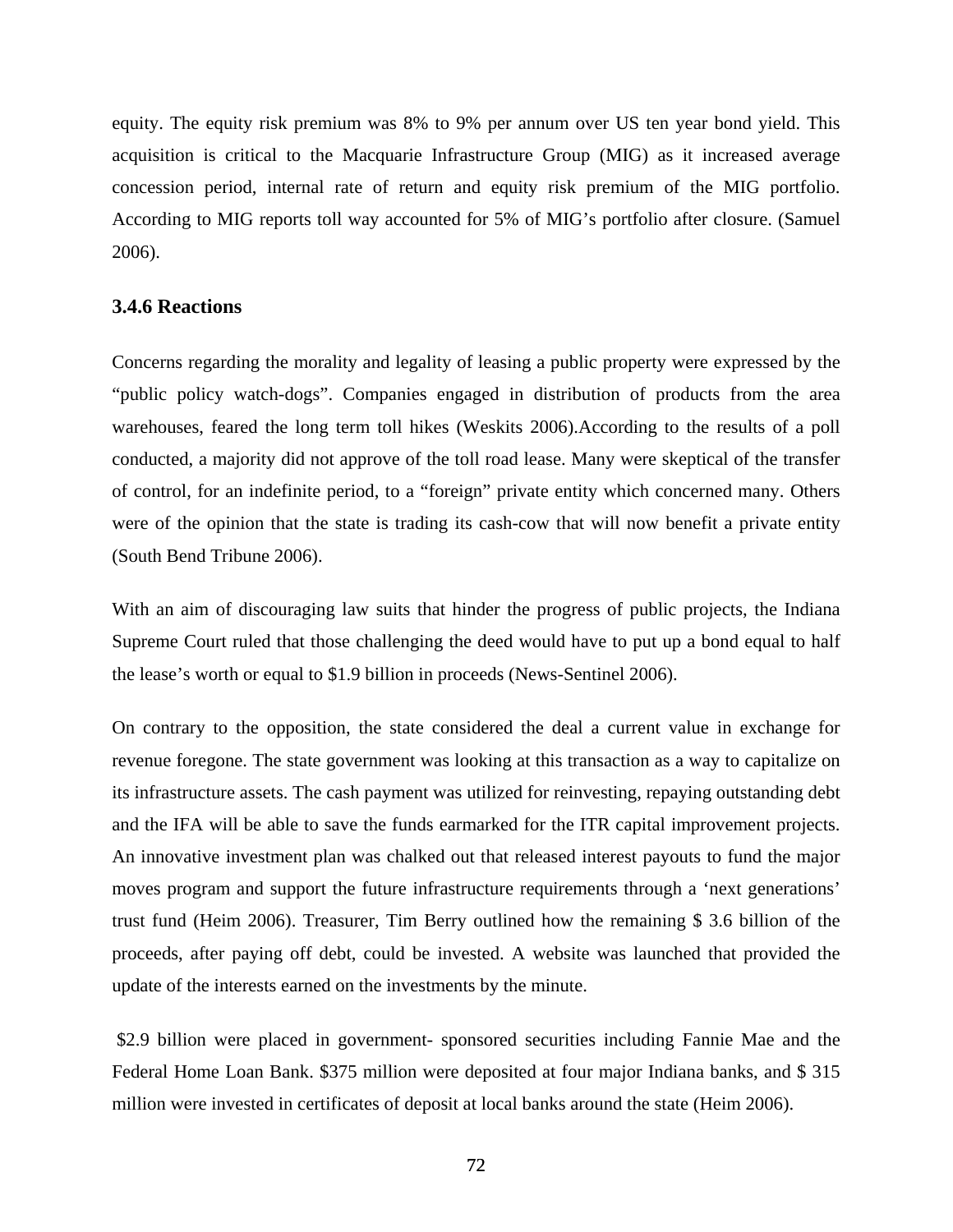equity. The equity risk premium was 8% to 9% per annum over US ten year bond yield. This acquisition is critical to the Macquarie Infrastructure Group (MIG) as it increased average concession period, internal rate of return and equity risk premium of the MIG portfolio. According to MIG reports toll way accounted for 5% of MIG's portfolio after closure. (Samuel 2006).

### 3.4.6 Reactions

Concerns regarding the morality and legality of leasing a public property were expressed by the "public policy watch-dogs". Companies engaged in distribution of products from the area warehouses, feared the long term toll hikes (Weskits 2006).According to the results of a poll conducted, a majority did not approve of the toll road lease. Many were skeptical of the transfer of control, for an indefinite period, to a "foreign" private entity which concerned many. Others were of the opinion that the state is trading its cash-cow that will now benefit a private entity (South Bend Tribune 2006).

With an aim of discouraging law suits that hinder the progress of public projects, the Indiana Supreme Court ruled that those challenging the deed would have to put up a bond equal to half the lease's worth or equal to \$1.9 billion in proceeds (News-Sentinel 2006).

On contrary to the opposition, the state considered the deal a current value in exchange for revenue foregone. The state government was looking at this transaction as a way to capitalize on its infrastructure assets. The cash payment was utilized for reinvesting, repaying outstanding debt and the IFA will be able to save the funds earmarked for the ITR capital improvement projects. An innovative investment plan was chalked out that released interest payouts to fund the major moves program and support the future infrastructure requirements through a 'next generations' trust fund (Heim 2006). Treasurer, Tim Berry outlined how the remaining \$ 3.6 billion of the proceeds, after paying off debt, could be invested. A website was launched that provided the update of the interests earned on the investments by the minute.

\$2.9 billion were placed in government- sponsored securities including Fannie Mae and the Federal Home Loan Bank. \$375 million were deposited at four major Indiana banks, and \$ 315 million were invested in certificates of deposit at local banks around the state (Heim 2006).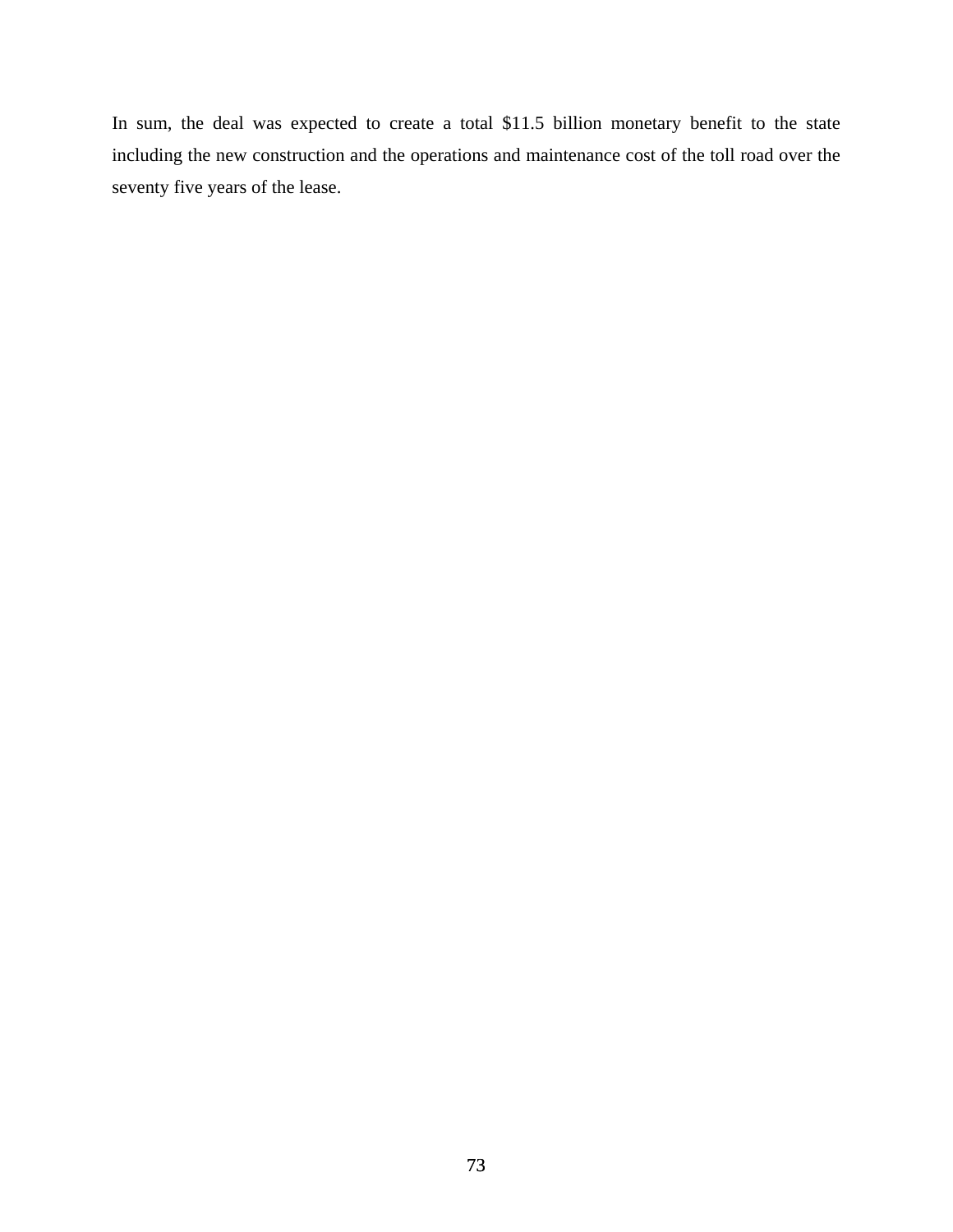In sum, the deal was expected to create a total $11.5 billion monetary benefit to the state including the new construction and the operations and maintenance cost of the toll road over the seventy five years of the lease.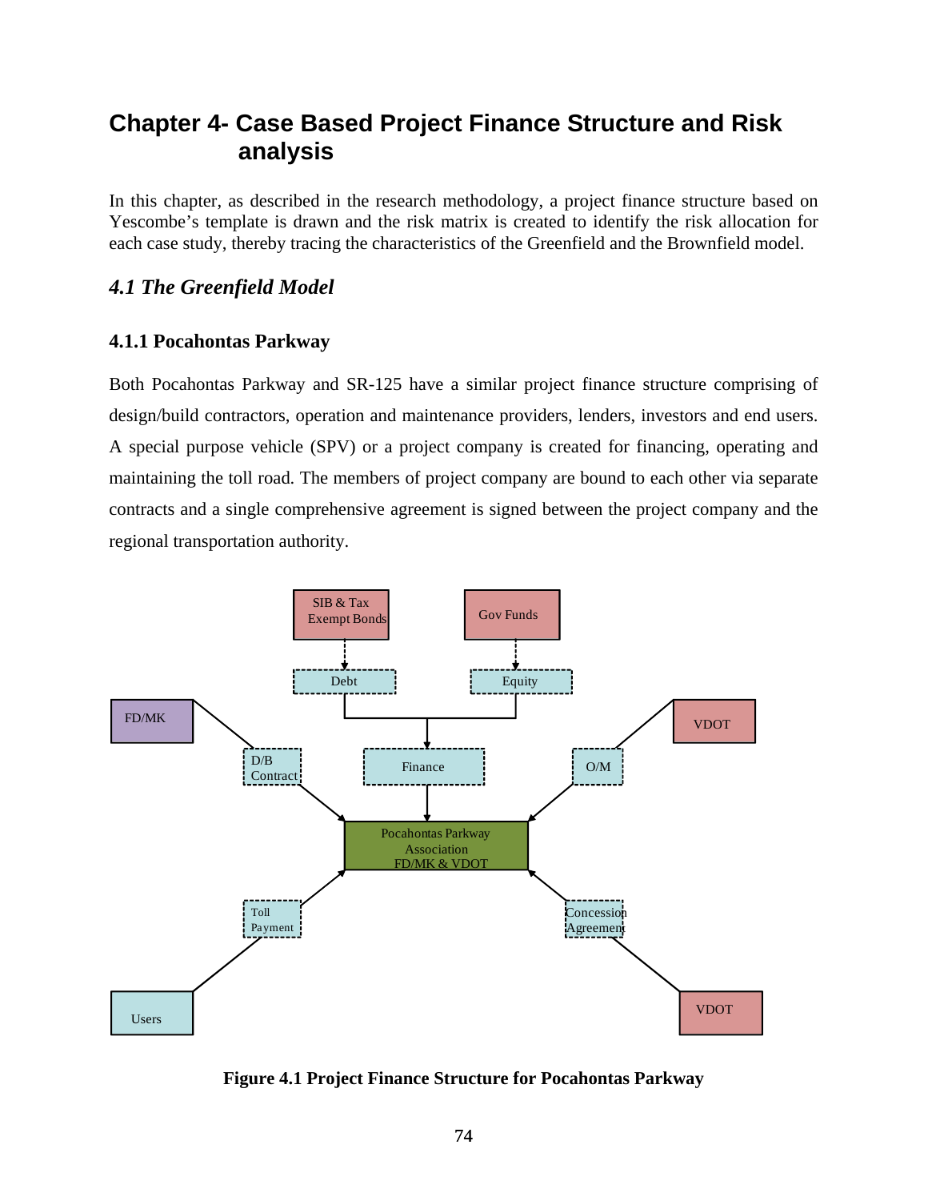# Chapter 4- Case Based Project Finance Structure and Risk analysis

In this chapter, as described in the research methodology, a project finance structure based on Yescombe's template is drawn and the risk matrix is created to identify the risk allocation for each case study, thereby tracing the characteristics of the Greenfield and the Brownfield model.

## *4.1 The Greenfield Model*

### 4.1.1 Pocahontas Parkway

Both Pocahontas Parkway and SR-125 have a similar project finance structure comprising of design/build contractors, operation and maintenance providers, lenders, investors and end users. A special purpose vehicle (SPV) or a project company is created for financing, operating and maintaining the toll road. The members of project company are bound to each other via separate contracts and a single comprehensive agreement is signed between the project company and the regional transportation authority.

**Figure 4.1 Project Finance Structure for Pocahontas Parkway**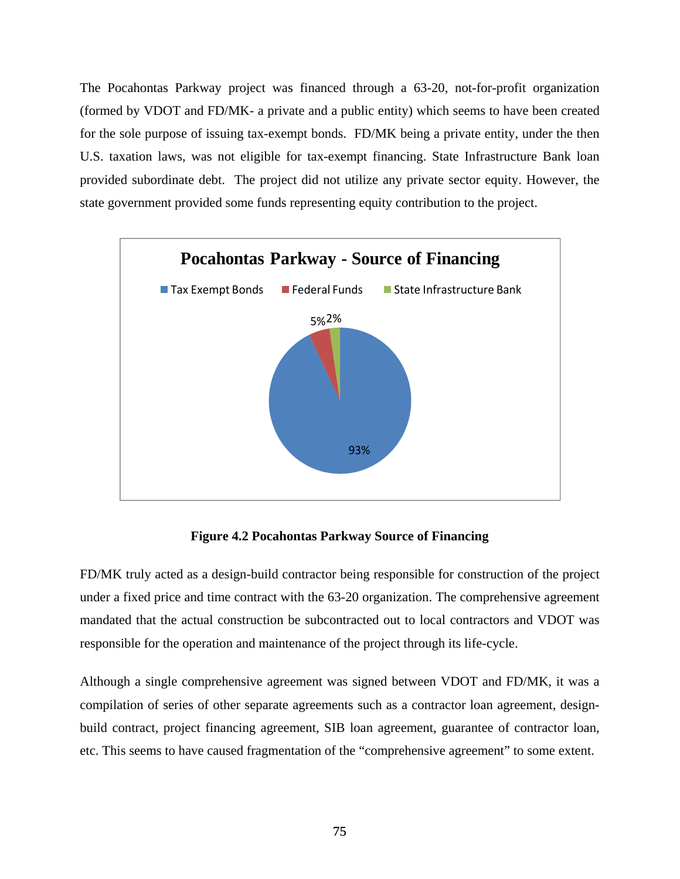The Pocahontas Parkway project was financed through a 63-20, not-for-profit organization (formed by VDOT and FD/MK- a private and a public entity) which seems to have been created for the sole purpose of issuing tax-exempt bonds. FD/MK being a private entity, under the then U.S. taxation laws, was not eligible for tax-exempt financing. State Infrastructure Bank loan provided subordinate debt. The project did not utilize any private sector equity. However, the state government provided some funds representing equity contribution to the project.

**Pocahontas Parkway - Source of Financing**

| Source | Share |
|---|---|
| Tax Exempt Bonds | 93% |
| Federal Funds | 5% |
| State Infrastructure Bank | 2% |

**Figure 4.2 Pocahontas Parkway Source of Financing**

FD/MK truly acted as a design-build contractor being responsible for construction of the project under a fixed price and time contract with the 63-20 organization. The comprehensive agreement mandated that the actual construction be subcontracted out to local contractors and VDOT was responsible for the operation and maintenance of the project through its life-cycle.

Although a single comprehensive agreement was signed between VDOT and FD/MK, it was a compilation of series of other separate agreements such as a contractor loan agreement, design-build contract, project financing agreement, SIB loan agreement, guarantee of contractor loan, etc. This seems to have caused fragmentation of the "comprehensive agreement" to some extent.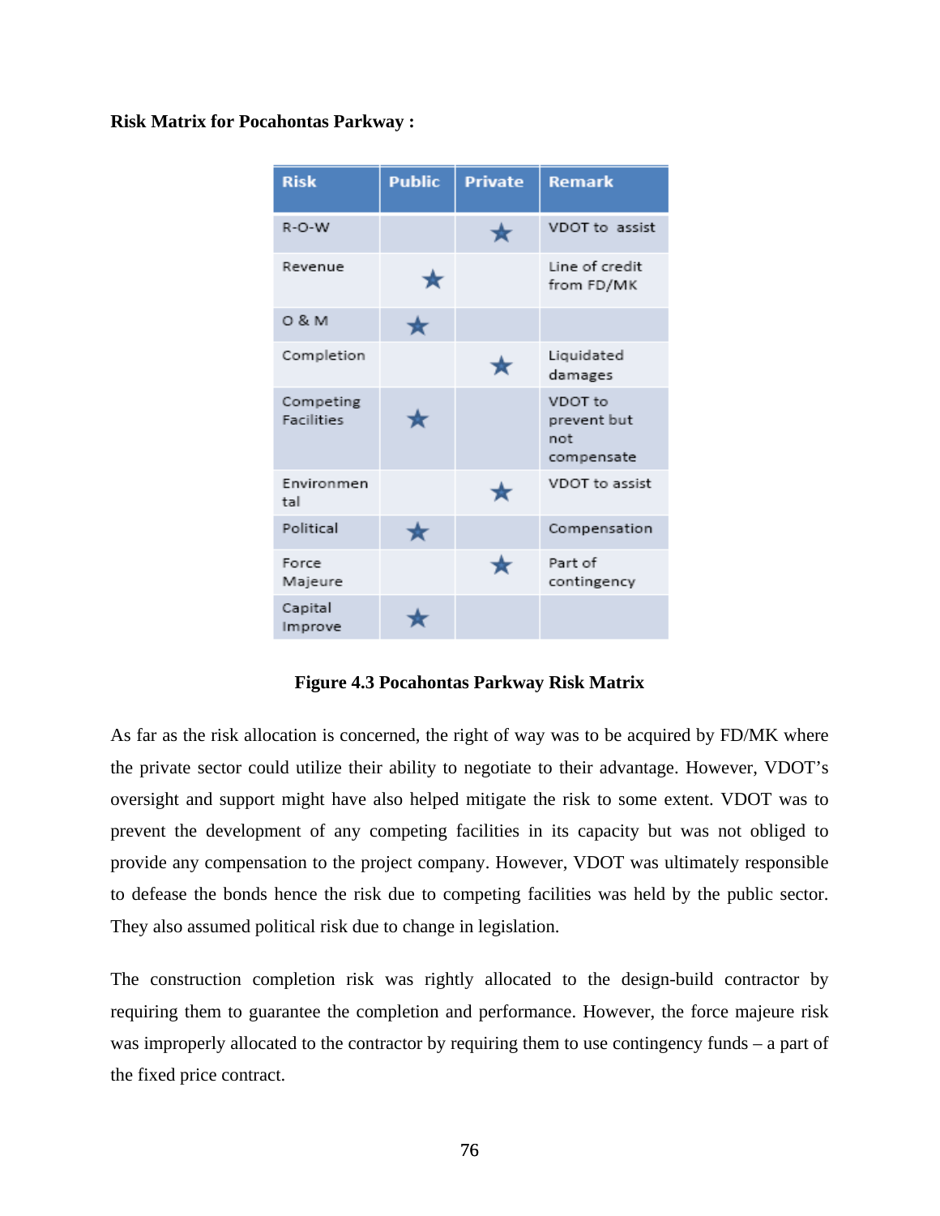**Risk Matrix for Pocahontas Parkway :**

| Risk | Public | Private | Remark |
|---|---|---|---|
| R-O-W | | ★ | VDOT to assist |
| Revenue | ★ | | Line of credit from FD/MK |
| O & M | ★ | | |
| Completion | | ★ | Liquidated damages |
| Competing Facilities | ★ | | VDOT to prevent but not compensate |
| Environmental | | ★ | VDOT to assist |
| Political | ★ | | Compensation |
| Force Majeure | | ★ | Part of contingency |
| Capital Improve | ★ | | |

**Figure 4.3 Pocahontas Parkway Risk Matrix**

As far as the risk allocation is concerned, the right of way was to be acquired by FD/MK where the private sector could utilize their ability to negotiate to their advantage. However, VDOT's oversight and support might have also helped mitigate the risk to some extent. VDOT was to prevent the development of any competing facilities in its capacity but was not obliged to provide any compensation to the project company. However, VDOT was ultimately responsible to defease the bonds hence the risk due to competing facilities was held by the public sector. They also assumed political risk due to change in legislation.

The construction completion risk was rightly allocated to the design-build contractor by requiring them to guarantee the completion and performance. However, the force majeure risk was improperly allocated to the contractor by requiring them to use contingency funds – a part of the fixed price contract.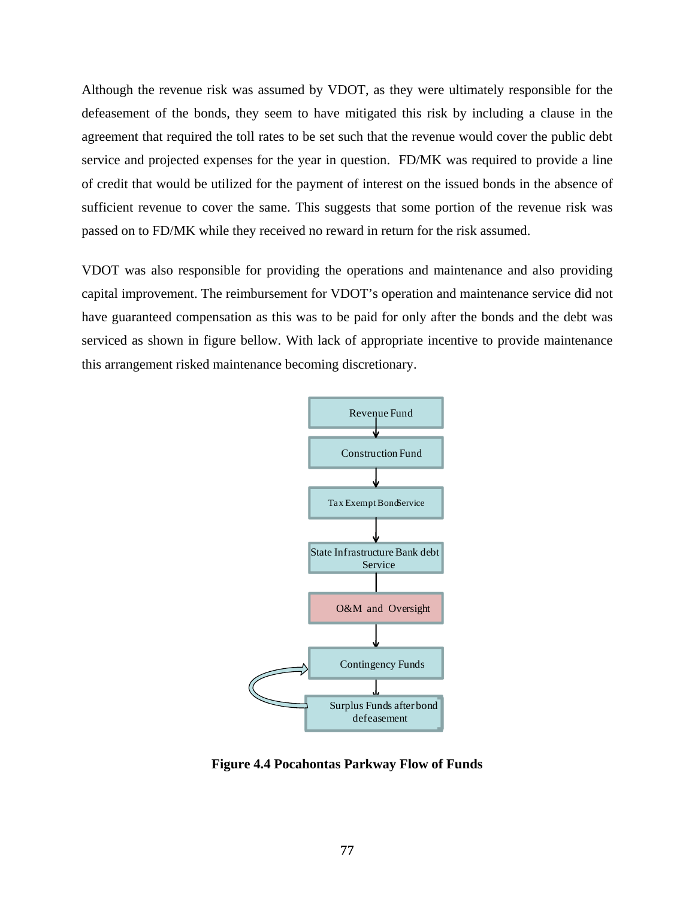Although the revenue risk was assumed by VDOT, as they were ultimately responsible for the defeasement of the bonds, they seem to have mitigated this risk by including a clause in the agreement that required the toll rates to be set such that the revenue would cover the public debt service and projected expenses for the year in question. FD/MK was required to provide a line of credit that would be utilized for the payment of interest on the issued bonds in the absence of sufficient revenue to cover the same. This suggests that some portion of the revenue risk was passed on to FD/MK while they received no reward in return for the risk assumed.

VDOT was also responsible for providing the operations and maintenance and also providing capital improvement. The reimbursement for VDOT's operation and maintenance service did not have guaranteed compensation as this was to be paid for only after the bonds and the debt was serviced as shown in figure bellow. With lack of appropriate incentive to provide maintenance this arrangement risked maintenance becoming discretionary.

Revenue Fund

Construction Fund

Tax Exempt Bond Service

State Infrastructure Bank debt Service

O&M and Oversight

Contingency Funds

Surplus Funds after bond defeasement

**Figure 4.4 Pocahontas Parkway Flow of Funds**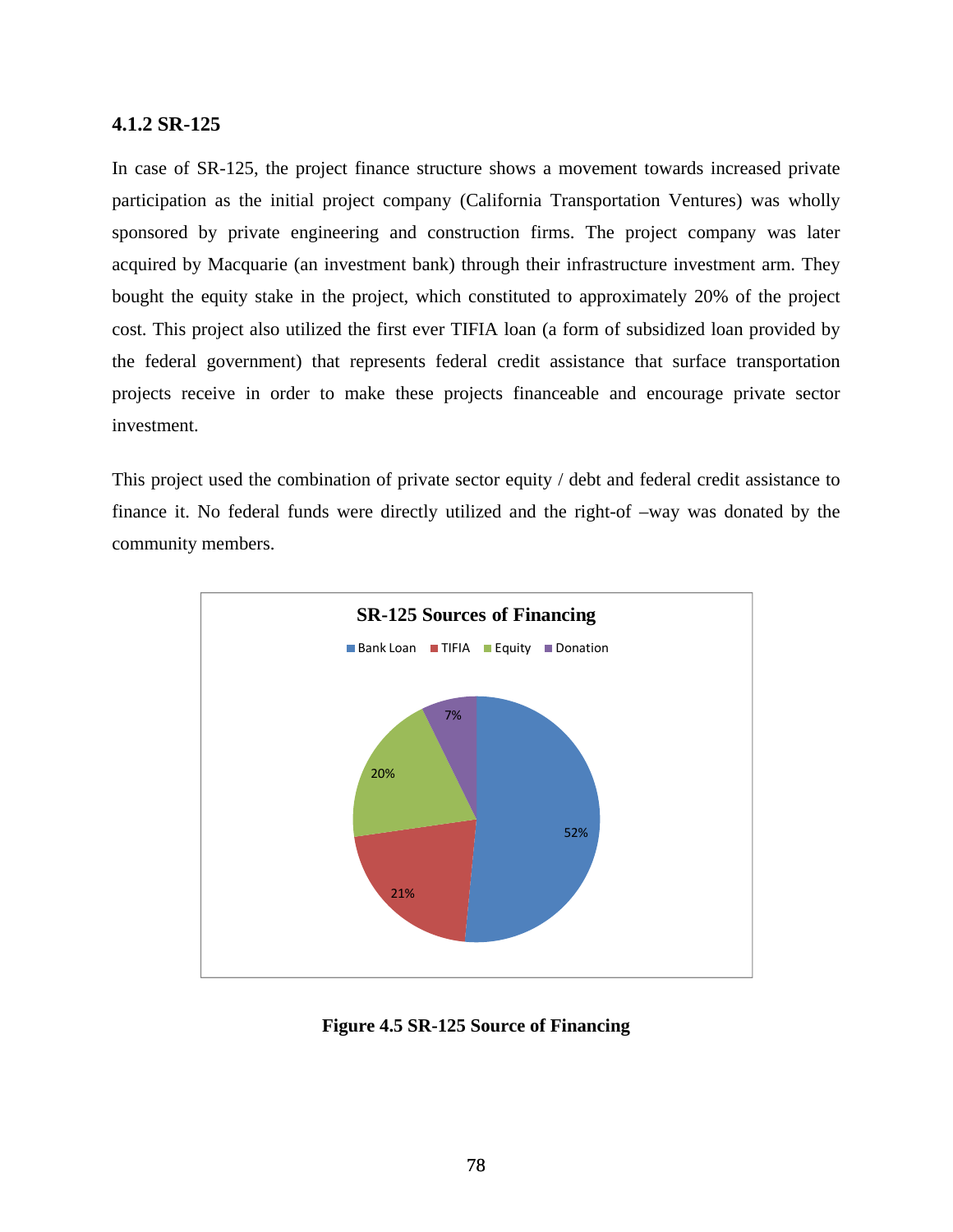### 4.1.2 SR-125

In case of SR-125, the project finance structure shows a movement towards increased private participation as the initial project company (California Transportation Ventures) was wholly sponsored by private engineering and construction firms. The project company was later acquired by Macquarie (an investment bank) through their infrastructure investment arm. They bought the equity stake in the project, which constituted to approximately 20% of the project cost. This project also utilized the first ever TIFIA loan (a form of subsidized loan provided by the federal government) that represents federal credit assistance that surface transportation projects receive in order to make these projects financeable and encourage private sector investment.

This project used the combination of private sector equity / debt and federal credit assistance to finance it. No federal funds were directly utilized and the right-of –way was donated by the community members.

**SR-125 Sources of Financing**

| Source | Share |
|---|---|
| Bank Loan | 52% |
| TIFIA | 21% |
| Equity | 20% |
| Donation | 7% |

**Figure 4.5 SR-125 Source of Financing**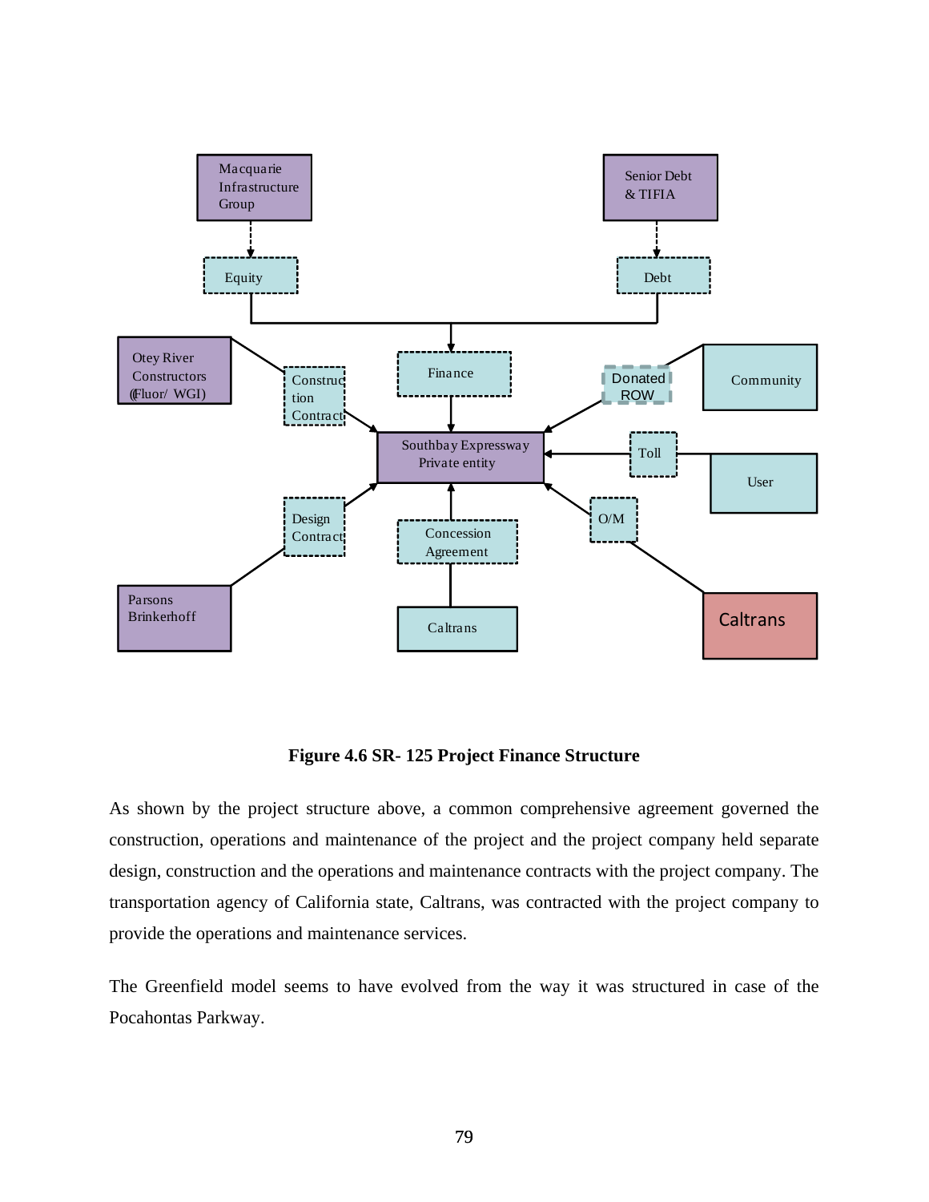**Figure 4.6 SR- 125 Project Finance Structure**

As shown by the project structure above, a common comprehensive agreement governed the construction, operations and maintenance of the project and the project company held separate design, construction and the operations and maintenance contracts with the project company. The transportation agency of California state, Caltrans, was contracted with the project company to provide the operations and maintenance services.

The Greenfield model seems to have evolved from the way it was structured in case of the Pocahontas Parkway.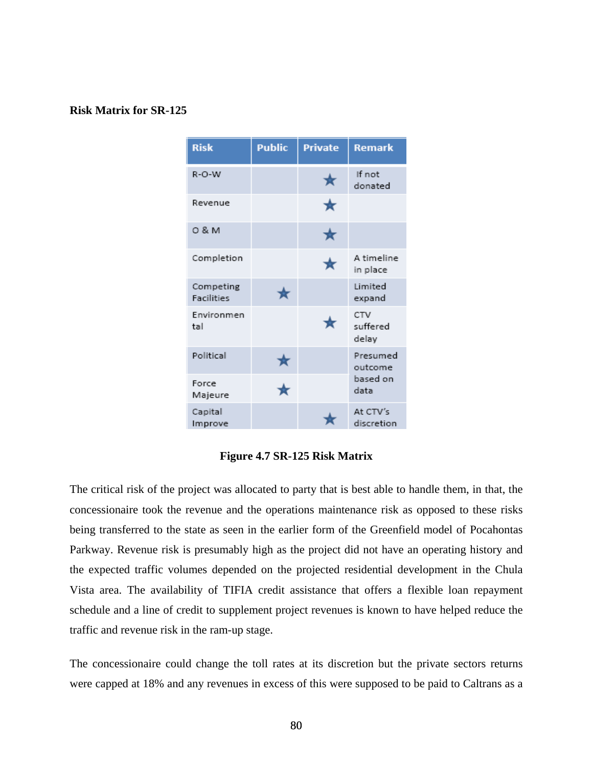**Risk Matrix for SR-125**

| Risk | Public | Private | Remark |
|---|---|---|---|
| R-O-W | | ★ | If not donated |
| Revenue | | ★ | |
| O & M | | ★ | |
| Completion | | ★ | A timeline in place |
| Competing Facilities | ★ | | Limited expand |
| Environmental | | ★ | CTV suffered delay |
| Political | ★ | | Presumed outcome based on data |
| Force Majeure | ★ | | |
| Capital Improve | | ★ | At CTV's discretion |

**Figure 4.7 SR-125 Risk Matrix**

The critical risk of the project was allocated to party that is best able to handle them, in that, the concessionaire took the revenue and the operations maintenance risk as opposed to these risks being transferred to the state as seen in the earlier form of the Greenfield model of Pocahontas Parkway. Revenue risk is presumably high as the project did not have an operating history and the expected traffic volumes depended on the projected residential development in the Chula Vista area. The availability of TIFIA credit assistance that offers a flexible loan repayment schedule and a line of credit to supplement project revenues is known to have helped reduce the traffic and revenue risk in the ram-up stage.

The concessionaire could change the toll rates at its discretion but the private sectors returns were capped at 18% and any revenues in excess of this were supposed to be paid to Caltrans as a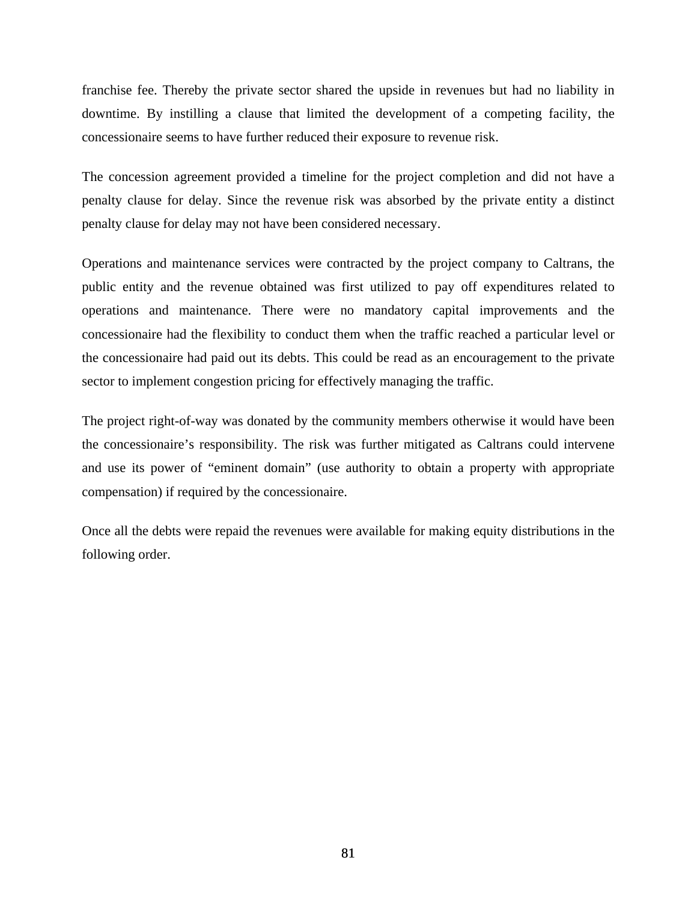franchise fee. Thereby the private sector shared the upside in revenues but had no liability in downtime. By instilling a clause that limited the development of a competing facility, the concessionaire seems to have further reduced their exposure to revenue risk.

The concession agreement provided a timeline for the project completion and did not have a penalty clause for delay. Since the revenue risk was absorbed by the private entity a distinct penalty clause for delay may not have been considered necessary.

Operations and maintenance services were contracted by the project company to Caltrans, the public entity and the revenue obtained was first utilized to pay off expenditures related to operations and maintenance. There were no mandatory capital improvements and the concessionaire had the flexibility to conduct them when the traffic reached a particular level or the concessionaire had paid out its debts. This could be read as an encouragement to the private sector to implement congestion pricing for effectively managing the traffic.

The project right-of-way was donated by the community members otherwise it would have been the concessionaire's responsibility. The risk was further mitigated as Caltrans could intervene and use its power of "eminent domain" (use authority to obtain a property with appropriate compensation) if required by the concessionaire.

Once all the debts were repaid the revenues were available for making equity distributions in the following order.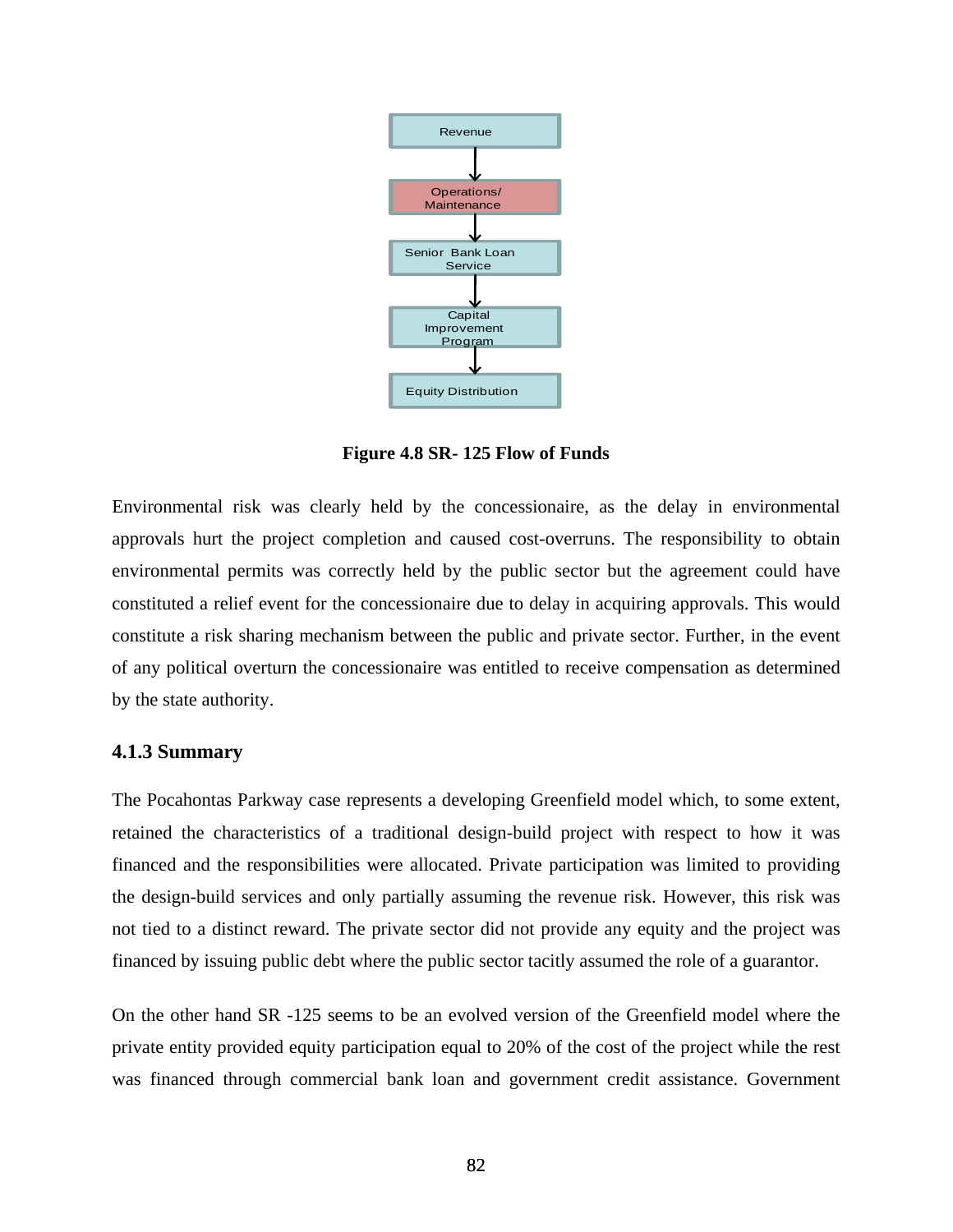Revenue

↓

Operations/ Maintenance

↓

Senior Bank Loan Service

↓

Capital Improvement Program

↓

Equity Distribution

**Figure 4.8 SR- 125 Flow of Funds**

Environmental risk was clearly held by the concessionaire, as the delay in environmental approvals hurt the project completion and caused cost-overruns. The responsibility to obtain environmental permits was correctly held by the public sector but the agreement could have constituted a relief event for the concessionaire due to delay in acquiring approvals. This would constitute a risk sharing mechanism between the public and private sector. Further, in the event of any political overturn the concessionaire was entitled to receive compensation as determined by the state authority.

### 4.1.3 Summary

The Pocahontas Parkway case represents a developing Greenfield model which, to some extent, retained the characteristics of a traditional design-build project with respect to how it was financed and the responsibilities were allocated. Private participation was limited to providing the design-build services and only partially assuming the revenue risk. However, this risk was not tied to a distinct reward. The private sector did not provide any equity and the project was financed by issuing public debt where the public sector tacitly assumed the role of a guarantor.

On the other hand SR -125 seems to be an evolved version of the Greenfield model where the private entity provided equity participation equal to 20% of the cost of the project while the rest was financed through commercial bank loan and government credit assistance. Government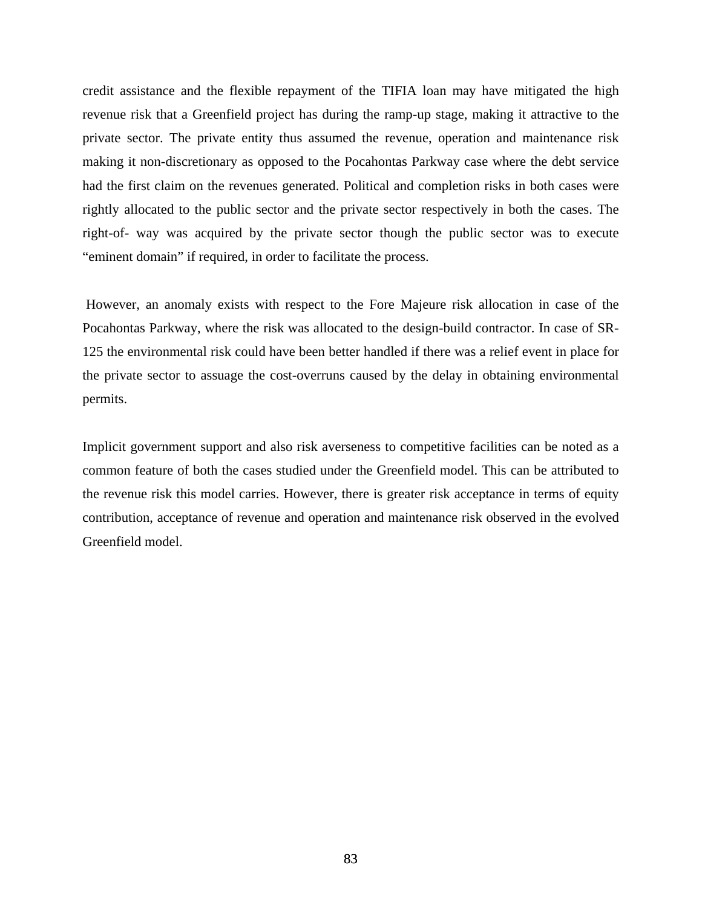credit assistance and the flexible repayment of the TIFIA loan may have mitigated the high revenue risk that a Greenfield project has during the ramp-up stage, making it attractive to the private sector. The private entity thus assumed the revenue, operation and maintenance risk making it non-discretionary as opposed to the Pocahontas Parkway case where the debt service had the first claim on the revenues generated. Political and completion risks in both cases were rightly allocated to the public sector and the private sector respectively in both the cases. The right-of- way was acquired by the private sector though the public sector was to execute "eminent domain" if required, in order to facilitate the process.

However, an anomaly exists with respect to the Fore Majeure risk allocation in case of the Pocahontas Parkway, where the risk was allocated to the design-build contractor. In case of SR-125 the environmental risk could have been better handled if there was a relief event in place for the private sector to assuage the cost-overruns caused by the delay in obtaining environmental permits.

Implicit government support and also risk averseness to competitive facilities can be noted as a common feature of both the cases studied under the Greenfield model. This can be attributed to the revenue risk this model carries. However, there is greater risk acceptance in terms of equity contribution, acceptance of revenue and operation and maintenance risk observed in the evolved Greenfield model.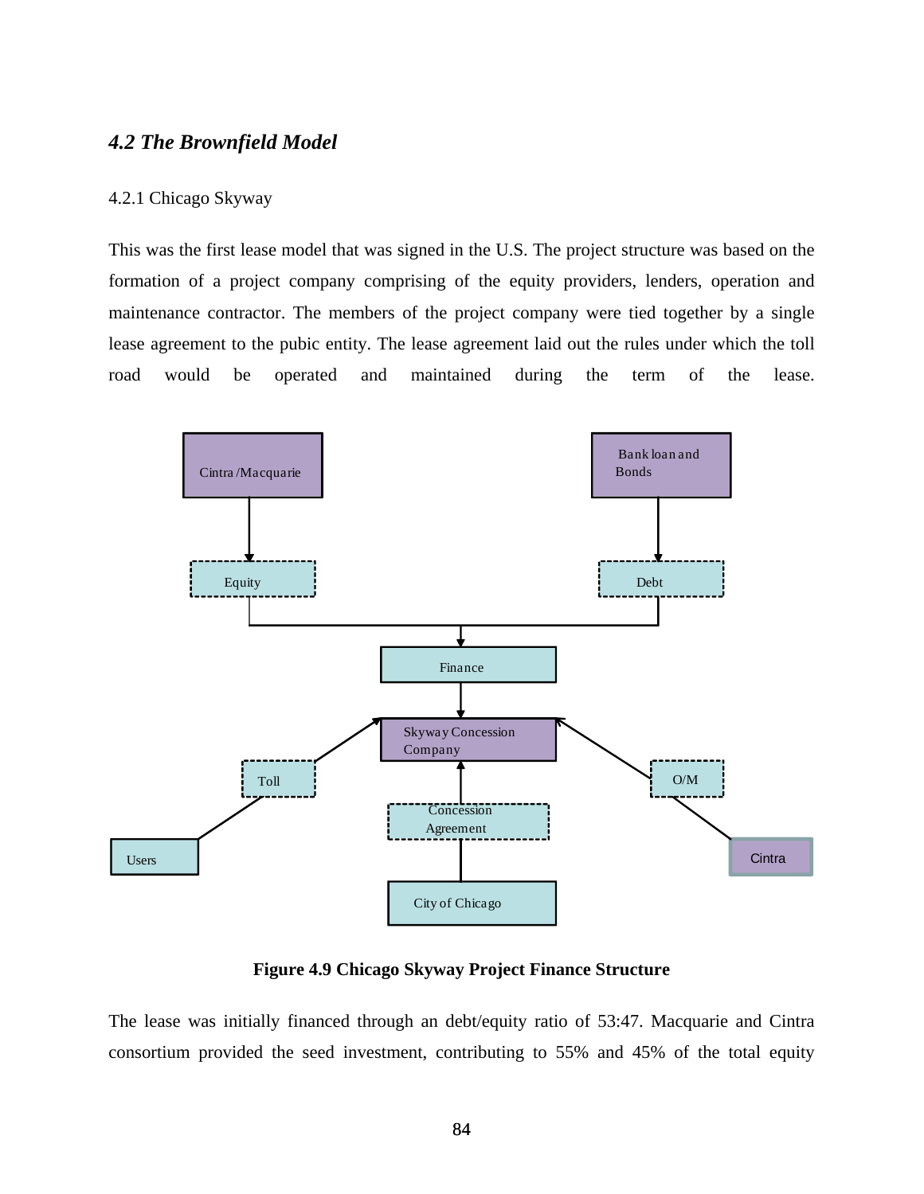### *4.2 The Brownfield Model*

4.2.1 Chicago Skyway

This was the first lease model that was signed in the U.S. The project structure was based on the formation of a project company comprising of the equity providers, lenders, operation and maintenance contractor. The members of the project company were tied together by a single lease agreement to the pubic entity. The lease agreement laid out the rules under which the toll road would be operated and maintained during the term of the lease.

Cintra /Macquarie

Bank loan and Bonds

Equity

Debt

Finance

Skyway Concession Company

Toll

O/M

Concession Agreement

Users

Cintra

City of Chicago

**Figure 4.9 Chicago Skyway Project Finance Structure**

The lease was initially financed through an debt/equity ratio of 53:47. Macquarie and Cintra consortium provided the seed investment, contributing to 55% and 45% of the total equity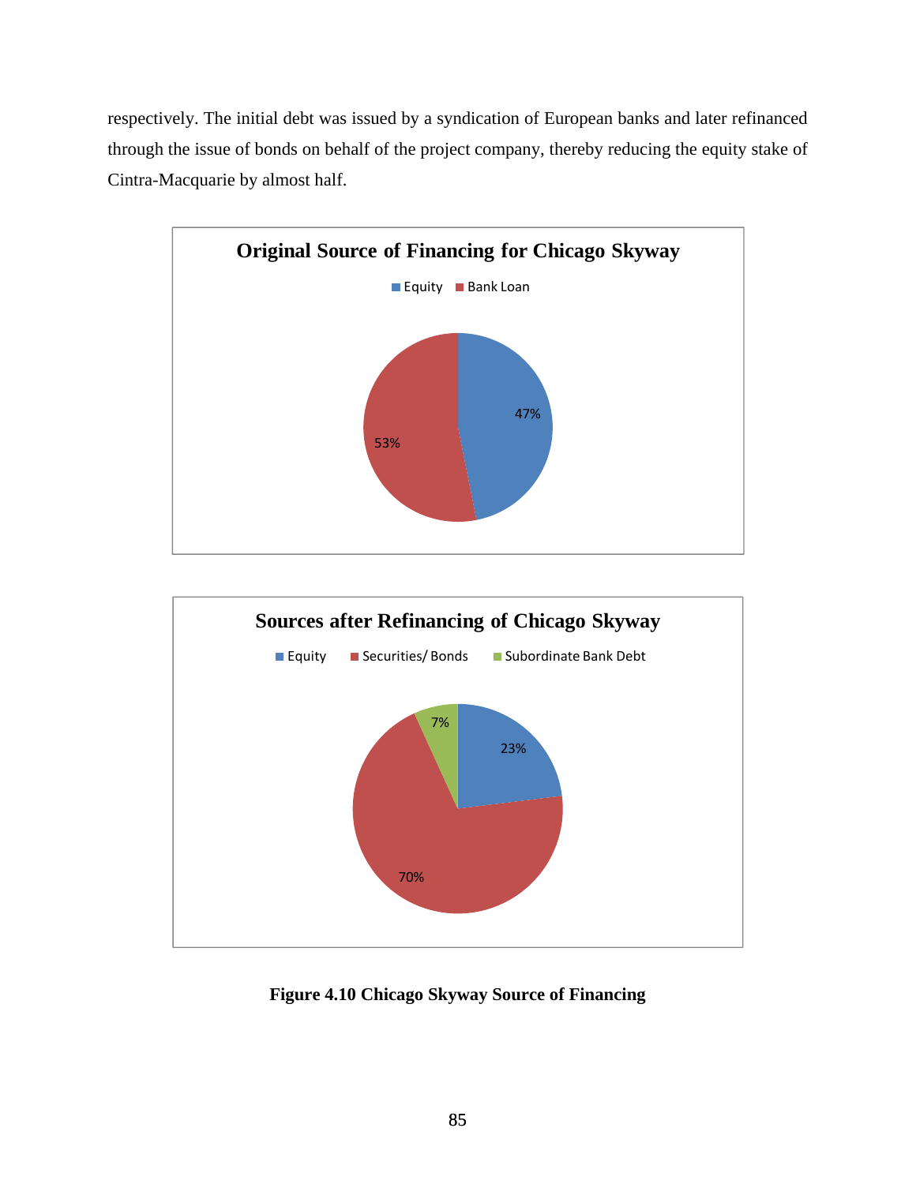respectively. The initial debt was issued by a syndication of European banks and later refinanced through the issue of bonds on behalf of the project company, thereby reducing the equity stake of Cintra-Macquarie by almost half.

**Original Source of Financing for Chicago Skyway**

Equity  Bank Loan

47%

53%

**Sources after Refinancing of Chicago Skyway**

Equity  Securities/ Bonds  Subordinate Bank Debt

7%

23%

70%

**Figure 4.10 Chicago Skyway Source of Financing**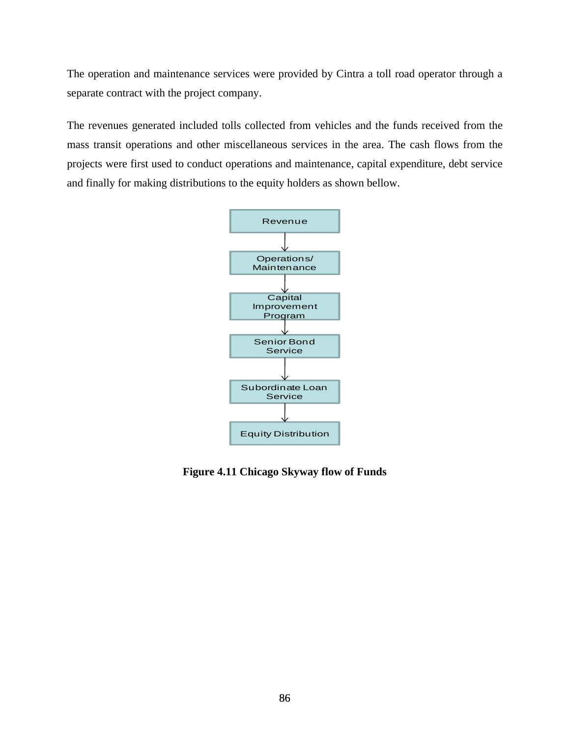The operation and maintenance services were provided by Cintra a toll road operator through a separate contract with the project company.

The revenues generated included tolls collected from vehicles and the funds received from the mass transit operations and other miscellaneous services in the area. The cash flows from the projects were first used to conduct operations and maintenance, capital expenditure, debt service and finally for making distributions to the equity holders as shown bellow.

Revenue

↓

Operations/ Maintenance

↓

Capital Improvement Program

↓

Senior Bond Service

↓

Subordinate Loan Service

↓

Equity Distribution

**Figure 4.11 Chicago Skyway flow of Funds**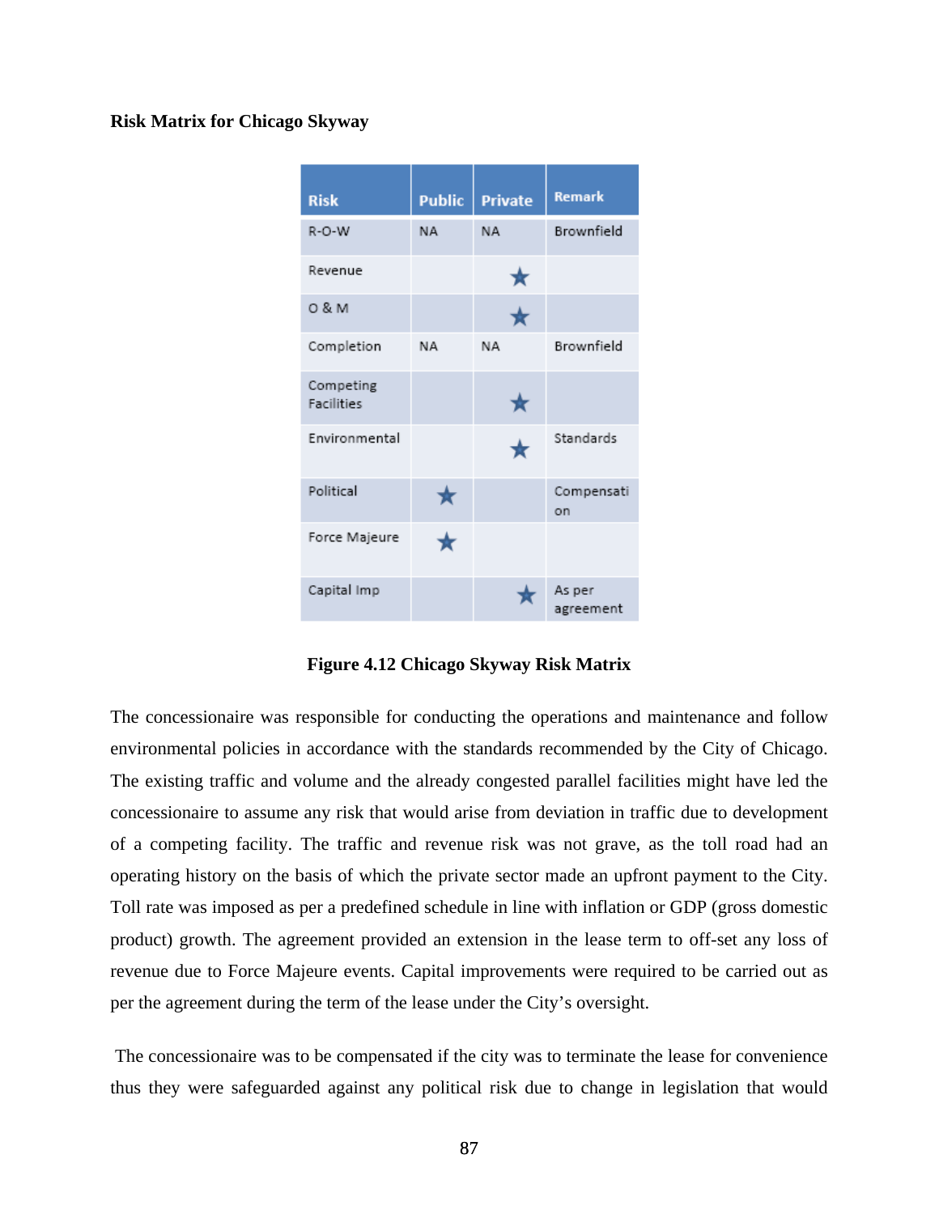**Risk Matrix for Chicago Skyway**

| Risk | Public | Private | Remark |
|---|---|---|---|
| R-O-W | NA | NA | Brownfield |
| Revenue | | ★ | |
| O & M | | ★ | |
| Completion | NA | NA | Brownfield |
| Competing Facilities | | ★ | |
| Environmental | | ★ | Standards |
| Political | ★ | | Compensation |
| Force Majeure | ★ | | |
| Capital Imp | | ★ | As per agreement |

**Figure 4.12 Chicago Skyway Risk Matrix**

The concessionaire was responsible for conducting the operations and maintenance and follow environmental policies in accordance with the standards recommended by the City of Chicago. The existing traffic and volume and the already congested parallel facilities might have led the concessionaire to assume any risk that would arise from deviation in traffic due to development of a competing facility. The traffic and revenue risk was not grave, as the toll road had an operating history on the basis of which the private sector made an upfront payment to the City. Toll rate was imposed as per a predefined schedule in line with inflation or GDP (gross domestic product) growth. The agreement provided an extension in the lease term to off-set any loss of revenue due to Force Majeure events. Capital improvements were required to be carried out as per the agreement during the term of the lease under the City's oversight.

The concessionaire was to be compensated if the city was to terminate the lease for convenience thus they were safeguarded against any political risk due to change in legislation that would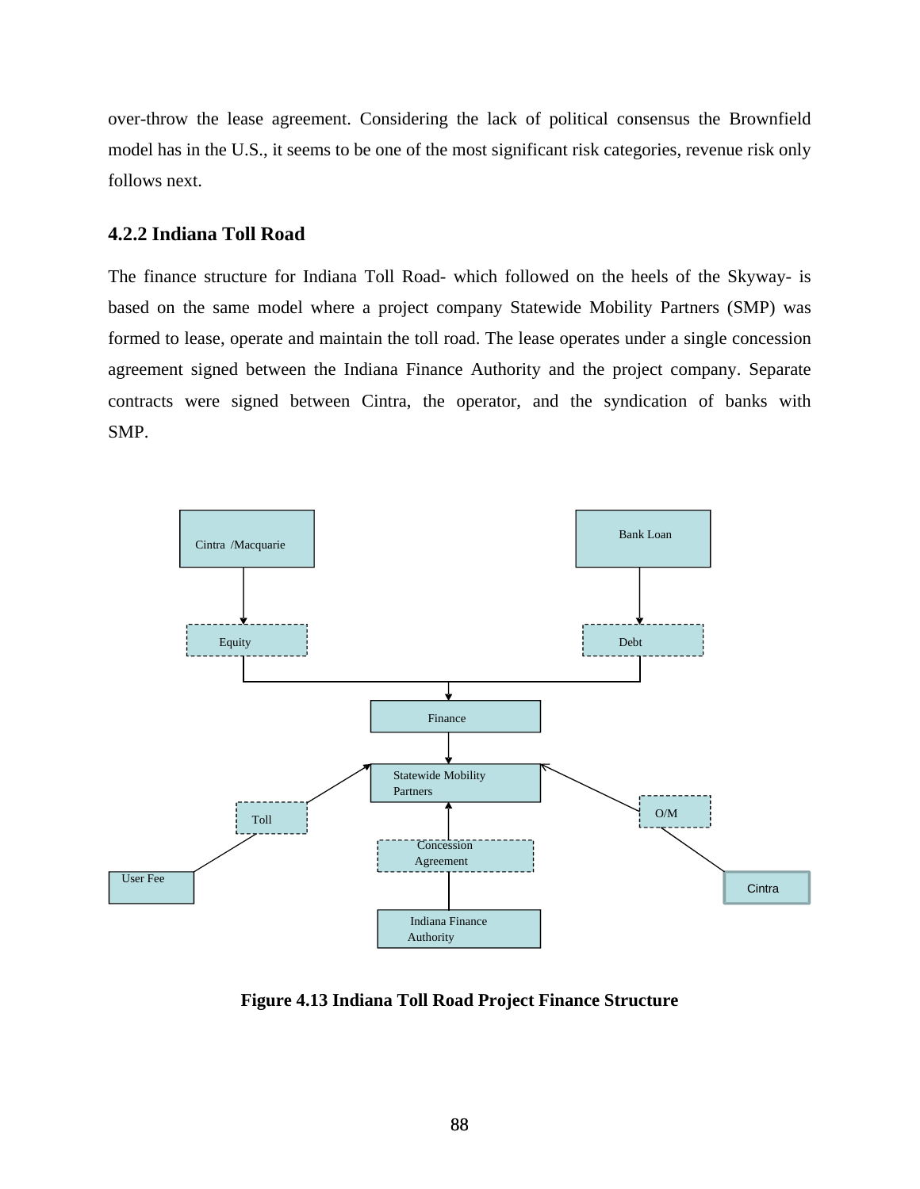over-throw the lease agreement. Considering the lack of political consensus the Brownfield model has in the U.S., it seems to be one of the most significant risk categories, revenue risk only follows next.

### 4.2.2 Indiana Toll Road

The finance structure for Indiana Toll Road- which followed on the heels of the Skyway- is based on the same model where a project company Statewide Mobility Partners (SMP) was formed to lease, operate and maintain the toll road. The lease operates under a single concession agreement signed between the Indiana Finance Authority and the project company. Separate contracts were signed between Cintra, the operator, and the syndication of banks with SMP.

Cintra /Macquarie

Bank Loan

Equity

Debt

Finance

Statewide Mobility Partners

Toll

O/M

Concession Agreement

User Fee

Cintra

Indiana Finance Authority

**Figure 4.13 Indiana Toll Road Project Finance Structure**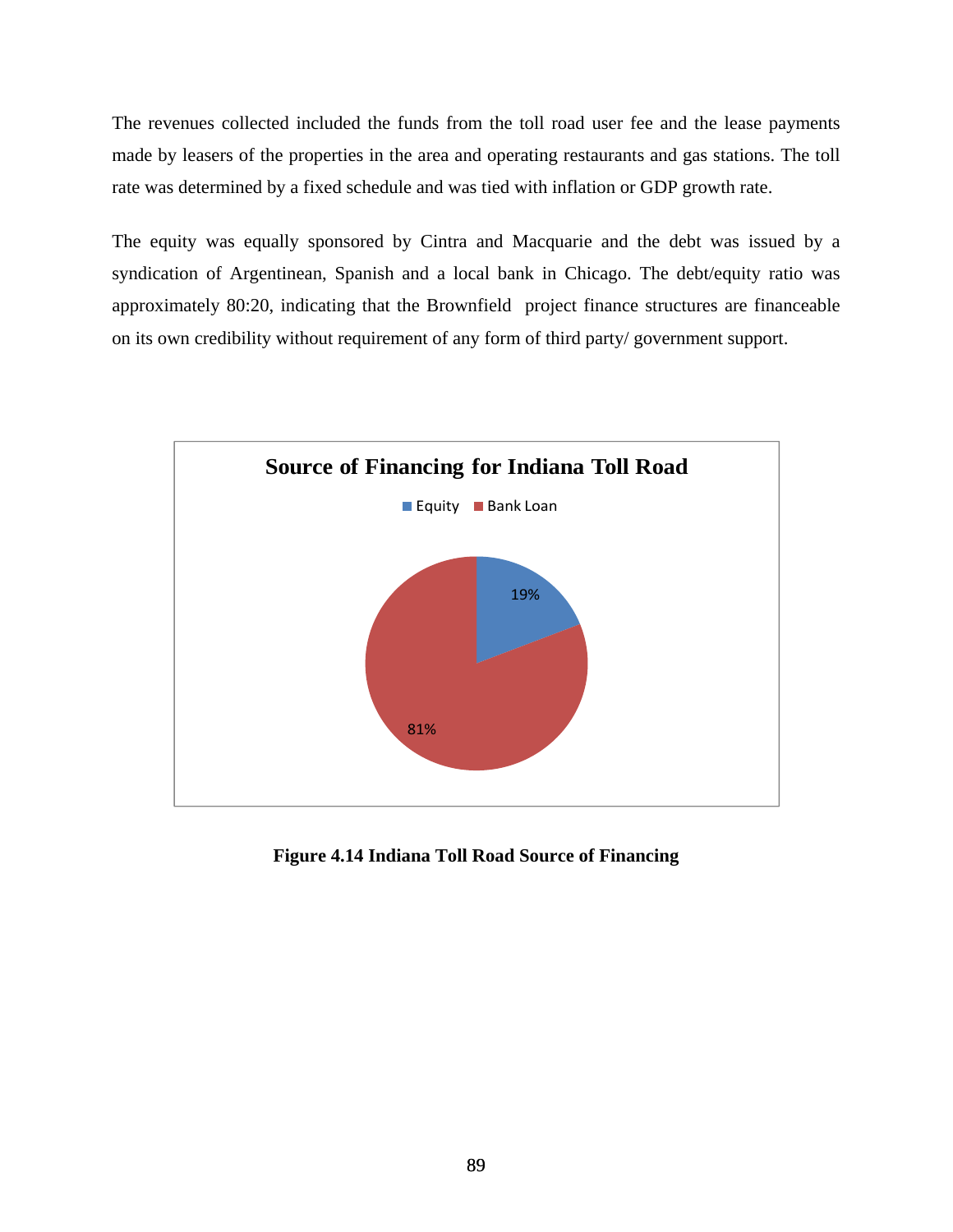The revenues collected included the funds from the toll road user fee and the lease payments made by leasers of the properties in the area and operating restaurants and gas stations. The toll rate was determined by a fixed schedule and was tied with inflation or GDP growth rate.

The equity was equally sponsored by Cintra and Macquarie and the debt was issued by a syndication of Argentinean, Spanish and a local bank in Chicago. The debt/equity ratio was approximately 80:20, indicating that the Brownfield project finance structures are financeable on its own credibility without requirement of any form of third party/ government support.

**Source of Financing for Indiana Toll Road**

| Source | Share |
| --- | --- |
| Equity | 19% |
| Bank Loan | 81% |

**Figure 4.14 Indiana Toll Road Source of Financing**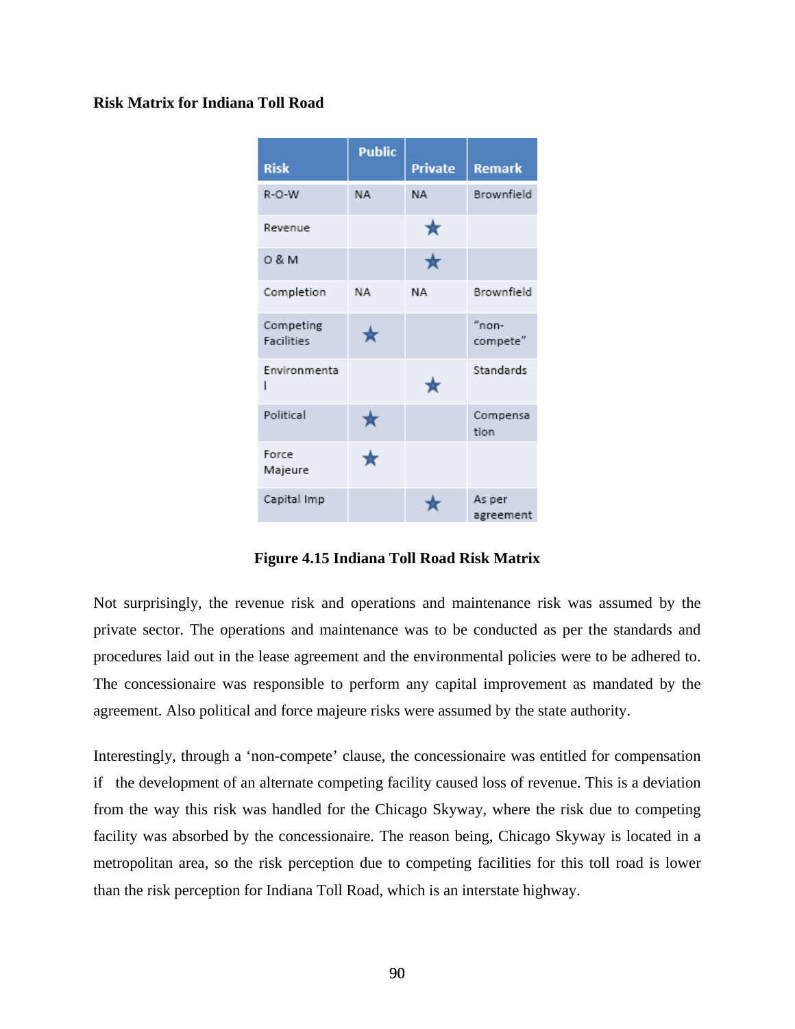**Risk Matrix for Indiana Toll Road**

| Risk | Public | Private | Remark |
|---|---|---|---|
| R-O-W | NA | NA | Brownfield |
| Revenue | | ★ | |
| O & M | | ★ | |
| Completion | NA | NA | Brownfield |
| Competing Facilities | ★ | | "non-compete" |
| Environmental | | ★ | Standards |
| Political | ★ | | Compensation |
| Force Majeure | ★ | | |
| Capital Imp | | ★ | As per agreement |

**Figure 4.15 Indiana Toll Road Risk Matrix**

Not surprisingly, the revenue risk and operations and maintenance risk was assumed by the private sector. The operations and maintenance was to be conducted as per the standards and procedures laid out in the lease agreement and the environmental policies were to be adhered to. The concessionaire was responsible to perform any capital improvement as mandated by the agreement. Also political and force majeure risks were assumed by the state authority.

Interestingly, through a 'non-compete' clause, the concessionaire was entitled for compensation if the development of an alternate competing facility caused loss of revenue. This is a deviation from the way this risk was handled for the Chicago Skyway, where the risk due to competing facility was absorbed by the concessionaire. The reason being, Chicago Skyway is located in a metropolitan area, so the risk perception due to competing facilities for this toll road is lower than the risk perception for Indiana Toll Road, which is an interstate highway.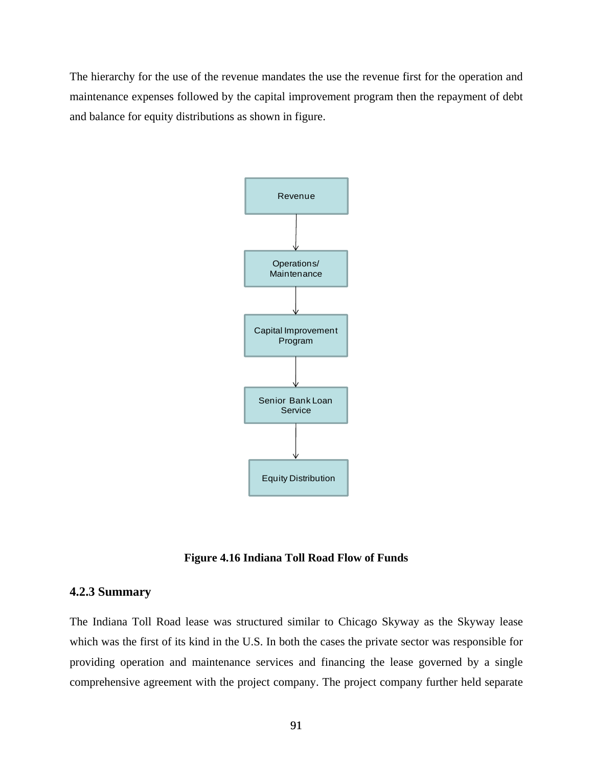The hierarchy for the use of the revenue mandates the use the revenue first for the operation and maintenance expenses followed by the capital improvement program then the repayment of debt and balance for equity distributions as shown in figure.

Revenue

Operations/ Maintenance

Capital Improvement Program

Senior Bank Loan Service

Equity Distribution

**Figure 4.16 Indiana Toll Road Flow of Funds**

### 4.2.3 Summary

The Indiana Toll Road lease was structured similar to Chicago Skyway as the Skyway lease which was the first of its kind in the U.S. In both the cases the private sector was responsible for providing operation and maintenance services and financing the lease governed by a single comprehensive agreement with the project company. The project company further held separate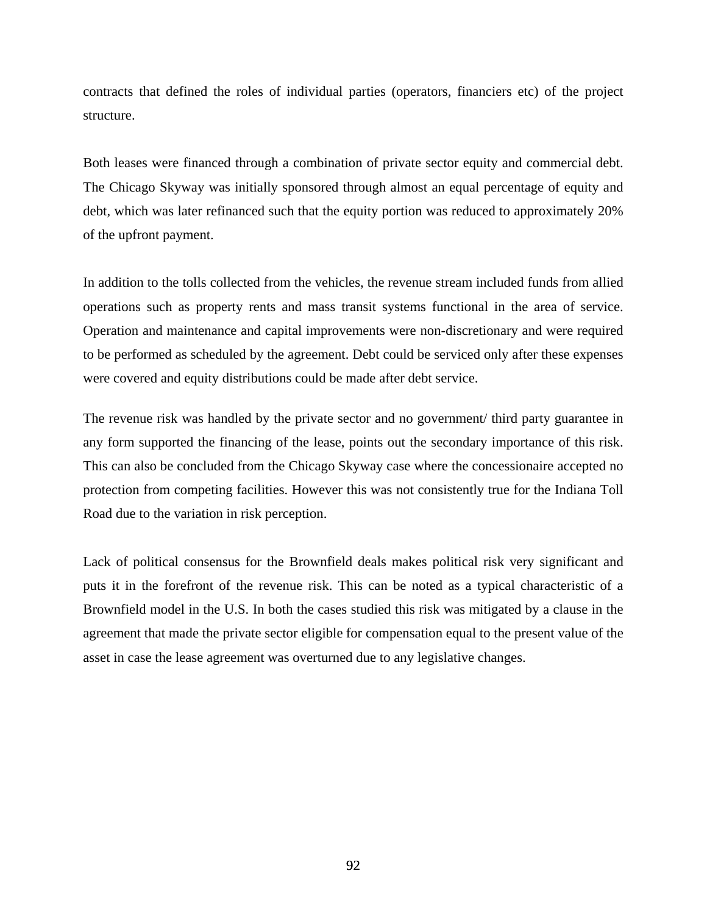contracts that defined the roles of individual parties (operators, financiers etc) of the project structure.

Both leases were financed through a combination of private sector equity and commercial debt. The Chicago Skyway was initially sponsored through almost an equal percentage of equity and debt, which was later refinanced such that the equity portion was reduced to approximately 20% of the upfront payment.

In addition to the tolls collected from the vehicles, the revenue stream included funds from allied operations such as property rents and mass transit systems functional in the area of service. Operation and maintenance and capital improvements were non-discretionary and were required to be performed as scheduled by the agreement. Debt could be serviced only after these expenses were covered and equity distributions could be made after debt service.

The revenue risk was handled by the private sector and no government/ third party guarantee in any form supported the financing of the lease, points out the secondary importance of this risk. This can also be concluded from the Chicago Skyway case where the concessionaire accepted no protection from competing facilities. However this was not consistently true for the Indiana Toll Road due to the variation in risk perception.

Lack of political consensus for the Brownfield deals makes political risk very significant and puts it in the forefront of the revenue risk. This can be noted as a typical characteristic of a Brownfield model in the U.S. In both the cases studied this risk was mitigated by a clause in the agreement that made the private sector eligible for compensation equal to the present value of the asset in case the lease agreement was overturned due to any legislative changes.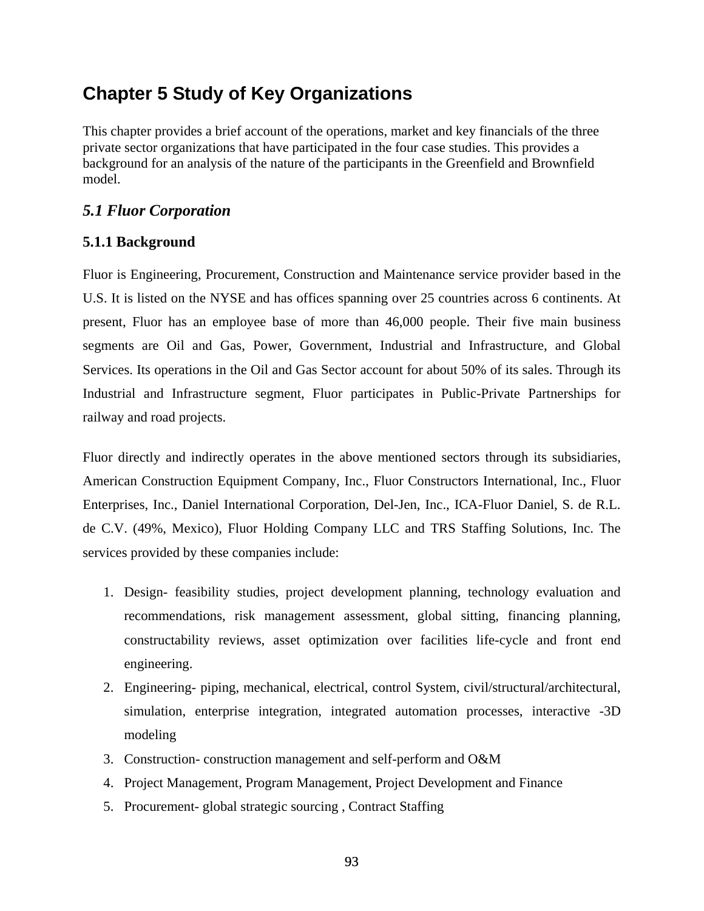# Chapter 5 Study of Key Organizations

This chapter provides a brief account of the operations, market and key financials of the three private sector organizations that have participated in the four case studies. This provides a background for an analysis of the nature of the participants in the Greenfield and Brownfield model.

## *5.1 Fluor Corporation*

### 5.1.1 Background

Fluor is Engineering, Procurement, Construction and Maintenance service provider based in the U.S. It is listed on the NYSE and has offices spanning over 25 countries across 6 continents. At present, Fluor has an employee base of more than 46,000 people. Their five main business segments are Oil and Gas, Power, Government, Industrial and Infrastructure, and Global Services. Its operations in the Oil and Gas Sector account for about 50% of its sales. Through its Industrial and Infrastructure segment, Fluor participates in Public-Private Partnerships for railway and road projects.

Fluor directly and indirectly operates in the above mentioned sectors through its subsidiaries, American Construction Equipment Company, Inc., Fluor Constructors International, Inc., Fluor Enterprises, Inc., Daniel International Corporation, Del-Jen, Inc., ICA-Fluor Daniel, S. de R.L. de C.V. (49%, Mexico), Fluor Holding Company LLC and TRS Staffing Solutions, Inc. The services provided by these companies include:

1. Design- feasibility studies, project development planning, technology evaluation and recommendations, risk management assessment, global sitting, financing planning, constructability reviews, asset optimization over facilities life-cycle and front end engineering.
2. Engineering- piping, mechanical, electrical, control System, civil/structural/architectural, simulation, enterprise integration, integrated automation processes, interactive -3D modeling
3. Construction- construction management and self-perform and O&M
4. Project Management, Program Management, Project Development and Finance
5. Procurement- global strategic sourcing , Contract Staffing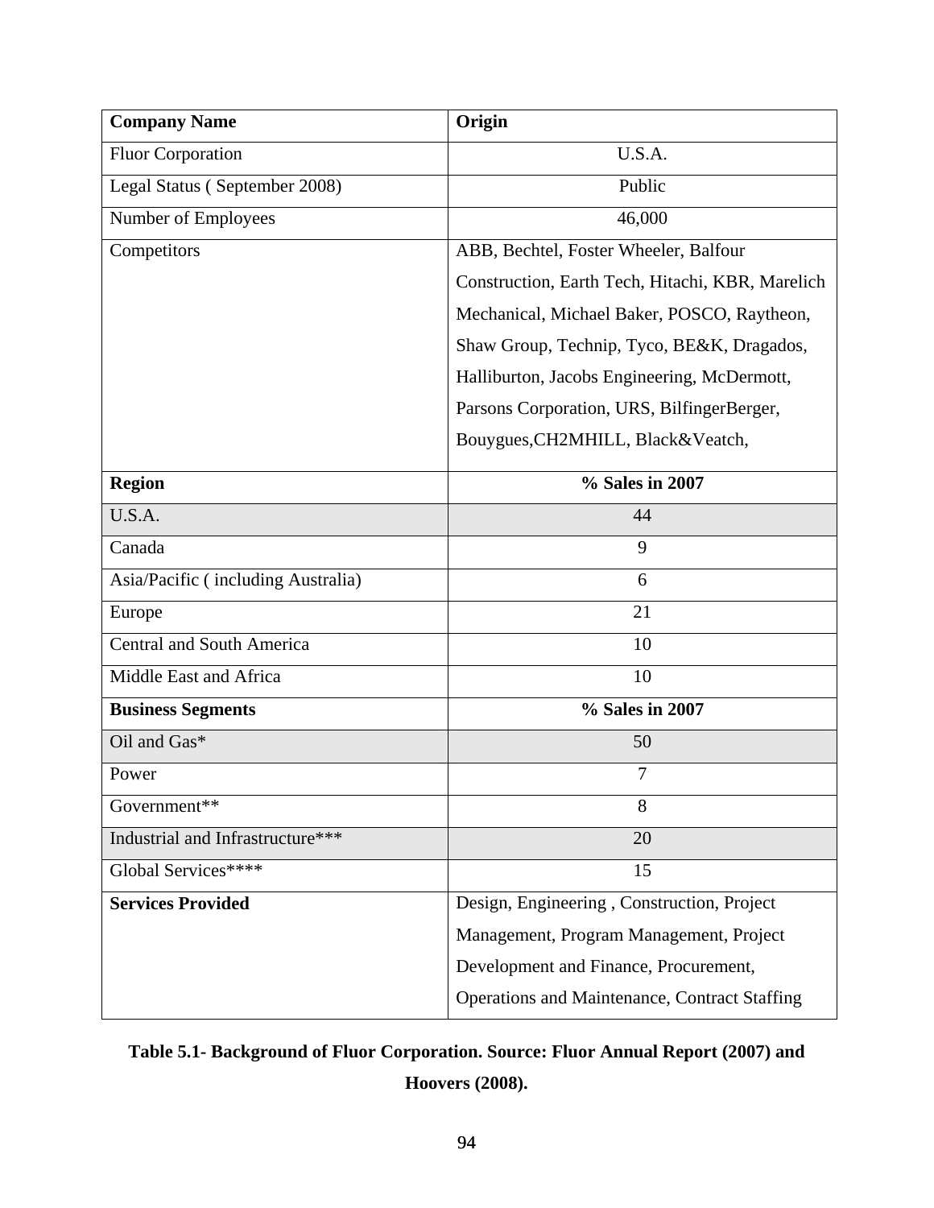| Company Name | Origin |
| --- | --- |
| Fluor Corporation | U.S.A. |
| Legal Status ( September 2008) | Public |
| Number of Employees | 46,000 |
| Competitors | ABB, Bechtel, Foster Wheeler, Balfour Construction, Earth Tech, Hitachi, KBR, Marelich Mechanical, Michael Baker, POSCO, Raytheon, Shaw Group, Technip, Tyco, BE&K, Dragados, Halliburton, Jacobs Engineering, McDermott, Parsons Corporation, URS, BilfingerBerger, Bouygues,CH2MHILL, Black&Veatch, |
| **Region** | **% Sales in 2007** |
| U.S.A. | 44 |
| Canada | 9 |
| Asia/Pacific ( including Australia) | 6 |
| Europe | 21 |
| Central and South America | 10 |
| Middle East and Africa | 10 |
| **Business Segments** | **% Sales in 2007** |
| Oil and Gas* | 50 |
| Power | 7 |
| Government** | 8 |
| Industrial and Infrastructure*** | 20 |
| Global Services**** | 15 |
| **Services Provided** | Design, Engineering , Construction, Project Management, Program Management, Project Development and Finance, Procurement, Operations and Maintenance, Contract Staffing |

**Table 5.1- Background of Fluor Corporation. Source: Fluor Annual Report (2007) and Hoovers (2008).**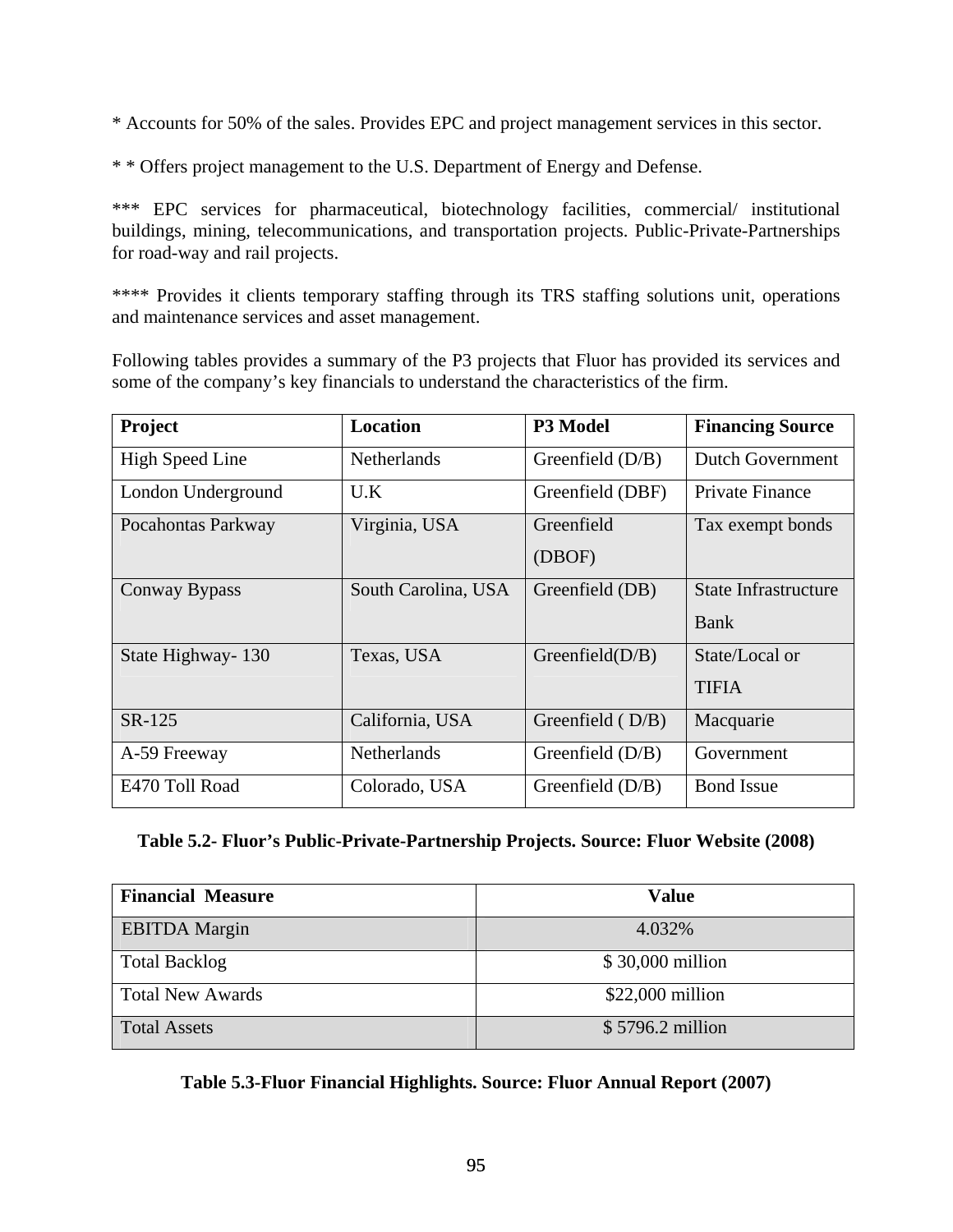* Accounts for 50% of the sales. Provides EPC and project management services in this sector.

* * Offers project management to the U.S. Department of Energy and Defense.

*** EPC services for pharmaceutical, biotechnology facilities, commercial/ institutional buildings, mining, telecommunications, and transportation projects. Public-Private-Partnerships for road-way and rail projects.

**** Provides it clients temporary staffing through its TRS staffing solutions unit, operations and maintenance services and asset management.

Following tables provides a summary of the P3 projects that Fluor has provided its services and some of the company's key financials to understand the characteristics of the firm.

| Project | Location | P3 Model | Financing Source |
|---|---|---|---|
| High Speed Line | Netherlands | Greenfield (D/B) | Dutch Government |
| London Underground | U.K | Greenfield (DBF) | Private Finance |
| Pocahontas Parkway | Virginia, USA | Greenfield (DBOF) | Tax exempt bonds |
| Conway Bypass | South Carolina, USA | Greenfield (DB) | State Infrastructure Bank |
| State Highway- 130 | Texas, USA | Greenfield(D/B) | State/Local or TIFIA |
| SR-125 | California, USA | Greenfield ( D/B) | Macquarie |
| A-59 Freeway | Netherlands | Greenfield (D/B) | Government |
| E470 Toll Road | Colorado, USA | Greenfield (D/B) | Bond Issue |

**Table 5.2- Fluor's Public-Private-Partnership Projects. Source: Fluor Website (2008)**

| Financial Measure | Value |
|---|---|
| EBITDA Margin | 4.032% |
| Total Backlog | $ 30,000 million |
| Total New Awards | $22,000 million |
| Total Assets | $ 5796.2 million |

**Table 5.3-Fluor Financial Highlights. Source: Fluor Annual Report (2007)**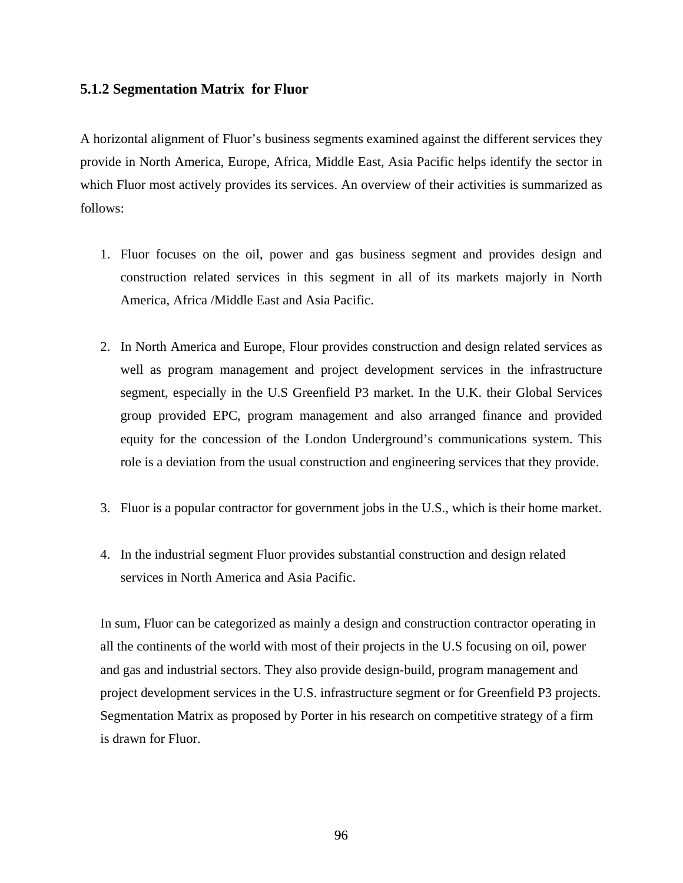### 5.1.2 Segmentation Matrix for Fluor

A horizontal alignment of Fluor's business segments examined against the different services they provide in North America, Europe, Africa, Middle East, Asia Pacific helps identify the sector in which Fluor most actively provides its services. An overview of their activities is summarized as follows:

1. Fluor focuses on the oil, power and gas business segment and provides design and construction related services in this segment in all of its markets majorly in North America, Africa /Middle East and Asia Pacific.

2. In North America and Europe, Flour provides construction and design related services as well as program management and project development services in the infrastructure segment, especially in the U.S Greenfield P3 market. In the U.K. their Global Services group provided EPC, program management and also arranged finance and provided equity for the concession of the London Underground's communications system. This role is a deviation from the usual construction and engineering services that they provide.

3. Fluor is a popular contractor for government jobs in the U.S., which is their home market.

4. In the industrial segment Fluor provides substantial construction and design related services in North America and Asia Pacific.

In sum, Fluor can be categorized as mainly a design and construction contractor operating in all the continents of the world with most of their projects in the U.S focusing on oil, power and gas and industrial sectors. They also provide design-build, program management and project development services in the U.S. infrastructure segment or for Greenfield P3 projects. Segmentation Matrix as proposed by Porter in his research on competitive strategy of a firm is drawn for Fluor.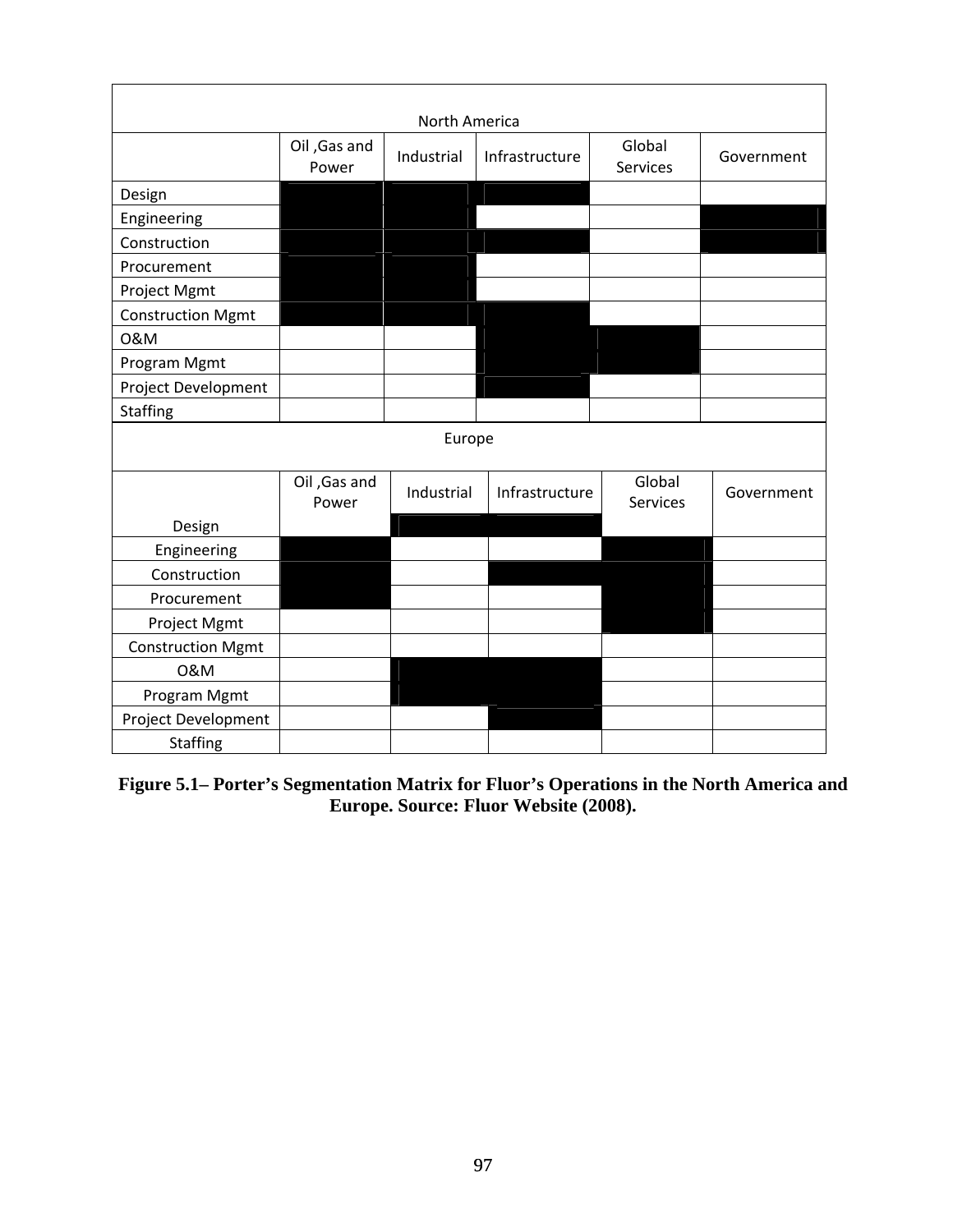| North America | | | | | |
|---|---|---|---|---|---|
| | Oil ,Gas and Power | Industrial | Infrastructure | Global Services | Government |
| Design | ■ | ■ | ■ | | |
| Engineering | ■ | ■ | | | ■ |
| Construction | ■ | ■ | ■ | | ■ |
| Procurement | ■ | ■ | | | |
| Project Mgmt | ■ | ■ | | | |
| Construction Mgmt | ■ | ■ | ■ | | |
| O&M | | | ■ | ■ | |
| Program Mgmt | | | ■ | ■ | |
| Project Development | | | ■ | | |
| Staffing | | | | | |

| Europe | | | | | |
|---|---|---|---|---|---|
| | Oil ,Gas and Power | Industrial | Infrastructure | Global Services | Government |
| Design | | ■ | ■ | | |
| Engineering | ■ | | | ■ | |
| Construction | ■ | | ■ | ■ | |
| Procurement | ■ | | | ■ | |
| Project Mgmt | | | | ■ | |
| Construction Mgmt | | | | | |
| O&M | | ■ | ■ | | |
| Program Mgmt | | ■ | ■ | | |
| Project Development | | | ■ | | |
| Staffing | | | | | |

**Figure 5.1– Porter's Segmentation Matrix for Fluor's Operations in the North America and Europe. Source: Fluor Website (2008).**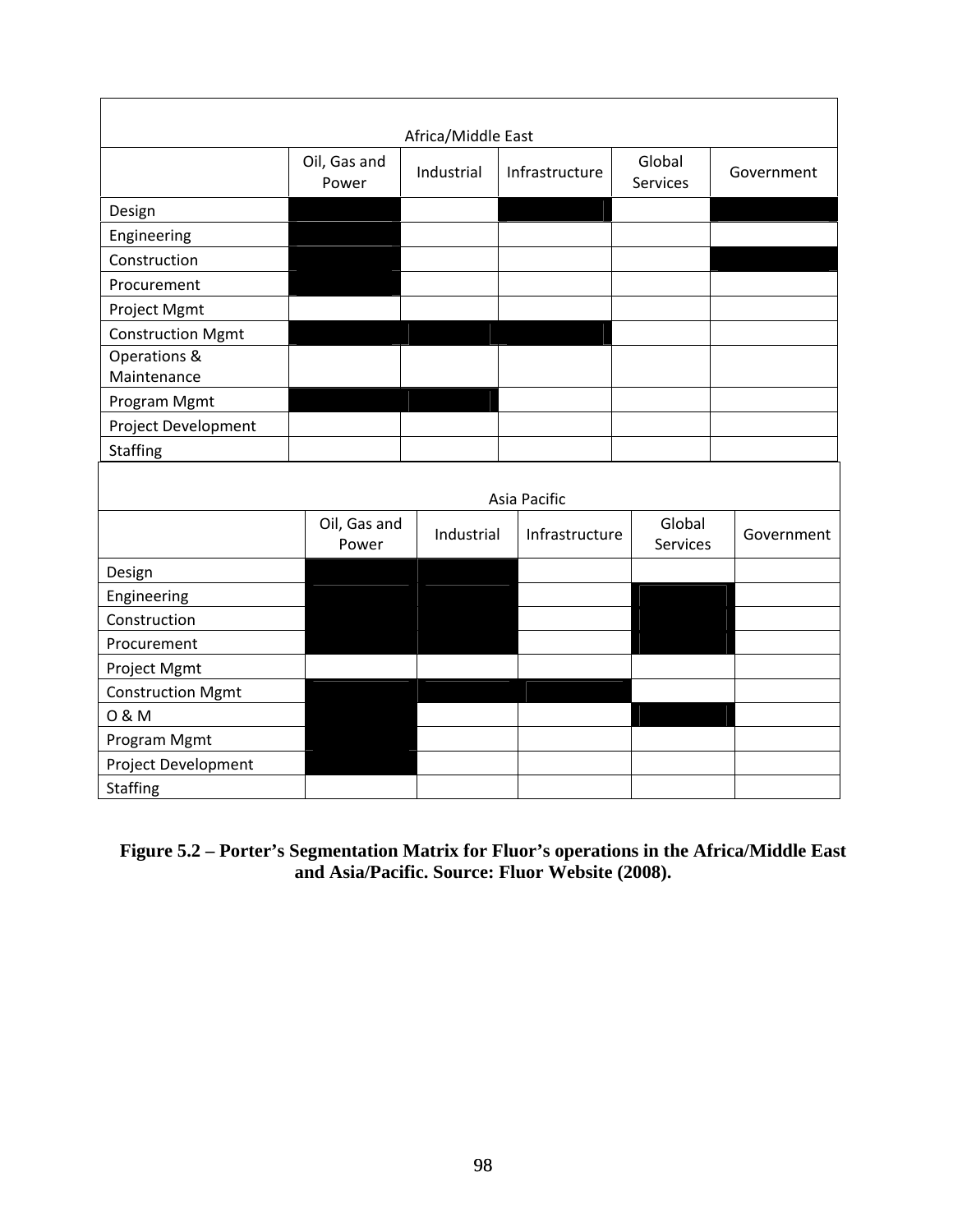| Africa/Middle East | | | | | |
|---|---|---|---|---|---|
| | Oil, Gas and Power | Industrial | Infrastructure | Global Services | Government |
| Design | ■ | | ■ | | ■ |
| Engineering | ■ | | | | |
| Construction | ■ | | | | ■ |
| Procurement | ■ | | | | |
| Project Mgmt | | | | | |
| Construction Mgmt | ■ | ■ | ■ | | |
| Operations & Maintenance | | | | | |
| Program Mgmt | ■ | ■ | | | |
| Project Development | | | | | |
| Staffing | | | | | |

| Asia Pacific | | | | | |
|---|---|---|---|---|---|
| | Oil, Gas and Power | Industrial | Infrastructure | Global Services | Government |
| Design | ■ | ■ | | | |
| Engineering | ■ | ■ | | ■ | |
| Construction | ■ | ■ | | ■ | |
| Procurement | ■ | ■ | | ■ | |
| Project Mgmt | | | | | |
| Construction Mgmt | ■ | ■ | ■ | | |
| O & M | ■ | | | ■ | |
| Program Mgmt | ■ | | | | |
| Project Development | ■ | | | | |
| Staffing | | | | | |

**Figure 5.2 – Porter's Segmentation Matrix for Fluor's operations in the Africa/Middle East and Asia/Pacific. Source: Fluor Website (2008).**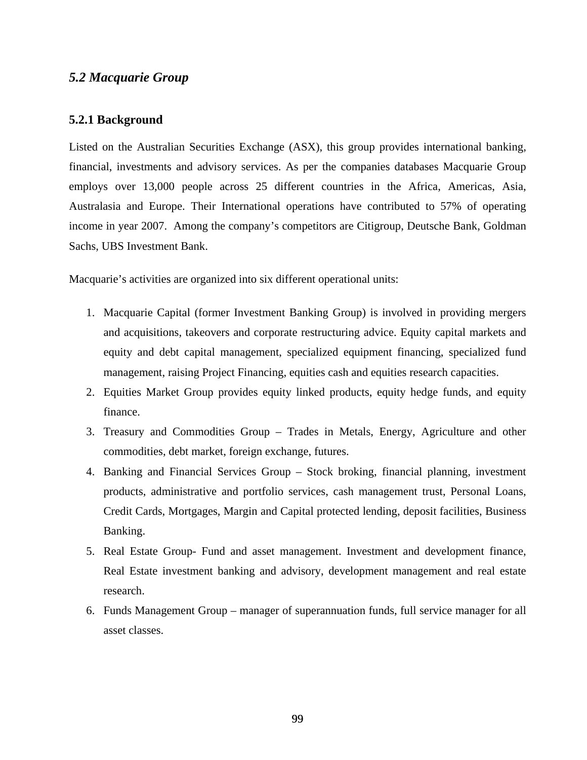## *5.2 Macquarie Group*

### 5.2.1 Background

Listed on the Australian Securities Exchange (ASX), this group provides international banking, financial, investments and advisory services. As per the companies databases Macquarie Group employs over 13,000 people across 25 different countries in the Africa, Americas, Asia, Australasia and Europe. Their International operations have contributed to 57% of operating income in year 2007. Among the company's competitors are Citigroup, Deutsche Bank, Goldman Sachs, UBS Investment Bank.

Macquarie's activities are organized into six different operational units:

1. Macquarie Capital (former Investment Banking Group) is involved in providing mergers and acquisitions, takeovers and corporate restructuring advice. Equity capital markets and equity and debt capital management, specialized equipment financing, specialized fund management, raising Project Financing, equities cash and equities research capacities.
2. Equities Market Group provides equity linked products, equity hedge funds, and equity finance.
3. Treasury and Commodities Group – Trades in Metals, Energy, Agriculture and other commodities, debt market, foreign exchange, futures.
4. Banking and Financial Services Group – Stock broking, financial planning, investment products, administrative and portfolio services, cash management trust, Personal Loans, Credit Cards, Mortgages, Margin and Capital protected lending, deposit facilities, Business Banking.
5. Real Estate Group- Fund and asset management. Investment and development finance, Real Estate investment banking and advisory, development management and real estate research.
6. Funds Management Group – manager of superannuation funds, full service manager for all asset classes.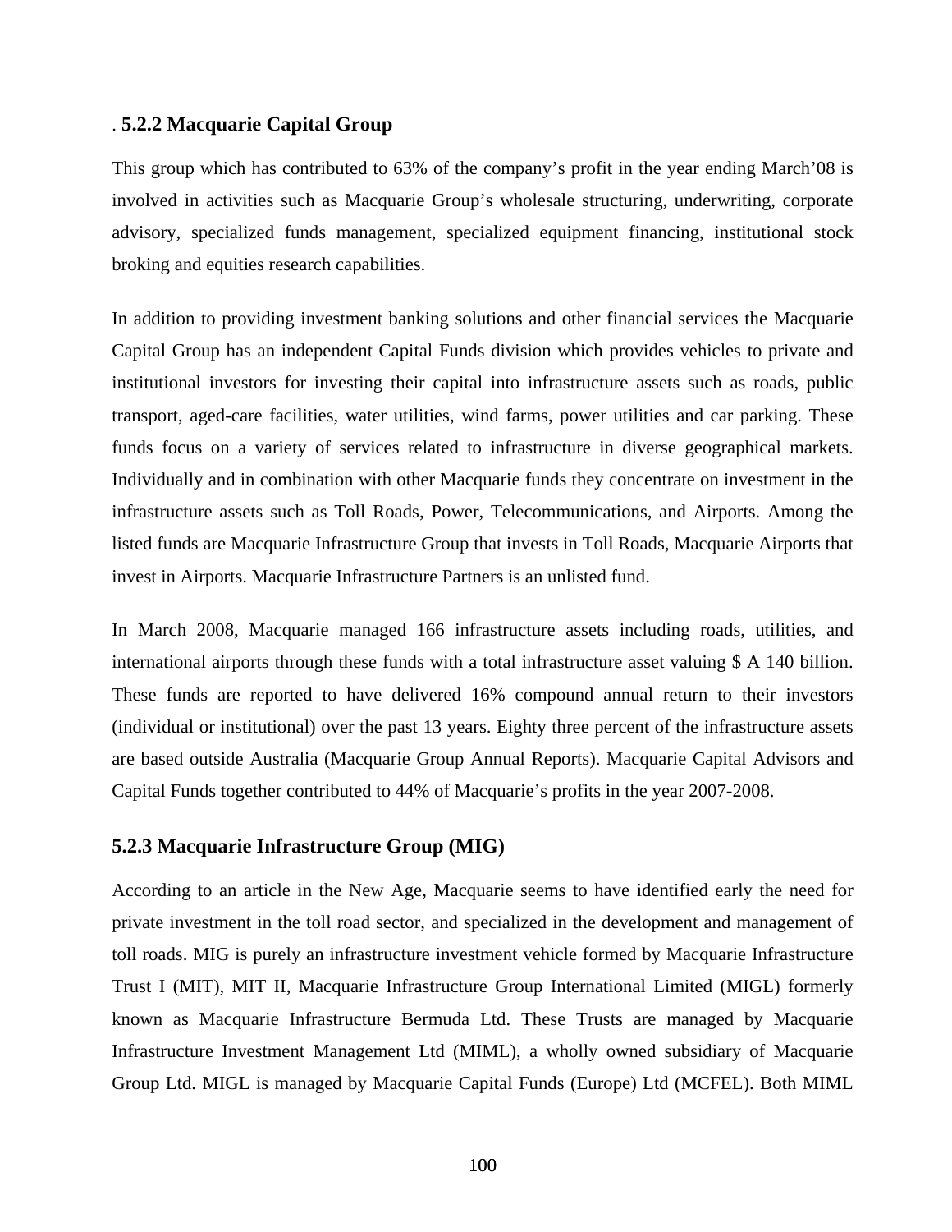### 5.2.2 Macquarie Capital Group

This group which has contributed to 63% of the company's profit in the year ending March'08 is involved in activities such as Macquarie Group's wholesale structuring, underwriting, corporate advisory, specialized funds management, specialized equipment financing, institutional stock broking and equities research capabilities.

In addition to providing investment banking solutions and other financial services the Macquarie Capital Group has an independent Capital Funds division which provides vehicles to private and institutional investors for investing their capital into infrastructure assets such as roads, public transport, aged-care facilities, water utilities, wind farms, power utilities and car parking. These funds focus on a variety of services related to infrastructure in diverse geographical markets. Individually and in combination with other Macquarie funds they concentrate on investment in the infrastructure assets such as Toll Roads, Power, Telecommunications, and Airports. Among the listed funds are Macquarie Infrastructure Group that invests in Toll Roads, Macquarie Airports that invest in Airports. Macquarie Infrastructure Partners is an unlisted fund.

In March 2008, Macquarie managed 166 infrastructure assets including roads, utilities, and international airports through these funds with a total infrastructure asset valuing $ A 140 billion. These funds are reported to have delivered 16% compound annual return to their investors (individual or institutional) over the past 13 years. Eighty three percent of the infrastructure assets are based outside Australia (Macquarie Group Annual Reports). Macquarie Capital Advisors and Capital Funds together contributed to 44% of Macquarie's profits in the year 2007-2008.

### 5.2.3 Macquarie Infrastructure Group (MIG)

According to an article in the New Age, Macquarie seems to have identified early the need for private investment in the toll road sector, and specialized in the development and management of toll roads. MIG is purely an infrastructure investment vehicle formed by Macquarie Infrastructure Trust I (MIT), MIT II, Macquarie Infrastructure Group International Limited (MIGL) formerly known as Macquarie Infrastructure Bermuda Ltd. These Trusts are managed by Macquarie Infrastructure Investment Management Ltd (MIML), a wholly owned subsidiary of Macquarie Group Ltd. MIGL is managed by Macquarie Capital Funds (Europe) Ltd (MCFEL). Both MIML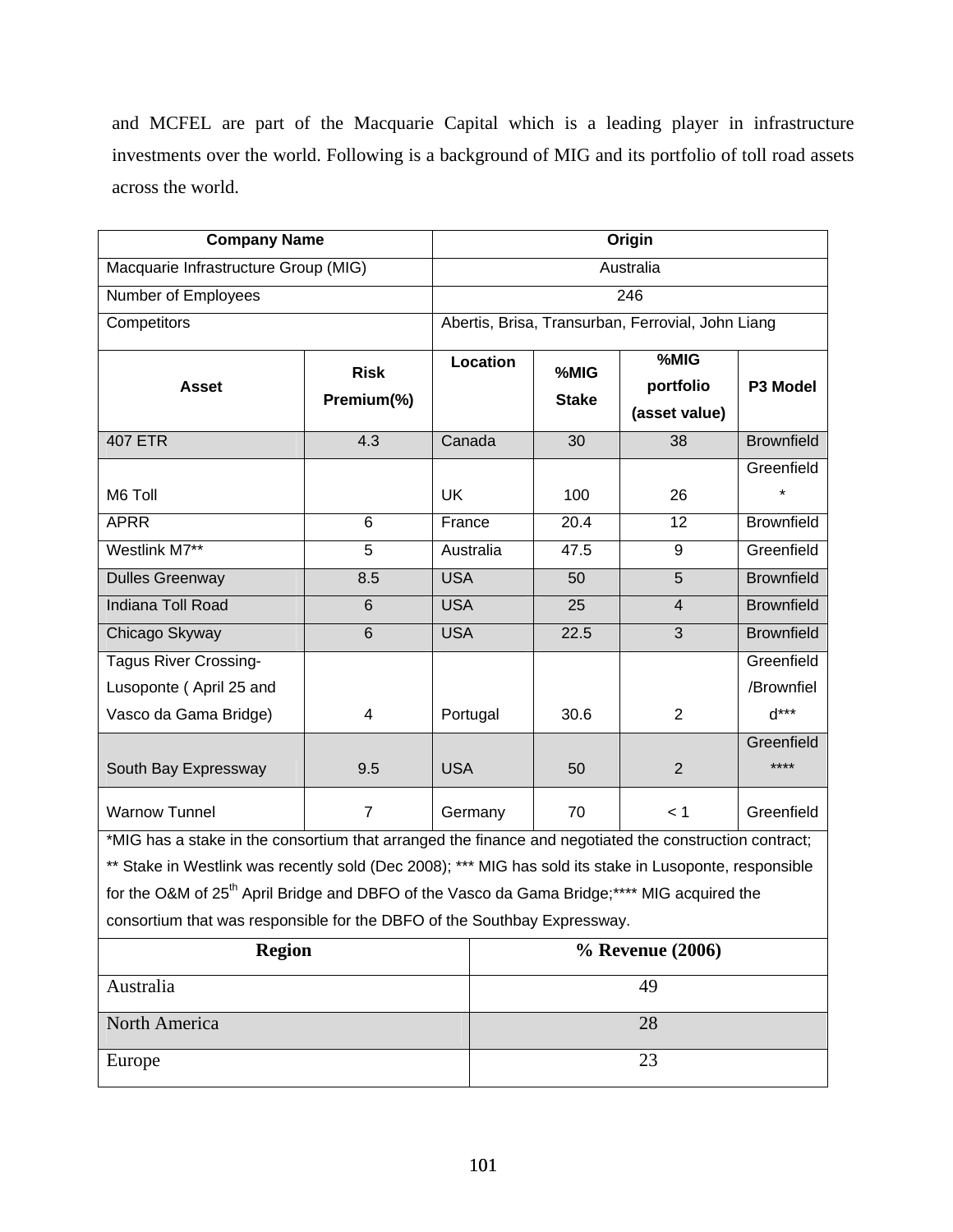and MCFEL are part of the Macquarie Capital which is a leading player in infrastructure investments over the world. Following is a background of MIG and its portfolio of toll road assets across the world.

| Company Name | | Origin | | | |
|---|---|---|---|---|---|
| Macquarie Infrastructure Group (MIG) | | Australia | | | |
| Number of Employees | | 246 | | | |
| Competitors | | Abertis, Brisa, Transurban, Ferrovial, John Liang | | | |
| **Asset** | **Risk Premium(%)** | **Location** | **%MIG Stake** | **%MIG portfolio (asset value)** | **P3 Model** |
| 407 ETR | 4.3 | Canada | 30 | 38 | Brownfield |
| M6 Toll | | UK | 100 | 26 | Greenfield* |
| APRR | 6 | France | 20.4 | 12 | Brownfield |
| Westlink M7** | 5 | Australia | 47.5 | 9 | Greenfield |
| Dulles Greenway | 8.5 | USA | 50 | 5 | Brownfield |
| Indiana Toll Road | 6 | USA | 25 | 4 | Brownfield |
| Chicago Skyway | 6 | USA | 22.5 | 3 | Brownfield |
| Tagus River Crossing-Lusoponte ( April 25 and Vasco da Gama Bridge) | 4 | Portugal | 30.6 | 2 | Greenfield/Brownfield*** |
| South Bay Expressway | 9.5 | USA | 50 | 2 | Greenfield**** |
| Warnow Tunnel | 7 | Germany | 70 | < 1 | Greenfield |

*MIG has a stake in the consortium that arranged the finance and negotiated the construction contract; ** Stake in Westlink was recently sold (Dec 2008); *** MIG has sold its stake in Lusoponte, responsible for the O&M of 25th April Bridge and DBFO of the Vasco da Gama Bridge;**** MIG acquired the consortium that was responsible for the DBFO of the Southbay Expressway.

| Region | % Revenue (2006) |
|---|---|
| Australia | 49 |
| North America | 28 |
| Europe | 23 |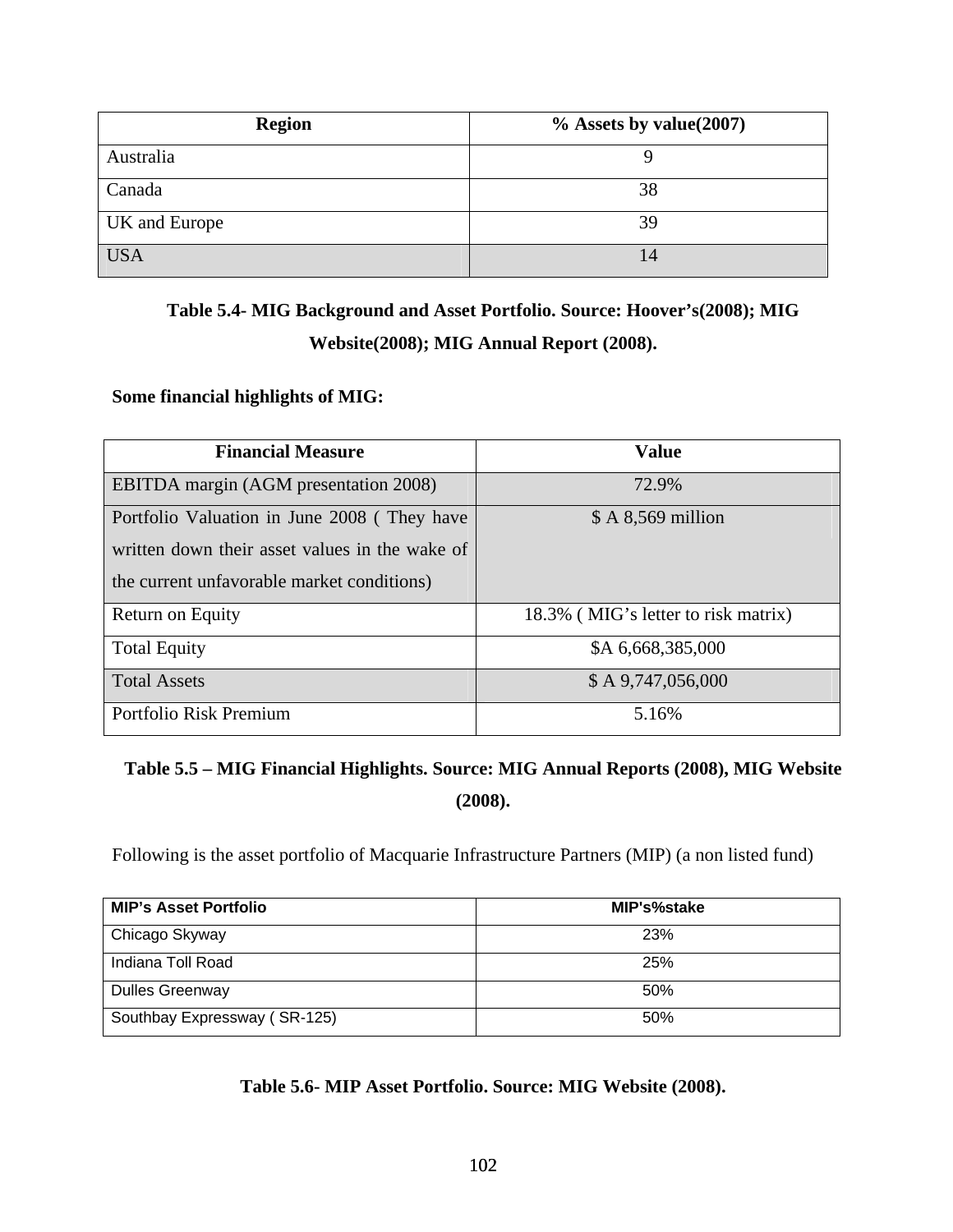| Region | % Assets by value(2007) |
|---|---|
| Australia | 9 |
| Canada | 38 |
| UK and Europe | 39 |
| USA | 14 |

**Table 5.4- MIG Background and Asset Portfolio. Source: Hoover's(2008); MIG Website(2008); MIG Annual Report (2008).**

**Some financial highlights of MIG:**

| Financial Measure | Value |
|---|---|
| EBITDA margin (AGM presentation 2008) | 72.9% |
| Portfolio Valuation in June 2008 ( They have written down their asset values in the wake of the current unfavorable market conditions) | $ A 8,569 million |
| Return on Equity | 18.3% ( MIG's letter to risk matrix) |
| Total Equity | $A 6,668,385,000 |
| Total Assets | $ A 9,747,056,000 |
| Portfolio Risk Premium | 5.16% |

**Table 5.5 – MIG Financial Highlights. Source: MIG Annual Reports (2008), MIG Website (2008).**

Following is the asset portfolio of Macquarie Infrastructure Partners (MIP) (a non listed fund)

| MIP's Asset Portfolio | MIP's%stake |
|---|---|
| Chicago Skyway | 23% |
| Indiana Toll Road | 25% |
| Dulles Greenway | 50% |
| Southbay Expressway ( SR-125) | 50% |

**Table 5.6- MIP Asset Portfolio. Source: MIG Website (2008).**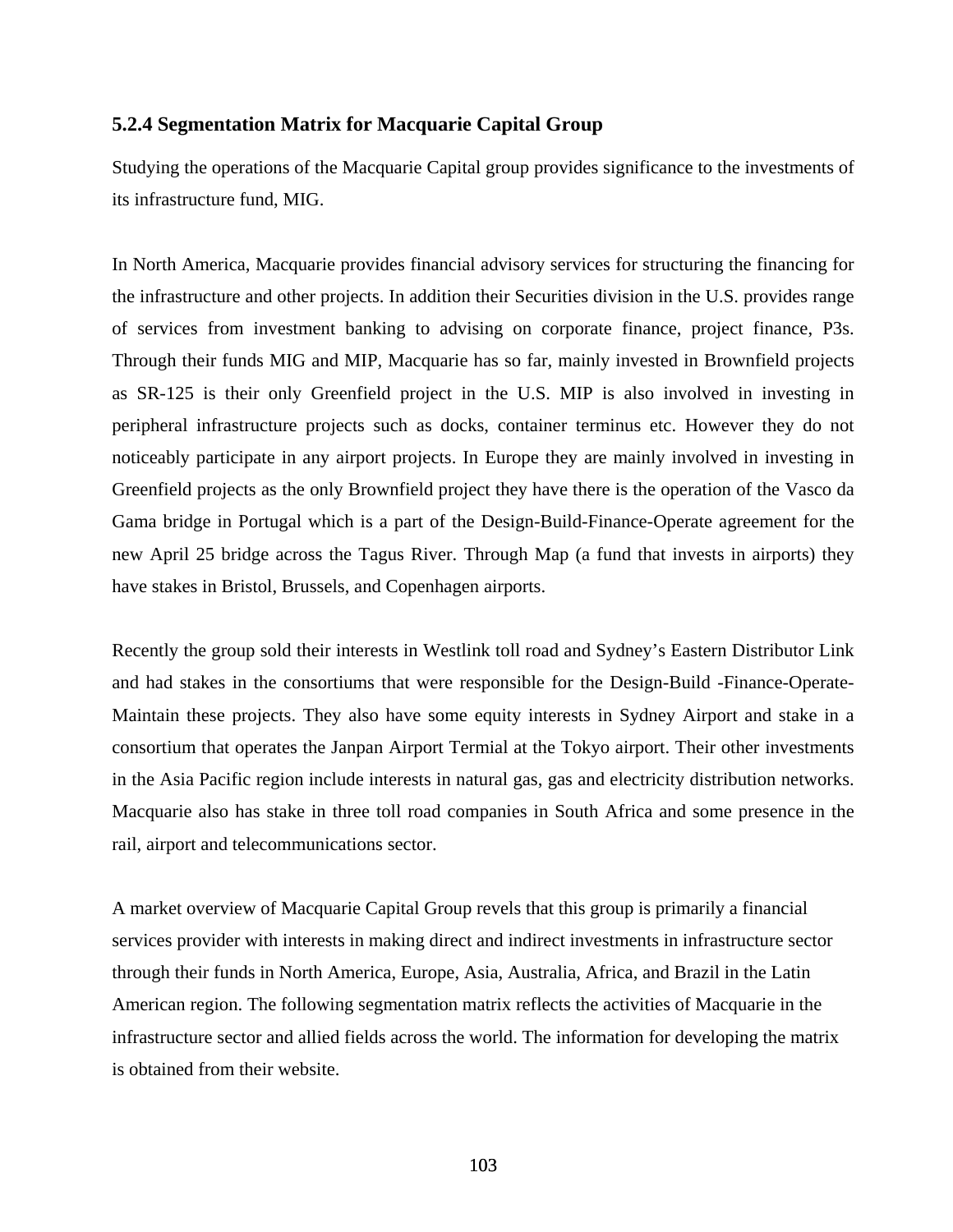### 5.2.4 Segmentation Matrix for Macquarie Capital Group

Studying the operations of the Macquarie Capital group provides significance to the investments of its infrastructure fund, MIG.

In North America, Macquarie provides financial advisory services for structuring the financing for the infrastructure and other projects. In addition their Securities division in the U.S. provides range of services from investment banking to advising on corporate finance, project finance, P3s. Through their funds MIG and MIP, Macquarie has so far, mainly invested in Brownfield projects as SR-125 is their only Greenfield project in the U.S. MIP is also involved in investing in peripheral infrastructure projects such as docks, container terminus etc. However they do not noticeably participate in any airport projects. In Europe they are mainly involved in investing in Greenfield projects as the only Brownfield project they have there is the operation of the Vasco da Gama bridge in Portugal which is a part of the Design-Build-Finance-Operate agreement for the new April 25 bridge across the Tagus River. Through Map (a fund that invests in airports) they have stakes in Bristol, Brussels, and Copenhagen airports.

Recently the group sold their interests in Westlink toll road and Sydney's Eastern Distributor Link and had stakes in the consortiums that were responsible for the Design-Build -Finance-Operate-Maintain these projects. They also have some equity interests in Sydney Airport and stake in a consortium that operates the Janpan Airport Termial at the Tokyo airport. Their other investments in the Asia Pacific region include interests in natural gas, gas and electricity distribution networks. Macquarie also has stake in three toll road companies in South Africa and some presence in the rail, airport and telecommunications sector.

A market overview of Macquarie Capital Group revels that this group is primarily a financial services provider with interests in making direct and indirect investments in infrastructure sector through their funds in North America, Europe, Asia, Australia, Africa, and Brazil in the Latin American region. The following segmentation matrix reflects the activities of Macquarie in the infrastructure sector and allied fields across the world. The information for developing the matrix is obtained from their website.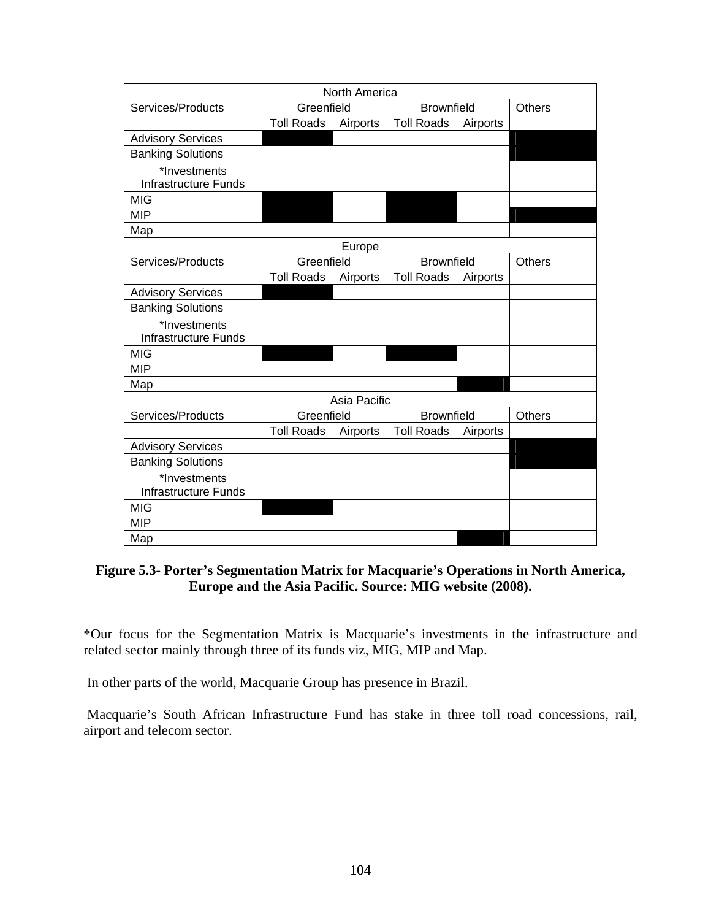| North America | | | | | |
|---|---|---|---|---|---|
| Services/Products | Greenfield | | Brownfield | | Others |
| | Toll Roads | Airports | Toll Roads | Airports | |
| Advisory Services | ■ | | | | ■ |
| Banking Solutions | | | | | ■ |
| *Investments Infrastructure Funds | | | | | |
| MIG | ■ | | ■ | | |
| MIP | ■ | | ■ | | ■ |
| Map | | | | | |
| **Europe** | | | | | |
| Services/Products | Greenfield | | Brownfield | | Others |
| | Toll Roads | Airports | Toll Roads | Airports | |
| Advisory Services | ■ | | | | |
| Banking Solutions | | | | | |
| *Investments Infrastructure Funds | | | | | |
| MIG | ■ | | ■ | | |
| MIP | | | | | |
| Map | | | | ■ | |
| **Asia Pacific** | | | | | |
| Services/Products | Greenfield | | Brownfield | | Others |
| | Toll Roads | Airports | Toll Roads | Airports | |
| Advisory Services | | | | | ■ |
| Banking Solutions | | | | | ■ |
| *Investments Infrastructure Funds | | | | | |
| MIG | ■ | | | | |
| MIP | | | | | |
| Map | | | | ■ | |

**Figure 5.3- Porter's Segmentation Matrix for Macquarie's Operations in North America, Europe and the Asia Pacific. Source: MIG website (2008).**

*Our focus for the Segmentation Matrix is Macquarie's investments in the infrastructure and related sector mainly through three of its funds viz, MIG, MIP and Map.

In other parts of the world, Macquarie Group has presence in Brazil.

Macquarie's South African Infrastructure Fund has stake in three toll road concessions, rail, airport and telecom sector.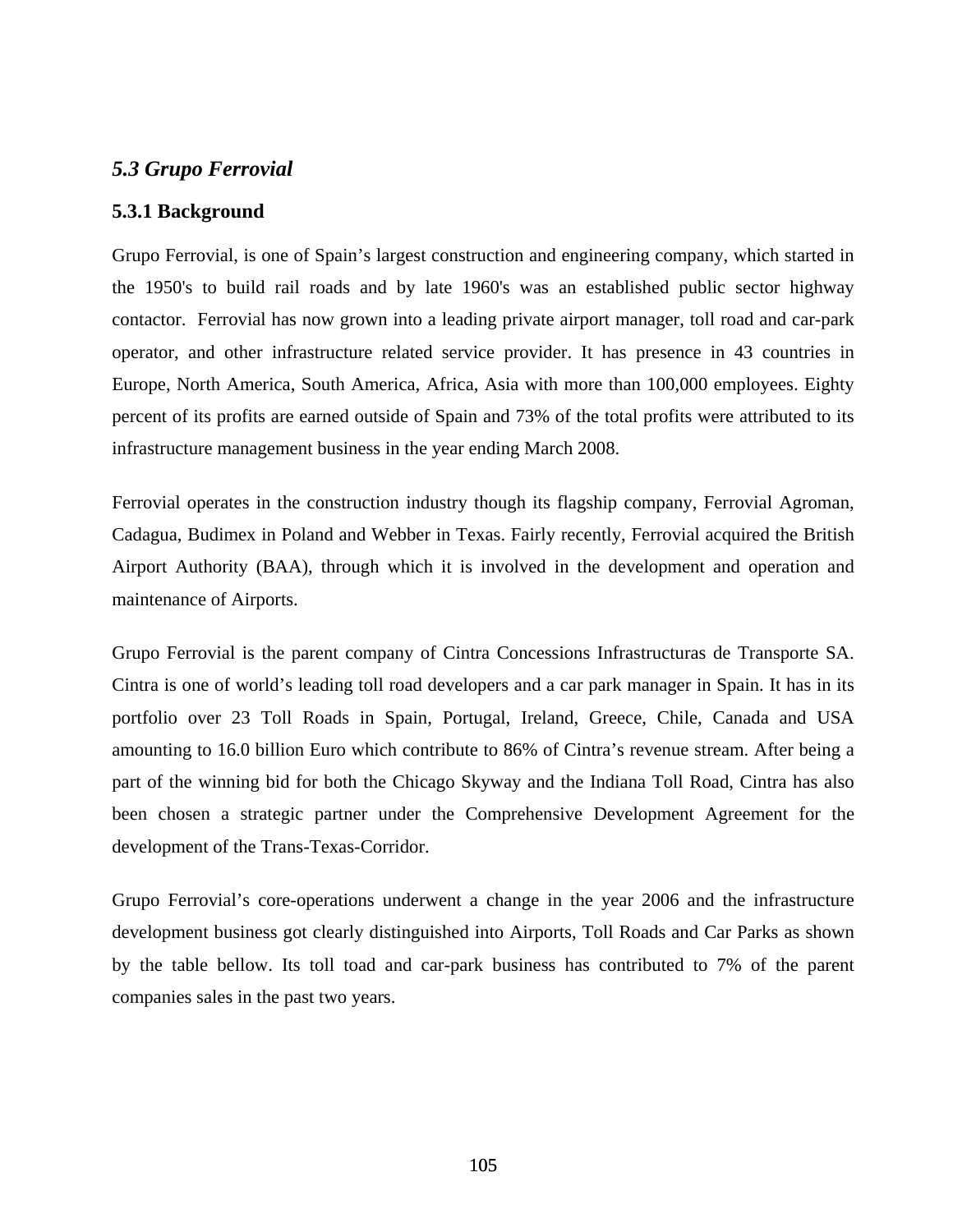## *5.3 Grupo Ferrovial*

### 5.3.1 Background

Grupo Ferrovial, is one of Spain's largest construction and engineering company, which started in the 1950's to build rail roads and by late 1960's was an established public sector highway contactor. Ferrovial has now grown into a leading private airport manager, toll road and car-park operator, and other infrastructure related service provider. It has presence in 43 countries in Europe, North America, South America, Africa, Asia with more than 100,000 employees. Eighty percent of its profits are earned outside of Spain and 73% of the total profits were attributed to its infrastructure management business in the year ending March 2008.

Ferrovial operates in the construction industry though its flagship company, Ferrovial Agroman, Cadagua, Budimex in Poland and Webber in Texas. Fairly recently, Ferrovial acquired the British Airport Authority (BAA), through which it is involved in the development and operation and maintenance of Airports.

Grupo Ferrovial is the parent company of Cintra Concessions Infrastructuras de Transporte SA. Cintra is one of world's leading toll road developers and a car park manager in Spain. It has in its portfolio over 23 Toll Roads in Spain, Portugal, Ireland, Greece, Chile, Canada and USA amounting to 16.0 billion Euro which contribute to 86% of Cintra's revenue stream. After being a part of the winning bid for both the Chicago Skyway and the Indiana Toll Road, Cintra has also been chosen a strategic partner under the Comprehensive Development Agreement for the development of the Trans-Texas-Corridor.

Grupo Ferrovial's core-operations underwent a change in the year 2006 and the infrastructure development business got clearly distinguished into Airports, Toll Roads and Car Parks as shown by the table bellow. Its toll toad and car-park business has contributed to 7% of the parent companies sales in the past two years.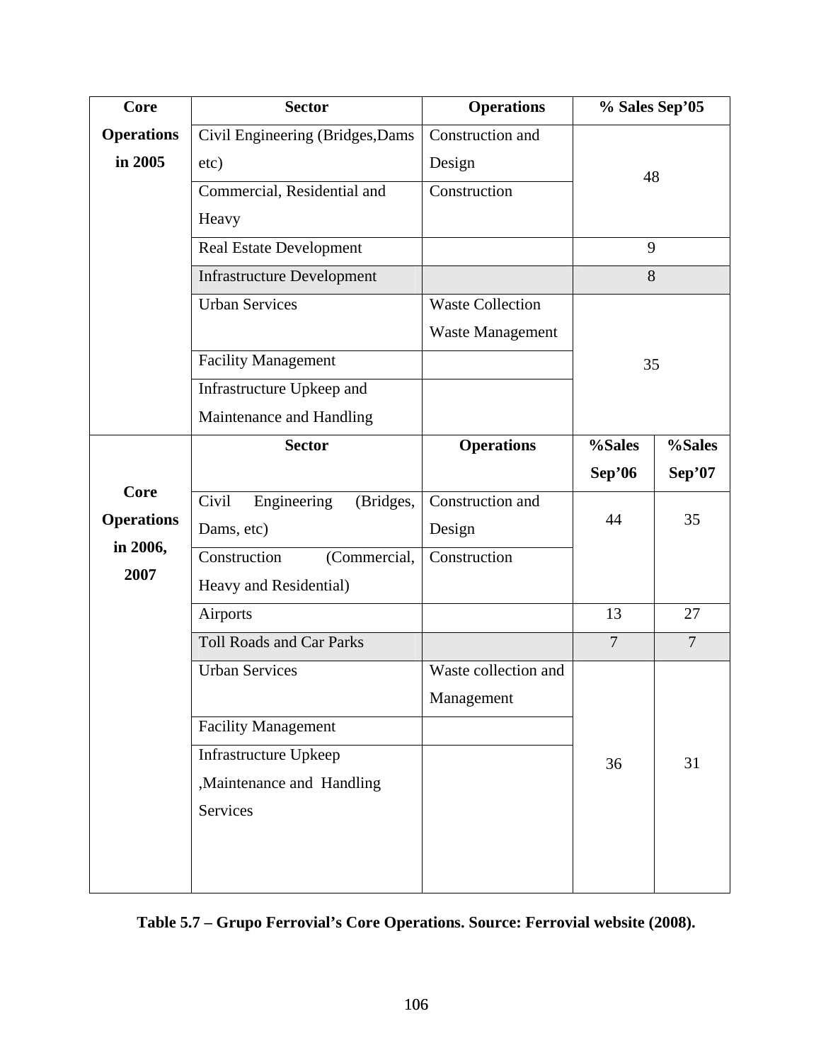| Core | Sector | Operations | % Sales Sep'05 | |
|---|---|---|---|---|
| **Operations in 2005** | Civil Engineering (Bridges,Dams etc) | Construction and Design | 48 | |
| | Commercial, Residential and Heavy | Construction | | |
| | Real Estate Development | | 9 | |
| | Infrastructure Development | | 8 | |
| | Urban Services | Waste Collection Waste Management | 35 | |
| | Facility Management | | | |
| | Infrastructure Upkeep and Maintenance and Handling | | | |
| **Core Operations in 2006, 2007** | **Sector** | **Operations** | **%Sales Sep'06** | **%Sales Sep'07** |
| | Civil Engineering (Bridges, Dams, etc) | Construction and Design | 44 | 35 |
| | Construction (Commercial, Heavy and Residential) | Construction | | |
| | Airports | | 13 | 27 |
| | Toll Roads and Car Parks | | 7 | 7 |
| | Urban Services | Waste collection and Management | 36 | 31 |
| | Facility Management | | | |
| | Infrastructure Upkeep ,Maintenance and Handling Services | | | |

**Table 5.7 – Grupo Ferrovial's Core Operations. Source: Ferrovial website (2008).**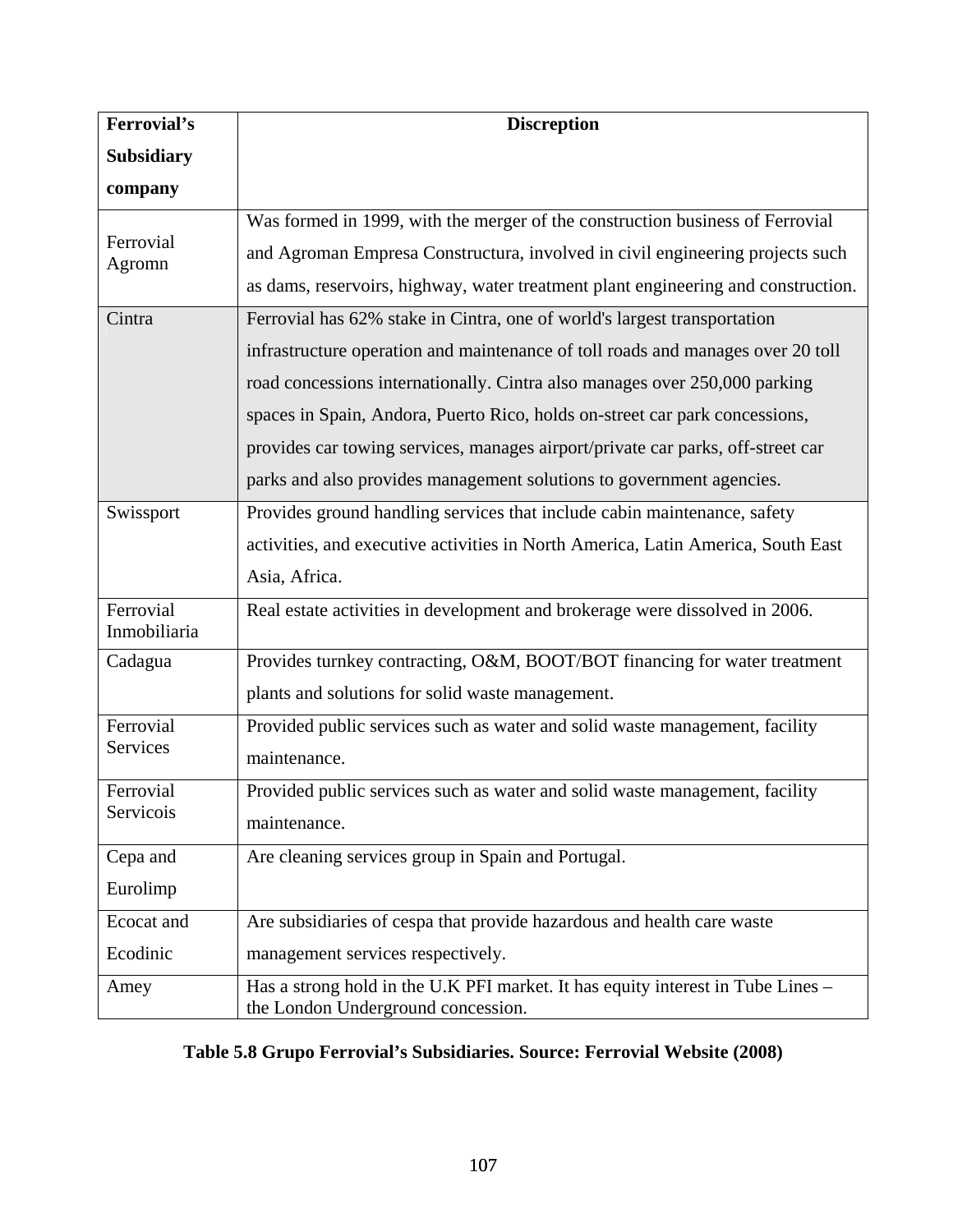| Ferrovial's Subsidiary company | Discreption |
|---|---|
| Ferrovial Agromn | Was formed in 1999, with the merger of the construction business of Ferrovial and Agroman Empresa Constructura, involved in civil engineering projects such as dams, reservoirs, highway, water treatment plant engineering and construction. |
| Cintra | Ferrovial has 62% stake in Cintra, one of world's largest transportation infrastructure operation and maintenance of toll roads and manages over 20 toll road concessions internationally. Cintra also manages over 250,000 parking spaces in Spain, Andora, Puerto Rico, holds on-street car park concessions, provides car towing services, manages airport/private car parks, off-street car parks and also provides management solutions to government agencies. |
| Swissport | Provides ground handling services that include cabin maintenance, safety activities, and executive activities in North America, Latin America, South East Asia, Africa. |
| Ferrovial Inmobiliaria | Real estate activities in development and brokerage were dissolved in 2006. |
| Cadagua | Provides turnkey contracting, O&M, BOOT/BOT financing for water treatment plants and solutions for solid waste management. |
| Ferrovial Services | Provided public services such as water and solid waste management, facility maintenance. |
| Ferrovial Servicois | Provided public services such as water and solid waste management, facility maintenance. |
| Cepa and Eurolimp | Are cleaning services group in Spain and Portugal. |
| Ecocat and Ecodinic | Are subsidiaries of cespa that provide hazardous and health care waste management services respectively. |
| Amey | Has a strong hold in the U.K PFI market. It has equity interest in Tube Lines – the London Underground concession. |

**Table 5.8 Grupo Ferrovial's Subsidiaries. Source: Ferrovial Website (2008)**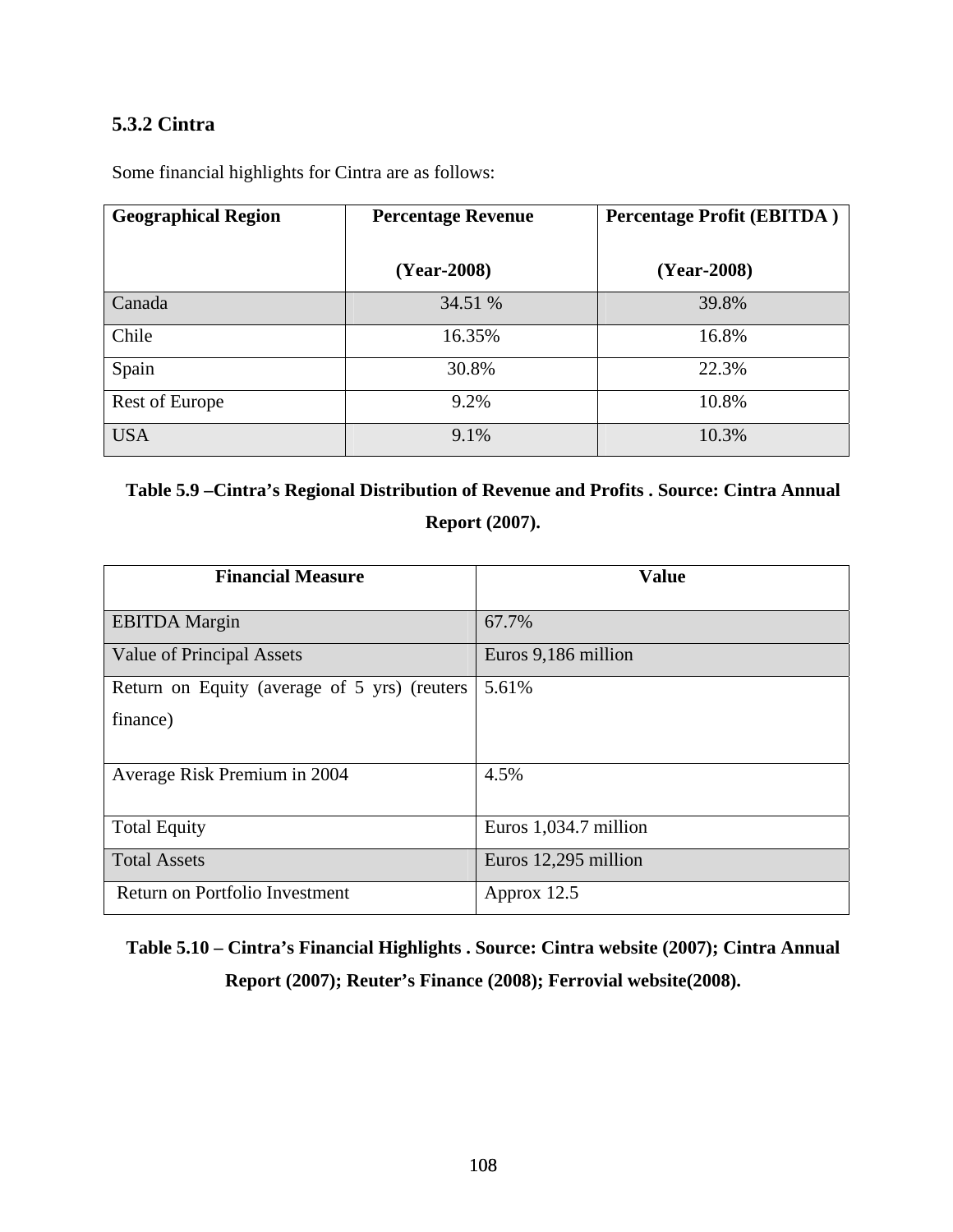### 5.3.2 Cintra

Some financial highlights for Cintra are as follows:

| Geographical Region | Percentage Revenue (Year-2008) | Percentage Profit (EBITDA ) (Year-2008) |
|---|---|---|
| Canada | 34.51 % | 39.8% |
| Chile | 16.35% | 16.8% |
| Spain | 30.8% | 22.3% |
| Rest of Europe | 9.2% | 10.8% |
| USA | 9.1% | 10.3% |

**Table 5.9 –Cintra's Regional Distribution of Revenue and Profits . Source: Cintra Annual Report (2007).**

| Financial Measure | Value |
|---|---|
| EBITDA Margin | 67.7% |
| Value of Principal Assets | Euros 9,186 million |
| Return on Equity (average of 5 yrs) (reuters finance) | 5.61% |
| Average Risk Premium in 2004 | 4.5% |
| Total Equity | Euros 1,034.7 million |
| Total Assets | Euros 12,295 million |
| Return on Portfolio Investment | Approx 12.5 |

**Table 5.10 – Cintra's Financial Highlights . Source: Cintra website (2007); Cintra Annual Report (2007); Reuter's Finance (2008); Ferrovial website(2008).**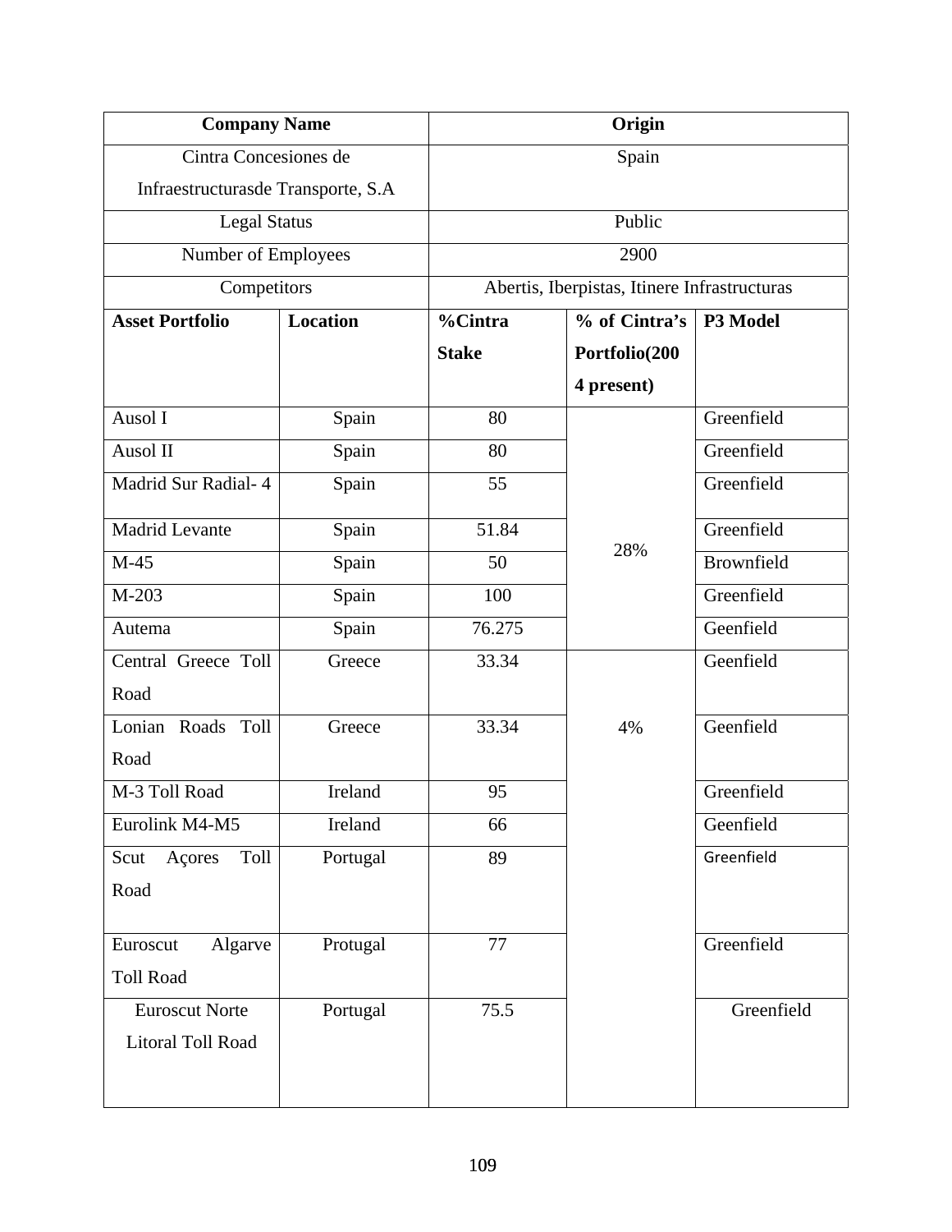| Company Name | | Origin | | |
|---|---|---|---|---|
| Cintra Concesiones de Infraestructurasde Transporte, S.A | | Spain | | |
| Legal Status | | Public | | |
| Number of Employees | | 2900 | | |
| Competitors | | Abertis, Iberpistas, Itinere Infrastructuras | | |
| **Asset Portfolio** | **Location** | **%Cintra Stake** | **% of Cintra's Portfolio(2004 present)** | **P3 Model** |
| Ausol I | Spain | 80 | 28% | Greenfield |
| Ausol II | Spain | 80 | | Greenfield |
| Madrid Sur Radial- 4 | Spain | 55 | | Greenfield |
| Madrid Levante | Spain | 51.84 | | Greenfield |
| M-45 | Spain | 50 | | Brownfield |
| M-203 | Spain | 100 | | Greenfield |
| Autema | Spain | 76.275 | | Geenfield |
| Central Greece Toll Road | Greece | 33.34 | 4% | Geenfield |
| Lonian Roads Toll Road | Greece | 33.34 | | Geenfield |
| M-3 Toll Road | Ireland | 95 | | Greenfield |
| Eurolink M4-M5 | Ireland | 66 | | Geenfield |
| Scut Açores Toll Road | Portugal | 89 | | Greenfield |
| Euroscut Algarve Toll Road | Protugal | 77 | | Greenfield |
| Euroscut Norte Litoral Toll Road | Portugal | 75.5 | | Greenfield |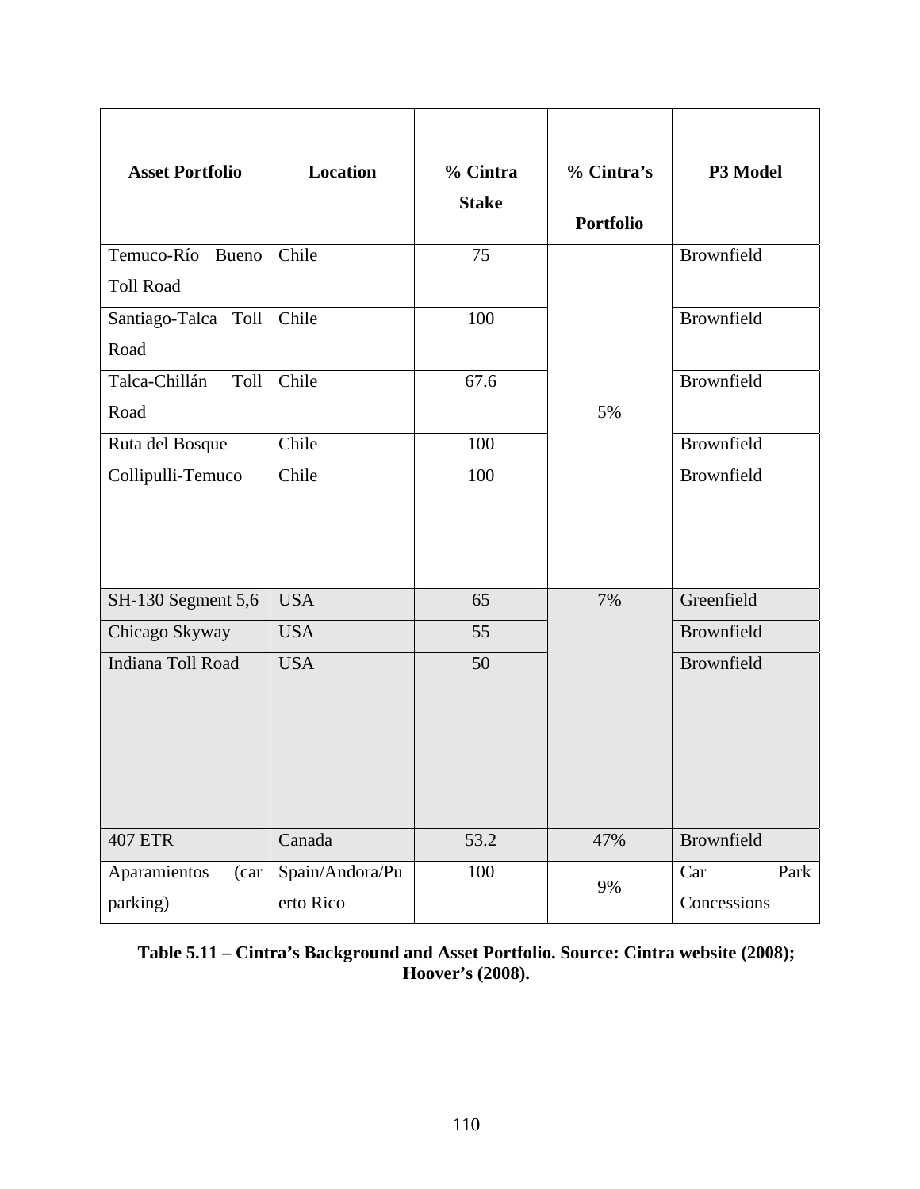| Asset Portfolio | Location | % Cintra Stake | % Cintra's Portfolio | P3 Model |
|---|---|---|---|---|
| Temuco-Río Bueno Toll Road | Chile | 75 | 5% | Brownfield |
| Santiago-Talca Toll Road | Chile | 100 | | Brownfield |
| Talca-Chillán Toll Road | Chile | 67.6 | | Brownfield |
| Ruta del Bosque | Chile | 100 | | Brownfield |
| Collipulli-Temuco | Chile | 100 | | Brownfield |
| SH-130 Segment 5,6 | USA | 65 | 7% | Greenfield |
| Chicago Skyway | USA | 55 | | Brownfield |
| Indiana Toll Road | USA | 50 | | Brownfield |
| 407 ETR | Canada | 53.2 | 47% | Brownfield |
| Aparamientos (car parking) | Spain/Andora/Puerto Rico | 100 | 9% | Car Park Concessions |

**Table 5.11 – Cintra's Background and Asset Portfolio. Source: Cintra website (2008); Hoover's (2008).**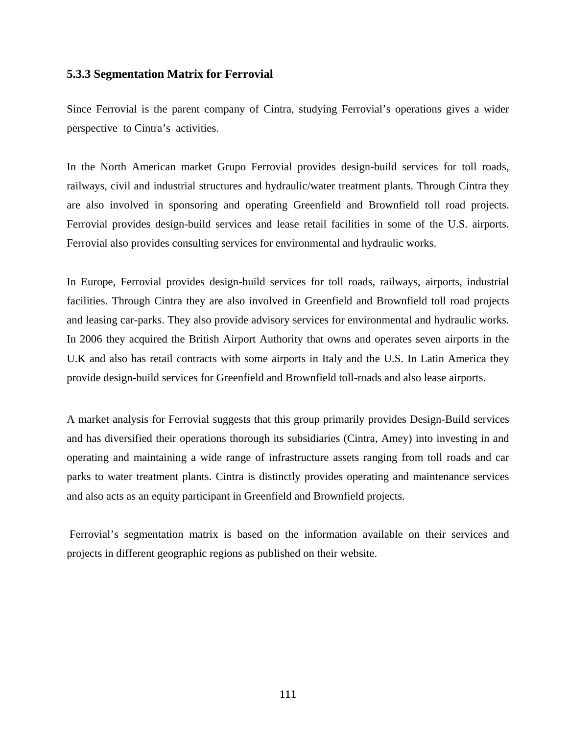### 5.3.3 Segmentation Matrix for Ferrovial

Since Ferrovial is the parent company of Cintra, studying Ferrovial's operations gives a wider perspective to Cintra's activities.

In the North American market Grupo Ferrovial provides design-build services for toll roads, railways, civil and industrial structures and hydraulic/water treatment plants. Through Cintra they are also involved in sponsoring and operating Greenfield and Brownfield toll road projects. Ferrovial provides design-build services and lease retail facilities in some of the U.S. airports. Ferrovial also provides consulting services for environmental and hydraulic works.

In Europe, Ferrovial provides design-build services for toll roads, railways, airports, industrial facilities. Through Cintra they are also involved in Greenfield and Brownfield toll road projects and leasing car-parks. They also provide advisory services for environmental and hydraulic works. In 2006 they acquired the British Airport Authority that owns and operates seven airports in the U.K and also has retail contracts with some airports in Italy and the U.S. In Latin America they provide design-build services for Greenfield and Brownfield toll-roads and also lease airports.

A market analysis for Ferrovial suggests that this group primarily provides Design-Build services and has diversified their operations thorough its subsidiaries (Cintra, Amey) into investing in and operating and maintaining a wide range of infrastructure assets ranging from toll roads and car parks to water treatment plants. Cintra is distinctly provides operating and maintenance services and also acts as an equity participant in Greenfield and Brownfield projects.

Ferrovial's segmentation matrix is based on the information available on their services and projects in different geographic regions as published on their website.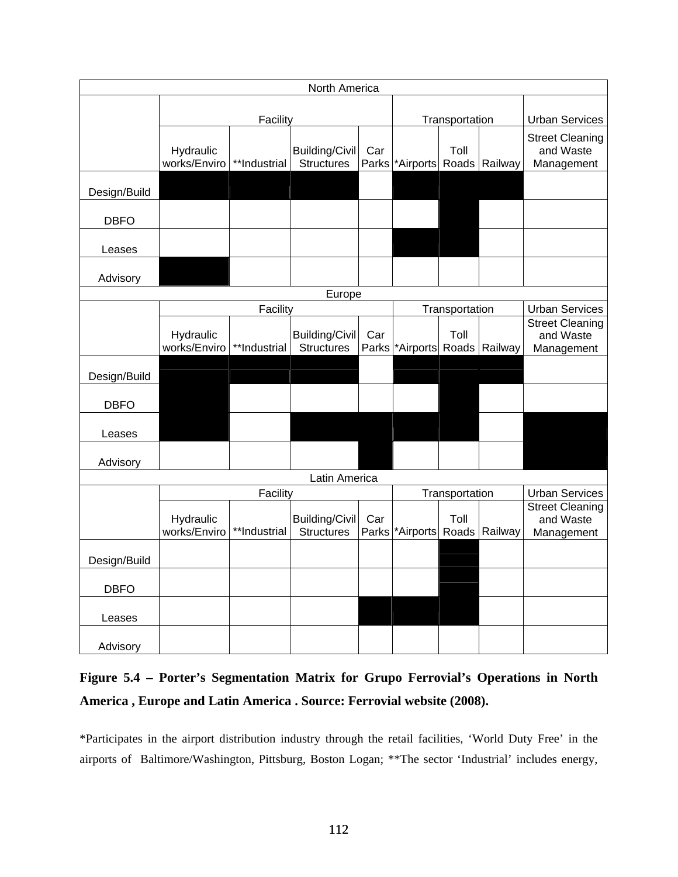| North America | | | | | | | | |
|---|---|---|---|---|---|---|---|---|
| | Facility | | | | Transportation | | | Urban Services |
| | Hydraulic works/Enviro | **Industrial | Building/Civil Structures | Car Parks | *Airports | Toll Roads | Railway | Street Cleaning and Waste Management |
| Design/Build | ■ | ■ | ■ | | ■ | ■ | ■ | |
| DBFO | | | | | | ■ | | |
| Leases | | | | | ■ | ■ | | |
| Advisory | ■ | | | | | | | |
| **Europe** | | | | | | | | |
| | Facility | | | | Transportation | | | Urban Services |
| | Hydraulic works/Enviro | **Industrial | Building/Civil Structures | Car Parks | *Airports | Toll Roads | Railway | Street Cleaning and Waste Management |
| Design/Build | ■ | ■ | ■ | | ■ | ■ | ■ | |
| DBFO | ■ | | | | | ■ | | |
| Leases | ■ | | ■ | ■ | ■ | ■ | | ■ |
| Advisory | | | | ■ | | | | ■ |
| **Latin America** | | | | | | | | |
| | Facility | | | | Transportation | | | Urban Services |
| | Hydraulic works/Enviro | **Industrial | Building/Civil Structures | Car Parks | *Airports | Toll Roads | Railway | Street Cleaning and Waste Management |
| Design/Build | | | | | | ■ | | |
| DBFO | | | | | | ■ | | |
| Leases | | | | ■ | ■ | ■ | | |
| Advisory | | | | | | | | |

**Figure 5.4 – Porter's Segmentation Matrix for Grupo Ferrovial's Operations in North America , Europe and Latin America . Source: Ferrovial website (2008).**

*Participates in the airport distribution industry through the retail facilities, 'World Duty Free' in the airports of Baltimore/Washington, Pittsburg, Boston Logan; **The sector 'Industrial' includes energy,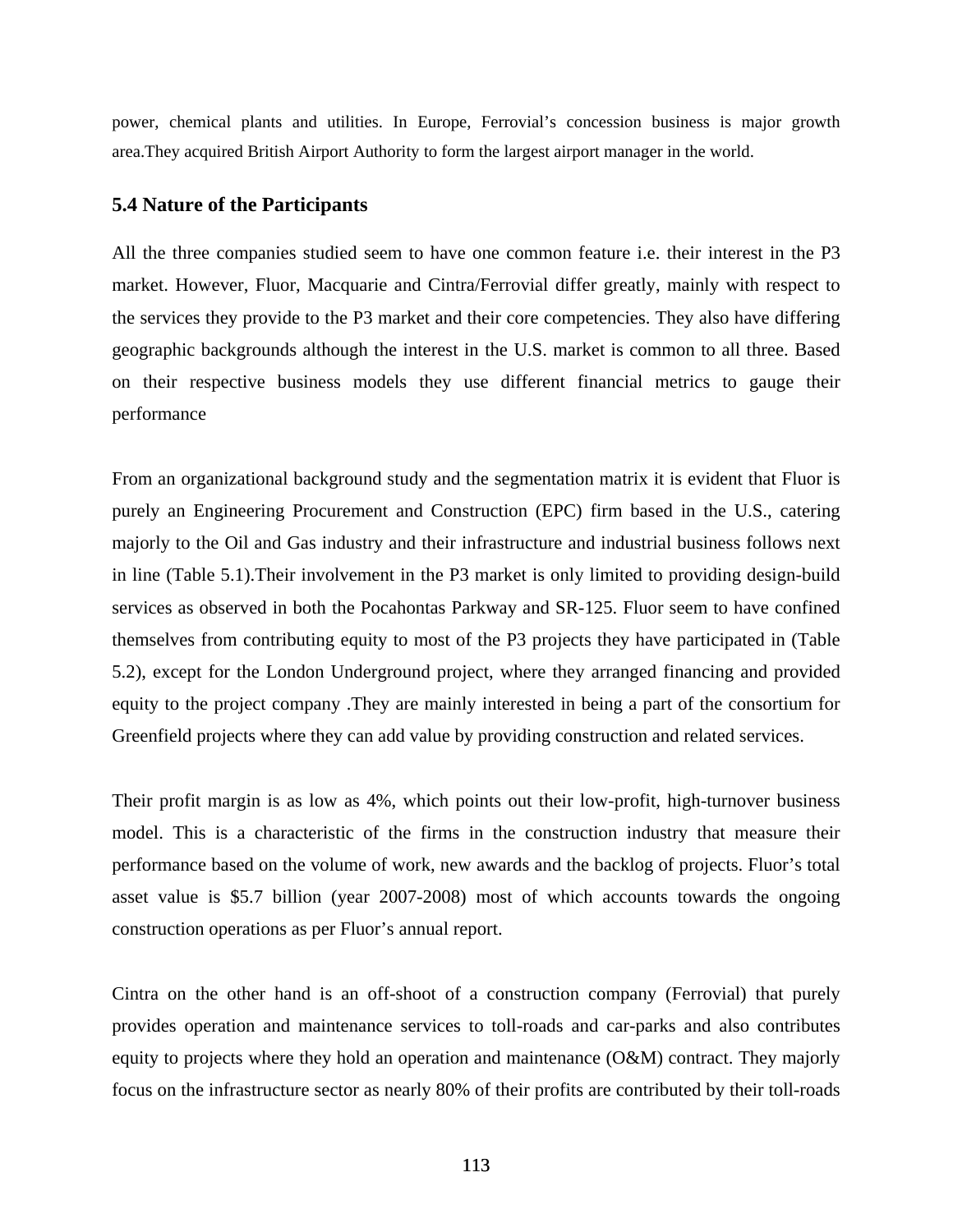power, chemical plants and utilities. In Europe, Ferrovial's concession business is major growth area.They acquired British Airport Authority to form the largest airport manager in the world.

## 5.4 Nature of the Participants

All the three companies studied seem to have one common feature i.e. their interest in the P3 market. However, Fluor, Macquarie and Cintra/Ferrovial differ greatly, mainly with respect to the services they provide to the P3 market and their core competencies. They also have differing geographic backgrounds although the interest in the U.S. market is common to all three. Based on their respective business models they use different financial metrics to gauge their performance

From an organizational background study and the segmentation matrix it is evident that Fluor is purely an Engineering Procurement and Construction (EPC) firm based in the U.S., catering majorly to the Oil and Gas industry and their infrastructure and industrial business follows next in line (Table 5.1).Their involvement in the P3 market is only limited to providing design-build services as observed in both the Pocahontas Parkway and SR-125. Fluor seem to have confined themselves from contributing equity to most of the P3 projects they have participated in (Table 5.2), except for the London Underground project, where they arranged financing and provided equity to the project company .They are mainly interested in being a part of the consortium for Greenfield projects where they can add value by providing construction and related services.

Their profit margin is as low as 4%, which points out their low-profit, high-turnover business model. This is a characteristic of the firms in the construction industry that measure their performance based on the volume of work, new awards and the backlog of projects. Fluor's total asset value is $5.7 billion (year 2007-2008) most of which accounts towards the ongoing construction operations as per Fluor's annual report.

Cintra on the other hand is an off-shoot of a construction company (Ferrovial) that purely provides operation and maintenance services to toll-roads and car-parks and also contributes equity to projects where they hold an operation and maintenance (O&M) contract. They majorly focus on the infrastructure sector as nearly 80% of their profits are contributed by their toll-roads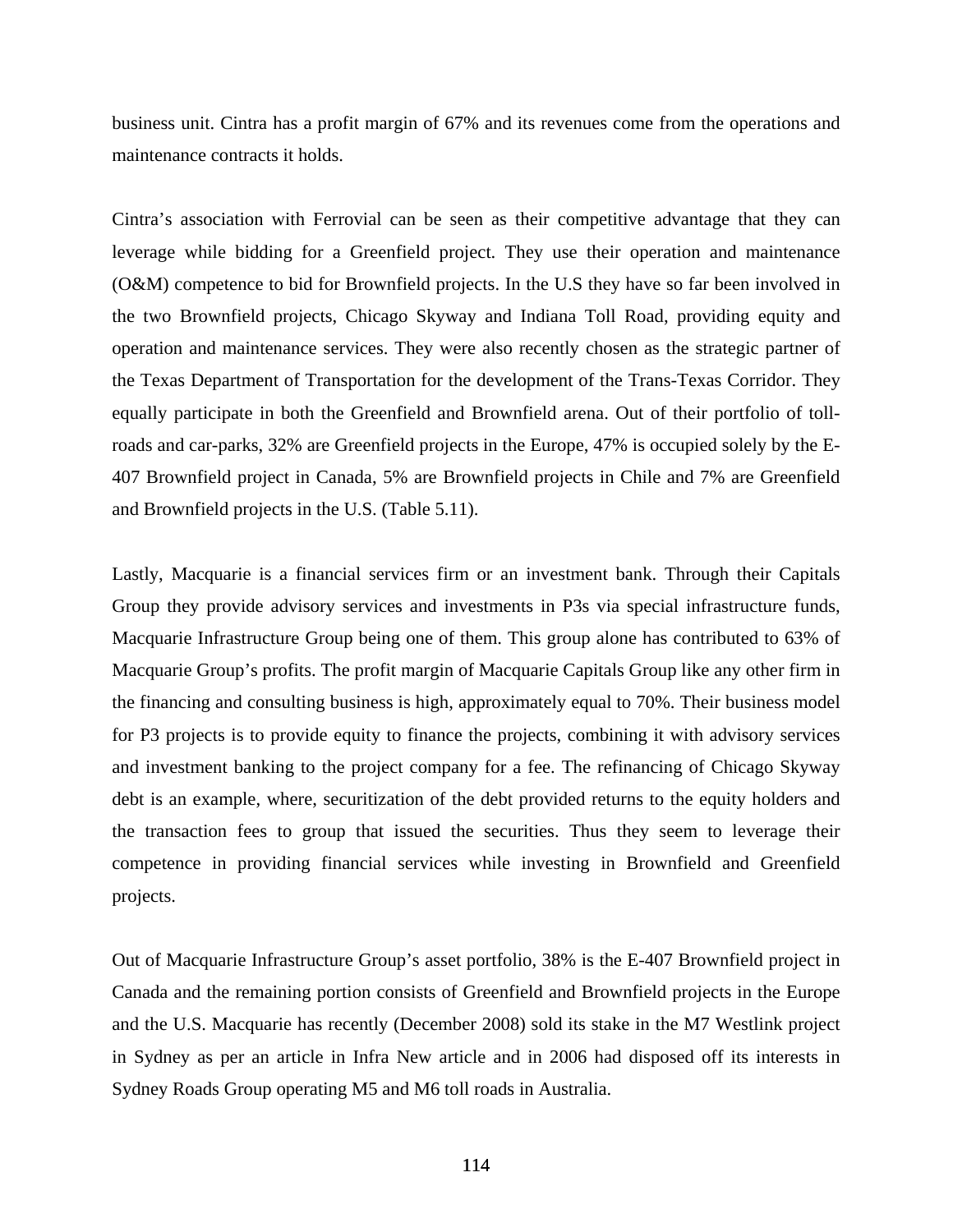business unit. Cintra has a profit margin of 67% and its revenues come from the operations and maintenance contracts it holds.

Cintra's association with Ferrovial can be seen as their competitive advantage that they can leverage while bidding for a Greenfield project. They use their operation and maintenance (O&M) competence to bid for Brownfield projects. In the U.S they have so far been involved in the two Brownfield projects, Chicago Skyway and Indiana Toll Road, providing equity and operation and maintenance services. They were also recently chosen as the strategic partner of the Texas Department of Transportation for the development of the Trans-Texas Corridor. They equally participate in both the Greenfield and Brownfield arena. Out of their portfolio of toll-roads and car-parks, 32% are Greenfield projects in the Europe, 47% is occupied solely by the E-407 Brownfield project in Canada, 5% are Brownfield projects in Chile and 7% are Greenfield and Brownfield projects in the U.S. (Table 5.11).

Lastly, Macquarie is a financial services firm or an investment bank. Through their Capitals Group they provide advisory services and investments in P3s via special infrastructure funds, Macquarie Infrastructure Group being one of them. This group alone has contributed to 63% of Macquarie Group's profits. The profit margin of Macquarie Capitals Group like any other firm in the financing and consulting business is high, approximately equal to 70%. Their business model for P3 projects is to provide equity to finance the projects, combining it with advisory services and investment banking to the project company for a fee. The refinancing of Chicago Skyway debt is an example, where, securitization of the debt provided returns to the equity holders and the transaction fees to group that issued the securities. Thus they seem to leverage their competence in providing financial services while investing in Brownfield and Greenfield projects.

Out of Macquarie Infrastructure Group's asset portfolio, 38% is the E-407 Brownfield project in Canada and the remaining portion consists of Greenfield and Brownfield projects in the Europe and the U.S. Macquarie has recently (December 2008) sold its stake in the M7 Westlink project in Sydney as per an article in Infra New article and in 2006 had disposed off its interests in Sydney Roads Group operating M5 and M6 toll roads in Australia.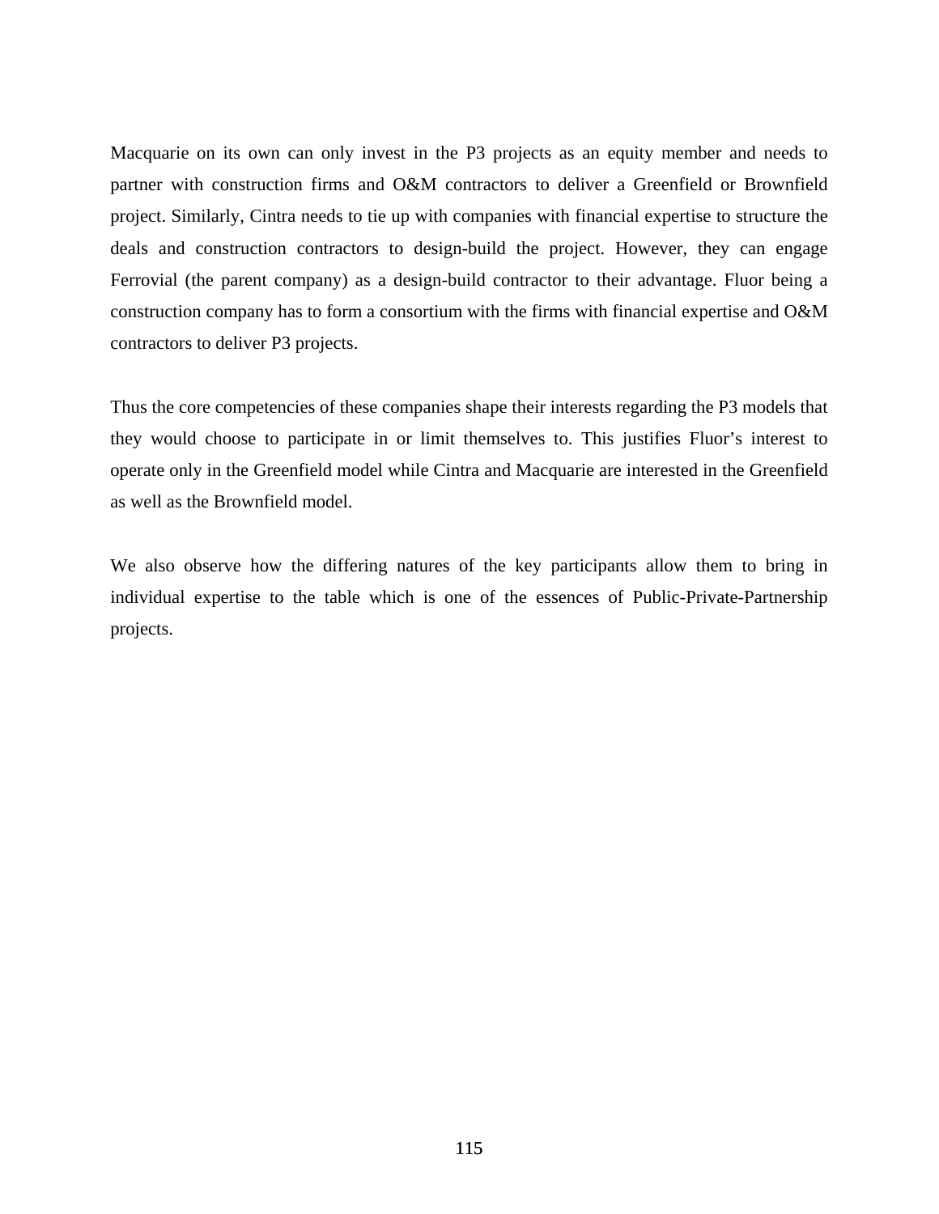Macquarie on its own can only invest in the P3 projects as an equity member and needs to partner with construction firms and O&M contractors to deliver a Greenfield or Brownfield project. Similarly, Cintra needs to tie up with companies with financial expertise to structure the deals and construction contractors to design-build the project. However, they can engage Ferrovial (the parent company) as a design-build contractor to their advantage. Fluor being a construction company has to form a consortium with the firms with financial expertise and O&M contractors to deliver P3 projects.

Thus the core competencies of these companies shape their interests regarding the P3 models that they would choose to participate in or limit themselves to. This justifies Fluor's interest to operate only in the Greenfield model while Cintra and Macquarie are interested in the Greenfield as well as the Brownfield model.

We also observe how the differing natures of the key participants allow them to bring in individual expertise to the table which is one of the essences of Public-Private-Partnership projects.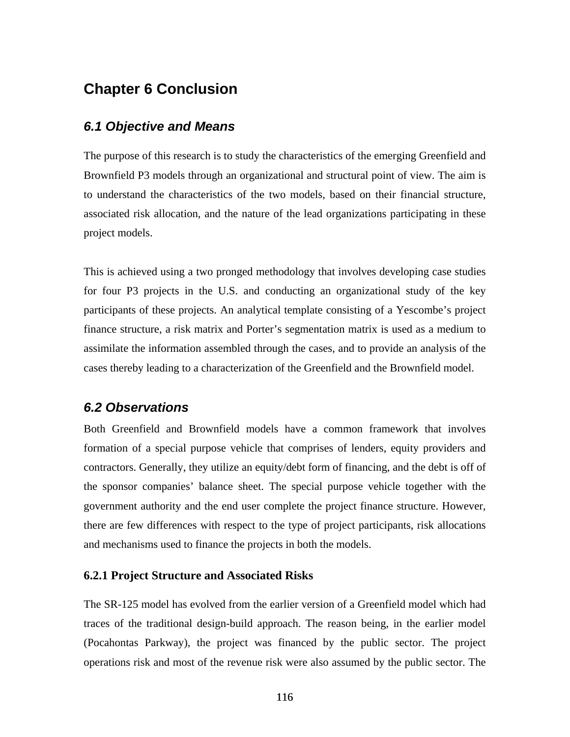# Chapter 6 Conclusion

## *6.1 Objective and Means*

The purpose of this research is to study the characteristics of the emerging Greenfield and Brownfield P3 models through an organizational and structural point of view. The aim is to understand the characteristics of the two models, based on their financial structure, associated risk allocation, and the nature of the lead organizations participating in these project models.

This is achieved using a two pronged methodology that involves developing case studies for four P3 projects in the U.S. and conducting an organizational study of the key participants of these projects. An analytical template consisting of a Yescombe's project finance structure, a risk matrix and Porter's segmentation matrix is used as a medium to assimilate the information assembled through the cases, and to provide an analysis of the cases thereby leading to a characterization of the Greenfield and the Brownfield model.

## *6.2 Observations*

Both Greenfield and Brownfield models have a common framework that involves formation of a special purpose vehicle that comprises of lenders, equity providers and contractors. Generally, they utilize an equity/debt form of financing, and the debt is off of the sponsor companies' balance sheet. The special purpose vehicle together with the government authority and the end user complete the project finance structure. However, there are few differences with respect to the type of project participants, risk allocations and mechanisms used to finance the projects in both the models.

### 6.2.1 Project Structure and Associated Risks

The SR-125 model has evolved from the earlier version of a Greenfield model which had traces of the traditional design-build approach. The reason being, in the earlier model (Pocahontas Parkway), the project was financed by the public sector. The project operations risk and most of the revenue risk were also assumed by the public sector. The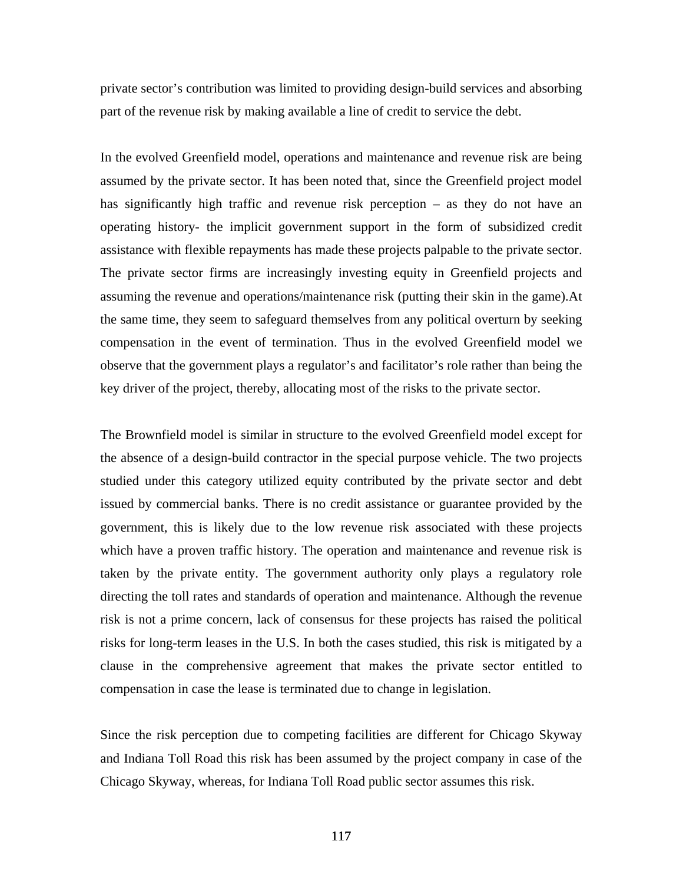private sector's contribution was limited to providing design-build services and absorbing part of the revenue risk by making available a line of credit to service the debt.

In the evolved Greenfield model, operations and maintenance and revenue risk are being assumed by the private sector. It has been noted that, since the Greenfield project model has significantly high traffic and revenue risk perception – as they do not have an operating history- the implicit government support in the form of subsidized credit assistance with flexible repayments has made these projects palpable to the private sector. The private sector firms are increasingly investing equity in Greenfield projects and assuming the revenue and operations/maintenance risk (putting their skin in the game).At the same time, they seem to safeguard themselves from any political overturn by seeking compensation in the event of termination. Thus in the evolved Greenfield model we observe that the government plays a regulator's and facilitator's role rather than being the key driver of the project, thereby, allocating most of the risks to the private sector.

The Brownfield model is similar in structure to the evolved Greenfield model except for the absence of a design-build contractor in the special purpose vehicle. The two projects studied under this category utilized equity contributed by the private sector and debt issued by commercial banks. There is no credit assistance or guarantee provided by the government, this is likely due to the low revenue risk associated with these projects which have a proven traffic history. The operation and maintenance and revenue risk is taken by the private entity. The government authority only plays a regulatory role directing the toll rates and standards of operation and maintenance. Although the revenue risk is not a prime concern, lack of consensus for these projects has raised the political risks for long-term leases in the U.S. In both the cases studied, this risk is mitigated by a clause in the comprehensive agreement that makes the private sector entitled to compensation in case the lease is terminated due to change in legislation.

Since the risk perception due to competing facilities are different for Chicago Skyway and Indiana Toll Road this risk has been assumed by the project company in case of the Chicago Skyway, whereas, for Indiana Toll Road public sector assumes this risk.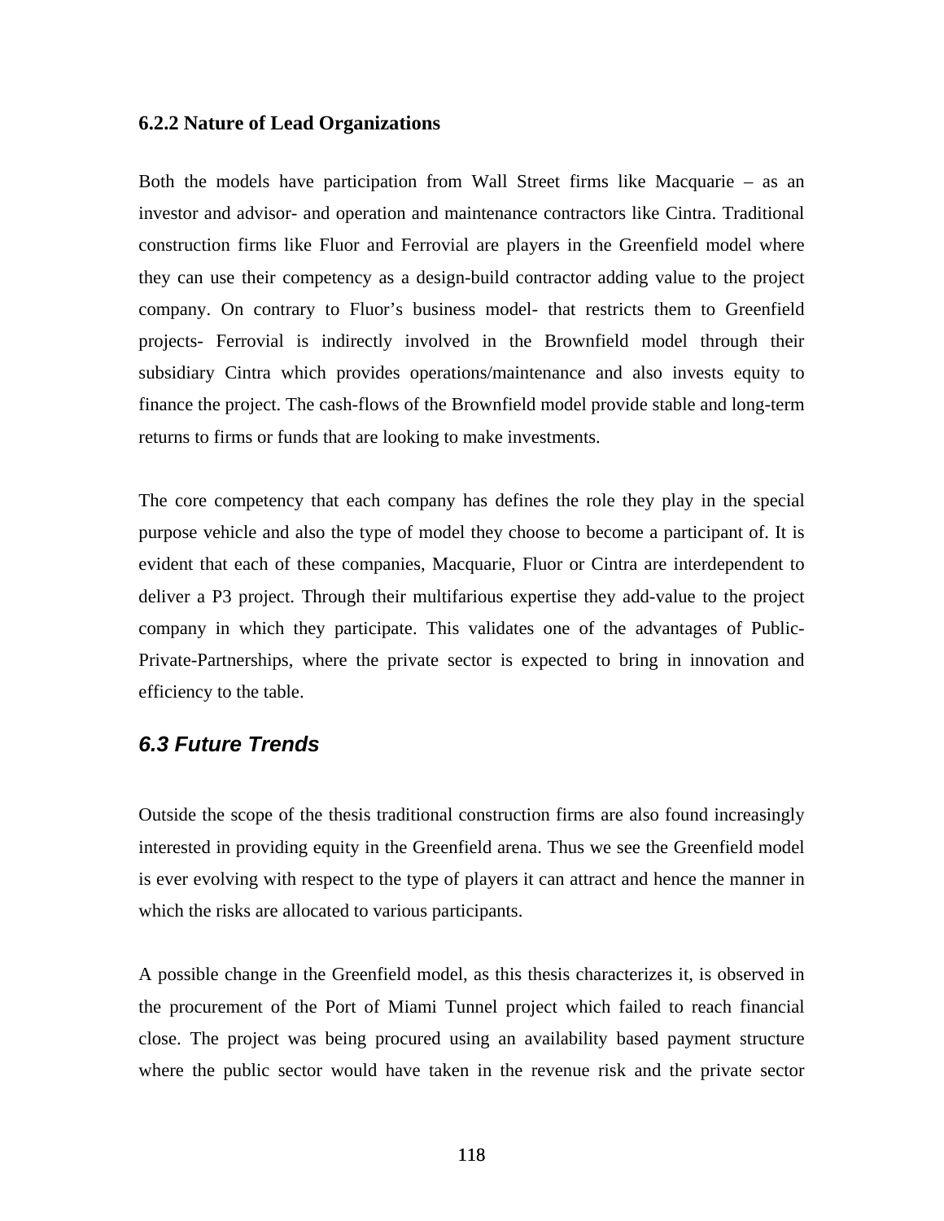### 6.2.2 Nature of Lead Organizations

Both the models have participation from Wall Street firms like Macquarie – as an investor and advisor- and operation and maintenance contractors like Cintra. Traditional construction firms like Fluor and Ferrovial are players in the Greenfield model where they can use their competency as a design-build contractor adding value to the project company. On contrary to Fluor's business model- that restricts them to Greenfield projects- Ferrovial is indirectly involved in the Brownfield model through their subsidiary Cintra which provides operations/maintenance and also invests equity to finance the project. The cash-flows of the Brownfield model provide stable and long-term returns to firms or funds that are looking to make investments.

The core competency that each company has defines the role they play in the special purpose vehicle and also the type of model they choose to become a participant of. It is evident that each of these companies, Macquarie, Fluor or Cintra are interdependent to deliver a P3 project. Through their multifarious expertise they add-value to the project company in which they participate. This validates one of the advantages of Public-Private-Partnerships, where the private sector is expected to bring in innovation and efficiency to the table.

## *6.3 Future Trends*

Outside the scope of the thesis traditional construction firms are also found increasingly interested in providing equity in the Greenfield arena. Thus we see the Greenfield model is ever evolving with respect to the type of players it can attract and hence the manner in which the risks are allocated to various participants.

A possible change in the Greenfield model, as this thesis characterizes it, is observed in the procurement of the Port of Miami Tunnel project which failed to reach financial close. The project was being procured using an availability based payment structure where the public sector would have taken in the revenue risk and the private sector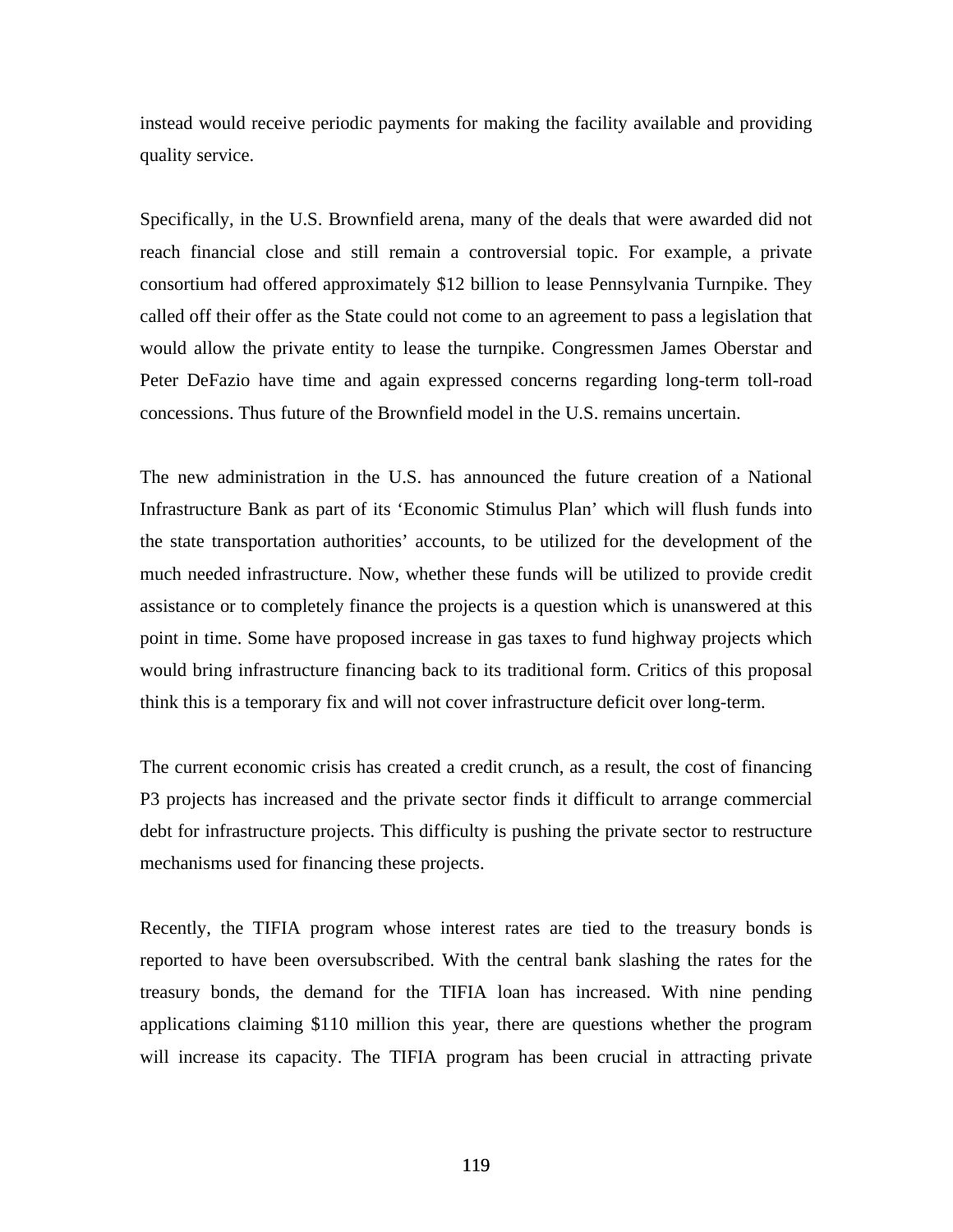instead would receive periodic payments for making the facility available and providing quality service.

Specifically, in the U.S. Brownfield arena, many of the deals that were awarded did not reach financial close and still remain a controversial topic. For example, a private consortium had offered approximately $12 billion to lease Pennsylvania Turnpike. They called off their offer as the State could not come to an agreement to pass a legislation that would allow the private entity to lease the turnpike. Congressmen James Oberstar and Peter DeFazio have time and again expressed concerns regarding long-term toll-road concessions. Thus future of the Brownfield model in the U.S. remains uncertain.

The new administration in the U.S. has announced the future creation of a National Infrastructure Bank as part of its 'Economic Stimulus Plan' which will flush funds into the state transportation authorities' accounts, to be utilized for the development of the much needed infrastructure. Now, whether these funds will be utilized to provide credit assistance or to completely finance the projects is a question which is unanswered at this point in time. Some have proposed increase in gas taxes to fund highway projects which would bring infrastructure financing back to its traditional form. Critics of this proposal think this is a temporary fix and will not cover infrastructure deficit over long-term.

The current economic crisis has created a credit crunch, as a result, the cost of financing P3 projects has increased and the private sector finds it difficult to arrange commercial debt for infrastructure projects. This difficulty is pushing the private sector to restructure mechanisms used for financing these projects.

Recently, the TIFIA program whose interest rates are tied to the treasury bonds is reported to have been oversubscribed. With the central bank slashing the rates for the treasury bonds, the demand for the TIFIA loan has increased. With nine pending applications claiming $110 million this year, there are questions whether the program will increase its capacity. The TIFIA program has been crucial in attracting private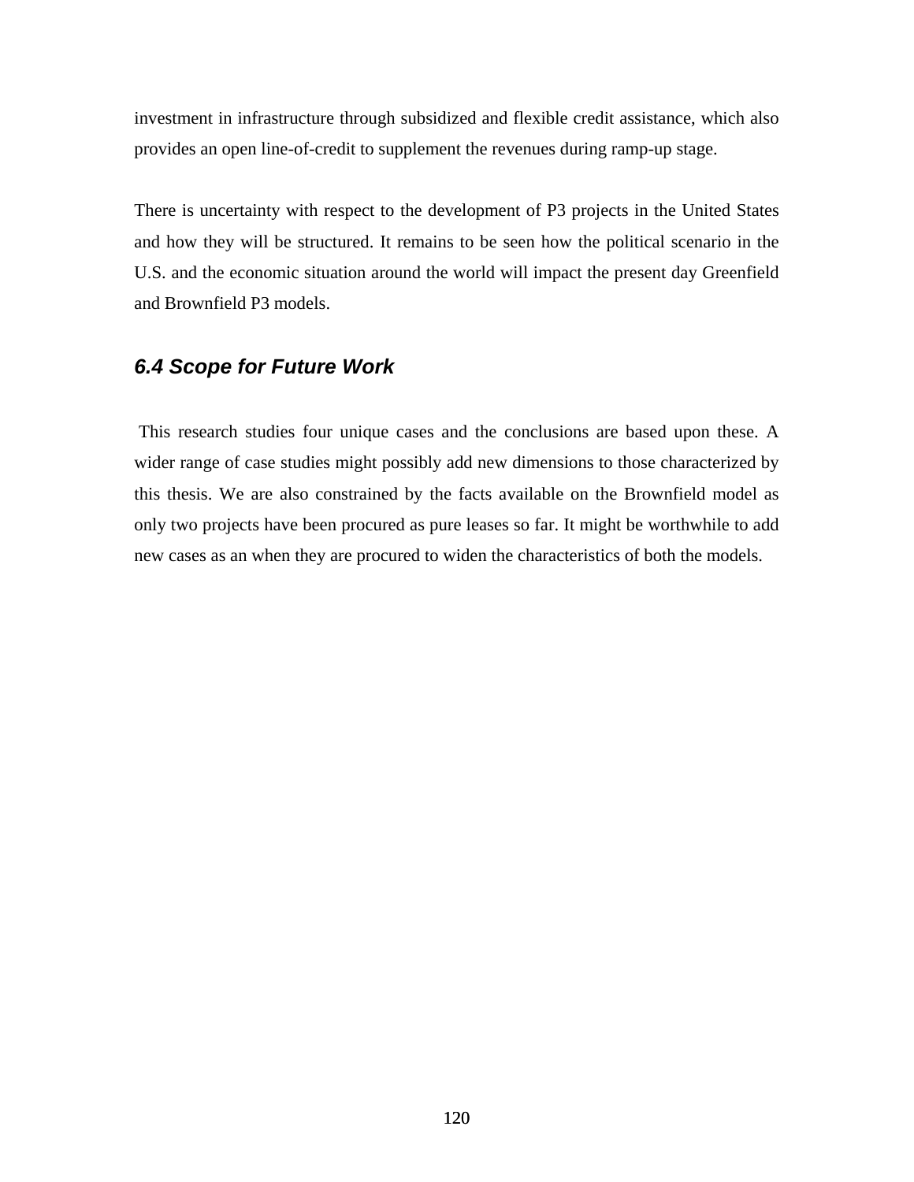investment in infrastructure through subsidized and flexible credit assistance, which also provides an open line-of-credit to supplement the revenues during ramp-up stage.

There is uncertainty with respect to the development of P3 projects in the United States and how they will be structured. It remains to be seen how the political scenario in the U.S. and the economic situation around the world will impact the present day Greenfield and Brownfield P3 models.

### *6.4 Scope for Future Work*

This research studies four unique cases and the conclusions are based upon these. A wider range of case studies might possibly add new dimensions to those characterized by this thesis. We are also constrained by the facts available on the Brownfield model as only two projects have been procured as pure leases so far. It might be worthwhile to add new cases as an when they are procured to widen the characteristics of both the models.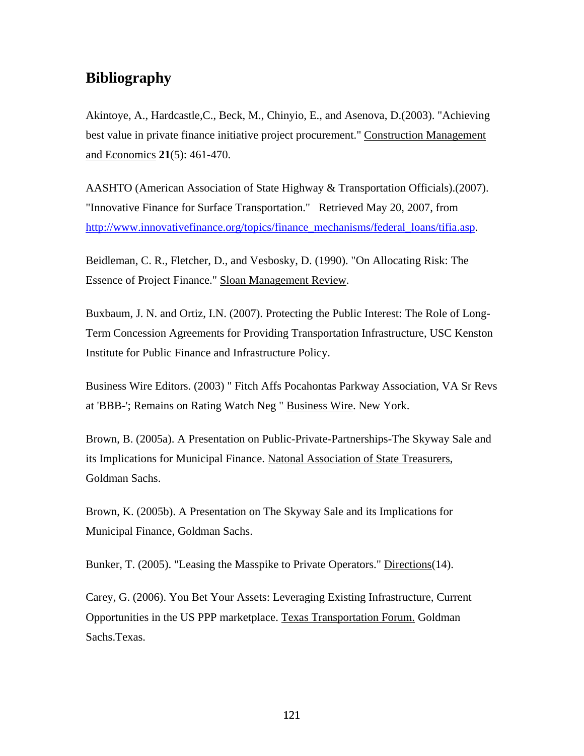## Bibliography

Akintoye, A., Hardcastle,C., Beck, M., Chinyio, E., and Asenova, D.(2003). "Achieving best value in private finance initiative project procurement." Construction Management and Economics **21**(5): 461-470.

AASHTO (American Association of State Highway & Transportation Officials).(2007). "Innovative Finance for Surface Transportation." Retrieved May 20, 2007, from http://www.innovativefinance.org/topics/finance_mechanisms/federal_loans/tifia.asp.

Beidleman, C. R., Fletcher, D., and Vesbosky, D. (1990). "On Allocating Risk: The Essence of Project Finance." Sloan Management Review.

Buxbaum, J. N. and Ortiz, I.N. (2007). Protecting the Public Interest: The Role of Long-Term Concession Agreements for Providing Transportation Infrastructure, USC Kenston Institute for Public Finance and Infrastructure Policy.

Business Wire Editors. (2003) " Fitch Affs Pocahontas Parkway Association, VA Sr Revs at 'BBB-'; Remains on Rating Watch Neg " Business Wire. New York.

Brown, B. (2005a). A Presentation on Public-Private-Partnerships-The Skyway Sale and its Implications for Municipal Finance. Natonal Association of State Treasurers, Goldman Sachs.

Brown, K. (2005b). A Presentation on The Skyway Sale and its Implications for Municipal Finance, Goldman Sachs.

Bunker, T. (2005). "Leasing the Masspike to Private Operators." Directions(14).

Carey, G. (2006). You Bet Your Assets: Leveraging Existing Infrastructure, Current Opportunities in the US PPP marketplace. Texas Transportation Forum. Goldman Sachs.Texas.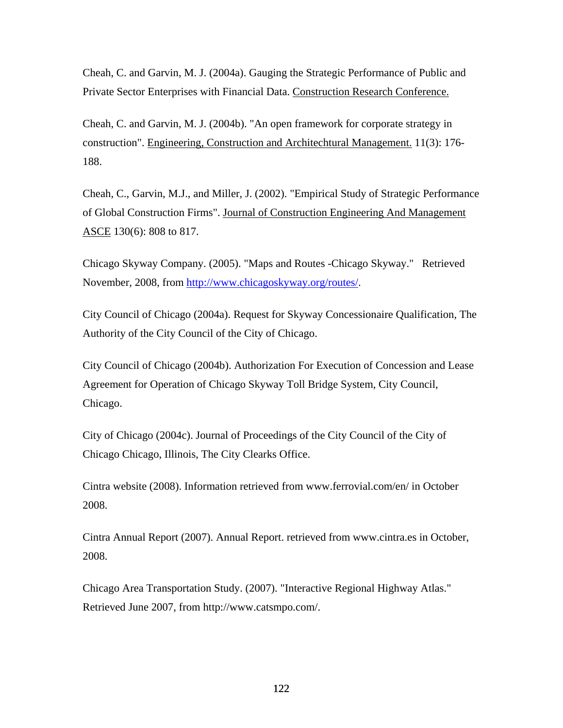Cheah, C. and Garvin, M. J. (2004a). Gauging the Strategic Performance of Public and Private Sector Enterprises with Financial Data. Construction Research Conference.

Cheah, C. and Garvin, M. J. (2004b). "An open framework for corporate strategy in construction". Engineering, Construction and Architechtural Management. 11(3): 176-188.

Cheah, C., Garvin, M.J., and Miller, J. (2002). "Empirical Study of Strategic Performance of Global Construction Firms". Journal of Construction Engineering And Management ASCE 130(6): 808 to 817.

Chicago Skyway Company. (2005). "Maps and Routes -Chicago Skyway." Retrieved November, 2008, from http://www.chicagoskyway.org/routes/.

City Council of Chicago (2004a). Request for Skyway Concessionaire Qualification, The Authority of the City Council of the City of Chicago.

City Council of Chicago (2004b). Authorization For Execution of Concession and Lease Agreement for Operation of Chicago Skyway Toll Bridge System, City Council, Chicago.

City of Chicago (2004c). Journal of Proceedings of the City Council of the City of Chicago Chicago, Illinois, The City Clearks Office.

Cintra website (2008). Information retrieved from www.ferrovial.com/en/ in October 2008.

Cintra Annual Report (2007). Annual Report. retrieved from www.cintra.es in October, 2008.

Chicago Area Transportation Study. (2007). "Interactive Regional Highway Atlas." Retrieved June 2007, from http://www.catsmpo.com/.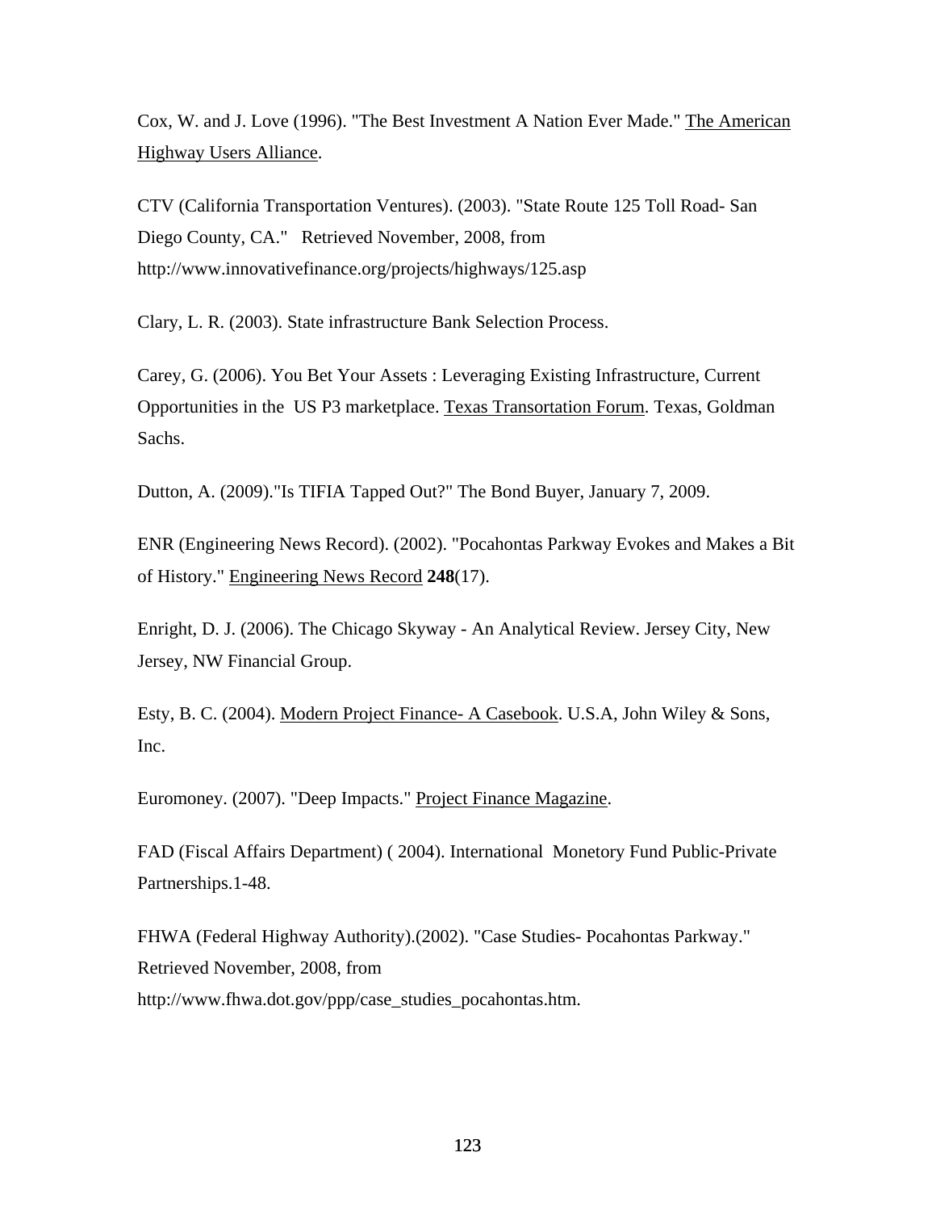Cox, W. and J. Love (1996). "The Best Investment A Nation Ever Made." The American Highway Users Alliance.

CTV (California Transportation Ventures). (2003). "State Route 125 Toll Road- San Diego County, CA." Retrieved November, 2008, from http://www.innovativefinance.org/projects/highways/125.asp

Clary, L. R. (2003). State infrastructure Bank Selection Process.

Carey, G. (2006). You Bet Your Assets : Leveraging Existing Infrastructure, Current Opportunities in the US P3 marketplace. Texas Transortation Forum. Texas, Goldman Sachs.

Dutton, A. (2009)."Is TIFIA Tapped Out?" The Bond Buyer, January 7, 2009.

ENR (Engineering News Record). (2002). "Pocahontas Parkway Evokes and Makes a Bit of History." Engineering News Record **248**(17).

Enright, D. J. (2006). The Chicago Skyway - An Analytical Review. Jersey City, New Jersey, NW Financial Group.

Esty, B. C. (2004). Modern Project Finance- A Casebook. U.S.A, John Wiley & Sons, Inc.

Euromoney. (2007). "Deep Impacts." Project Finance Magazine.

FAD (Fiscal Affairs Department) ( 2004). International Monetory Fund Public-Private Partnerships.1-48.

FHWA (Federal Highway Authority).(2002). "Case Studies- Pocahontas Parkway." Retrieved November, 2008, from http://www.fhwa.dot.gov/ppp/case_studies_pocahontas.htm.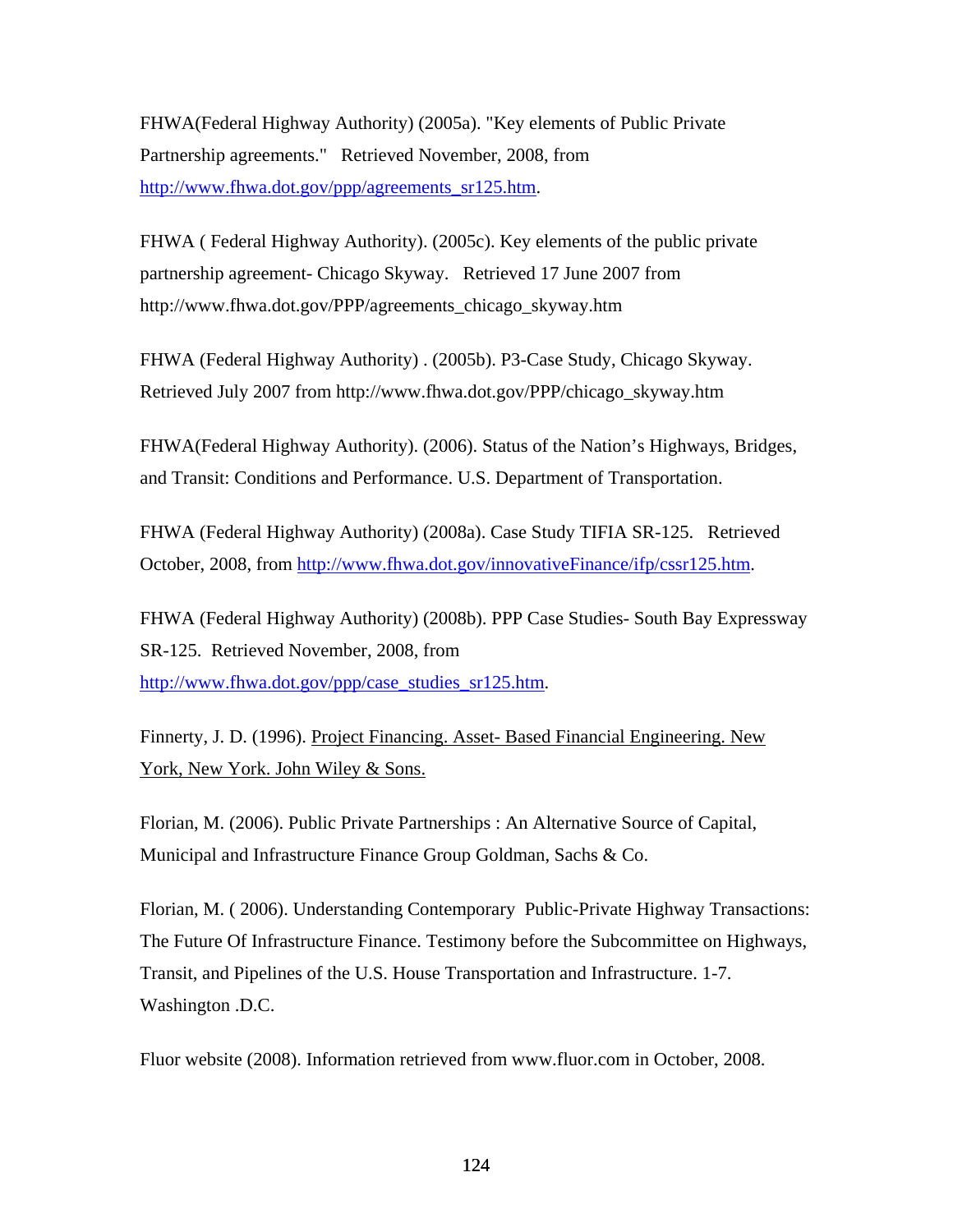FHWA(Federal Highway Authority) (2005a). "Key elements of Public Private Partnership agreements." Retrieved November, 2008, from http://www.fhwa.dot.gov/ppp/agreements_sr125.htm.

FHWA ( Federal Highway Authority). (2005c). Key elements of the public private partnership agreement- Chicago Skyway. Retrieved 17 June 2007 from http://www.fhwa.dot.gov/PPP/agreements_chicago_skyway.htm

FHWA (Federal Highway Authority) . (2005b). P3-Case Study, Chicago Skyway. Retrieved July 2007 from http://www.fhwa.dot.gov/PPP/chicago_skyway.htm

FHWA(Federal Highway Authority). (2006). Status of the Nation's Highways, Bridges, and Transit: Conditions and Performance. U.S. Department of Transportation.

FHWA (Federal Highway Authority) (2008a). Case Study TIFIA SR-125. Retrieved October, 2008, from http://www.fhwa.dot.gov/innovativeFinance/ifp/cssr125.htm.

FHWA (Federal Highway Authority) (2008b). PPP Case Studies- South Bay Expressway SR-125. Retrieved November, 2008, from http://www.fhwa.dot.gov/ppp/case_studies_sr125.htm.

Finnerty, J. D. (1996). Project Financing. Asset- Based Financial Engineering. New York, New York. John Wiley & Sons.

Florian, M. (2006). Public Private Partnerships : An Alternative Source of Capital, Municipal and Infrastructure Finance Group Goldman, Sachs & Co.

Florian, M. ( 2006). Understanding Contemporary Public-Private Highway Transactions: The Future Of Infrastructure Finance. Testimony before the Subcommittee on Highways, Transit, and Pipelines of the U.S. House Transportation and Infrastructure. 1-7. Washington .D.C.

Fluor website (2008). Information retrieved from www.fluor.com in October, 2008.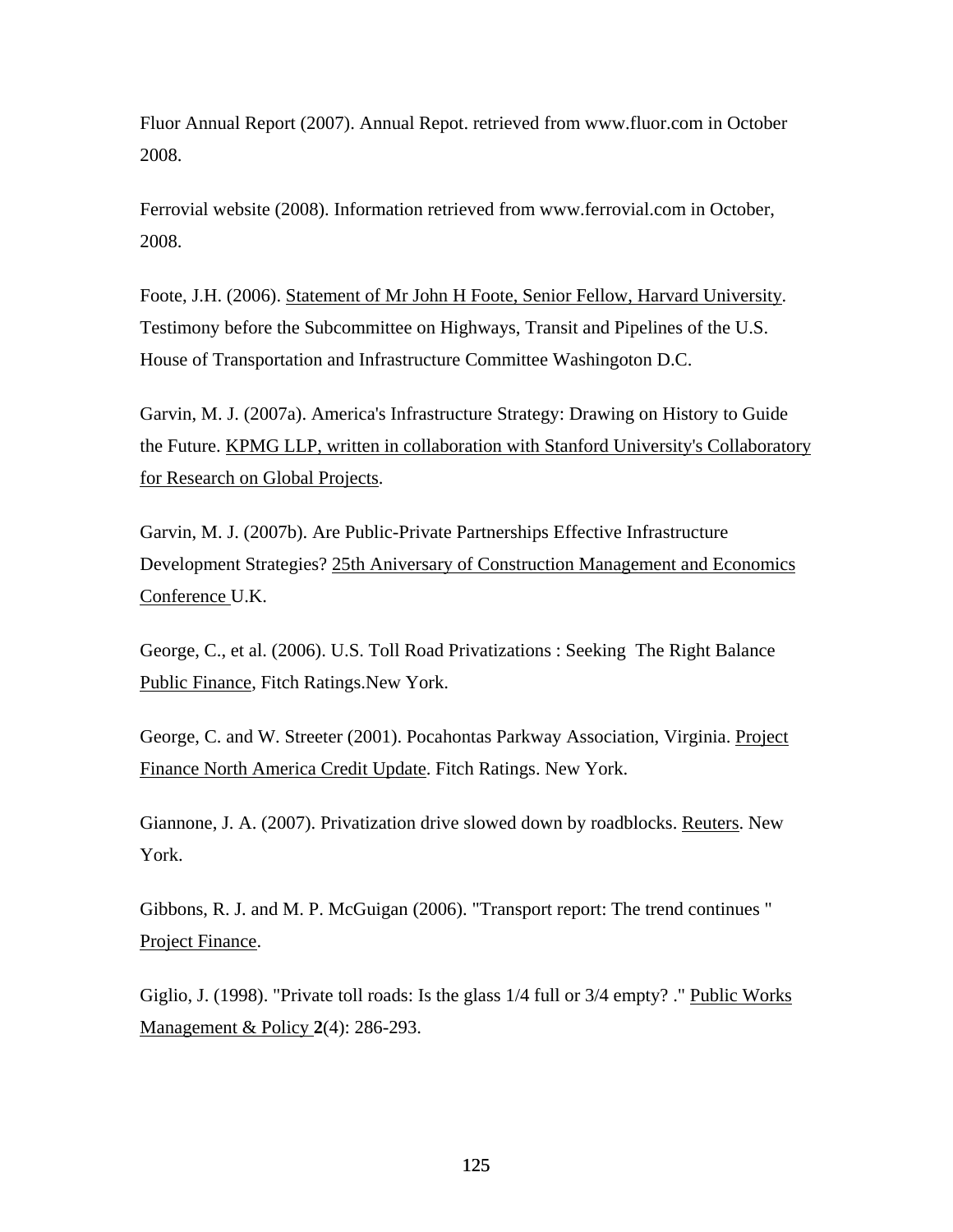Fluor Annual Report (2007). Annual Repot. retrieved from www.fluor.com in October 2008.

Ferrovial website (2008). Information retrieved from www.ferrovial.com in October, 2008.

Foote, J.H. (2006). Statement of Mr John H Foote, Senior Fellow, Harvard University. Testimony before the Subcommittee on Highways, Transit and Pipelines of the U.S. House of Transportation and Infrastructure Committee Washingoton D.C.

Garvin, M. J. (2007a). America's Infrastructure Strategy: Drawing on History to Guide the Future. KPMG LLP, written in collaboration with Stanford University's Collaboratory for Research on Global Projects.

Garvin, M. J. (2007b). Are Public-Private Partnerships Effective Infrastructure Development Strategies? 25th Aniversary of Construction Management and Economics Conference U.K.

George, C., et al. (2006). U.S. Toll Road Privatizations : Seeking The Right Balance Public Finance, Fitch Ratings.New York.

George, C. and W. Streeter (2001). Pocahontas Parkway Association, Virginia. Project Finance North America Credit Update. Fitch Ratings. New York.

Giannone, J. A. (2007). Privatization drive slowed down by roadblocks. Reuters. New York.

Gibbons, R. J. and M. P. McGuigan (2006). "Transport report: The trend continues " Project Finance.

Giglio, J. (1998). "Private toll roads: Is the glass 1/4 full or 3/4 empty? ." Public Works Management & Policy **2**(4): 286-293.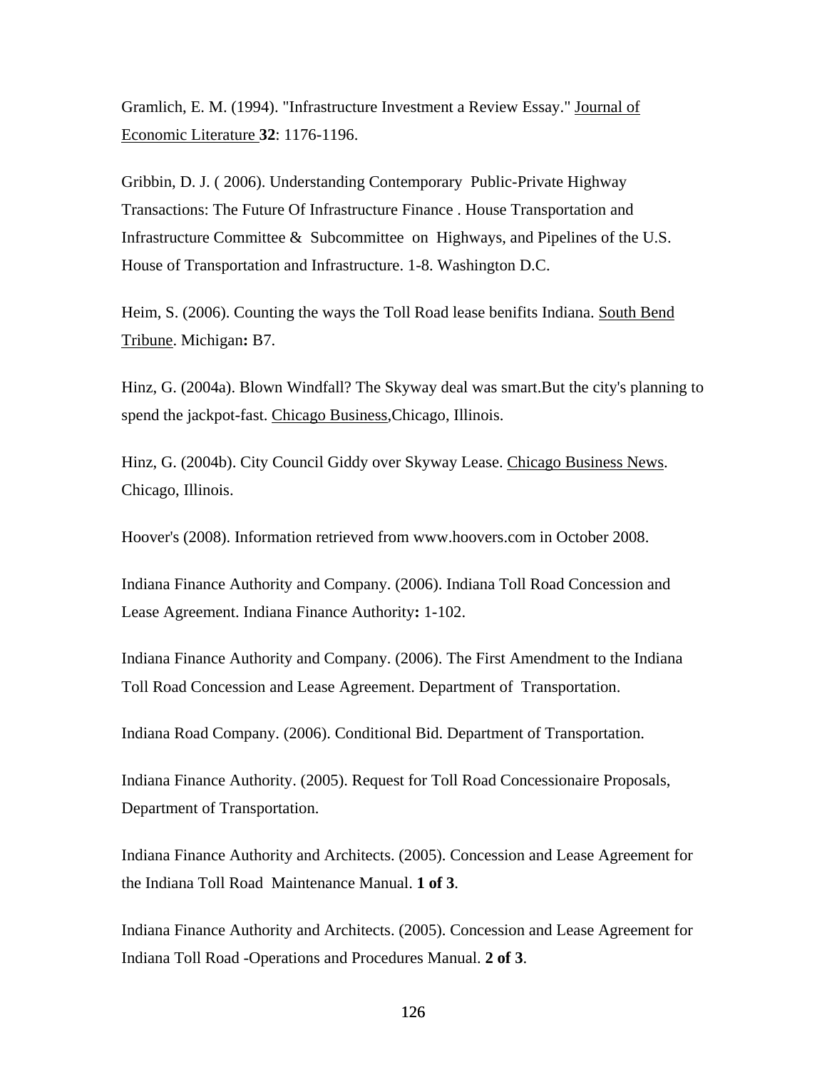Gramlich, E. M. (1994). "Infrastructure Investment a Review Essay." Journal of Economic Literature **32**: 1176-1196.

Gribbin, D. J. ( 2006). Understanding Contemporary Public-Private Highway Transactions: The Future Of Infrastructure Finance . House Transportation and Infrastructure Committee & Subcommittee on Highways, and Pipelines of the U.S. House of Transportation and Infrastructure. 1-8. Washington D.C.

Heim, S. (2006). Counting the ways the Toll Road lease benifits Indiana. South Bend Tribune. Michigan**:** B7.

Hinz, G. (2004a). Blown Windfall? The Skyway deal was smart.But the city's planning to spend the jackpot-fast. Chicago Business,Chicago, Illinois.

Hinz, G. (2004b). City Council Giddy over Skyway Lease. Chicago Business News. Chicago, Illinois.

Hoover's (2008). Information retrieved from www.hoovers.com in October 2008.

Indiana Finance Authority and Company. (2006). Indiana Toll Road Concession and Lease Agreement. Indiana Finance Authority**:** 1-102.

Indiana Finance Authority and Company. (2006). The First Amendment to the Indiana Toll Road Concession and Lease Agreement. Department of Transportation.

Indiana Road Company. (2006). Conditional Bid. Department of Transportation.

Indiana Finance Authority. (2005). Request for Toll Road Concessionaire Proposals, Department of Transportation.

Indiana Finance Authority and Architects. (2005). Concession and Lease Agreement for the Indiana Toll Road Maintenance Manual. **1 of 3**.

Indiana Finance Authority and Architects. (2005). Concession and Lease Agreement for Indiana Toll Road -Operations and Procedures Manual. **2 of 3**.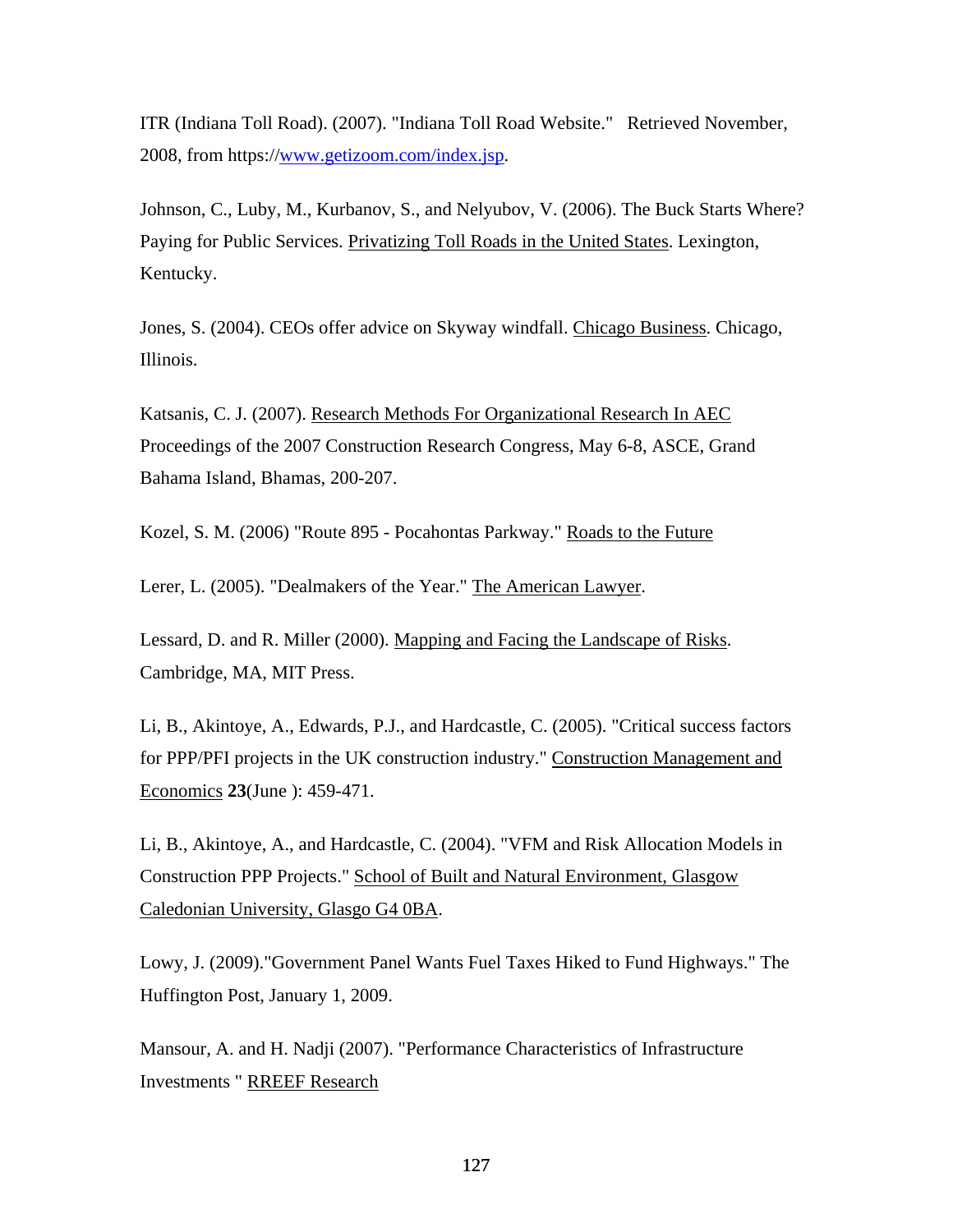ITR (Indiana Toll Road). (2007). "Indiana Toll Road Website." Retrieved November, 2008, from https://www.getizoom.com/index.jsp.

Johnson, C., Luby, M., Kurbanov, S., and Nelyubov, V. (2006). The Buck Starts Where? Paying for Public Services. Privatizing Toll Roads in the United States. Lexington, Kentucky.

Jones, S. (2004). CEOs offer advice on Skyway windfall. Chicago Business. Chicago, Illinois.

Katsanis, C. J. (2007). Research Methods For Organizational Research In AEC Proceedings of the 2007 Construction Research Congress, May 6-8, ASCE, Grand Bahama Island, Bhamas, 200-207.

Kozel, S. M. (2006) "Route 895 - Pocahontas Parkway." Roads to the Future

Lerer, L. (2005). "Dealmakers of the Year." The American Lawyer.

Lessard, D. and R. Miller (2000). Mapping and Facing the Landscape of Risks. Cambridge, MA, MIT Press.

Li, B., Akintoye, A., Edwards, P.J., and Hardcastle, C. (2005). "Critical success factors for PPP/PFI projects in the UK construction industry." Construction Management and Economics **23**(June ): 459-471.

Li, B., Akintoye, A., and Hardcastle, C. (2004). "VFM and Risk Allocation Models in Construction PPP Projects." School of Built and Natural Environment, Glasgow Caledonian University, Glasgo G4 0BA.

Lowy, J. (2009)."Government Panel Wants Fuel Taxes Hiked to Fund Highways." The Huffington Post, January 1, 2009.

Mansour, A. and H. Nadji (2007). "Performance Characteristics of Infrastructure Investments " RREEF Research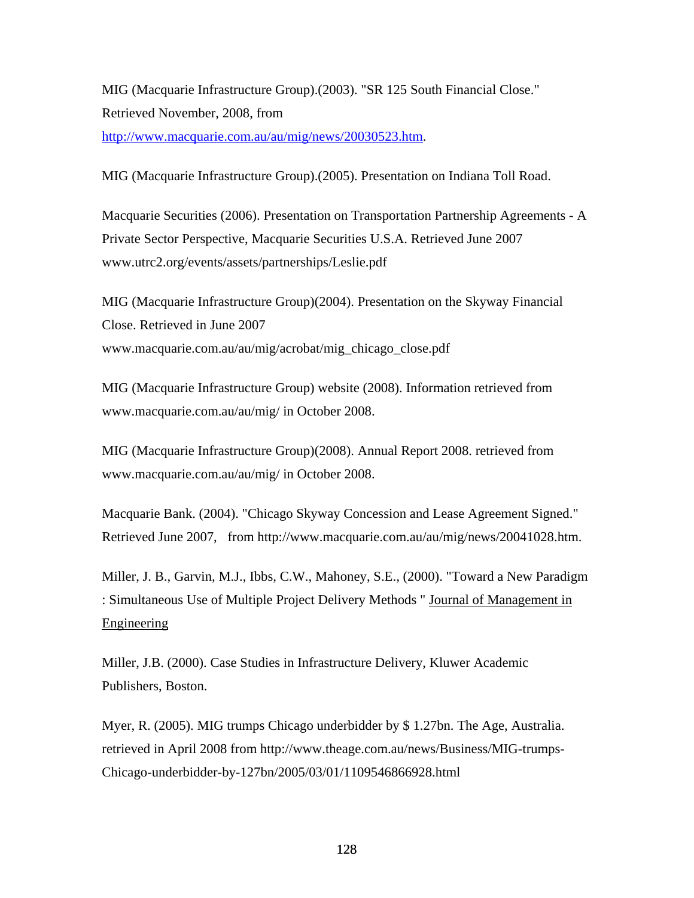MIG (Macquarie Infrastructure Group).(2003). "SR 125 South Financial Close." Retrieved November, 2008, from http://www.macquarie.com.au/au/mig/news/20030523.htm.

MIG (Macquarie Infrastructure Group).(2005). Presentation on Indiana Toll Road.

Macquarie Securities (2006). Presentation on Transportation Partnership Agreements - A Private Sector Perspective, Macquarie Securities U.S.A. Retrieved June 2007 www.utrc2.org/events/assets/partnerships/Leslie.pdf

MIG (Macquarie Infrastructure Group)(2004). Presentation on the Skyway Financial Close. Retrieved in June 2007 www.macquarie.com.au/au/mig/acrobat/mig_chicago_close.pdf

MIG (Macquarie Infrastructure Group) website (2008). Information retrieved from www.macquarie.com.au/au/mig/ in October 2008.

MIG (Macquarie Infrastructure Group)(2008). Annual Report 2008. retrieved from www.macquarie.com.au/au/mig/ in October 2008.

Macquarie Bank. (2004). "Chicago Skyway Concession and Lease Agreement Signed." Retrieved June 2007, from http://www.macquarie.com.au/au/mig/news/20041028.htm.

Miller, J. B., Garvin, M.J., Ibbs, C.W., Mahoney, S.E., (2000). "Toward a New Paradigm : Simultaneous Use of Multiple Project Delivery Methods " Journal of Management in Engineering

Miller, J.B. (2000). Case Studies in Infrastructure Delivery, Kluwer Academic Publishers, Boston.

Myer, R. (2005). MIG trumps Chicago underbidder by $ 1.27bn. The Age, Australia. retrieved in April 2008 from http://www.theage.com.au/news/Business/MIG-trumps-Chicago-underbidder-by-127bn/2005/03/01/1109546866928.html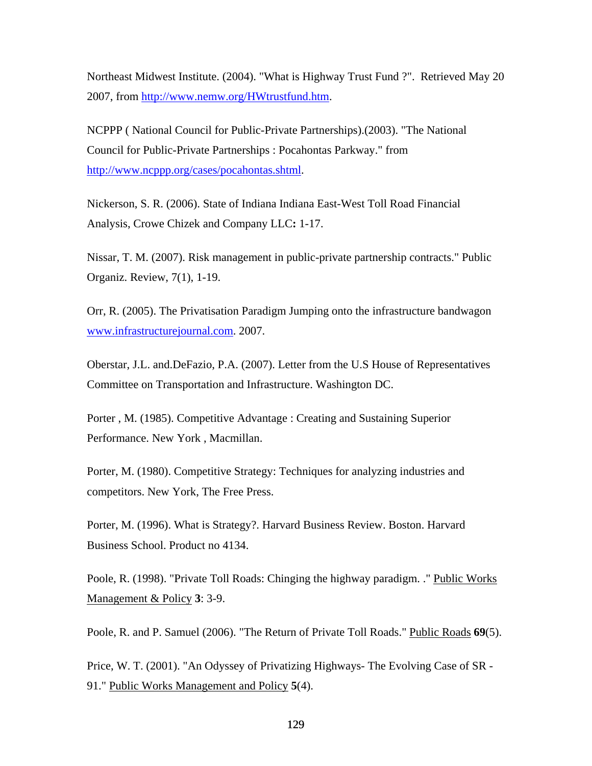Northeast Midwest Institute. (2004). "What is Highway Trust Fund ?". Retrieved May 20 2007, from http://www.nemw.org/HWtrustfund.htm.

NCPPP ( National Council for Public-Private Partnerships).(2003). "The National Council for Public-Private Partnerships : Pocahontas Parkway." from http://www.ncppp.org/cases/pocahontas.shtml.

Nickerson, S. R. (2006). State of Indiana Indiana East-West Toll Road Financial Analysis, Crowe Chizek and Company LLC**:** 1-17.

Nissar, T. M. (2007). Risk management in public-private partnership contracts." Public Organiz. Review, 7(1), 1-19.

Orr, R. (2005). The Privatisation Paradigm Jumping onto the infrastructure bandwagon www.infrastructurejournal.com. 2007.

Oberstar, J.L. and.DeFazio, P.A. (2007). Letter from the U.S House of Representatives Committee on Transportation and Infrastructure. Washington DC.

Porter , M. (1985). Competitive Advantage : Creating and Sustaining Superior Performance. New York , Macmillan.

Porter, M. (1980). Competitive Strategy: Techniques for analyzing industries and competitors. New York, The Free Press.

Porter, M. (1996). What is Strategy?. Harvard Business Review. Boston. Harvard Business School. Product no 4134.

Poole, R. (1998). "Private Toll Roads: Chinging the highway paradigm. ." Public Works Management & Policy **3**: 3-9.

Poole, R. and P. Samuel (2006). "The Return of Private Toll Roads." Public Roads **69**(5).

Price, W. T. (2001). "An Odyssey of Privatizing Highways- The Evolving Case of SR - 91." Public Works Management and Policy **5**(4).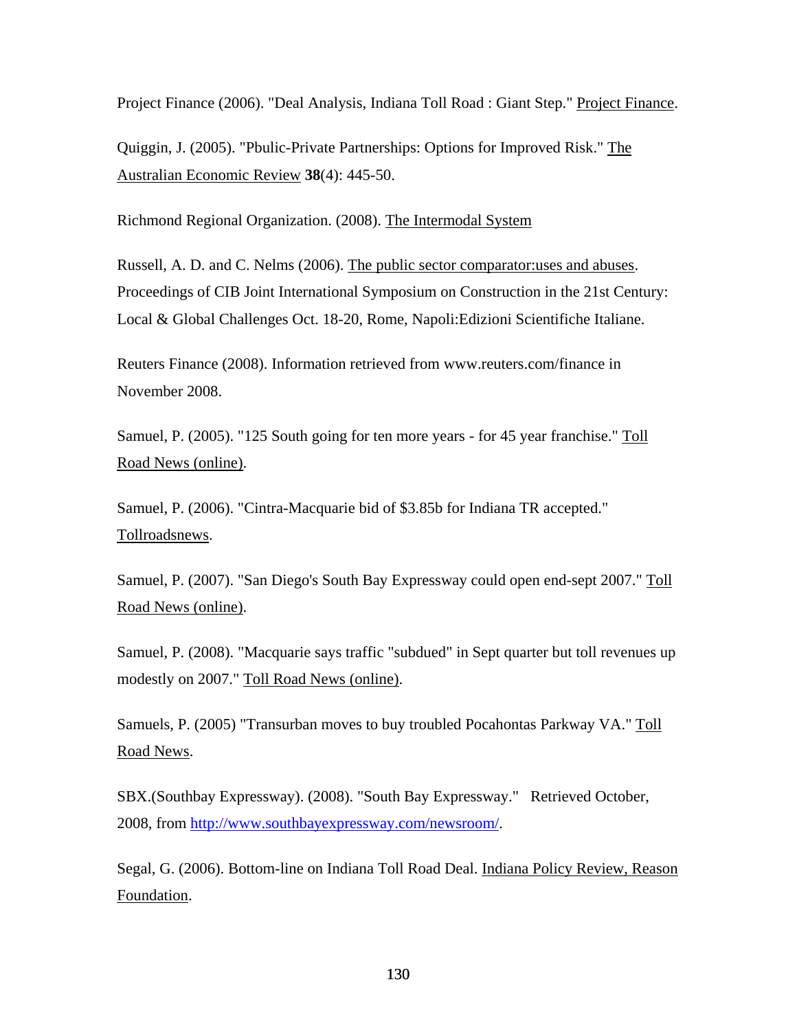Project Finance (2006). "Deal Analysis, Indiana Toll Road : Giant Step." Project Finance.

Quiggin, J. (2005). "Pbulic-Private Partnerships: Options for Improved Risk." The Australian Economic Review **38**(4): 445-50.

Richmond Regional Organization. (2008). The Intermodal System

Russell, A. D. and C. Nelms (2006). The public sector comparator:uses and abuses. Proceedings of CIB Joint International Symposium on Construction in the 21st Century: Local & Global Challenges Oct. 18-20, Rome, Napoli:Edizioni Scientifiche Italiane.

Reuters Finance (2008). Information retrieved from www.reuters.com/finance in November 2008.

Samuel, P. (2005). "125 South going for ten more years - for 45 year franchise." Toll Road News (online).

Samuel, P. (2006). "Cintra-Macquarie bid of $3.85b for Indiana TR accepted." Tollroadsnews.

Samuel, P. (2007). "San Diego's South Bay Expressway could open end-sept 2007." Toll Road News (online).

Samuel, P. (2008). "Macquarie says traffic "subdued" in Sept quarter but toll revenues up modestly on 2007." Toll Road News (online).

Samuels, P. (2005) "Transurban moves to buy troubled Pocahontas Parkway VA." Toll Road News.

SBX.(Southbay Expressway). (2008). "South Bay Expressway." Retrieved October, 2008, from http://www.southbayexpressway.com/newsroom/.

Segal, G. (2006). Bottom-line on Indiana Toll Road Deal. Indiana Policy Review, Reason Foundation.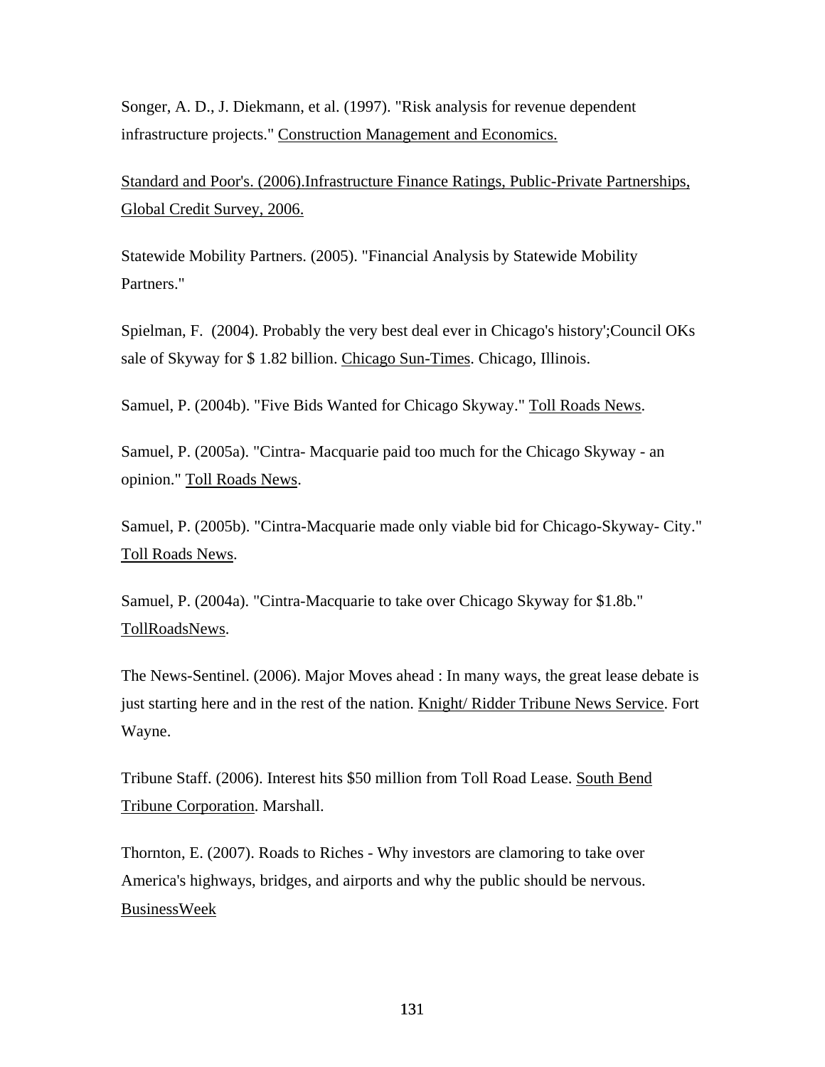Songer, A. D., J. Diekmann, et al. (1997). "Risk analysis for revenue dependent infrastructure projects." Construction Management and Economics.

Standard and Poor's. (2006).Infrastructure Finance Ratings, Public-Private Partnerships, Global Credit Survey, 2006.

Statewide Mobility Partners. (2005). "Financial Analysis by Statewide Mobility Partners."

Spielman, F. (2004). Probably the very best deal ever in Chicago's history';Council OKs sale of Skyway for $ 1.82 billion. Chicago Sun-Times. Chicago, Illinois.

Samuel, P. (2004b). "Five Bids Wanted for Chicago Skyway." Toll Roads News.

Samuel, P. (2005a). "Cintra- Macquarie paid too much for the Chicago Skyway - an opinion." Toll Roads News.

Samuel, P. (2005b). "Cintra-Macquarie made only viable bid for Chicago-Skyway- City." Toll Roads News.

Samuel, P. (2004a). "Cintra-Macquarie to take over Chicago Skyway for $1.8b." TollRoadsNews.

The News-Sentinel. (2006). Major Moves ahead : In many ways, the great lease debate is just starting here and in the rest of the nation. Knight/ Ridder Tribune News Service. Fort Wayne.

Tribune Staff. (2006). Interest hits $50 million from Toll Road Lease. South Bend Tribune Corporation. Marshall.

Thornton, E. (2007). Roads to Riches - Why investors are clamoring to take over America's highways, bridges, and airports and why the public should be nervous. BusinessWeek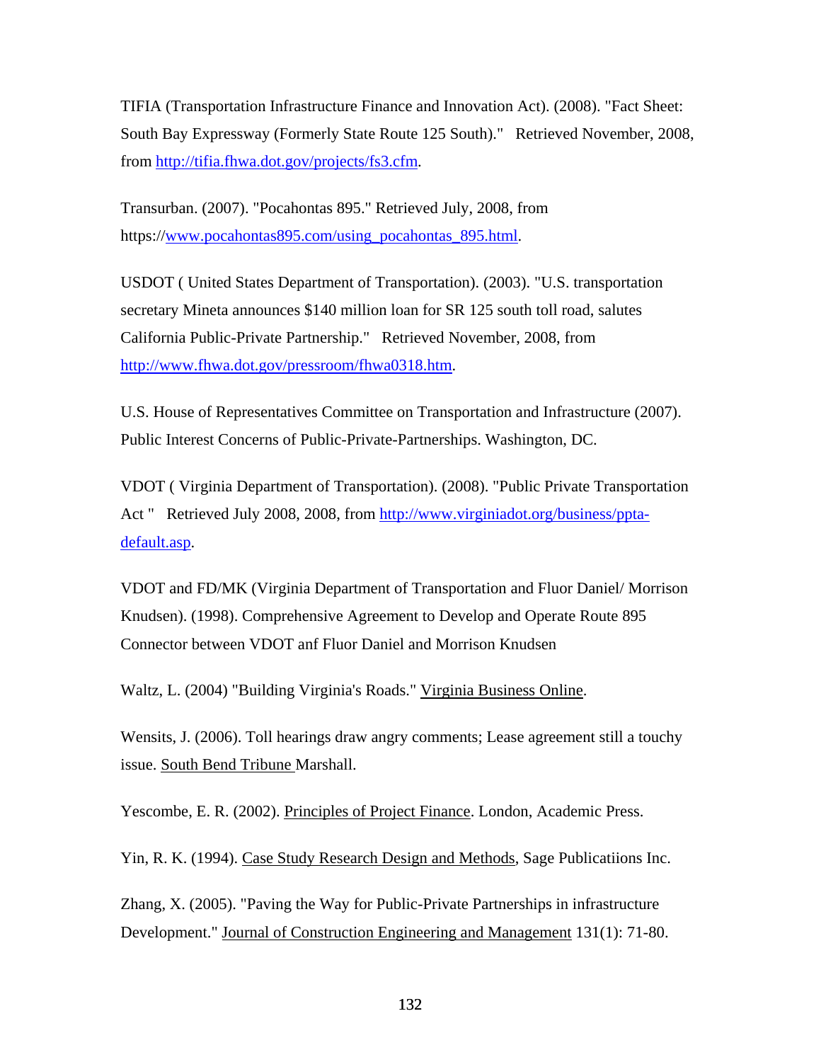TIFIA (Transportation Infrastructure Finance and Innovation Act). (2008). "Fact Sheet: South Bay Expressway (Formerly State Route 125 South)." Retrieved November, 2008, from http://tifia.fhwa.dot.gov/projects/fs3.cfm.

Transurban. (2007). "Pocahontas 895." Retrieved July, 2008, from https://www.pocahontas895.com/using_pocahontas_895.html.

USDOT ( United States Department of Transportation). (2003). "U.S. transportation secretary Mineta announces $140 million loan for SR 125 south toll road, salutes California Public-Private Partnership." Retrieved November, 2008, from http://www.fhwa.dot.gov/pressroom/fhwa0318.htm.

U.S. House of Representatives Committee on Transportation and Infrastructure (2007). Public Interest Concerns of Public-Private-Partnerships. Washington, DC.

VDOT ( Virginia Department of Transportation). (2008). "Public Private Transportation Act " Retrieved July 2008, 2008, from http://www.virginiadot.org/business/ppta-default.asp.

VDOT and FD/MK (Virginia Department of Transportation and Fluor Daniel/ Morrison Knudsen). (1998). Comprehensive Agreement to Develop and Operate Route 895 Connector between VDOT anf Fluor Daniel and Morrison Knudsen

Waltz, L. (2004) "Building Virginia's Roads." Virginia Business Online.

Wensits, J. (2006). Toll hearings draw angry comments; Lease agreement still a touchy issue. South Bend Tribune Marshall.

Yescombe, E. R. (2002). Principles of Project Finance. London, Academic Press.

Yin, R. K. (1994). Case Study Research Design and Methods, Sage Publicatiions Inc.

Zhang, X. (2005). "Paving the Way for Public-Private Partnerships in infrastructure Development." Journal of Construction Engineering and Management 131(1): 71-80.